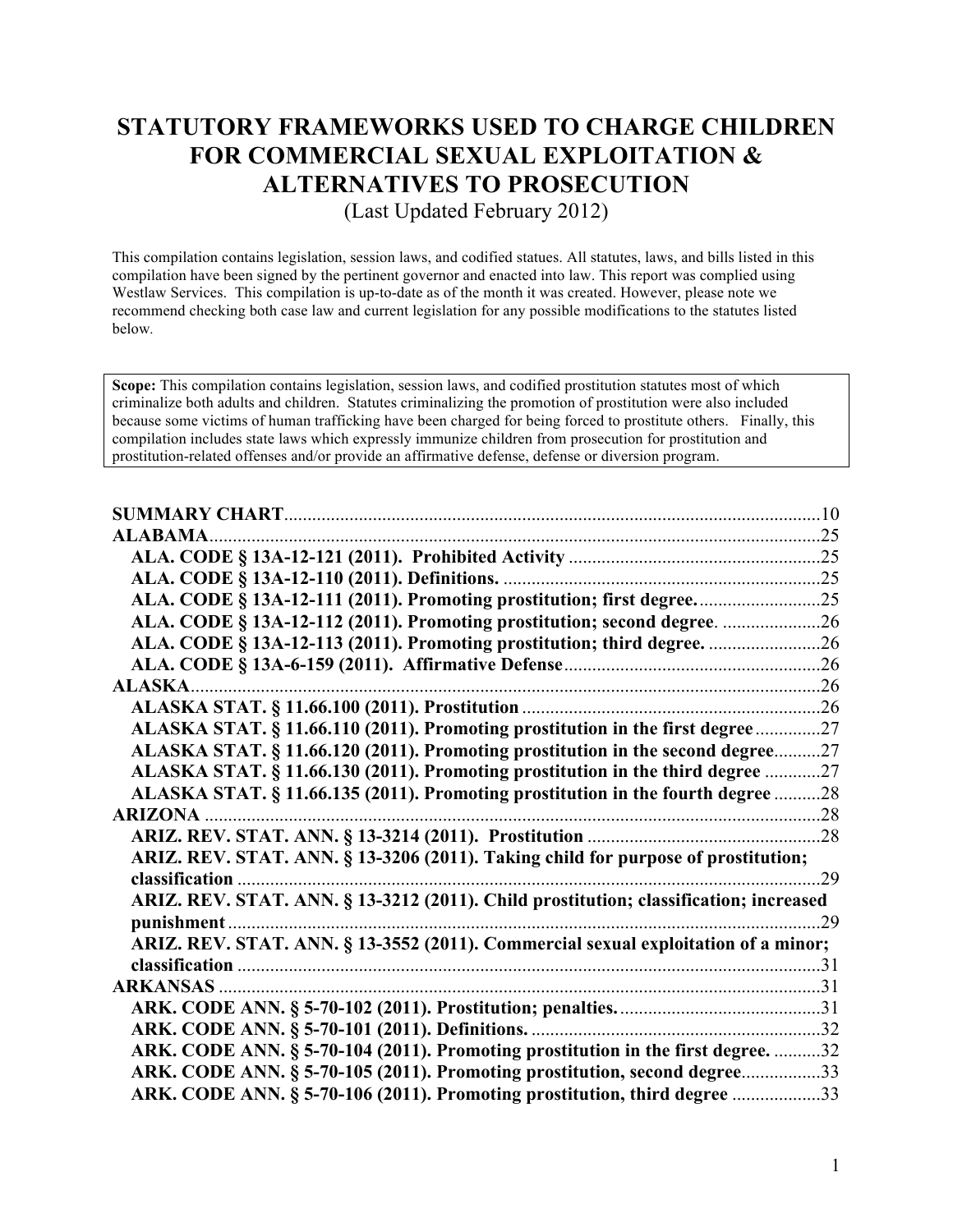# STATUTORY FRAMEWORKS USED TO CHARGE CHILDREN FOR COMMERCIAL SEXUAL EXPLOITATION & ALTERNATIVES TO PROSECUTION

(Last Updated February 2012)

This compilation contains legislation, session laws, and codified statues. All statutes, laws, and bills listed in this compilation have been signed by the pertinent governor and enacted into law. This report was complied using Westlaw Services. This compilation is up-to-date as of the month it was created. However, please note we recommend checking both case law and current legislation for any possible modifications to the statutes listed below.

> **Scope:** This compilation contains legislation, session laws, and codified prostitution statutes most of which criminalize both adults and children. Statutes criminalizing the promotion of prostitution were also included because some victims of human trafficking have been charged for being forced to prostitute others. Finally, this compilation includes state laws which expressly immunize children from prosecution for prostitution and prostitution-related offenses and/or provide an affirmative defense, defense or diversion program.

**SUMMARY CHART** .......... 10

**ALABAMA** .......... 25

- **ALA. CODE § 13A-12-121 (2011). Prohibited Activity** .......... 25
- **ALA. CODE § 13A-12-110 (2011). Definitions.** .......... 25
- **ALA. CODE § 13A-12-111 (2011). Promoting prostitution; first degree.** .......... 25
- **ALA. CODE § 13A-12-112 (2011). Promoting prostitution; second degree.** .......... 26
- **ALA. CODE § 13A-12-113 (2011). Promoting prostitution; third degree.** .......... 26
- **ALA. CODE § 13A-6-159 (2011). Affirmative Defense** .......... 26

**ALASKA** .......... 26

- **ALASKA STAT. § 11.66.100 (2011). Prostitution** .......... 26
- **ALASKA STAT. § 11.66.110 (2011). Promoting prostitution in the first degree** .......... 27
- **ALASKA STAT. § 11.66.120 (2011). Promoting prostitution in the second degree** .......... 27
- **ALASKA STAT. § 11.66.130 (2011). Promoting prostitution in the third degree** .......... 27
- **ALASKA STAT. § 11.66.135 (2011). Promoting prostitution in the fourth degree** .......... 28

**ARIZONA** .......... 28

- **ARIZ. REV. STAT. ANN. § 13-3214 (2011). Prostitution** .......... 28
- **ARIZ. REV. STAT. ANN. § 13-3206 (2011). Taking child for purpose of prostitution; classification** .......... 29
- **ARIZ. REV. STAT. ANN. § 13-3212 (2011). Child prostitution; classification; increased punishment** .......... 29
- **ARIZ. REV. STAT. ANN. § 13-3552 (2011). Commercial sexual exploitation of a minor; classification** .......... 31

**ARKANSAS** .......... 31

- **ARK. CODE ANN. § 5-70-102 (2011). Prostitution; penalties.** .......... 31
- **ARK. CODE ANN. § 5-70-101 (2011). Definitions.** .......... 32
- **ARK. CODE ANN. § 5-70-104 (2011). Promoting prostitution in the first degree.** .......... 32
- **ARK. CODE ANN. § 5-70-105 (2011). Promoting prostitution, second degree** .......... 33
- **ARK. CODE ANN. § 5-70-106 (2011). Promoting prostitution, third degree** .......... 33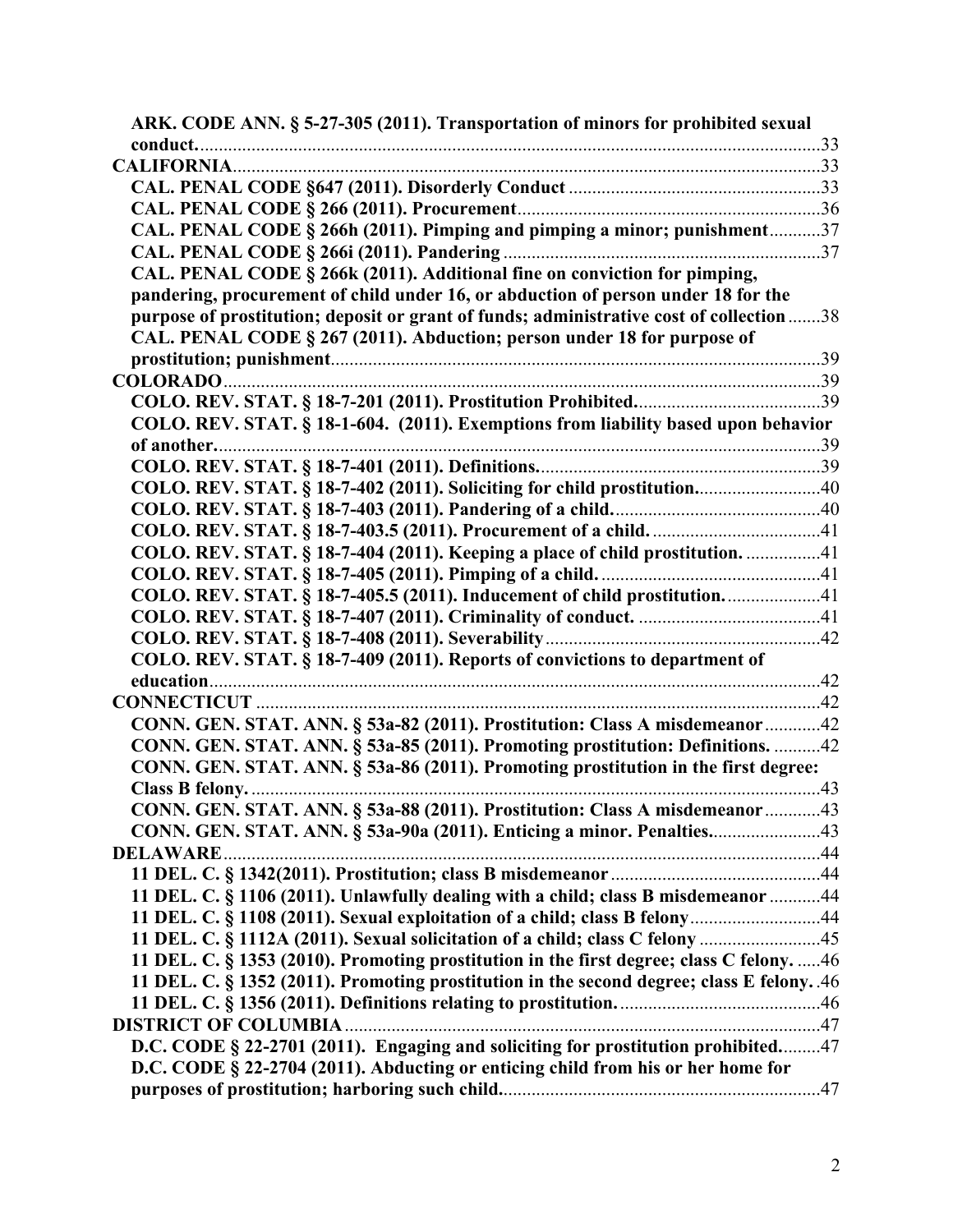**ARK. CODE ANN. § 5-27-305 (2011). Transportation of minors for prohibited sexual conduct.** ..... 33

**CALIFORNIA** ..... 33

**CAL. PENAL CODE §647 (2011). Disorderly Conduct** ..... 33

**CAL. PENAL CODE § 266 (2011). Procurement** ..... 36

**CAL. PENAL CODE § 266h (2011). Pimping and pimping a minor; punishment** ..... 37

**CAL. PENAL CODE § 266i (2011). Pandering** ..... 37

**CAL. PENAL CODE § 266k (2011). Additional fine on conviction for pimping, pandering, procurement of child under 16, or abduction of person under 18 for the purpose of prostitution; deposit or grant of funds; administrative cost of collection** ..... 38

**CAL. PENAL CODE § 267 (2011). Abduction; person under 18 for purpose of prostitution; punishment** ..... 39

**COLORADO** ..... 39

**COLO. REV. STAT. § 18-7-201 (2011). Prostitution Prohibited.** ..... 39

**COLO. REV. STAT. § 18-1-604. (2011). Exemptions from liability based upon behavior of another.** ..... 39

**COLO. REV. STAT. § 18-7-401 (2011). Definitions.** ..... 39

**COLO. REV. STAT. § 18-7-402 (2011). Soliciting for child prostitution.** ..... 40

**COLO. REV. STAT. § 18-7-403 (2011). Pandering of a child.** ..... 40

**COLO. REV. STAT. § 18-7-403.5 (2011). Procurement of a child.** ..... 41

**COLO. REV. STAT. § 18-7-404 (2011). Keeping a place of child prostitution.** ..... 41

**COLO. REV. STAT. § 18-7-405 (2011). Pimping of a child.** ..... 41

**COLO. REV. STAT. § 18-7-405.5 (2011). Inducement of child prostitution.** ..... 41

**COLO. REV. STAT. § 18-7-407 (2011). Criminality of conduct.** ..... 41

**COLO. REV. STAT. § 18-7-408 (2011). Severability** ..... 42

**COLO. REV. STAT. § 18-7-409 (2011). Reports of convictions to department of education** ..... 42

**CONNECTICUT** ..... 42

**CONN. GEN. STAT. ANN. § 53a-82 (2011). Prostitution: Class A misdemeanor** ..... 42

**CONN. GEN. STAT. ANN. § 53a-85 (2011). Promoting prostitution: Definitions.** ..... 42

**CONN. GEN. STAT. ANN. § 53a-86 (2011). Promoting prostitution in the first degree: Class B felony.** ..... 43

**CONN. GEN. STAT. ANN. § 53a-88 (2011). Prostitution: Class A misdemeanor** ..... 43

**CONN. GEN. STAT. ANN. § 53a-90a (2011). Enticing a minor. Penalties.** ..... 43

**DELAWARE** ..... 44

**11 DEL. C. § 1342(2011). Prostitution; class B misdemeanor** ..... 44

**11 DEL. C. § 1106 (2011). Unlawfully dealing with a child; class B misdemeanor** ..... 44

**11 DEL. C. § 1108 (2011). Sexual exploitation of a child; class B felony** ..... 44

**11 DEL. C. § 1112A (2011). Sexual solicitation of a child; class C felony** ..... 45

**11 DEL. C. § 1353 (2010). Promoting prostitution in the first degree; class C felony.** ..... 46

**11 DEL. C. § 1352 (2011). Promoting prostitution in the second degree; class E felony.** ..... 46

**11 DEL. C. § 1356 (2011). Definitions relating to prostitution.** ..... 46

**DISTRICT OF COLUMBIA** ..... 47

**D.C. CODE § 22-2701 (2011). Engaging and soliciting for prostitution prohibited.** ..... 47

**D.C. CODE § 22-2704 (2011). Abducting or enticing child from his or her home for purposes of prostitution; harboring such child.** ..... 47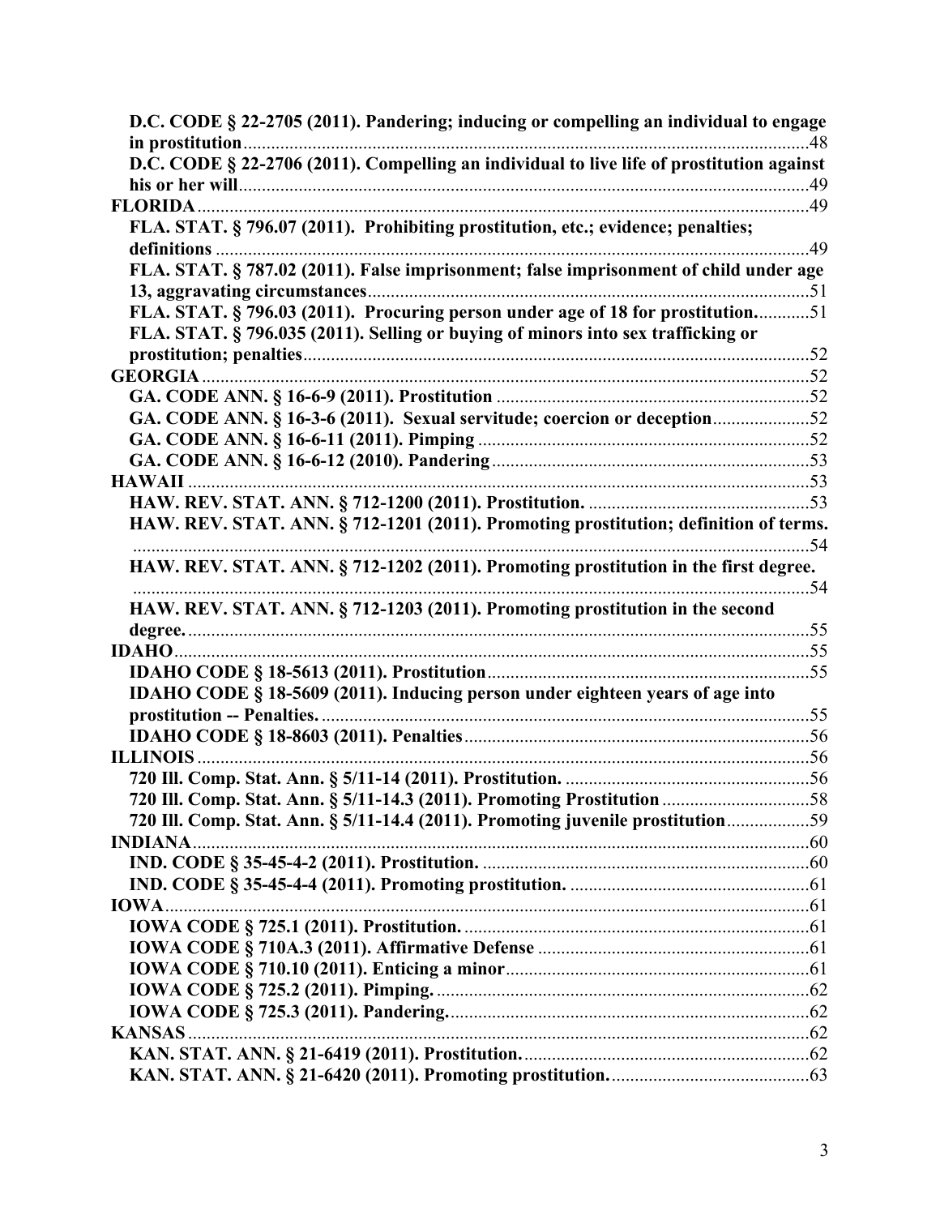**D.C. CODE § 22-2705 (2011). Pandering; inducing or compelling an individual to engage in prostitution** ....... 48

**D.C. CODE § 22-2706 (2011). Compelling an individual to live life of prostitution against his or her will** ....... 49

**FLORIDA** ....... 49

**FLA. STAT. § 796.07 (2011). Prohibiting prostitution, etc.; evidence; penalties; definitions** ....... 49

**FLA. STAT. § 787.02 (2011). False imprisonment; false imprisonment of child under age 13, aggravating circumstances** ....... 51

**FLA. STAT. § 796.03 (2011). Procuring person under age of 18 for prostitution.** ....... 51

**FLA. STAT. § 796.035 (2011). Selling or buying of minors into sex trafficking or prostitution; penalties** ....... 52

**GEORGIA** ....... 52

**GA. CODE ANN. § 16-6-9 (2011). Prostitution** ....... 52

**GA. CODE ANN. § 16-3-6 (2011). Sexual servitude; coercion or deception** ....... 52

**GA. CODE ANN. § 16-6-11 (2011). Pimping** ....... 52

**GA. CODE ANN. § 16-6-12 (2010). Pandering** ....... 53

**HAWAII** ....... 53

**HAW. REV. STAT. ANN. § 712-1200 (2011). Prostitution.** ....... 53

**HAW. REV. STAT. ANN. § 712-1201 (2011). Promoting prostitution; definition of terms.** ....... 54

**HAW. REV. STAT. ANN. § 712-1202 (2011). Promoting prostitution in the first degree.** ....... 54

**HAW. REV. STAT. ANN. § 712-1203 (2011). Promoting prostitution in the second degree.** ....... 55

**IDAHO** ....... 55

**IDAHO CODE § 18-5613 (2011). Prostitution** ....... 55

**IDAHO CODE § 18-5609 (2011). Inducing person under eighteen years of age into prostitution -- Penalties.** ....... 55

**IDAHO CODE § 18-8603 (2011). Penalties** ....... 56

**ILLINOIS** ....... 56

**720 Ill. Comp. Stat. Ann. § 5/11-14 (2011). Prostitution.** ....... 56

**720 Ill. Comp. Stat. Ann. § 5/11-14.3 (2011). Promoting Prostitution** ....... 58

**720 Ill. Comp. Stat. Ann. § 5/11-14.4 (2011). Promoting juvenile prostitution** ....... 59

**INDIANA** ....... 60

**IND. CODE § 35-45-4-2 (2011). Prostitution.** ....... 60

**IND. CODE § 35-45-4-4 (2011). Promoting prostitution.** ....... 61

**IOWA** ....... 61

**IOWA CODE § 725.1 (2011). Prostitution.** ....... 61

**IOWA CODE § 710A.3 (2011). Affirmative Defense** ....... 61

**IOWA CODE § 710.10 (2011). Enticing a minor** ....... 61

**IOWA CODE § 725.2 (2011). Pimping.** ....... 62

**IOWA CODE § 725.3 (2011). Pandering.** ....... 62

**KANSAS** ....... 62

**KAN. STAT. ANN. § 21-6419 (2011). Prostitution.** ....... 62

**KAN. STAT. ANN. § 21-6420 (2011). Promoting prostitution.** ....... 63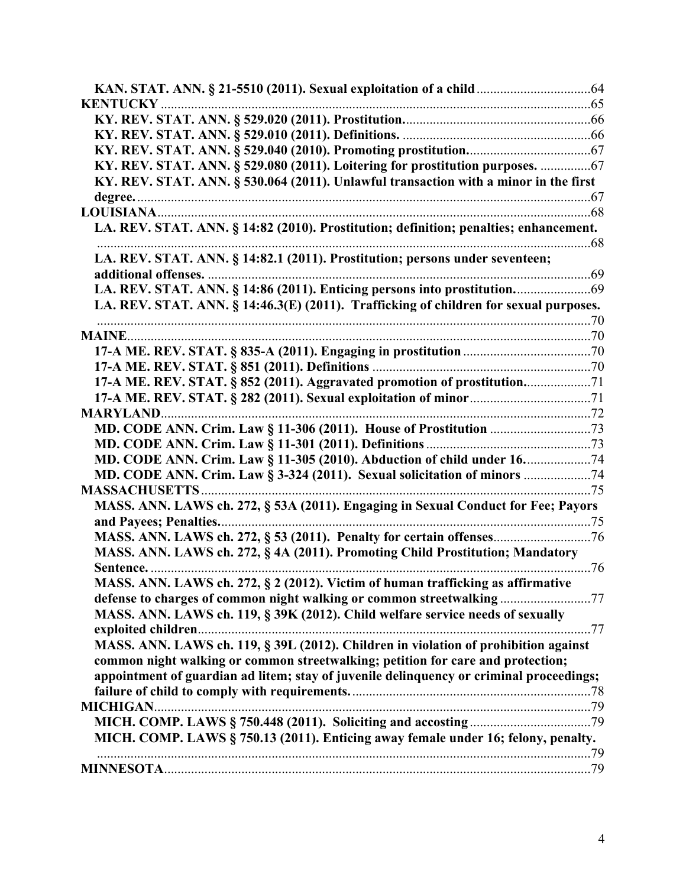**KAN. STAT. ANN. § 21-5510 (2011). Sexual exploitation of a child** .....64

**KENTUCKY** .....65

**KY. REV. STAT. ANN. § 529.020 (2011). Prostitution.** .....66

**KY. REV. STAT. ANN. § 529.010 (2011). Definitions.** .....66

**KY. REV. STAT. ANN. § 529.040 (2010). Promoting prostitution.** .....67

**KY. REV. STAT. ANN. § 529.080 (2011). Loitering for prostitution purposes.** .....67

**KY. REV. STAT. ANN. § 530.064 (2011). Unlawful transaction with a minor in the first degree.** .....67

**LOUISIANA** .....68

**LA. REV. STAT. ANN. § 14:82 (2010). Prostitution; definition; penalties; enhancement.** .....68

**LA. REV. STAT. ANN. § 14:82.1 (2011). Prostitution; persons under seventeen; additional offenses.** .....69

**LA. REV. STAT. ANN. § 14:86 (2011). Enticing persons into prostitution.** .....69

**LA. REV. STAT. ANN. § 14:46.3(E) (2011). Trafficking of children for sexual purposes.** .....70

**MAINE** .....70

**17-A ME. REV. STAT. § 835-A (2011). Engaging in prostitution** .....70

**17-A ME. REV. STAT. § 851 (2011). Definitions** .....70

**17-A ME. REV. STAT. § 852 (2011). Aggravated promotion of prostitution.** .....71

**17-A ME. REV. STAT. § 282 (2011). Sexual exploitation of minor** .....71

**MARYLAND** .....72

**MD. CODE ANN. Crim. Law § 11-306 (2011). House of Prostitution** .....73

**MD. CODE ANN. Crim. Law § 11-301 (2011). Definitions** .....73

**MD. CODE ANN. Crim. Law § 11-305 (2010). Abduction of child under 16.** .....74

**MD. CODE ANN. Crim. Law § 3-324 (2011). Sexual solicitation of minors** .....74

**MASSACHUSETTS** .....75

**MASS. ANN. LAWS ch. 272, § 53A (2011). Engaging in Sexual Conduct for Fee; Payors and Payees; Penalties.** .....75

**MASS. ANN. LAWS ch. 272, § 53 (2011). Penalty for certain offenses** .....76

**MASS. ANN. LAWS ch. 272, § 4A (2011). Promoting Child Prostitution; Mandatory Sentence.** .....76

**MASS. ANN. LAWS ch. 272, § 2 (2012). Victim of human trafficking as affirmative defense to charges of common night walking or common streetwalking** .....77

**MASS. ANN. LAWS ch. 119, § 39K (2012). Child welfare service needs of sexually exploited children** .....77

**MASS. ANN. LAWS ch. 119, § 39L (2012). Children in violation of prohibition against common night walking or common streetwalking; petition for care and protection; appointment of guardian ad litem; stay of juvenile delinquency or criminal proceedings; failure of child to comply with requirements.** .....78

**MICHIGAN** .....79

**MICH. COMP. LAWS § 750.448 (2011). Soliciting and accosting** .....79

**MICH. COMP. LAWS § 750.13 (2011). Enticing away female under 16; felony, penalty.** .....79

**MINNESOTA** .....79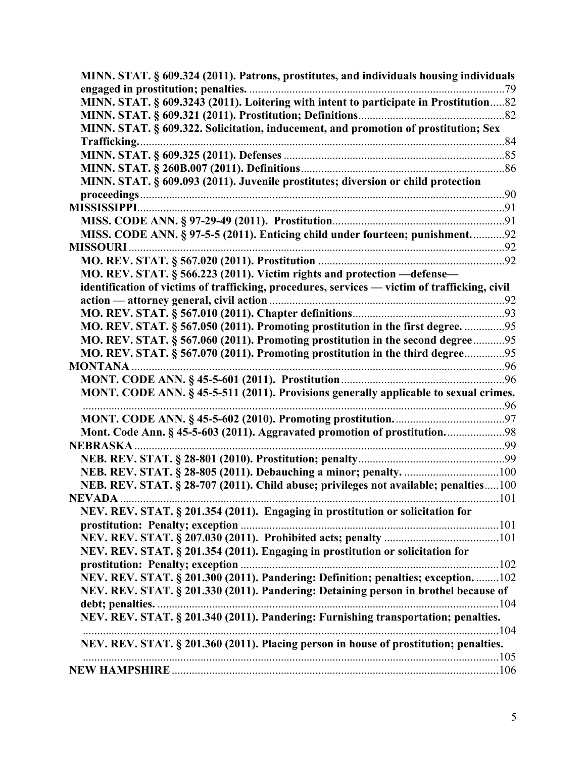**MINN. STAT. § 609.324 (2011). Patrons, prostitutes, and individuals housing individuals engaged in prostitution; penalties.** ......................................................................................79

**MINN. STAT. § 609.3243 (2011). Loitering with intent to participate in Prostitution**.....82

**MINN. STAT. § 609.321 (2011). Prostitution; Definitions**...................................................82

**MINN. STAT. § 609.322. Solicitation, inducement, and promotion of prostitution; Sex Trafficking.**...............................................................................................................................84

**MINN. STAT. § 609.325 (2011). Defenses** .............................................................................85

**MINN. STAT. § 260B.007 (2011). Definitions**.......................................................................86

**MINN. STAT. § 609.093 (2011). Juvenile prostitutes; diversion or child protection proceedings**...............................................................................................................................90

**MISSISSIPPI**................................................................................................................................91

**MISS. CODE ANN. § 97-29-49 (2011). Prostitution**............................................................91

**MISS. CODE ANN. § 97-5-5 (2011). Enticing child under fourteen; punishment.**............92

**MISSOURI**..................................................................................................................................92

**MO. REV. STAT. § 567.020 (2011). Prostitution** .................................................................92

**MO. REV. STAT. § 566.223 (2011). Victim rights and protection —defense— identification of victims of trafficking, procedures, services — victim of trafficking, civil action — attorney general, civil action**..................................................................................92

**MO. REV. STAT. § 567.010 (2011). Chapter definitions**.....................................................93

**MO. REV. STAT. § 567.050 (2011). Promoting prostitution in the first degree.** ..............95

**MO. REV. STAT. § 567.060 (2011). Promoting prostitution in the second degree**...........95

**MO. REV. STAT. § 567.070 (2011). Promoting prostitution in the third degree**..............95

**MONTANA**..................................................................................................................................96

**MONT. CODE ANN. § 45-5-601 (2011). Prostitution**..........................................................96

**MONT. CODE ANN. § 45-5-511 (2011). Provisions generally applicable to sexual crimes.** ......................................................................................................................................................96

**MONT. CODE ANN. § 45-5-602 (2010). Promoting prostitution.**......................................97

**Mont. Code Ann. § 45-5-603 (2011). Aggravated promotion of prostitution.**....................98

**NEBRASKA**.................................................................................................................................99

**NEB. REV. STAT. § 28-801 (2010). Prostitution; penalty**...................................................99

**NEB. REV. STAT. § 28-805 (2011). Debauching a minor; penalty.** .................................100

**NEB. REV. STAT. § 28-707 (2011). Child abuse; privileges not available; penalties**.....100

**NEVADA**....................................................................................................................................101

**NEV. REV. STAT. § 201.354 (2011). Engaging in prostitution or solicitation for prostitution: Penalty; exception** ..........................................................................................101

**NEV. REV. STAT. § 207.030 (2011). Prohibited acts; penalty** ........................................101

**NEV. REV. STAT. § 201.354 (2011). Engaging in prostitution or solicitation for prostitution: Penalty; exception** ..........................................................................................102

**NEV. REV. STAT. § 201.300 (2011). Pandering: Definition; penalties; exception.** ........102

**NEV. REV. STAT. § 201.330 (2011). Pandering: Detaining person in brothel because of debt; penalties.** ........................................................................................................................104

**NEV. REV. STAT. § 201.340 (2011). Pandering: Furnishing transportation; penalties.** ....................................................................................................................................................104

**NEV. REV. STAT. § 201.360 (2011). Placing person in house of prostitution; penalties.** ....................................................................................................................................................105

**NEW HAMPSHIRE**..................................................................................................................106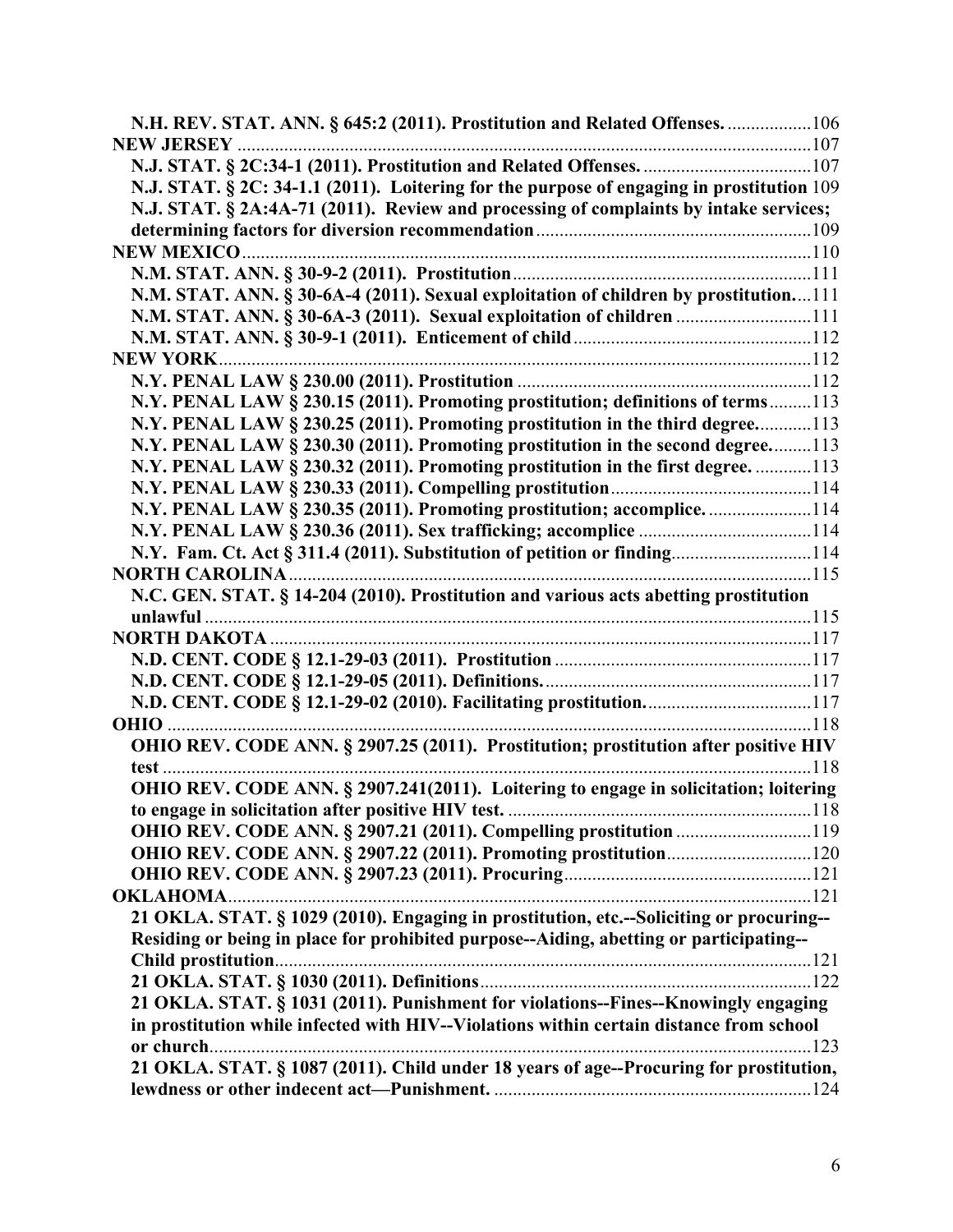**N.H. REV. STAT. ANN. § 645:2 (2011). Prostitution and Related Offenses.** .................. 106
**NEW JERSEY** .................................................................................................................. 107
**N.J. STAT. § 2C:34-1 (2011). Prostitution and Related Offenses.** .................................... 107
**N.J. STAT. § 2C: 34-1.1 (2011). Loitering for the purpose of engaging in prostitution** 109
**N.J. STAT. § 2A:4A-71 (2011). Review and processing of complaints by intake services; determining factors for diversion recommendation** ........................................................... 109
**NEW MEXICO** ................................................................................................................. 110
**N.M. STAT. ANN. § 30-9-2 (2011). Prostitution** ................................................................ 111
**N.M. STAT. ANN. § 30-6A-4 (2011). Sexual exploitation of children by prostitution.** ... 111
**N.M. STAT. ANN. § 30-6A-3 (2011). Sexual exploitation of children** ............................. 111
**N.M. STAT. ANN. § 30-9-1 (2011). Enticement of child** .................................................. 112
**NEW YORK** ...................................................................................................................... 112
**N.Y. PENAL LAW § 230.00 (2011). Prostitution** ............................................................... 112
**N.Y. PENAL LAW § 230.15 (2011). Promoting prostitution; definitions of terms** ......... 113
**N.Y. PENAL LAW § 230.25 (2011). Promoting prostitution in the third degree.** ........... 113
**N.Y. PENAL LAW § 230.30 (2011). Promoting prostitution in the second degree.** ........ 113
**N.Y. PENAL LAW § 230.32 (2011). Promoting prostitution in the first degree.** ............ 113
**N.Y. PENAL LAW § 230.33 (2011). Compelling prostitution** ........................................... 114
**N.Y. PENAL LAW § 230.35 (2011). Promoting prostitution; accomplice.** ...................... 114
**N.Y. PENAL LAW § 230.36 (2011). Sex trafficking; accomplice** ..................................... 114
**N.Y. Fam. Ct. Act § 311.4 (2011). Substitution of petition or finding** ............................ 114
**NORTH CAROLINA** ........................................................................................................ 115
**N.C. GEN. STAT. § 14-204 (2010). Prostitution and various acts abetting prostitution unlawful** .................................................................................................................................. 115
**NORTH DAKOTA** ............................................................................................................ 117
**N.D. CENT. CODE § 12.1-29-03 (2011). Prostitution** ....................................................... 117
**N.D. CENT. CODE § 12.1-29-05 (2011). Definitions.** ........................................................ 117
**N.D. CENT. CODE § 12.1-29-02 (2010). Facilitating prostitution.** .................................. 117
**OHIO** ................................................................................................................................. 118
**OHIO REV. CODE ANN. § 2907.25 (2011). Prostitution; prostitution after positive HIV test** ........................................................................................................................................ 118
**OHIO REV. CODE ANN. § 2907.241(2011). Loitering to engage in solicitation; loitering to engage in solicitation after positive HIV test.** ................................................................. 118
**OHIO REV. CODE ANN. § 2907.21 (2011). Compelling prostitution** ............................. 119
**OHIO REV. CODE ANN. § 2907.22 (2011). Promoting prostitution** ............................... 120
**OHIO REV. CODE ANN. § 2907.23 (2011). Procuring** ..................................................... 121
**OKLAHOMA** .................................................................................................................... 121
**21 OKLA. STAT. § 1029 (2010). Engaging in prostitution, etc.--Soliciting or procuring--Residing or being in place for prohibited purpose--Aiding, abetting or participating--Child prostitution** ................................................................................................................. 121
**21 OKLA. STAT. § 1030 (2011). Definitions** ....................................................................... 122
**21 OKLA. STAT. § 1031 (2011). Punishment for violations--Fines--Knowingly engaging in prostitution while infected with HIV--Violations within certain distance from school or church** ................................................................................................................................ 123
**21 OKLA. STAT. § 1087 (2011). Child under 18 years of age--Procuring for prostitution, lewdness or other indecent act—Punishment.** .................................................................... 124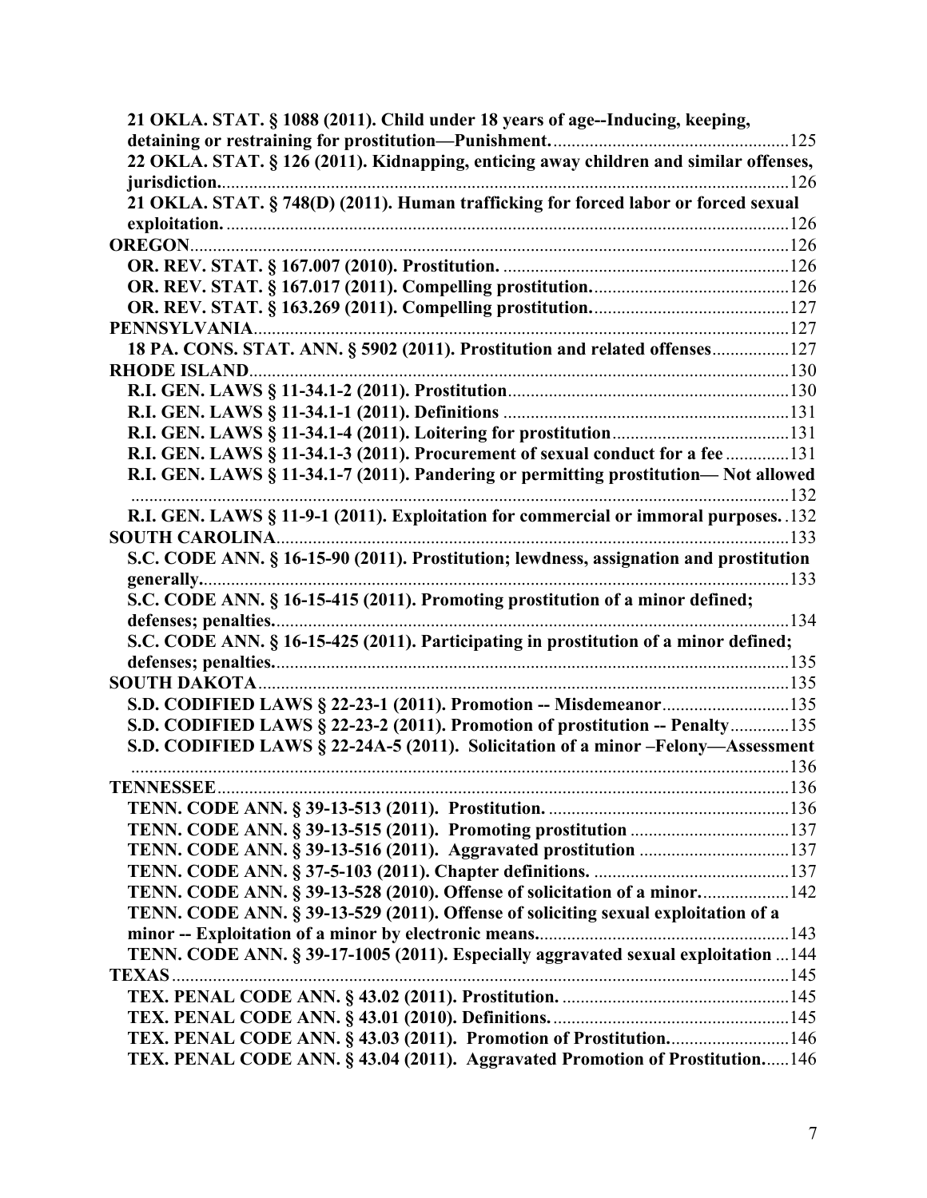**21 OKLA. STAT. § 1088 (2011). Child under 18 years of age--Inducing, keeping, detaining or restraining for prostitution—Punishment.** ....................................................125

**22 OKLA. STAT. § 126 (2011). Kidnapping, enticing away children and similar offenses, jurisdiction.** ....................................................126

**21 OKLA. STAT. § 748(D) (2011). Human trafficking for forced labor or forced sexual exploitation.** ....................................................126

**OREGON** ....................................................126

**OR. REV. STAT. § 167.007 (2010). Prostitution.** ....................................................126

**OR. REV. STAT. § 167.017 (2011). Compelling prostitution.** ....................................................126

**OR. REV. STAT. § 163.269 (2011). Compelling prostitution.** ....................................................127

**PENNSYLVANIA** ....................................................127

**18 PA. CONS. STAT. ANN. § 5902 (2011). Prostitution and related offenses** ....................................................127

**RHODE ISLAND** ....................................................130

**R.I. GEN. LAWS § 11-34.1-2 (2011). Prostitution** ....................................................130

**R.I. GEN. LAWS § 11-34.1-1 (2011). Definitions** ....................................................131

**R.I. GEN. LAWS § 11-34.1-4 (2011). Loitering for prostitution** ....................................................131

**R.I. GEN. LAWS § 11-34.1-3 (2011). Procurement of sexual conduct for a fee** ....................................................131

**R.I. GEN. LAWS § 11-34.1-7 (2011). Pandering or permitting prostitution— Not allowed** ....................................................132

**R.I. GEN. LAWS § 11-9-1 (2011). Exploitation for commercial or immoral purposes.** ....................................................132

**SOUTH CAROLINA** ....................................................133

**S.C. CODE ANN. § 16-15-90 (2011). Prostitution; lewdness, assignation and prostitution generally.** ....................................................133

**S.C. CODE ANN. § 16-15-415 (2011). Promoting prostitution of a minor defined; defenses; penalties.** ....................................................134

**S.C. CODE ANN. § 16-15-425 (2011). Participating in prostitution of a minor defined; defenses; penalties.** ....................................................135

**SOUTH DAKOTA** ....................................................135

**S.D. CODIFIED LAWS § 22-23-1 (2011). Promotion -- Misdemeanor** ....................................................135

**S.D. CODIFIED LAWS § 22-23-2 (2011). Promotion of prostitution -- Penalty** ....................................................135

**S.D. CODIFIED LAWS § 22-24A-5 (2011). Solicitation of a minor –Felony—Assessment** ....................................................136

**TENNESSEE** ....................................................136

**TENN. CODE ANN. § 39-13-513 (2011). Prostitution.** ....................................................136

**TENN. CODE ANN. § 39-13-515 (2011). Promoting prostitution** ....................................................137

**TENN. CODE ANN. § 39-13-516 (2011). Aggravated prostitution** ....................................................137

**TENN. CODE ANN. § 37-5-103 (2011). Chapter definitions.** ....................................................137

**TENN. CODE ANN. § 39-13-528 (2010). Offense of solicitation of a minor.** ....................................................142

**TENN. CODE ANN. § 39-13-529 (2011). Offense of soliciting sexual exploitation of a minor -- Exploitation of a minor by electronic means.** ....................................................143

**TENN. CODE ANN. § 39-17-1005 (2011). Especially aggravated sexual exploitation** ....................................................144

**TEXAS** ....................................................145

**TEX. PENAL CODE ANN. § 43.02 (2011). Prostitution.** ....................................................145

**TEX. PENAL CODE ANN. § 43.01 (2010). Definitions.** ....................................................145

**TEX. PENAL CODE ANN. § 43.03 (2011). Promotion of Prostitution.** ....................................................146

**TEX. PENAL CODE ANN. § 43.04 (2011). Aggravated Promotion of Prostitution.** ....................................................146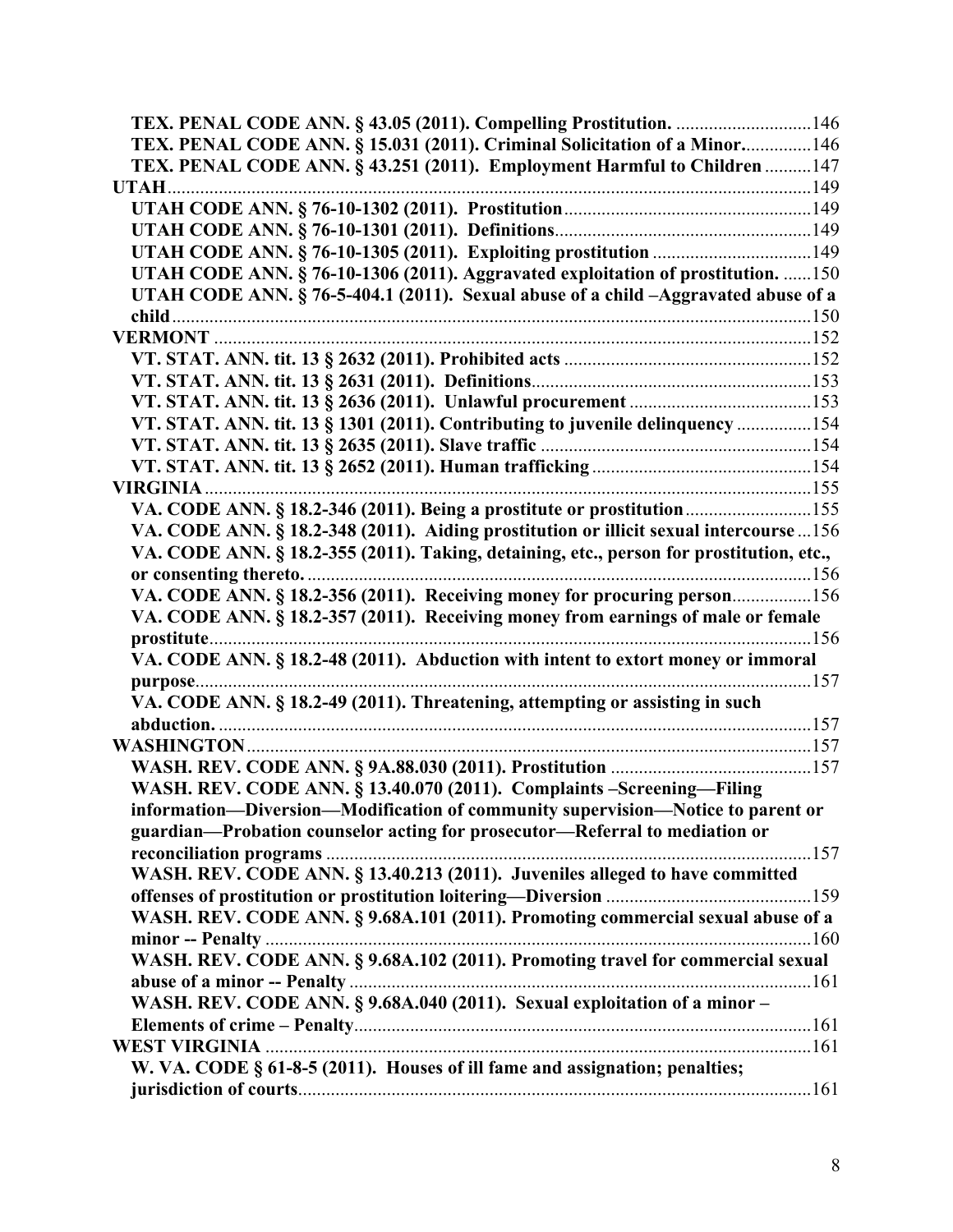**TEX. PENAL CODE ANN. § 43.05 (2011). Compelling Prostitution.** ............................146
**TEX. PENAL CODE ANN. § 15.031 (2011). Criminal Solicitation of a Minor.**..............146
**TEX. PENAL CODE ANN. § 43.251 (2011). Employment Harmful to Children**..........147
**UTAH**..........................................................................................................................149
**UTAH CODE ANN. § 76-10-1302 (2011). Prostitution**.....................................................149
**UTAH CODE ANN. § 76-10-1301 (2011). Definitions**.......................................................149
**UTAH CODE ANN. § 76-10-1305 (2011). Exploiting prostitution**..................................149
**UTAH CODE ANN. § 76-10-1306 (2011). Aggravated exploitation of prostitution.** ......150
**UTAH CODE ANN. § 76-5-404.1 (2011). Sexual abuse of a child –Aggravated abuse of a child**..........................................................................................................................150
**VERMONT**..................................................................................................................152
**VT. STAT. ANN. tit. 13 § 2632 (2011). Prohibited acts**.....................................................152
**VT. STAT. ANN. tit. 13 § 2631 (2011). Definitions**............................................................153
**VT. STAT. ANN. tit. 13 § 2636 (2011). Unlawful procurement**.......................................153
**VT. STAT. ANN. tit. 13 § 1301 (2011). Contributing to juvenile delinquency**................154
**VT. STAT. ANN. tit. 13 § 2635 (2011). Slave traffic**..........................................................154
**VT. STAT. ANN. tit. 13 § 2652 (2011). Human trafficking**...............................................154
**VIRGINIA**..................................................................................................................155
**VA. CODE ANN. § 18.2-346 (2011). Being a prostitute or prostitution**...........................155
**VA. CODE ANN. § 18.2-348 (2011). Aiding prostitution or illicit sexual intercourse**...156
**VA. CODE ANN. § 18.2-355 (2011). Taking, detaining, etc., person for prostitution, etc., or consenting thereto.**...........................................................................................156
**VA. CODE ANN. § 18.2-356 (2011). Receiving money for procuring person**................156
**VA. CODE ANN. § 18.2-357 (2011). Receiving money from earnings of male or female prostitute**..................................................................................................................156
**VA. CODE ANN. § 18.2-48 (2011). Abduction with intent to extort money or immoral purpose**....................................................................................................................157
**VA. CODE ANN. § 18.2-49 (2011). Threatening, attempting or assisting in such abduction.**..................................................................................................................157
**WASHINGTON**..........................................................................................................157
**WASH. REV. CODE ANN. § 9A.88.030 (2011). Prostitution**...........................................157
**WASH. REV. CODE ANN. § 13.40.070 (2011). Complaints –Screening—Filing information—Diversion—Modification of community supervision—Notice to parent or guardian—Probation counselor acting for prosecutor—Referral to mediation or reconciliation programs**........................................................................................157
**WASH. REV. CODE ANN. § 13.40.213 (2011). Juveniles alleged to have committed offenses of prostitution or prostitution loitering—Diversion**...................................159
**WASH. REV. CODE ANN. § 9.68A.101 (2011). Promoting commercial sexual abuse of a minor -- Penalty**.........................................................................................................160
**WASH. REV. CODE ANN. § 9.68A.102 (2011). Promoting travel for commercial sexual abuse of a minor -- Penalty**........................................................................................161
**WASH. REV. CODE ANN. § 9.68A.040 (2011). Sexual exploitation of a minor – Elements of crime – Penalty**......................................................................................161
**WEST VIRGINIA**.......................................................................................................161
**W. VA. CODE § 61-8-5 (2011). Houses of ill fame and assignation; penalties; jurisdiction of courts**...............................................................................................161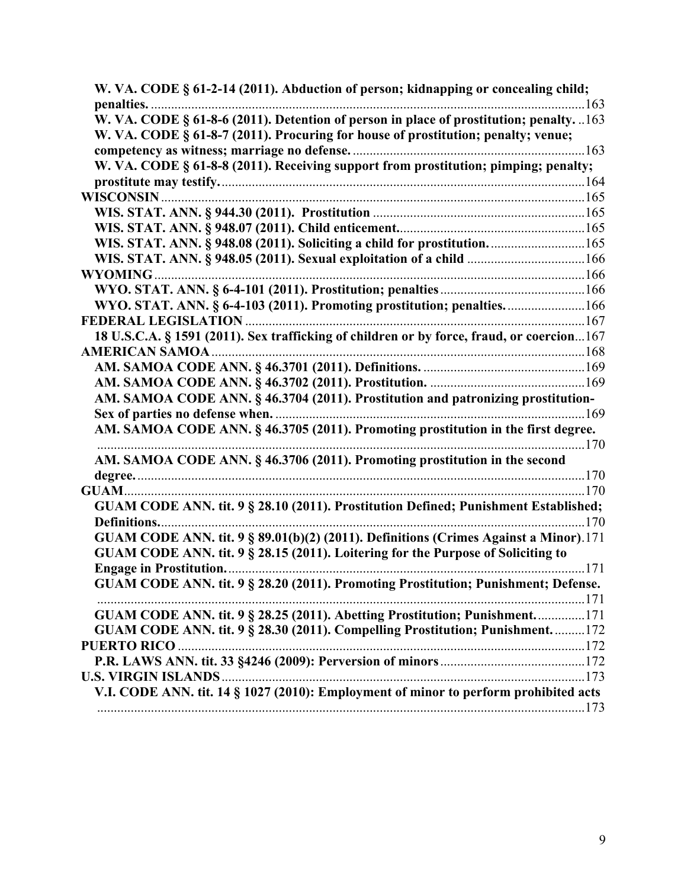**W. VA. CODE § 61-2-14 (2011). Abduction of person; kidnapping or concealing child; penalties.** ......163

**W. VA. CODE § 61-8-6 (2011). Detention of person in place of prostitution; penalty.** ..163

**W. VA. CODE § 61-8-7 (2011). Procuring for house of prostitution; penalty; venue; competency as witness; marriage no defense.** ......163

**W. VA. CODE § 61-8-8 (2011). Receiving support from prostitution; pimping; penalty; prostitute may testify.** ......164

**WISCONSIN** ......165

**WIS. STAT. ANN. § 944.30 (2011). Prostitution** ......165

**WIS. STAT. ANN. § 948.07 (2011). Child enticement.** ......165

**WIS. STAT. ANN. § 948.08 (2011). Soliciting a child for prostitution.** ......165

**WIS. STAT. ANN. § 948.05 (2011). Sexual exploitation of a child** ......166

**WYOMING** ......166

**WYO. STAT. ANN. § 6-4-101 (2011). Prostitution; penalties** ......166

**WYO. STAT. ANN. § 6-4-103 (2011). Promoting prostitution; penalties.** ......166

**FEDERAL LEGISLATION** ......167

**18 U.S.C.A. § 1591 (2011). Sex trafficking of children or by force, fraud, or coercion**...167

**AMERICAN SAMOA** ......168

**AM. SAMOA CODE ANN. § 46.3701 (2011). Definitions.** ......169

**AM. SAMOA CODE ANN. § 46.3702 (2011). Prostitution.** ......169

**AM. SAMOA CODE ANN. § 46.3704 (2011). Prostitution and patronizing prostitution-Sex of parties no defense when.** ......169

**AM. SAMOA CODE ANN. § 46.3705 (2011). Promoting prostitution in the first degree.** ......170

**AM. SAMOA CODE ANN. § 46.3706 (2011). Promoting prostitution in the second degree.** ......170

**GUAM** ......170

**GUAM CODE ANN. tit. 9 § 28.10 (2011). Prostitution Defined; Punishment Established; Definitions.** ......170

**GUAM CODE ANN. tit. 9 § 89.01(b)(2) (2011). Definitions (Crimes Against a Minor)**.171

**GUAM CODE ANN. tit. 9 § 28.15 (2011). Loitering for the Purpose of Soliciting to Engage in Prostitution.** ......171

**GUAM CODE ANN. tit. 9 § 28.20 (2011). Promoting Prostitution; Punishment; Defense.** ......171

**GUAM CODE ANN. tit. 9 § 28.25 (2011). Abetting Prostitution; Punishment.** ......171

**GUAM CODE ANN. tit. 9 § 28.30 (2011). Compelling Prostitution; Punishment.** ......172

**PUERTO RICO** ......172

**P.R. LAWS ANN. tit. 33 §4246 (2009): Perversion of minors** ......172

**U.S. VIRGIN ISLANDS** ......173

**V.I. CODE ANN. tit. 14 § 1027 (2010): Employment of minor to perform prohibited acts** ......173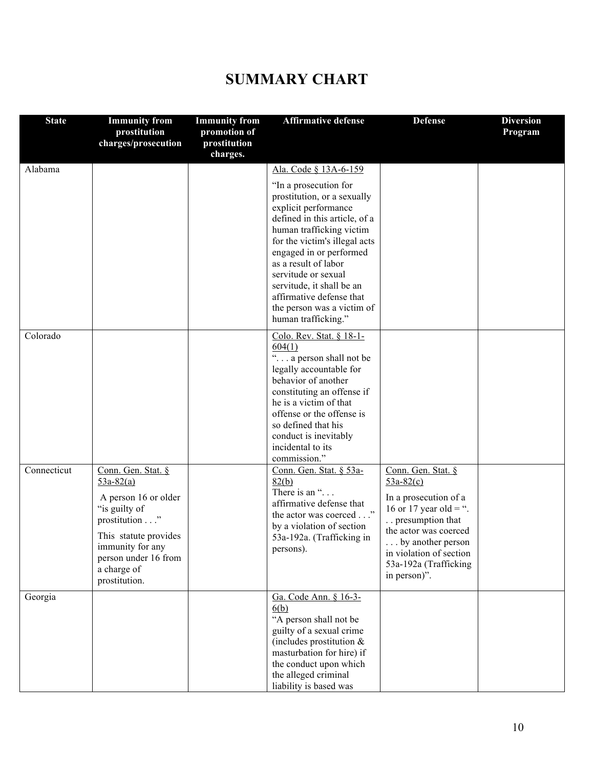# SUMMARY CHART

| State | Immunity from prostitution charges/prosecution | Immunity from promotion of prostitution charges. | Affirmative defense | Defense | Diversion Program |
|---|---|---|---|---|---|
| Alabama | | | Ala. Code § 13A-6-159<br><br>"In a prosecution for prostitution, or a sexually explicit performance defined in this article, of a human trafficking victim for the victim's illegal acts engaged in or performed as a result of labor servitude or sexual servitude, it shall be an affirmative defense that the person was a victim of human trafficking." | | |
| Colorado | | | Colo. Rev. Stat. § 18-1-604(1)<br>". . . a person shall not be legally accountable for behavior of another constituting an offense if he is a victim of that offense or the offense is so defined that his conduct is inevitably incidental to its commission." | | |
| Connecticut | Conn. Gen. Stat. § 53a-82(a)<br><br>A person 16 or older "is guilty of prostitution . . ."<br><br>This statute provides immunity for any person under 16 from a charge of prostitution. | | Conn. Gen. Stat. § 53a-82(b)<br>There is an ". . . affirmative defense that the actor was coerced . . ." by a violation of section 53a-192a. (Trafficking in persons). | Conn. Gen. Stat. § 53a-82(c)<br><br>In a prosecution of a 16 or 17 year old = ". . . presumption that the actor was coerced . . . by another person in violation of section 53a-192a (Trafficking in person)". | |
| Georgia | | | Ga. Code Ann. § 16-3-6(b)<br>"A person shall not be guilty of a sexual crime (includes prostitution & masturbation for hire) if the conduct upon which the alleged criminal liability is based was | | |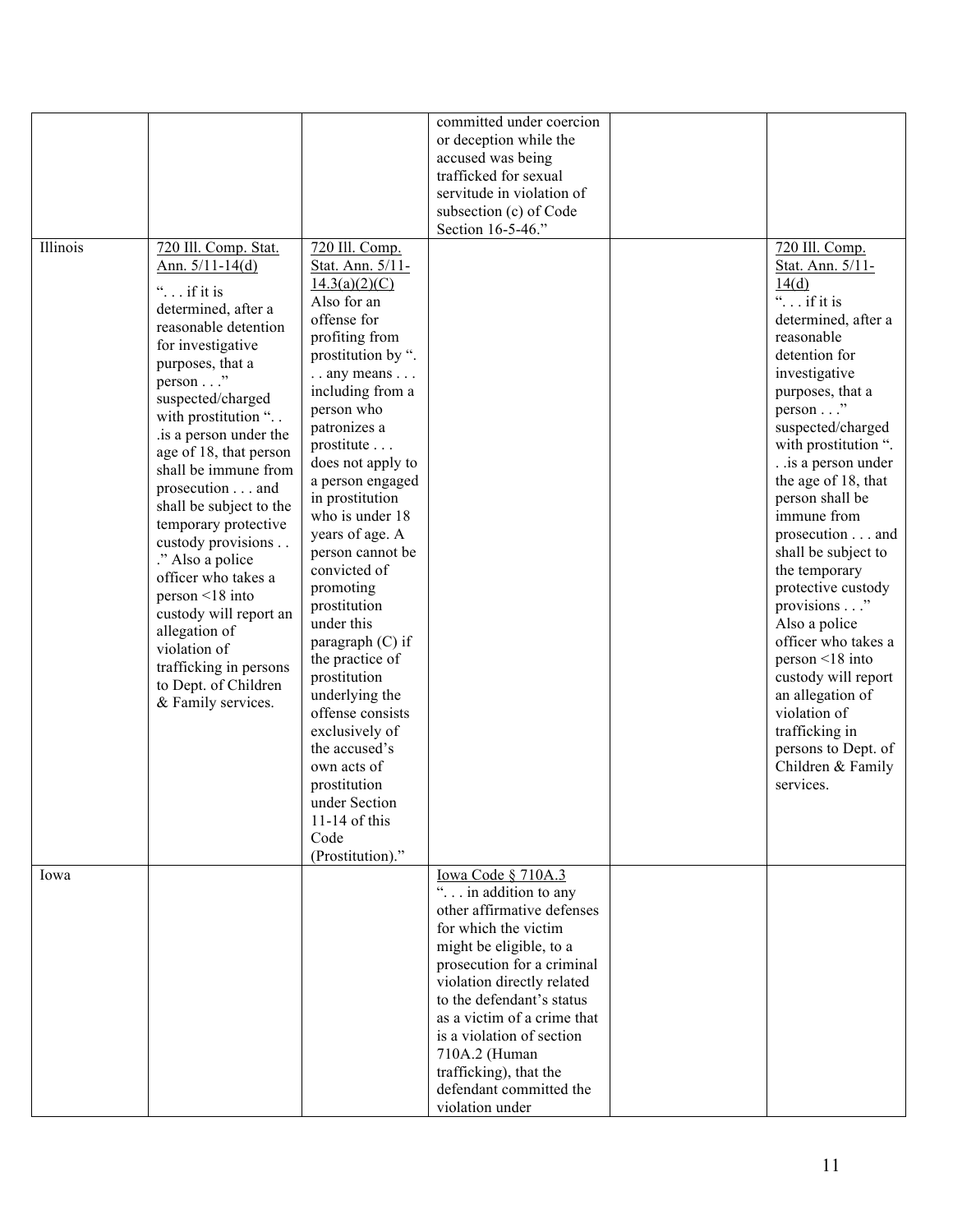| | | | | | |
|---|---|---|---|---|---|
| | | | committed under coercion or deception while the accused was being trafficked for sexual servitude in violation of subsection (c) of Code Section 16-5-46." | | |
| Illinois | 720 Ill. Comp. Stat. Ann. 5/11-14(d) "... if it is determined, after a reasonable detention for investigative purposes, that a person ..." suspected/charged with prostitution "... is a person under the age of 18, that person shall be immune from prosecution ... and shall be subject to the temporary protective custody provisions ..." Also a police officer who takes a person <18 into custody will report an allegation of violation of trafficking in persons to Dept. of Children & Family services. | 720 Ill. Comp. Stat. Ann. 5/11-14.3(a)(2)(C) Also for an offense for profiting from prostitution by "... any means ... including from a person who patronizes a prostitute ... does not apply to a person engaged in prostitution who is under 18 years of age. A person cannot be convicted of promoting prostitution under this paragraph (C) if the practice of prostitution underlying the offense consists exclusively of the accused's own acts of prostitution under Section 11-14 of this Code (Prostitution)." | | | 720 Ill. Comp. Stat. Ann. 5/11-14(d) "... if it is determined, after a reasonable detention for investigative purposes, that a person ..." suspected/charged with prostitution "... is a person under the age of 18, that person shall be immune from prosecution ... and shall be subject to the temporary protective custody provisions ..." Also a police officer who takes a person <18 into custody will report an allegation of violation of trafficking in persons to Dept. of Children & Family services. |
| Iowa | | | Iowa Code § 710A.3 "... in addition to any other affirmative defenses for which the victim might be eligible, to a prosecution for a criminal violation directly related to the defendant's status as a victim of a crime that is a violation of section 710A.2 (Human trafficking), that the defendant committed the violation under | | |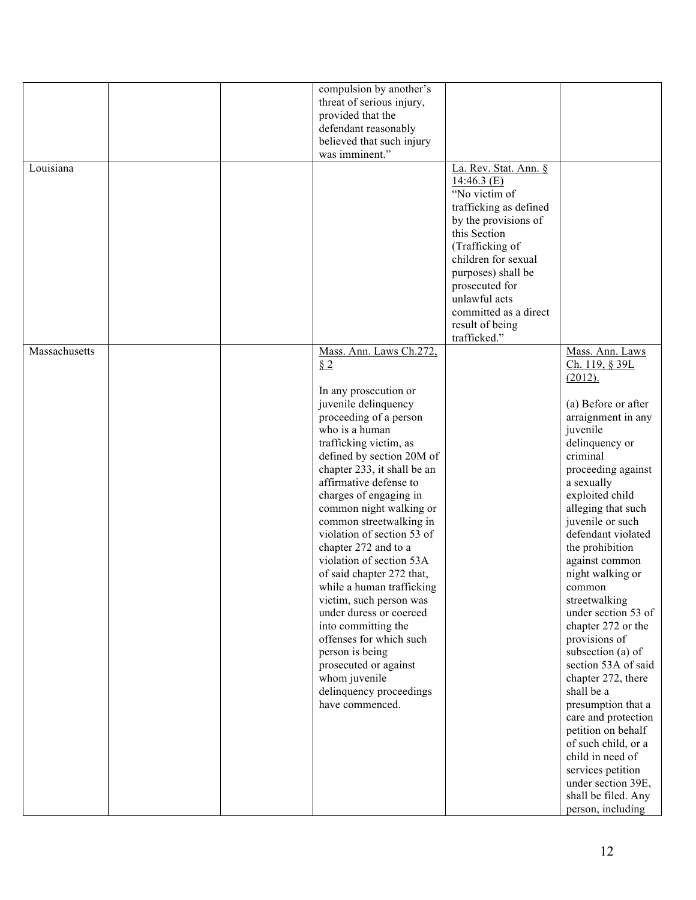| | | | | | |
|---|---|---|---|---|---|
| | | | compulsion by another's threat of serious injury, provided that the defendant reasonably believed that such injury was imminent." | | |
| Louisiana | | | | La. Rev. Stat. Ann. § 14:46.3 (E) "No victim of trafficking as defined by the provisions of this Section (Trafficking of children for sexual purposes) shall be prosecuted for unlawful acts committed as a direct result of being trafficked." | |
| Massachusetts | | | Mass. Ann. Laws Ch.272, § 2<br><br>In any prosecution or juvenile delinquency proceeding of a person who is a human trafficking victim, as defined by section 20M of chapter 233, it shall be an affirmative defense to charges of engaging in common night walking or common streetwalking in violation of section 53 of chapter 272 and to a violation of section 53A of said chapter 272 that, while a human trafficking victim, such person was under duress or coerced into committing the offenses for which such person is being prosecuted or against whom juvenile delinquency proceedings have commenced. | | Mass. Ann. Laws Ch. 119, § 39L (2012).<br><br>(a) Before or after arraignment in any juvenile delinquency or criminal proceeding against a sexually exploited child alleging that such juvenile or such defendant violated the prohibition against common night walking or common streetwalking under section 53 of chapter 272 or the provisions of subsection (a) of section 53A of said chapter 272, there shall be a presumption that a care and protection petition on behalf of such child, or a child in need of services petition under section 39E, shall be filed. Any person, including |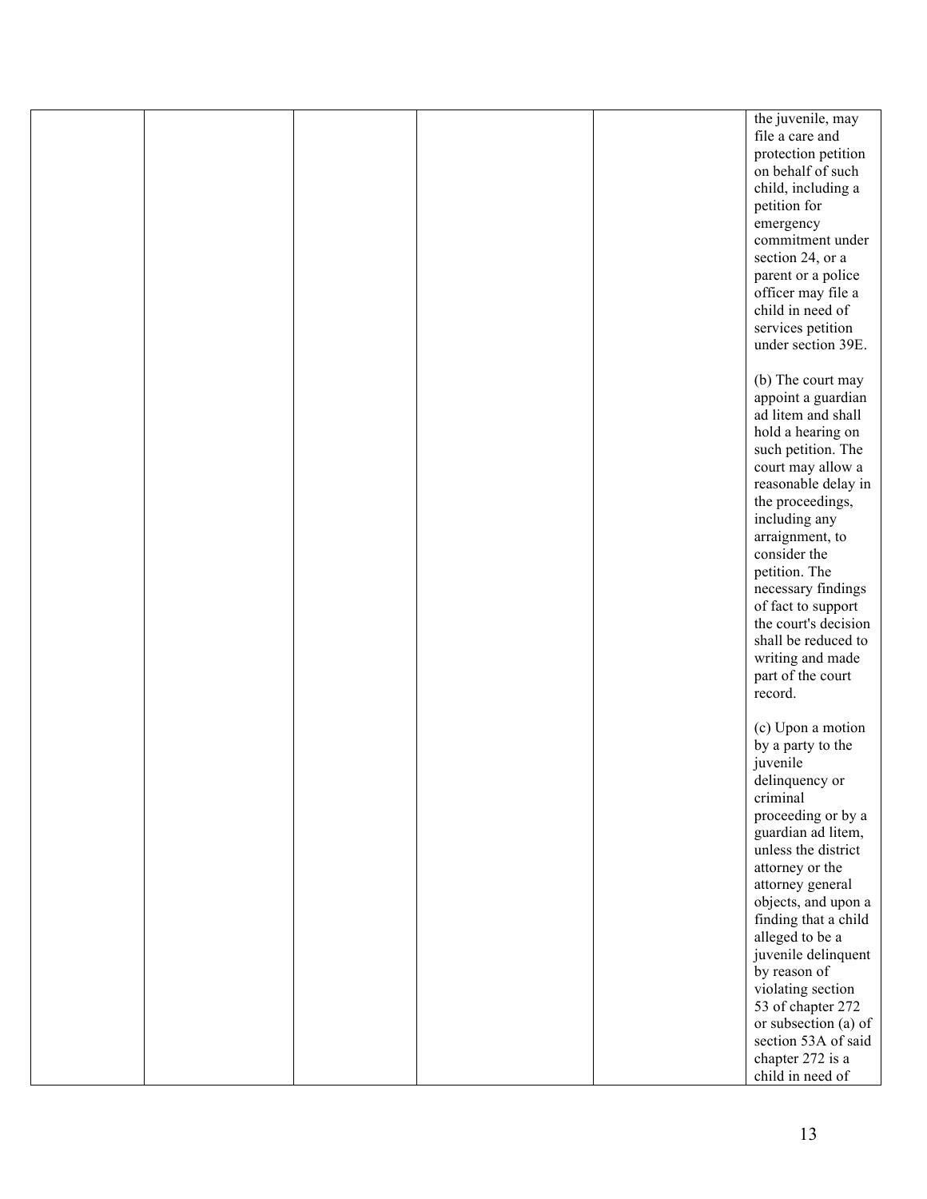| | | | | | |
|---|---|---|---|---|---|
| | | | | | the juvenile, may file a care and protection petition on behalf of such child, including a petition for emergency commitment under section 24, or a parent or a police officer may file a child in need of services petition under section 39E.<br><br>(b) The court may appoint a guardian ad litem and shall hold a hearing on such petition. The court may allow a reasonable delay in the proceedings, including any arraignment, to consider the petition. The necessary findings of fact to support the court's decision shall be reduced to writing and made part of the court record.<br><br>(c) Upon a motion by a party to the juvenile delinquency or criminal proceeding or by a guardian ad litem, unless the district attorney or the attorney general objects, and upon a finding that a child alleged to be a juvenile delinquent by reason of violating section 53 of chapter 272 or subsection (a) of section 53A of said chapter 272 is a child in need of |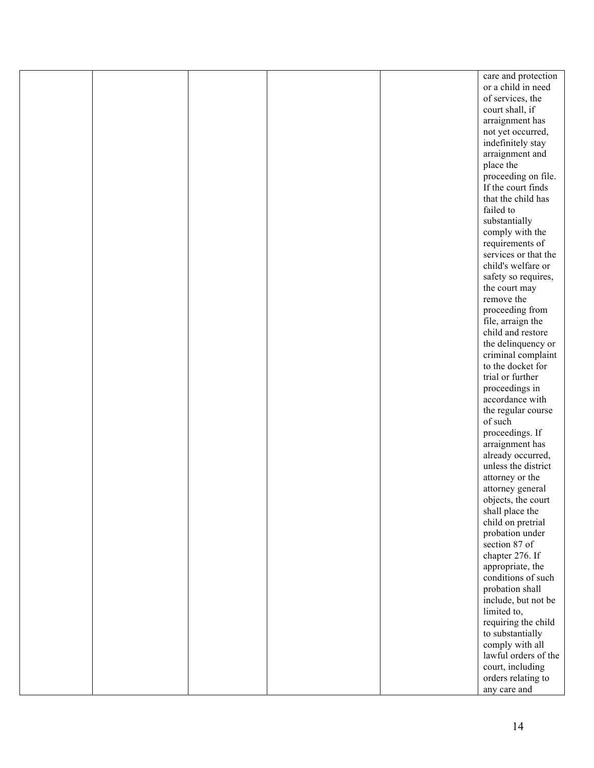| | | | | | |
|---|---|---|---|---|---|
| | | | | | care and protection or a child in need of services, the court shall, if arraignment has not yet occurred, indefinitely stay arraignment and place the proceeding on file. If the court finds that the child has failed to substantially comply with the requirements of services or that the child's welfare or safety so requires, the court may remove the proceeding from file, arraign the child and restore the delinquency or criminal complaint to the docket for trial or further proceedings in accordance with the regular course of such proceedings. If arraignment has already occurred, unless the district attorney or the attorney general objects, the court shall place the child on pretrial probation under section 87 of chapter 276. If appropriate, the conditions of such probation shall include, but not be limited to, requiring the child to substantially comply with all lawful orders of the court, including orders relating to any care and |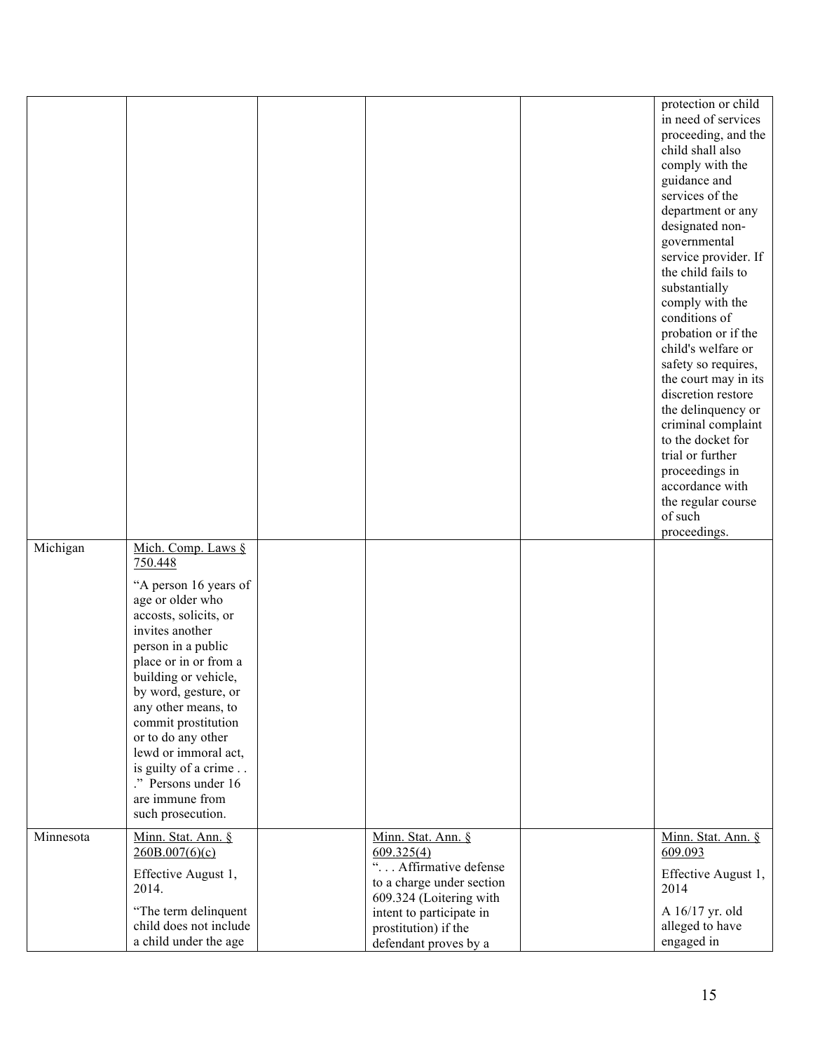| | | | | | |
|---|---|---|---|---|---|
| | | | | | protection or child in need of services proceeding, and the child shall also comply with the guidance and services of the department or any designated non-governmental service provider. If the child fails to substantially comply with the conditions of probation or if the child's welfare or safety so requires, the court may in its discretion restore the delinquency or criminal complaint to the docket for trial or further proceedings in accordance with the regular course of such proceedings. |
| Michigan | Mich. Comp. Laws § 750.448<br><br>"A person 16 years of age or older who accosts, solicits, or invites another person in a public place or in or from a building or vehicle, by word, gesture, or any other means, to commit prostitution or to do any other lewd or immoral act, is guilty of a crime . . ." Persons under 16 are immune from such prosecution. | | | | |
| Minnesota | Minn. Stat. Ann. § 260B.007(6)(c)<br><br>Effective August 1, 2014.<br><br>"The term delinquent child does not include a child under the age | | Minn. Stat. Ann. § 609.325(4)<br>". . . Affirmative defense to a charge under section 609.324 (Loitering with intent to participate in prostitution) if the defendant proves by a | | Minn. Stat. Ann. § 609.093<br><br>Effective August 1, 2014<br><br>A 16/17 yr. old alleged to have engaged in |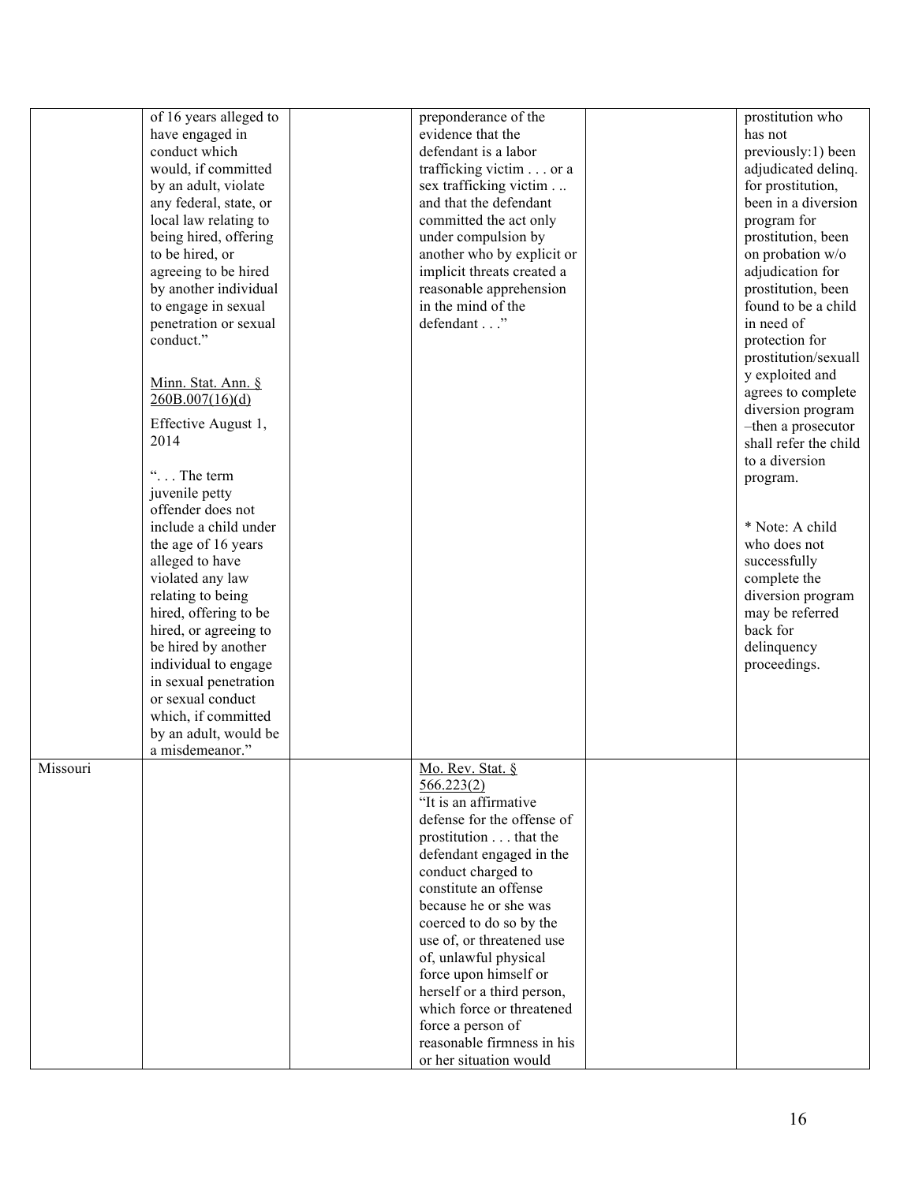| | | | | | |
|---|---|---|---|---|---|
| | of 16 years alleged to have engaged in conduct which would, if committed by an adult, violate any federal, state, or local law relating to being hired, offering to be hired, or agreeing to be hired by another individual to engage in sexual penetration or sexual conduct."<br><br>Minn. Stat. Ann. § 260B.007(16)(d)<br><br>Effective August 1, 2014<br><br>". . . The term juvenile petty offender does not include a child under the age of 16 years alleged to have violated any law relating to being hired, offering to be hired, or agreeing to be hired by another individual to engage in sexual penetration or sexual conduct which, if committed by an adult, would be a misdemeanor." | | preponderance of the evidence that the defendant is a labor trafficking victim . . . or a sex trafficking victim . .. and that the defendant committed the act only under compulsion by another who by explicit or implicit threats created a reasonable apprehension in the mind of the defendant . . ." | | prostitution who has not previously:1) been adjudicated delinq. for prostitution, been in a diversion program for prostitution, been on probation w/o adjudication for prostitution, been found to be a child in need of protection for prostitution/sexually exploited and agrees to complete diversion program –then a prosecutor shall refer the child to a diversion program.<br><br>* Note: A child who does not successfully complete the diversion program may be referred back for delinquency proceedings. |
| Missouri | | | Mo. Rev. Stat. § 566.223(2)<br>"It is an affirmative defense for the offense of prostitution . . . that the defendant engaged in the conduct charged to constitute an offense because he or she was coerced to do so by the use of, or threatened use of, unlawful physical force upon himself or herself or a third person, which force or threatened force a person of reasonable firmness in his or her situation would | | |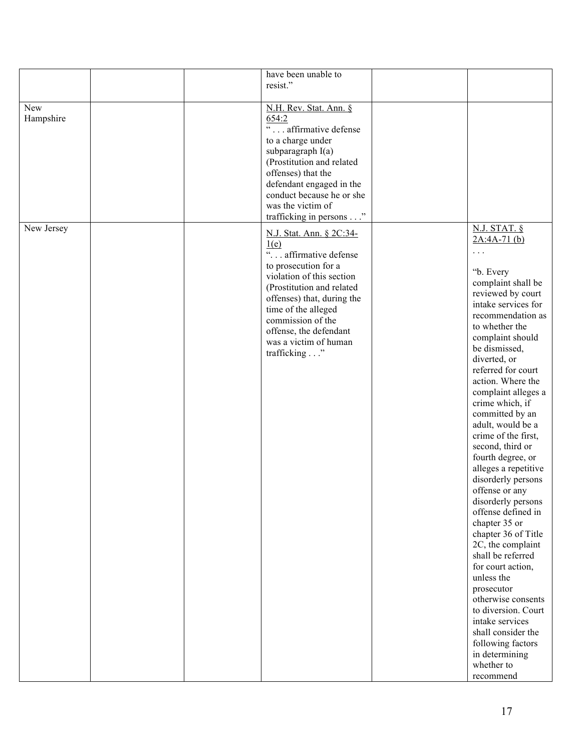| | | | | | |
|---|---|---|---|---|---|
| | | | have been unable to resist." | | |
| New Hampshire | | | N.H. Rev. Stat. Ann. § 654:2 " . . . affirmative defense to a charge under subparagraph I(a) (Prostitution and related offenses) that the defendant engaged in the conduct because he or she was the victim of trafficking in persons . . ." | | |
| New Jersey | | | N.J. Stat. Ann. § 2C:34-1(e) ". . . affirmative defense to prosecution for a violation of this section (Prostitution and related offenses) that, during the time of the alleged commission of the offense, the defendant was a victim of human trafficking . . ." | | N.J. STAT. § 2A:4A-71 (b) . . . "b. Every complaint shall be reviewed by court intake services for recommendation as to whether the complaint should be dismissed, diverted, or referred for court action. Where the complaint alleges a crime which, if committed by an adult, would be a crime of the first, second, third or fourth degree, or alleges a repetitive disorderly persons offense or any disorderly persons offense defined in chapter 35 or chapter 36 of Title 2C, the complaint shall be referred for court action, unless the prosecutor otherwise consents to diversion. Court intake services shall consider the following factors in determining whether to recommend |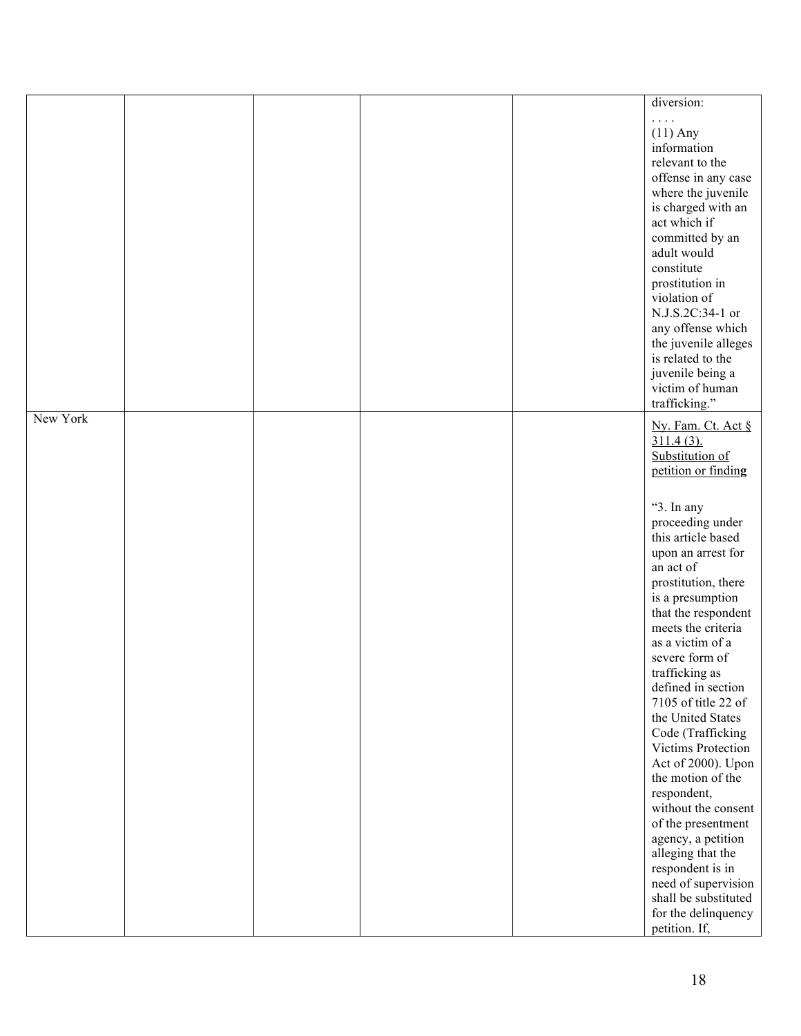| | | | | | |
|---|---|---|---|---|---|
| | | | | | diversion: . . . . (11) Any information relevant to the offense in any case where the juvenile is charged with an act which if committed by an adult would constitute prostitution in violation of N.J.S.2C:34-1 or any offense which the juvenile alleges is related to the juvenile being a victim of human trafficking." |
| New York | | | | | Ny. Fam. Ct. Act § 311.4 (3). Substitution of petition or finding<br><br>"3. In any proceeding under this article based upon an arrest for an act of prostitution, there is a presumption that the respondent meets the criteria as a victim of a severe form of trafficking as defined in section 7105 of title 22 of the United States Code (Trafficking Victims Protection Act of 2000). Upon the motion of the respondent, without the consent of the presentment agency, a petition alleging that the respondent is in need of supervision shall be substituted for the delinquency petition. If, |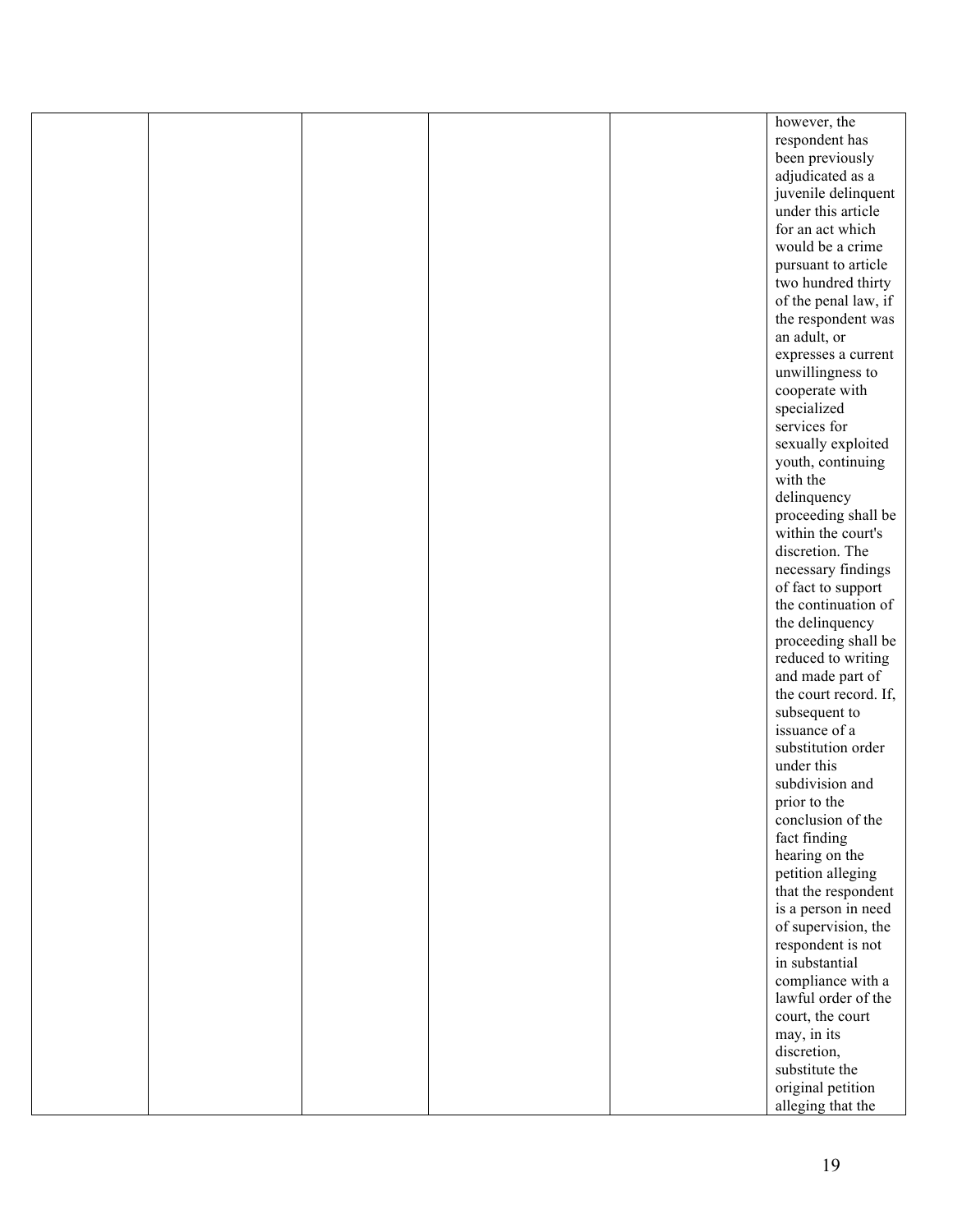| | | | | | |
|---|---|---|---|---|---|
| | | | | | however, the respondent has been previously adjudicated as a juvenile delinquent under this article for an act which would be a crime pursuant to article two hundred thirty of the penal law, if the respondent was an adult, or expresses a current unwillingness to cooperate with specialized services for sexually exploited youth, continuing with the delinquency proceeding shall be within the court's discretion. The necessary findings of fact to support the continuation of the delinquency proceeding shall be reduced to writing and made part of the court record. If, subsequent to issuance of a substitution order under this subdivision and prior to the conclusion of the fact finding hearing on the petition alleging that the respondent is a person in need of supervision, the respondent is not in substantial compliance with a lawful order of the court, the court may, in its discretion, substitute the original petition alleging that the |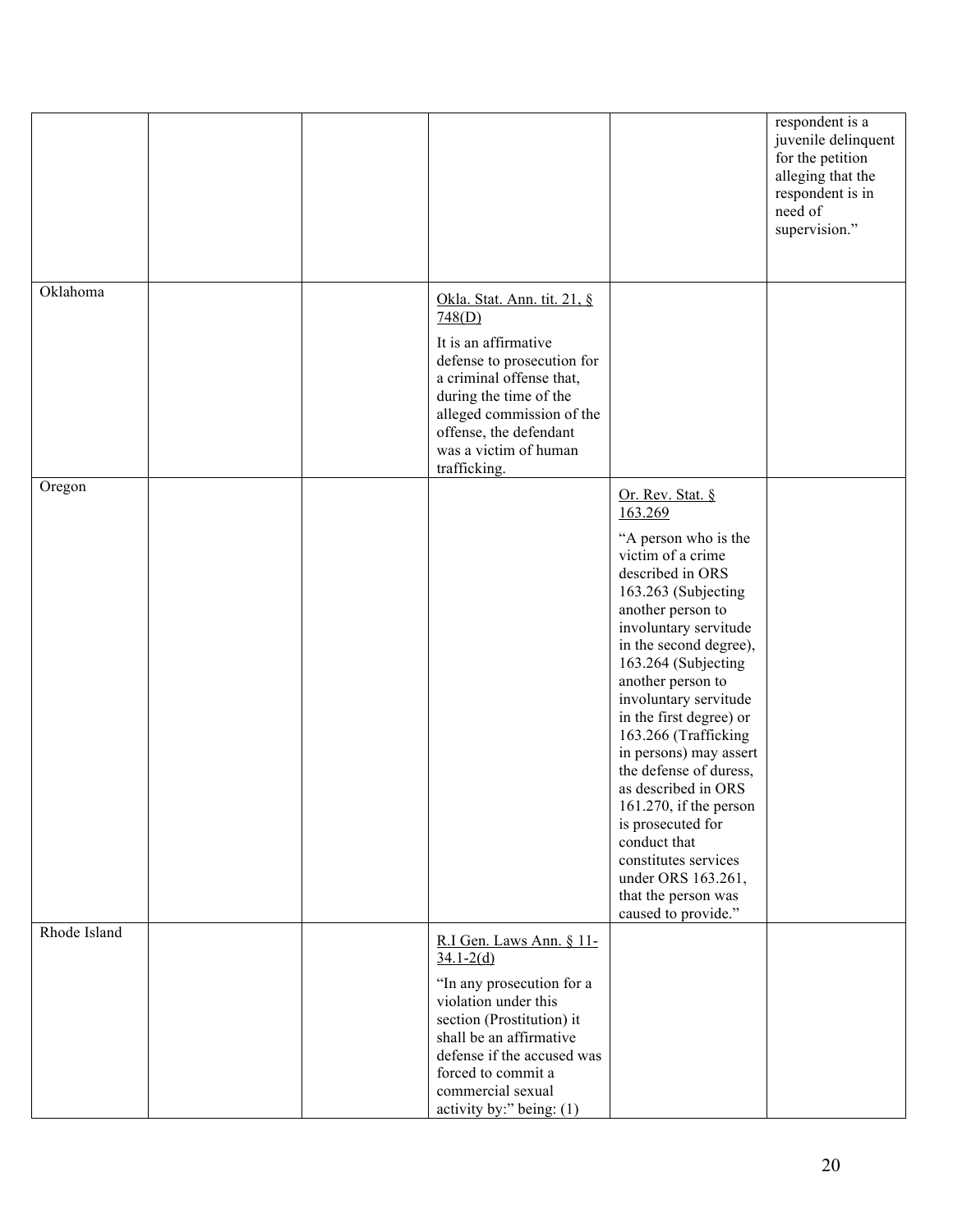| | | | | | |
|---|---|---|---|---|---|
| | | | | | respondent is a juvenile delinquent for the petition alleging that the respondent is in need of supervision." |
| Oklahoma | | | Okla. Stat. Ann. tit. 21, § 748(D)<br><br>It is an affirmative defense to prosecution for a criminal offense that, during the time of the alleged commission of the offense, the defendant was a victim of human trafficking. | | |
| Oregon | | | | Or. Rev. Stat. § 163.269<br><br>"A person who is the victim of a crime described in ORS 163.263 (Subjecting another person to involuntary servitude in the second degree), 163.264 (Subjecting another person to involuntary servitude in the first degree) or 163.266 (Trafficking in persons) may assert the defense of duress, as described in ORS 161.270, if the person is prosecuted for conduct that constitutes services under ORS 163.261, that the person was caused to provide." | |
| Rhode Island | | | R.I Gen. Laws Ann. § 11-34.1-2(d)<br><br>"In any prosecution for a violation under this section (Prostitution) it shall be an affirmative defense if the accused was forced to commit a commercial sexual activity by:" being: (1) | | |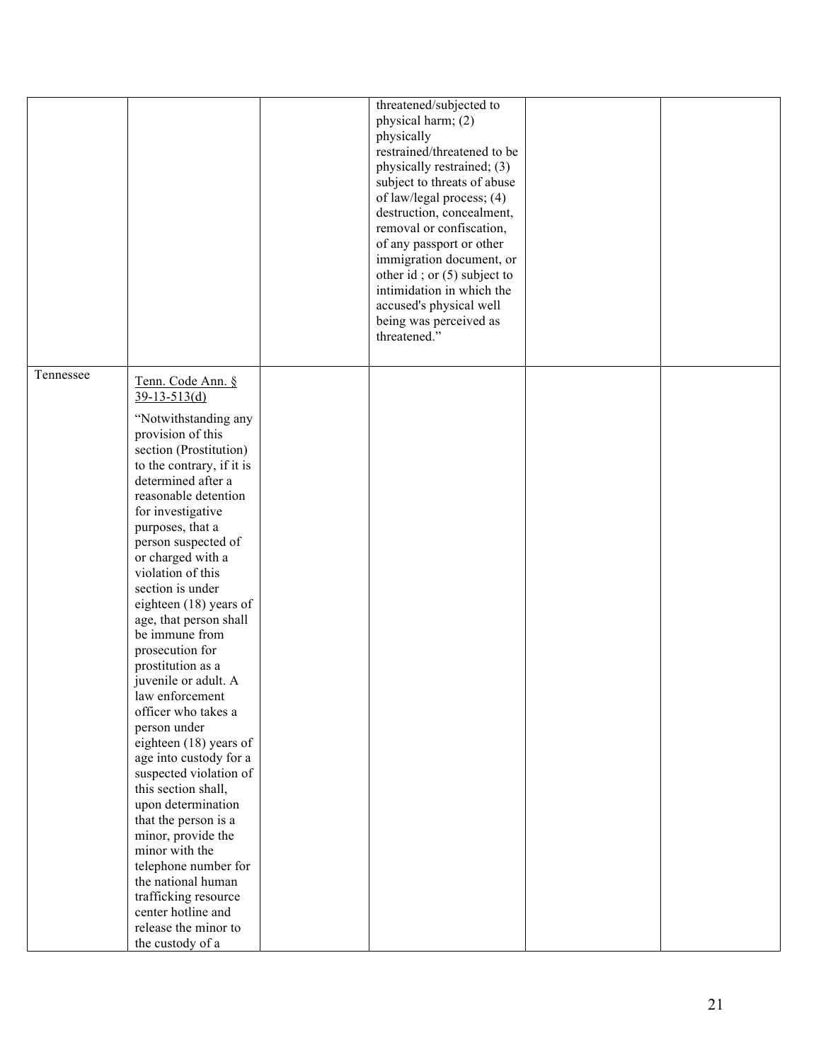| | | | | | |
|---|---|---|---|---|---|
| | | | threatened/subjected to physical harm; (2) physically restrained/threatened to be physically restrained; (3) subject to threats of abuse of law/legal process; (4) destruction, concealment, removal or confiscation, of any passport or other immigration document, or other id ; or (5) subject to intimidation in which the accused's physical well being was perceived as threatened." | | |
| Tennessee | Tenn. Code Ann. § 39-13-513(d)<br><br>"Notwithstanding any provision of this section (Prostitution) to the contrary, if it is determined after a reasonable detention for investigative purposes, that a person suspected of or charged with a violation of this section is under eighteen (18) years of age, that person shall be immune from prosecution for prostitution as a juvenile or adult. A law enforcement officer who takes a person under eighteen (18) years of age into custody for a suspected violation of this section shall, upon determination that the person is a minor, provide the minor with the telephone number for the national human trafficking resource center hotline and release the minor to the custody of a | | | | |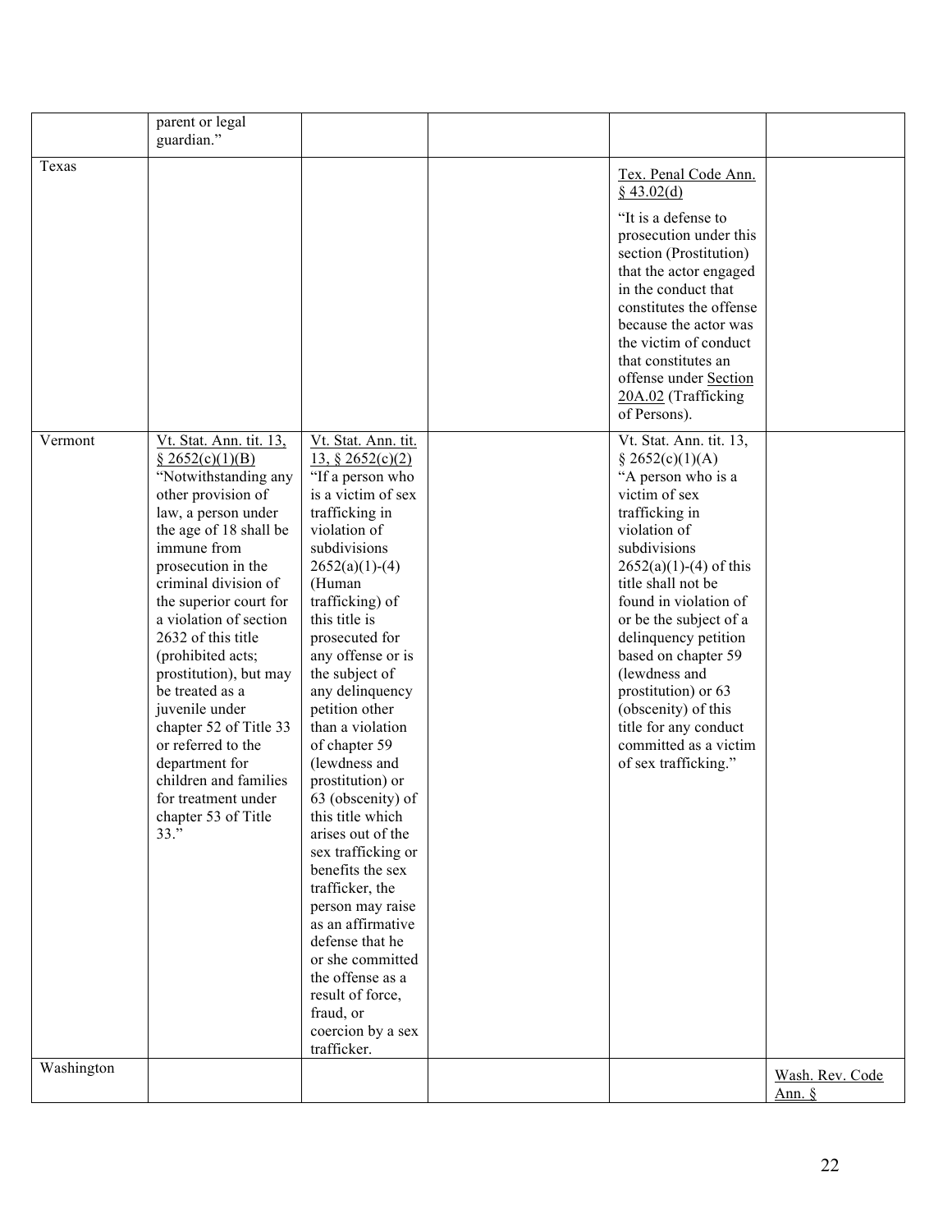| | | | | | |
|---|---|---|---|---|---|
| | parent or legal guardian." | | | | |
| Texas | | | | Tex. Penal Code Ann. § 43.02(d) "It is a defense to prosecution under this section (Prostitution) that the actor engaged in the conduct that constitutes the offense because the actor was the victim of conduct that constitutes an offense under Section 20A.02 (Trafficking of Persons). | |
| Vermont | Vt. Stat. Ann. tit. 13, § 2652(c)(1)(B) "Notwithstanding any other provision of law, a person under the age of 18 shall be immune from prosecution in the criminal division of the superior court for a violation of section 2632 of this title (prohibited acts; prostitution), but may be treated as a juvenile under chapter 52 of Title 33 or referred to the department for children and families for treatment under chapter 53 of Title 33." | Vt. Stat. Ann. tit. 13, § 2652(c)(2) "If a person who is a victim of sex trafficking in violation of subdivisions 2652(a)(1)-(4) (Human trafficking) of this title is prosecuted for any offense or is the subject of any delinquency petition other than a violation of chapter 59 (lewdness and prostitution) or 63 (obscenity) of this title which arises out of the sex trafficking or benefits the sex trafficker, the person may raise as an affirmative defense that he or she committed the offense as a result of force, fraud, or coercion by a sex trafficker. | | Vt. Stat. Ann. tit. 13, § 2652(c)(1)(A) "A person who is a victim of sex trafficking in violation of subdivisions 2652(a)(1)-(4) of this title shall not be found in violation of or be the subject of a delinquency petition based on chapter 59 (lewdness and prostitution) or 63 (obscenity) of this title for any conduct committed as a victim of sex trafficking." | |
| Washington | | | | | Wash. Rev. Code Ann. § |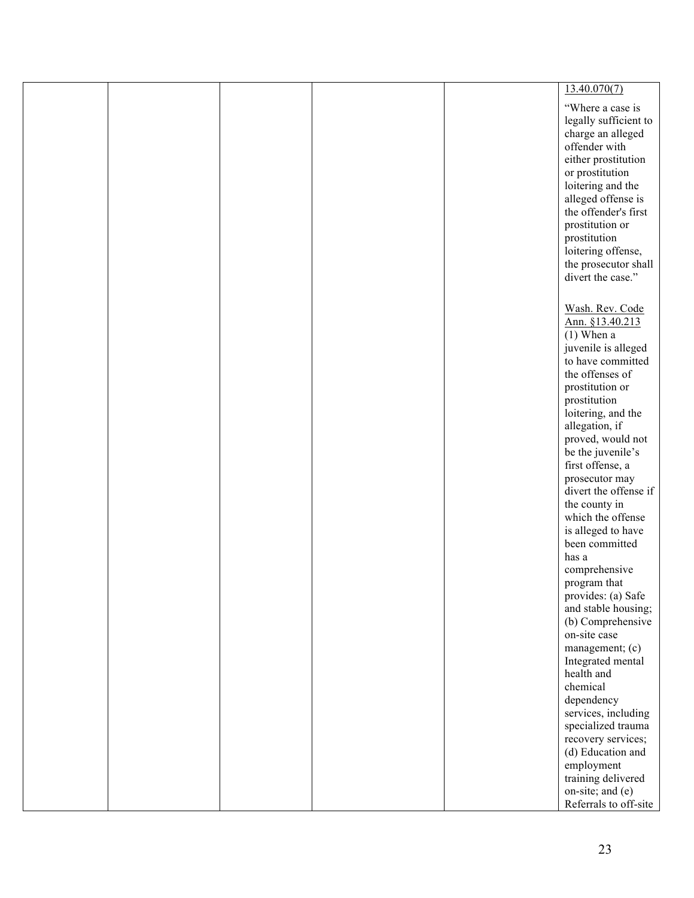| | | | | | |
|---|---|---|---|---|---|
| | | | | | 13.40.070(7)<br><br>"Where a case is legally sufficient to charge an alleged offender with either prostitution or prostitution loitering and the alleged offense is the offender's first prostitution or prostitution loitering offense, the prosecutor shall divert the case."<br><br>Wash. Rev. Code Ann. §13.40.213 (1) When a juvenile is alleged to have committed the offenses of prostitution or prostitution loitering, and the allegation, if proved, would not be the juvenile's first offense, a prosecutor may divert the offense if the county in which the offense is alleged to have been committed has a comprehensive program that provides: (a) Safe and stable housing; (b) Comprehensive on-site case management; (c) Integrated mental health and chemical dependency services, including specialized trauma recovery services; (d) Education and employment training delivered on-site; and (e) Referrals to off-site |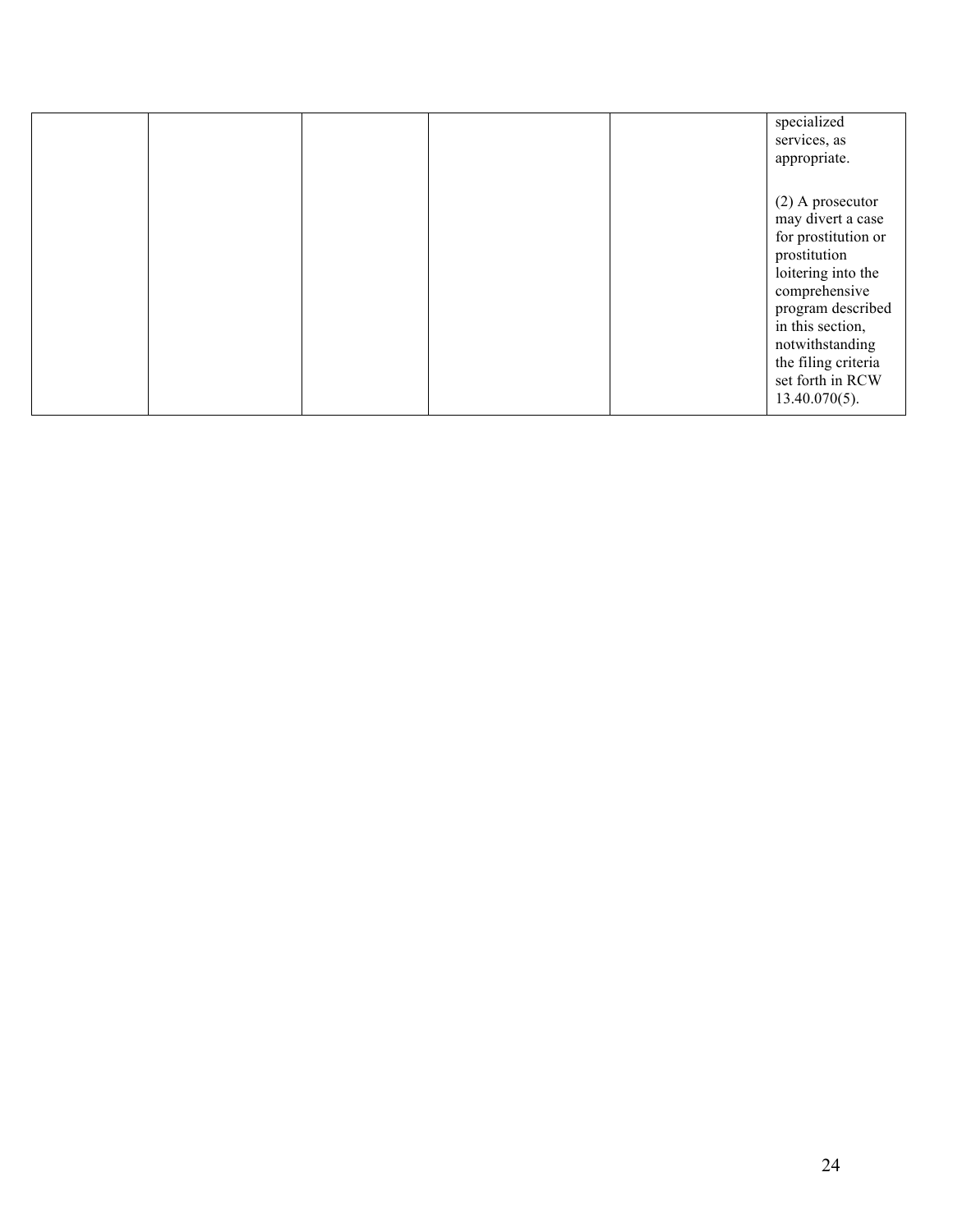| | | | | | |
|---|---|---|---|---|---|
| | | | | | specialized services, as appropriate.<br><br>(2) A prosecutor may divert a case for prostitution or prostitution loitering into the comprehensive program described in this section, notwithstanding the filing criteria set forth in RCW 13.40.070(5). |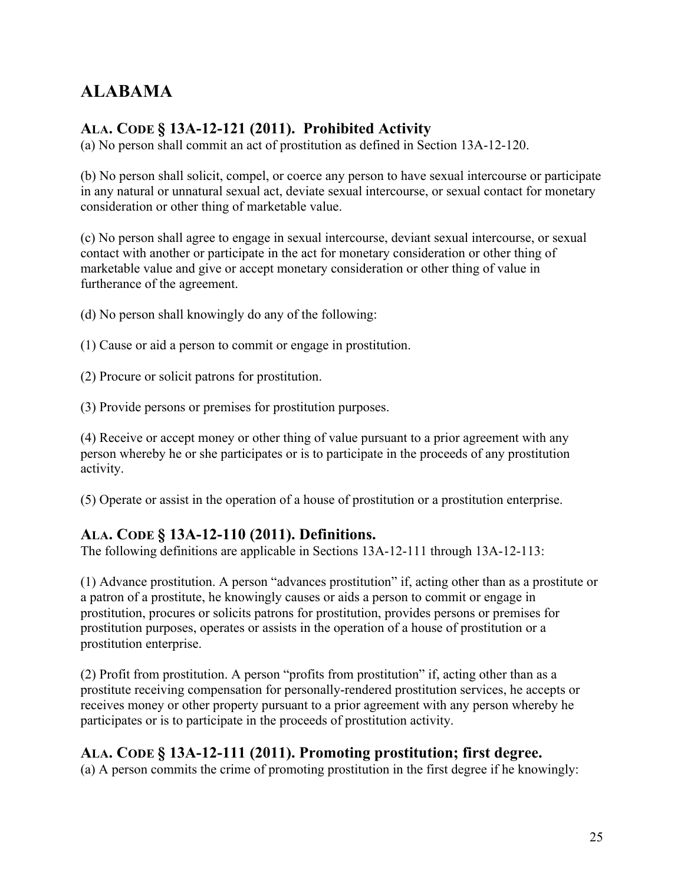# ALABAMA

## ALA. CODE § 13A-12-121 (2011). Prohibited Activity

(a) No person shall commit an act of prostitution as defined in Section 13A-12-120.

(b) No person shall solicit, compel, or coerce any person to have sexual intercourse or participate in any natural or unnatural sexual act, deviate sexual intercourse, or sexual contact for monetary consideration or other thing of marketable value.

(c) No person shall agree to engage in sexual intercourse, deviant sexual intercourse, or sexual contact with another or participate in the act for monetary consideration or other thing of marketable value and give or accept monetary consideration or other thing of value in furtherance of the agreement.

(d) No person shall knowingly do any of the following:

(1) Cause or aid a person to commit or engage in prostitution.

(2) Procure or solicit patrons for prostitution.

(3) Provide persons or premises for prostitution purposes.

(4) Receive or accept money or other thing of value pursuant to a prior agreement with any person whereby he or she participates or is to participate in the proceeds of any prostitution activity.

(5) Operate or assist in the operation of a house of prostitution or a prostitution enterprise.

## ALA. CODE § 13A-12-110 (2011). Definitions.

The following definitions are applicable in Sections 13A-12-111 through 13A-12-113:

(1) Advance prostitution. A person "advances prostitution" if, acting other than as a prostitute or a patron of a prostitute, he knowingly causes or aids a person to commit or engage in prostitution, procures or solicits patrons for prostitution, provides persons or premises for prostitution purposes, operates or assists in the operation of a house of prostitution or a prostitution enterprise.

(2) Profit from prostitution. A person "profits from prostitution" if, acting other than as a prostitute receiving compensation for personally-rendered prostitution services, he accepts or receives money or other property pursuant to a prior agreement with any person whereby he participates or is to participate in the proceeds of prostitution activity.

## ALA. CODE § 13A-12-111 (2011). Promoting prostitution; first degree.

(a) A person commits the crime of promoting prostitution in the first degree if he knowingly: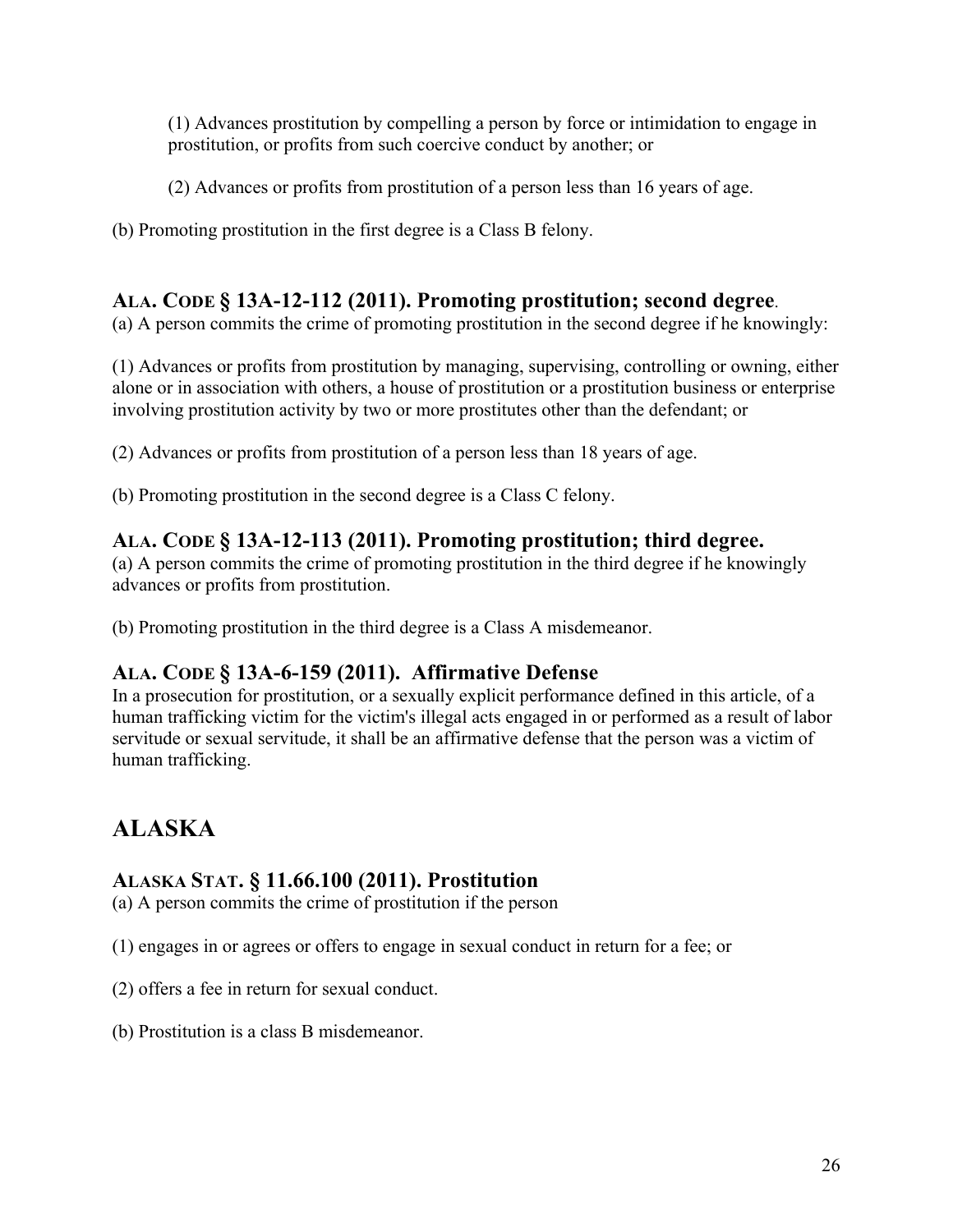(1) Advances prostitution by compelling a person by force or intimidation to engage in prostitution, or profits from such coercive conduct by another; or

(2) Advances or profits from prostitution of a person less than 16 years of age.

(b) Promoting prostitution in the first degree is a Class B felony.

### ALA. CODE § 13A-12-112 (2011). Promoting prostitution; second degree.

(a) A person commits the crime of promoting prostitution in the second degree if he knowingly:

(1) Advances or profits from prostitution by managing, supervising, controlling or owning, either alone or in association with others, a house of prostitution or a prostitution business or enterprise involving prostitution activity by two or more prostitutes other than the defendant; or

(2) Advances or profits from prostitution of a person less than 18 years of age.

(b) Promoting prostitution in the second degree is a Class C felony.

### ALA. CODE § 13A-12-113 (2011). Promoting prostitution; third degree.

(a) A person commits the crime of promoting prostitution in the third degree if he knowingly advances or profits from prostitution.

(b) Promoting prostitution in the third degree is a Class A misdemeanor.

### ALA. CODE § 13A-6-159 (2011). Affirmative Defense

In a prosecution for prostitution, or a sexually explicit performance defined in this article, of a human trafficking victim for the victim's illegal acts engaged in or performed as a result of labor servitude or sexual servitude, it shall be an affirmative defense that the person was a victim of human trafficking.

## ALASKA

### ALASKA STAT. § 11.66.100 (2011). Prostitution

(a) A person commits the crime of prostitution if the person

(1) engages in or agrees or offers to engage in sexual conduct in return for a fee; or

(2) offers a fee in return for sexual conduct.

(b) Prostitution is a class B misdemeanor.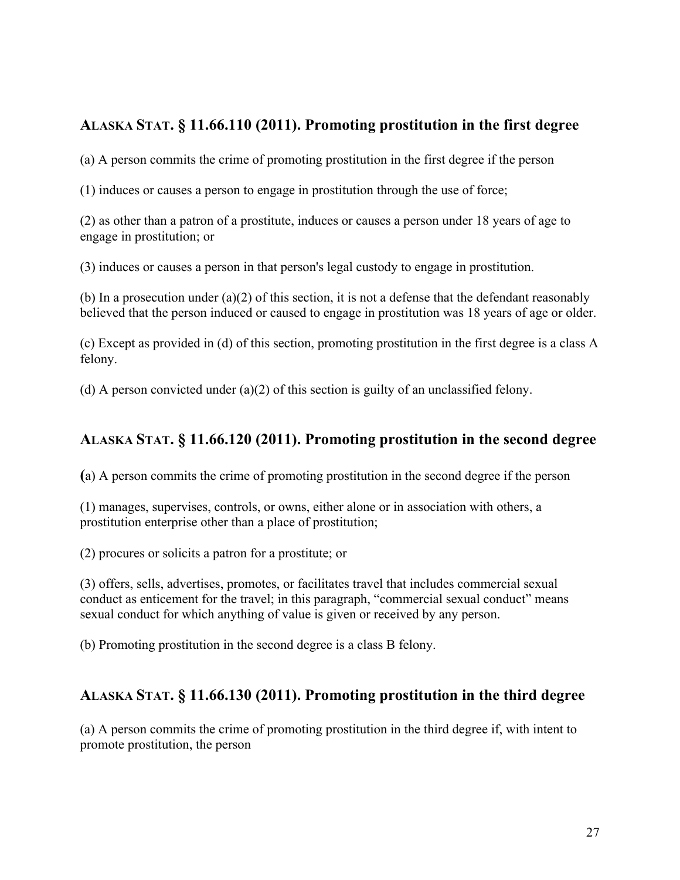## ALASKA STAT. § 11.66.110 (2011). Promoting prostitution in the first degree

(a) A person commits the crime of promoting prostitution in the first degree if the person

(1) induces or causes a person to engage in prostitution through the use of force;

(2) as other than a patron of a prostitute, induces or causes a person under 18 years of age to engage in prostitution; or

(3) induces or causes a person in that person's legal custody to engage in prostitution.

(b) In a prosecution under (a)(2) of this section, it is not a defense that the defendant reasonably believed that the person induced or caused to engage in prostitution was 18 years of age or older.

(c) Except as provided in (d) of this section, promoting prostitution in the first degree is a class A felony.

(d) A person convicted under (a)(2) of this section is guilty of an unclassified felony.

## ALASKA STAT. § 11.66.120 (2011). Promoting prostitution in the second degree

(a) A person commits the crime of promoting prostitution in the second degree if the person

(1) manages, supervises, controls, or owns, either alone or in association with others, a prostitution enterprise other than a place of prostitution;

(2) procures or solicits a patron for a prostitute; or

(3) offers, sells, advertises, promotes, or facilitates travel that includes commercial sexual conduct as enticement for the travel; in this paragraph, "commercial sexual conduct" means sexual conduct for which anything of value is given or received by any person.

(b) Promoting prostitution in the second degree is a class B felony.

## ALASKA STAT. § 11.66.130 (2011). Promoting prostitution in the third degree

(a) A person commits the crime of promoting prostitution in the third degree if, with intent to promote prostitution, the person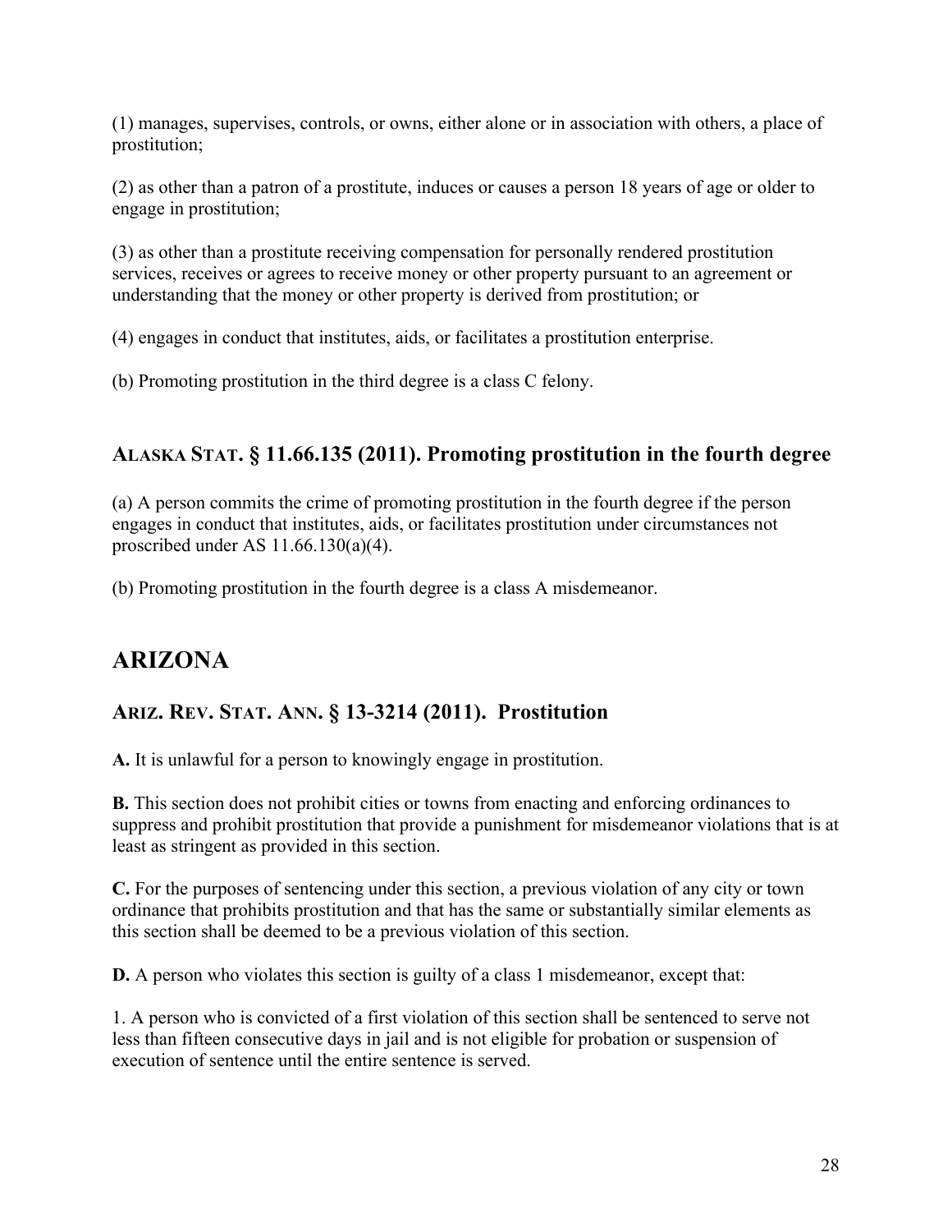(1) manages, supervises, controls, or owns, either alone or in association with others, a place of prostitution;

(2) as other than a patron of a prostitute, induces or causes a person 18 years of age or older to engage in prostitution;

(3) as other than a prostitute receiving compensation for personally rendered prostitution services, receives or agrees to receive money or other property pursuant to an agreement or understanding that the money or other property is derived from prostitution; or

(4) engages in conduct that institutes, aids, or facilitates a prostitution enterprise.

(b) Promoting prostitution in the third degree is a class C felony.

### ALASKA STAT. § 11.66.135 (2011). Promoting prostitution in the fourth degree

(a) A person commits the crime of promoting prostitution in the fourth degree if the person engages in conduct that institutes, aids, or facilitates prostitution under circumstances not proscribed under AS 11.66.130(a)(4).

(b) Promoting prostitution in the fourth degree is a class A misdemeanor.

## ARIZONA

### ARIZ. REV. STAT. ANN. § 13-3214 (2011). Prostitution

**A.** It is unlawful for a person to knowingly engage in prostitution.

**B.** This section does not prohibit cities or towns from enacting and enforcing ordinances to suppress and prohibit prostitution that provide a punishment for misdemeanor violations that is at least as stringent as provided in this section.

**C.** For the purposes of sentencing under this section, a previous violation of any city or town ordinance that prohibits prostitution and that has the same or substantially similar elements as this section shall be deemed to be a previous violation of this section.

**D.** A person who violates this section is guilty of a class 1 misdemeanor, except that:

1. A person who is convicted of a first violation of this section shall be sentenced to serve not less than fifteen consecutive days in jail and is not eligible for probation or suspension of execution of sentence until the entire sentence is served.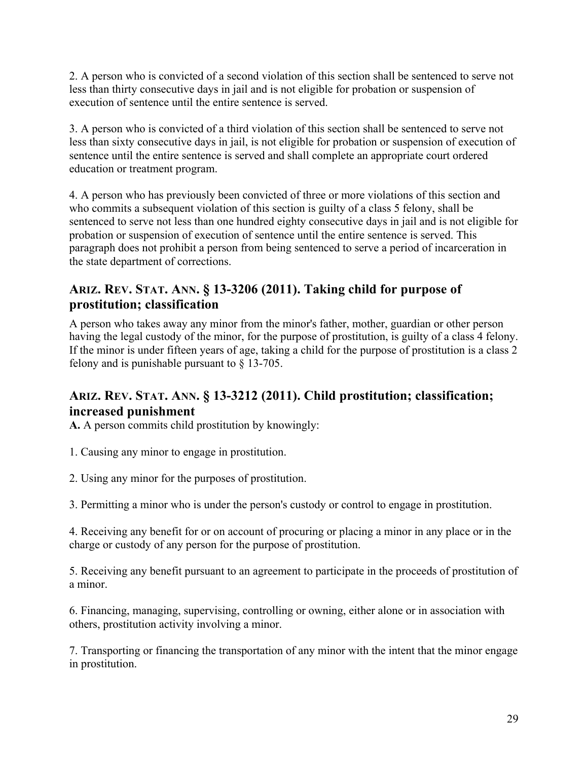2. A person who is convicted of a second violation of this section shall be sentenced to serve not less than thirty consecutive days in jail and is not eligible for probation or suspension of execution of sentence until the entire sentence is served.

3. A person who is convicted of a third violation of this section shall be sentenced to serve not less than sixty consecutive days in jail, is not eligible for probation or suspension of execution of sentence until the entire sentence is served and shall complete an appropriate court ordered education or treatment program.

4. A person who has previously been convicted of three or more violations of this section and who commits a subsequent violation of this section is guilty of a class 5 felony, shall be sentenced to serve not less than one hundred eighty consecutive days in jail and is not eligible for probation or suspension of execution of sentence until the entire sentence is served. This paragraph does not prohibit a person from being sentenced to serve a period of incarceration in the state department of corrections.

## ARIZ. REV. STAT. ANN. § 13-3206 (2011). Taking child for purpose of prostitution; classification

A person who takes away any minor from the minor's father, mother, guardian or other person having the legal custody of the minor, for the purpose of prostitution, is guilty of a class 4 felony. If the minor is under fifteen years of age, taking a child for the purpose of prostitution is a class 2 felony and is punishable pursuant to § 13-705.

## ARIZ. REV. STAT. ANN. § 13-3212 (2011). Child prostitution; classification; increased punishment

**A.** A person commits child prostitution by knowingly:

1. Causing any minor to engage in prostitution.

2. Using any minor for the purposes of prostitution.

3. Permitting a minor who is under the person's custody or control to engage in prostitution.

4. Receiving any benefit for or on account of procuring or placing a minor in any place or in the charge or custody of any person for the purpose of prostitution.

5. Receiving any benefit pursuant to an agreement to participate in the proceeds of prostitution of a minor.

6. Financing, managing, supervising, controlling or owning, either alone or in association with others, prostitution activity involving a minor.

7. Transporting or financing the transportation of any minor with the intent that the minor engage in prostitution.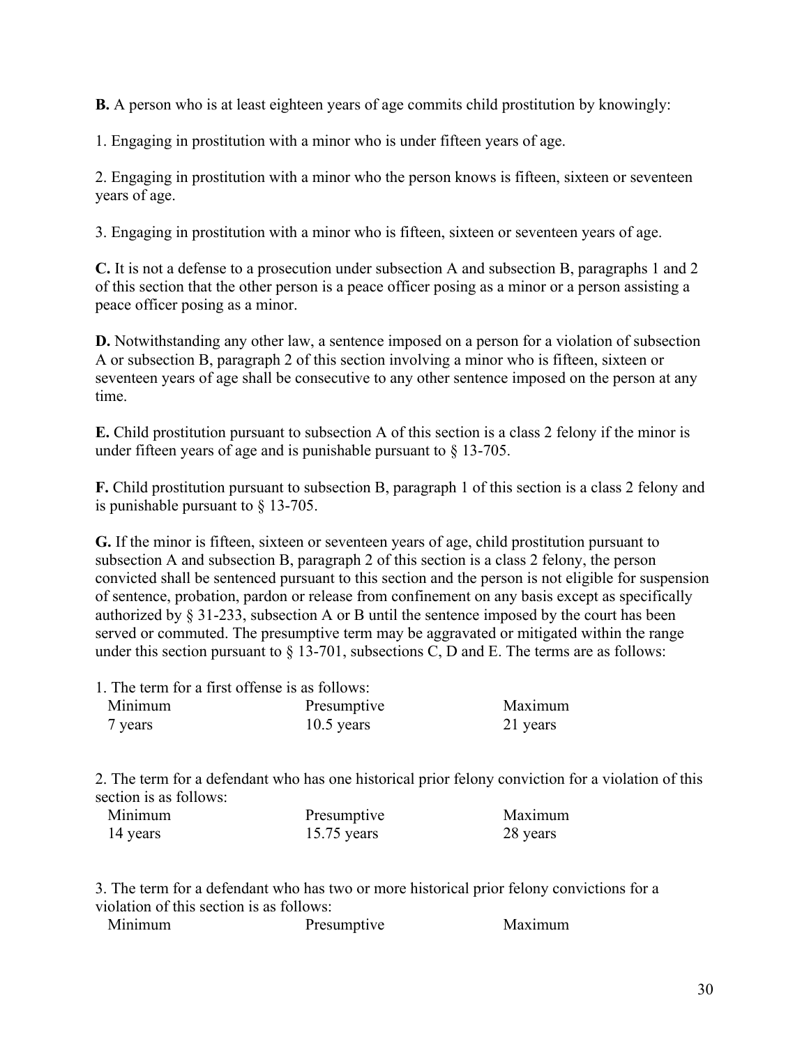**B.** A person who is at least eighteen years of age commits child prostitution by knowingly:

1. Engaging in prostitution with a minor who is under fifteen years of age.

2. Engaging in prostitution with a minor who the person knows is fifteen, sixteen or seventeen years of age.

3. Engaging in prostitution with a minor who is fifteen, sixteen or seventeen years of age.

**C.** It is not a defense to a prosecution under subsection A and subsection B, paragraphs 1 and 2 of this section that the other person is a peace officer posing as a minor or a person assisting a peace officer posing as a minor.

**D.** Notwithstanding any other law, a sentence imposed on a person for a violation of subsection A or subsection B, paragraph 2 of this section involving a minor who is fifteen, sixteen or seventeen years of age shall be consecutive to any other sentence imposed on the person at any time.

**E.** Child prostitution pursuant to subsection A of this section is a class 2 felony if the minor is under fifteen years of age and is punishable pursuant to § 13-705.

**F.** Child prostitution pursuant to subsection B, paragraph 1 of this section is a class 2 felony and is punishable pursuant to § 13-705.

**G.** If the minor is fifteen, sixteen or seventeen years of age, child prostitution pursuant to subsection A and subsection B, paragraph 2 of this section is a class 2 felony, the person convicted shall be sentenced pursuant to this section and the person is not eligible for suspension of sentence, probation, pardon or release from confinement on any basis except as specifically authorized by § 31-233, subsection A or B until the sentence imposed by the court has been served or commuted. The presumptive term may be aggravated or mitigated within the range under this section pursuant to § 13-701, subsections C, D and E. The terms are as follows:

1. The term for a first offense is as follows:

| Minimum | Presumptive | Maximum |
|---|---|---|
| 7 years | 10.5 years | 21 years |

2. The term for a defendant who has one historical prior felony conviction for a violation of this section is as follows:

| Minimum | Presumptive | Maximum |
|---|---|---|
| 14 years | 15.75 years | 28 years |

3. The term for a defendant who has two or more historical prior felony convictions for a violation of this section is as follows:

| Minimum | Presumptive | Maximum |
|---|---|---|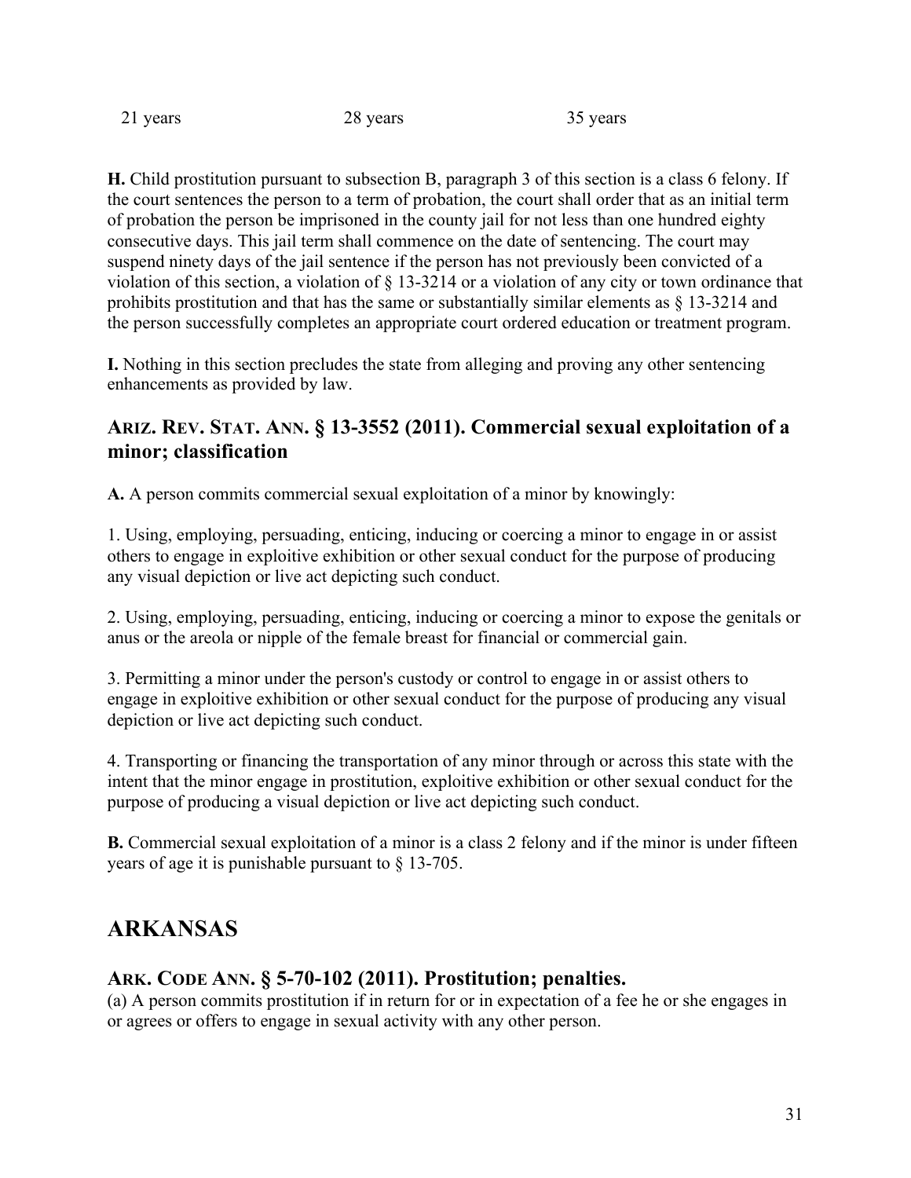| 21 years | 28 years | 35 years |
|---|---|---|

**H.** Child prostitution pursuant to subsection B, paragraph 3 of this section is a class 6 felony. If the court sentences the person to a term of probation, the court shall order that as an initial term of probation the person be imprisoned in the county jail for not less than one hundred eighty consecutive days. This jail term shall commence on the date of sentencing. The court may suspend ninety days of the jail sentence if the person has not previously been convicted of a violation of this section, a violation of § 13-3214 or a violation of any city or town ordinance that prohibits prostitution and that has the same or substantially similar elements as § 13-3214 and the person successfully completes an appropriate court ordered education or treatment program.

**I.** Nothing in this section precludes the state from alleging and proving any other sentencing enhancements as provided by law.

### ARIZ. REV. STAT. ANN. § 13-3552 (2011). Commercial sexual exploitation of a minor; classification

**A.** A person commits commercial sexual exploitation of a minor by knowingly:

1. Using, employing, persuading, enticing, inducing or coercing a minor to engage in or assist others to engage in exploitive exhibition or other sexual conduct for the purpose of producing any visual depiction or live act depicting such conduct.

2. Using, employing, persuading, enticing, inducing or coercing a minor to expose the genitals or anus or the areola or nipple of the female breast for financial or commercial gain.

3. Permitting a minor under the person's custody or control to engage in or assist others to engage in exploitive exhibition or other sexual conduct for the purpose of producing any visual depiction or live act depicting such conduct.

4. Transporting or financing the transportation of any minor through or across this state with the intent that the minor engage in prostitution, exploitive exhibition or other sexual conduct for the purpose of producing a visual depiction or live act depicting such conduct.

**B.** Commercial sexual exploitation of a minor is a class 2 felony and if the minor is under fifteen years of age it is punishable pursuant to § 13-705.

## ARKANSAS

### ARK. CODE ANN. § 5-70-102 (2011). Prostitution; penalties.

(a) A person commits prostitution if in return for or in expectation of a fee he or she engages in or agrees or offers to engage in sexual activity with any other person.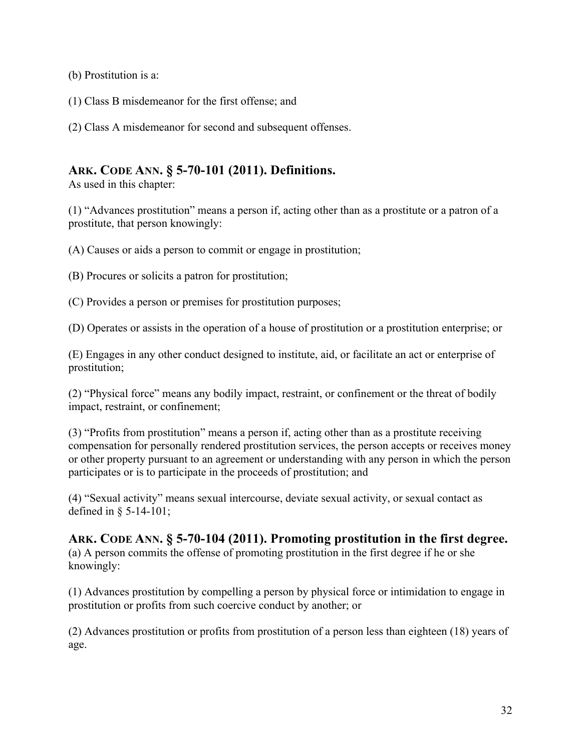(b) Prostitution is a:

(1) Class B misdemeanor for the first offense; and

(2) Class A misdemeanor for second and subsequent offenses.

### ARK. CODE ANN. § 5-70-101 (2011). Definitions.

As used in this chapter:

(1) "Advances prostitution" means a person if, acting other than as a prostitute or a patron of a prostitute, that person knowingly:

(A) Causes or aids a person to commit or engage in prostitution;

(B) Procures or solicits a patron for prostitution;

(C) Provides a person or premises for prostitution purposes;

(D) Operates or assists in the operation of a house of prostitution or a prostitution enterprise; or

(E) Engages in any other conduct designed to institute, aid, or facilitate an act or enterprise of prostitution;

(2) "Physical force" means any bodily impact, restraint, or confinement or the threat of bodily impact, restraint, or confinement;

(3) "Profits from prostitution" means a person if, acting other than as a prostitute receiving compensation for personally rendered prostitution services, the person accepts or receives money or other property pursuant to an agreement or understanding with any person in which the person participates or is to participate in the proceeds of prostitution; and

(4) "Sexual activity" means sexual intercourse, deviate sexual activity, or sexual contact as defined in § 5-14-101;

### ARK. CODE ANN. § 5-70-104 (2011). Promoting prostitution in the first degree.

(a) A person commits the offense of promoting prostitution in the first degree if he or she knowingly:

(1) Advances prostitution by compelling a person by physical force or intimidation to engage in prostitution or profits from such coercive conduct by another; or

(2) Advances prostitution or profits from prostitution of a person less than eighteen (18) years of age.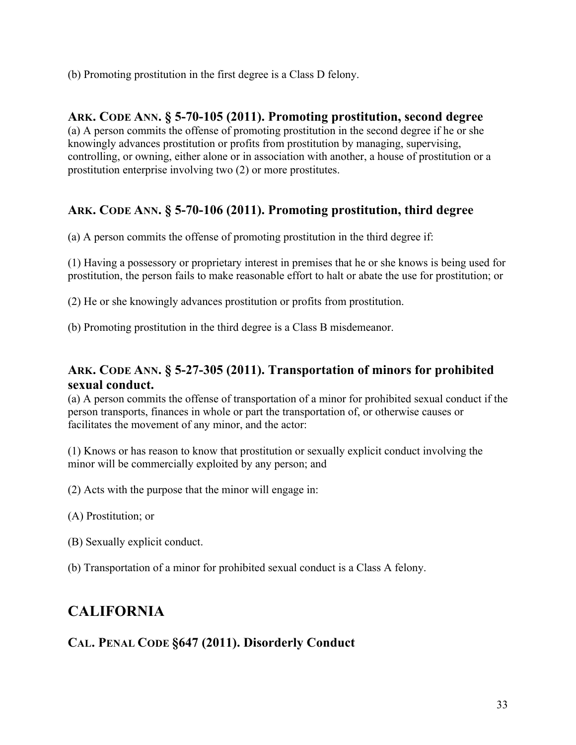(b) Promoting prostitution in the first degree is a Class D felony.

### ARK. CODE ANN. § 5-70-105 (2011). Promoting prostitution, second degree

(a) A person commits the offense of promoting prostitution in the second degree if he or she knowingly advances prostitution or profits from prostitution by managing, supervising, controlling, or owning, either alone or in association with another, a house of prostitution or a prostitution enterprise involving two (2) or more prostitutes.

### ARK. CODE ANN. § 5-70-106 (2011). Promoting prostitution, third degree

(a) A person commits the offense of promoting prostitution in the third degree if:

(1) Having a possessory or proprietary interest in premises that he or she knows is being used for prostitution, the person fails to make reasonable effort to halt or abate the use for prostitution; or

(2) He or she knowingly advances prostitution or profits from prostitution.

(b) Promoting prostitution in the third degree is a Class B misdemeanor.

### ARK. CODE ANN. § 5-27-305 (2011). Transportation of minors for prohibited sexual conduct.

(a) A person commits the offense of transportation of a minor for prohibited sexual conduct if the person transports, finances in whole or part the transportation of, or otherwise causes or facilitates the movement of any minor, and the actor:

(1) Knows or has reason to know that prostitution or sexually explicit conduct involving the minor will be commercially exploited by any person; and

(2) Acts with the purpose that the minor will engage in:

(A) Prostitution; or

(B) Sexually explicit conduct.

(b) Transportation of a minor for prohibited sexual conduct is a Class A felony.

## CALIFORNIA

### CAL. PENAL CODE §647 (2011). Disorderly Conduct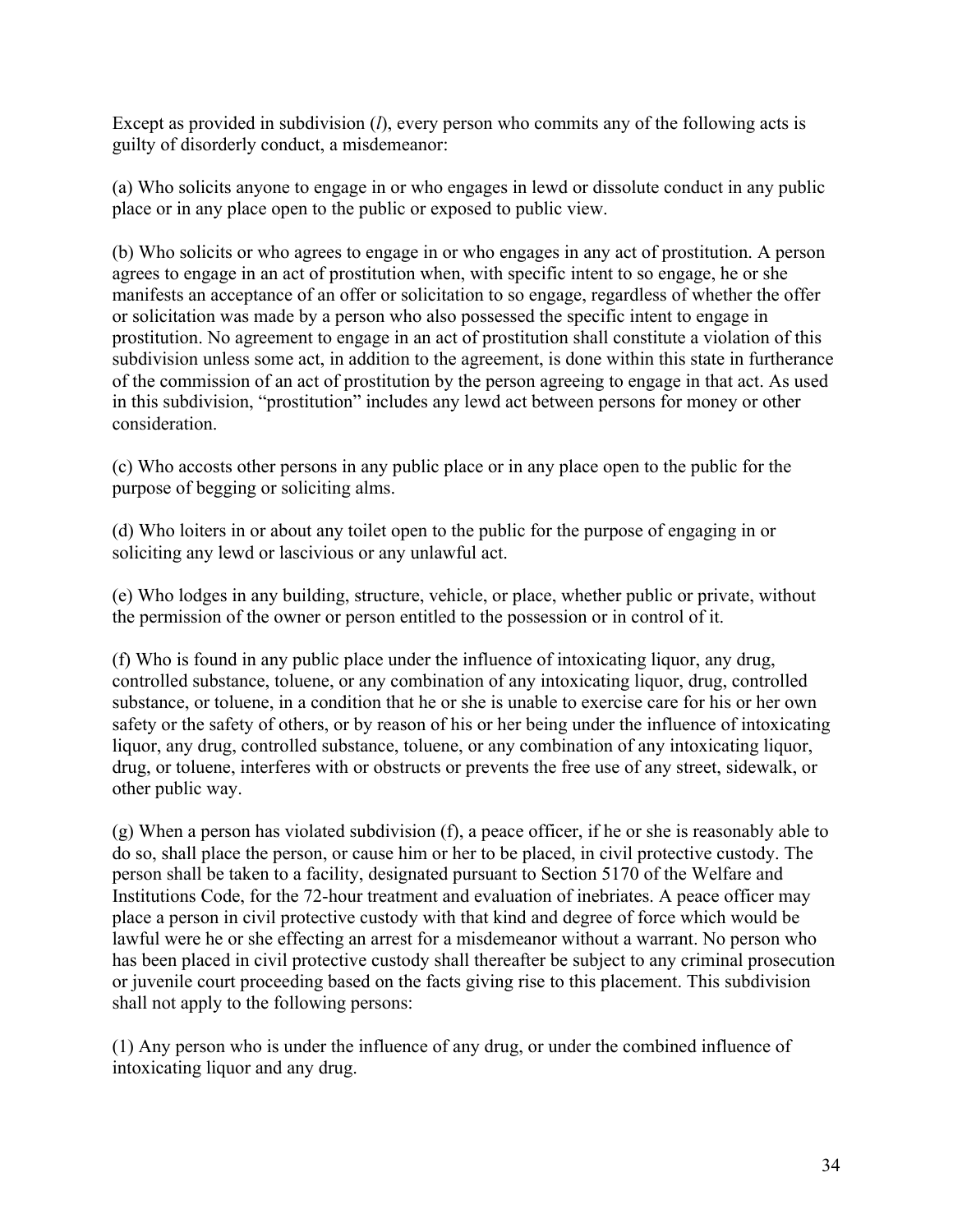Except as provided in subdivision (*l*), every person who commits any of the following acts is guilty of disorderly conduct, a misdemeanor:

(a) Who solicits anyone to engage in or who engages in lewd or dissolute conduct in any public place or in any place open to the public or exposed to public view.

(b) Who solicits or who agrees to engage in or who engages in any act of prostitution. A person agrees to engage in an act of prostitution when, with specific intent to so engage, he or she manifests an acceptance of an offer or solicitation to so engage, regardless of whether the offer or solicitation was made by a person who also possessed the specific intent to engage in prostitution. No agreement to engage in an act of prostitution shall constitute a violation of this subdivision unless some act, in addition to the agreement, is done within this state in furtherance of the commission of an act of prostitution by the person agreeing to engage in that act. As used in this subdivision, "prostitution" includes any lewd act between persons for money or other consideration.

(c) Who accosts other persons in any public place or in any place open to the public for the purpose of begging or soliciting alms.

(d) Who loiters in or about any toilet open to the public for the purpose of engaging in or soliciting any lewd or lascivious or any unlawful act.

(e) Who lodges in any building, structure, vehicle, or place, whether public or private, without the permission of the owner or person entitled to the possession or in control of it.

(f) Who is found in any public place under the influence of intoxicating liquor, any drug, controlled substance, toluene, or any combination of any intoxicating liquor, drug, controlled substance, or toluene, in a condition that he or she is unable to exercise care for his or her own safety or the safety of others, or by reason of his or her being under the influence of intoxicating liquor, any drug, controlled substance, toluene, or any combination of any intoxicating liquor, drug, or toluene, interferes with or obstructs or prevents the free use of any street, sidewalk, or other public way.

(g) When a person has violated subdivision (f), a peace officer, if he or she is reasonably able to do so, shall place the person, or cause him or her to be placed, in civil protective custody. The person shall be taken to a facility, designated pursuant to Section 5170 of the Welfare and Institutions Code, for the 72-hour treatment and evaluation of inebriates. A peace officer may place a person in civil protective custody with that kind and degree of force which would be lawful were he or she effecting an arrest for a misdemeanor without a warrant. No person who has been placed in civil protective custody shall thereafter be subject to any criminal prosecution or juvenile court proceeding based on the facts giving rise to this placement. This subdivision shall not apply to the following persons:

(1) Any person who is under the influence of any drug, or under the combined influence of intoxicating liquor and any drug.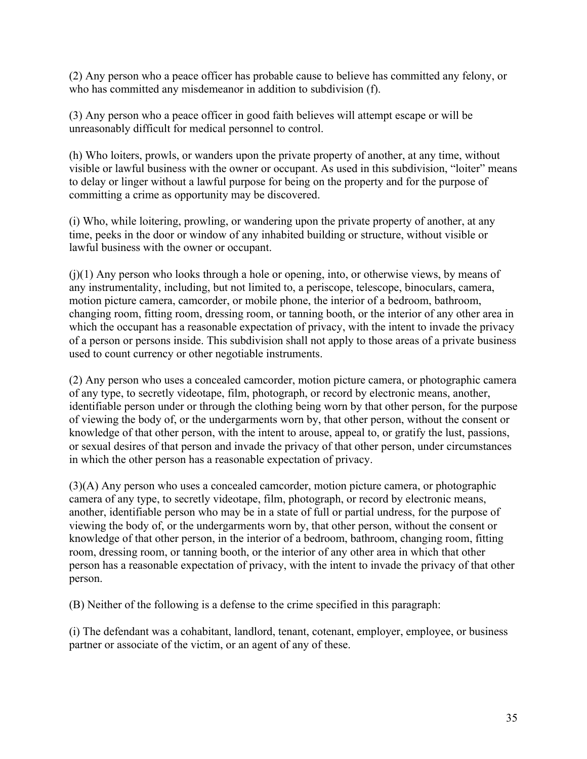(2) Any person who a peace officer has probable cause to believe has committed any felony, or who has committed any misdemeanor in addition to subdivision (f).

(3) Any person who a peace officer in good faith believes will attempt escape or will be unreasonably difficult for medical personnel to control.

(h) Who loiters, prowls, or wanders upon the private property of another, at any time, without visible or lawful business with the owner or occupant. As used in this subdivision, "loiter" means to delay or linger without a lawful purpose for being on the property and for the purpose of committing a crime as opportunity may be discovered.

(i) Who, while loitering, prowling, or wandering upon the private property of another, at any time, peeks in the door or window of any inhabited building or structure, without visible or lawful business with the owner or occupant.

(j)(1) Any person who looks through a hole or opening, into, or otherwise views, by means of any instrumentality, including, but not limited to, a periscope, telescope, binoculars, camera, motion picture camera, camcorder, or mobile phone, the interior of a bedroom, bathroom, changing room, fitting room, dressing room, or tanning booth, or the interior of any other area in which the occupant has a reasonable expectation of privacy, with the intent to invade the privacy of a person or persons inside. This subdivision shall not apply to those areas of a private business used to count currency or other negotiable instruments.

(2) Any person who uses a concealed camcorder, motion picture camera, or photographic camera of any type, to secretly videotape, film, photograph, or record by electronic means, another, identifiable person under or through the clothing being worn by that other person, for the purpose of viewing the body of, or the undergarments worn by, that other person, without the consent or knowledge of that other person, with the intent to arouse, appeal to, or gratify the lust, passions, or sexual desires of that person and invade the privacy of that other person, under circumstances in which the other person has a reasonable expectation of privacy.

(3)(A) Any person who uses a concealed camcorder, motion picture camera, or photographic camera of any type, to secretly videotape, film, photograph, or record by electronic means, another, identifiable person who may be in a state of full or partial undress, for the purpose of viewing the body of, or the undergarments worn by, that other person, without the consent or knowledge of that other person, in the interior of a bedroom, bathroom, changing room, fitting room, dressing room, or tanning booth, or the interior of any other area in which that other person has a reasonable expectation of privacy, with the intent to invade the privacy of that other person.

(B) Neither of the following is a defense to the crime specified in this paragraph:

(i) The defendant was a cohabitant, landlord, tenant, cotenant, employer, employee, or business partner or associate of the victim, or an agent of any of these.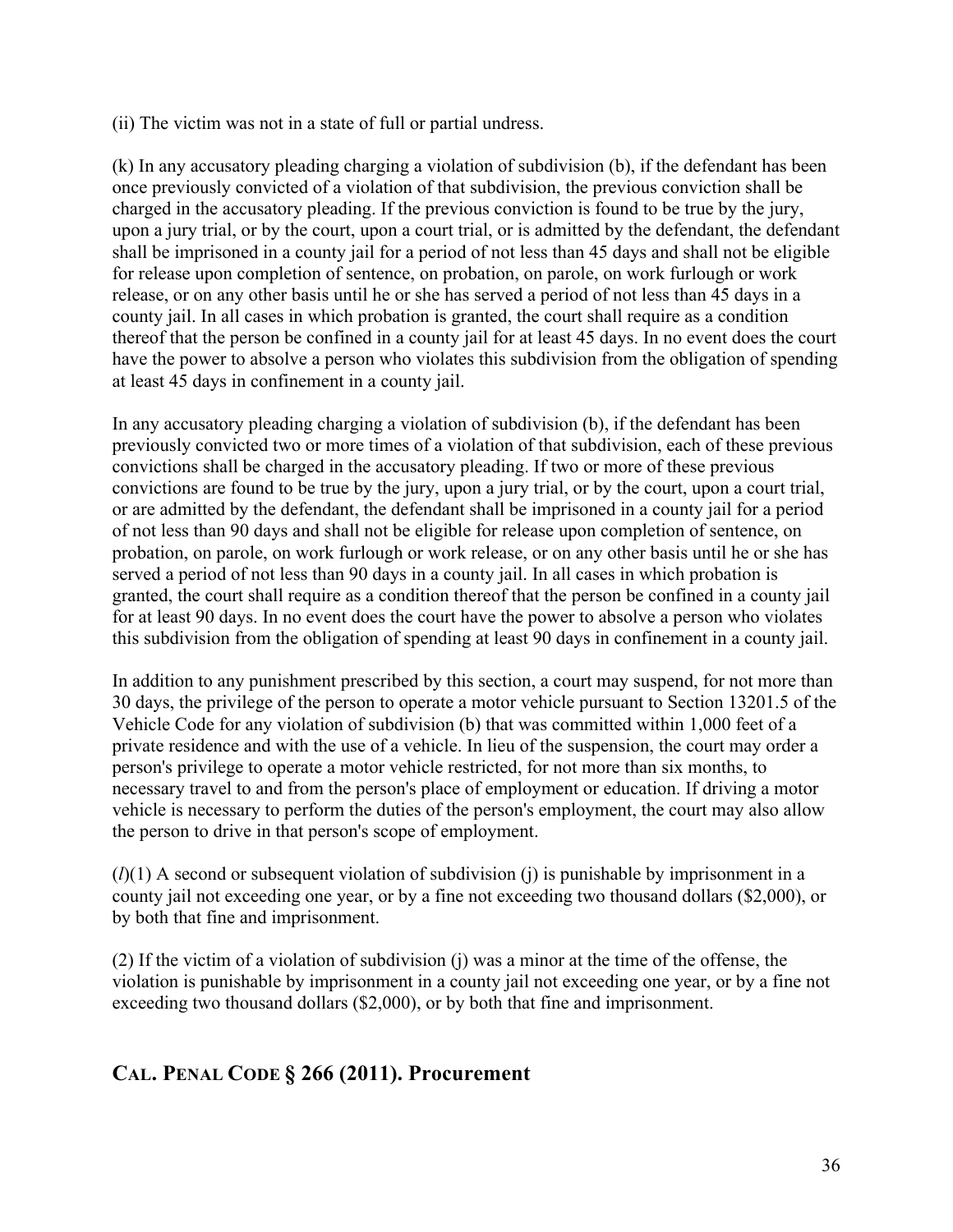(ii) The victim was not in a state of full or partial undress.

(k) In any accusatory pleading charging a violation of subdivision (b), if the defendant has been once previously convicted of a violation of that subdivision, the previous conviction shall be charged in the accusatory pleading. If the previous conviction is found to be true by the jury, upon a jury trial, or by the court, upon a court trial, or is admitted by the defendant, the defendant shall be imprisoned in a county jail for a period of not less than 45 days and shall not be eligible for release upon completion of sentence, on probation, on parole, on work furlough or work release, or on any other basis until he or she has served a period of not less than 45 days in a county jail. In all cases in which probation is granted, the court shall require as a condition thereof that the person be confined in a county jail for at least 45 days. In no event does the court have the power to absolve a person who violates this subdivision from the obligation of spending at least 45 days in confinement in a county jail.

In any accusatory pleading charging a violation of subdivision (b), if the defendant has been previously convicted two or more times of a violation of that subdivision, each of these previous convictions shall be charged in the accusatory pleading. If two or more of these previous convictions are found to be true by the jury, upon a jury trial, or by the court, upon a court trial, or are admitted by the defendant, the defendant shall be imprisoned in a county jail for a period of not less than 90 days and shall not be eligible for release upon completion of sentence, on probation, on parole, on work furlough or work release, or on any other basis until he or she has served a period of not less than 90 days in a county jail. In all cases in which probation is granted, the court shall require as a condition thereof that the person be confined in a county jail for at least 90 days. In no event does the court have the power to absolve a person who violates this subdivision from the obligation of spending at least 90 days in confinement in a county jail.

In addition to any punishment prescribed by this section, a court may suspend, for not more than 30 days, the privilege of the person to operate a motor vehicle pursuant to Section 13201.5 of the Vehicle Code for any violation of subdivision (b) that was committed within 1,000 feet of a private residence and with the use of a vehicle. In lieu of the suspension, the court may order a person's privilege to operate a motor vehicle restricted, for not more than six months, to necessary travel to and from the person's place of employment or education. If driving a motor vehicle is necessary to perform the duties of the person's employment, the court may also allow the person to drive in that person's scope of employment.

(*l*)(1) A second or subsequent violation of subdivision (j) is punishable by imprisonment in a county jail not exceeding one year, or by a fine not exceeding two thousand dollars ($2,000), or by both that fine and imprisonment.

(2) If the victim of a violation of subdivision (j) was a minor at the time of the offense, the violation is punishable by imprisonment in a county jail not exceeding one year, or by a fine not exceeding two thousand dollars ($2,000), or by both that fine and imprisonment.

## CAL. PENAL CODE § 266 (2011). Procurement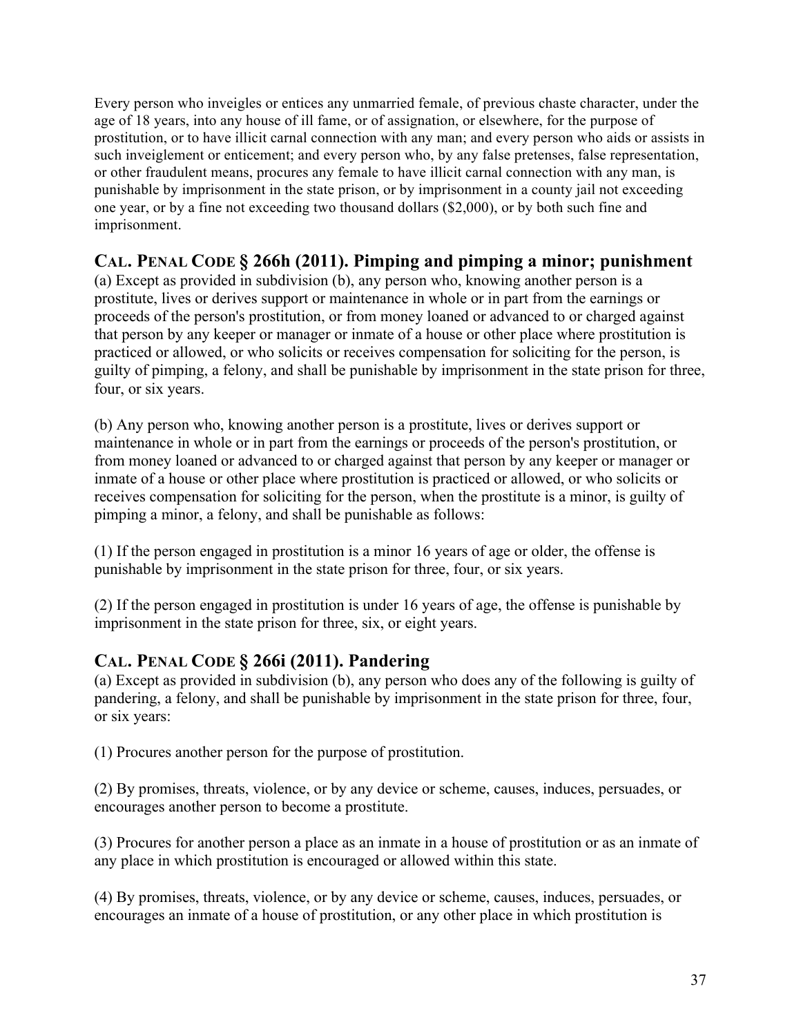Every person who inveigles or entices any unmarried female, of previous chaste character, under the age of 18 years, into any house of ill fame, or of assignation, or elsewhere, for the purpose of prostitution, or to have illicit carnal connection with any man; and every person who aids or assists in such inveiglement or enticement; and every person who, by any false pretenses, false representation, or other fraudulent means, procures any female to have illicit carnal connection with any man, is punishable by imprisonment in the state prison, or by imprisonment in a county jail not exceeding one year, or by a fine not exceeding two thousand dollars ($2,000), or by both such fine and imprisonment.

## CAL. PENAL CODE § 266h (2011). Pimping and pimping a minor; punishment

(a) Except as provided in subdivision (b), any person who, knowing another person is a prostitute, lives or derives support or maintenance in whole or in part from the earnings or proceeds of the person's prostitution, or from money loaned or advanced to or charged against that person by any keeper or manager or inmate of a house or other place where prostitution is practiced or allowed, or who solicits or receives compensation for soliciting for the person, is guilty of pimping, a felony, and shall be punishable by imprisonment in the state prison for three, four, or six years.

(b) Any person who, knowing another person is a prostitute, lives or derives support or maintenance in whole or in part from the earnings or proceeds of the person's prostitution, or from money loaned or advanced to or charged against that person by any keeper or manager or inmate of a house or other place where prostitution is practiced or allowed, or who solicits or receives compensation for soliciting for the person, when the prostitute is a minor, is guilty of pimping a minor, a felony, and shall be punishable as follows:

(1) If the person engaged in prostitution is a minor 16 years of age or older, the offense is punishable by imprisonment in the state prison for three, four, or six years.

(2) If the person engaged in prostitution is under 16 years of age, the offense is punishable by imprisonment in the state prison for three, six, or eight years.

## CAL. PENAL CODE § 266i (2011). Pandering

(a) Except as provided in subdivision (b), any person who does any of the following is guilty of pandering, a felony, and shall be punishable by imprisonment in the state prison for three, four, or six years:

(1) Procures another person for the purpose of prostitution.

(2) By promises, threats, violence, or by any device or scheme, causes, induces, persuades, or encourages another person to become a prostitute.

(3) Procures for another person a place as an inmate in a house of prostitution or as an inmate of any place in which prostitution is encouraged or allowed within this state.

(4) By promises, threats, violence, or by any device or scheme, causes, induces, persuades, or encourages an inmate of a house of prostitution, or any other place in which prostitution is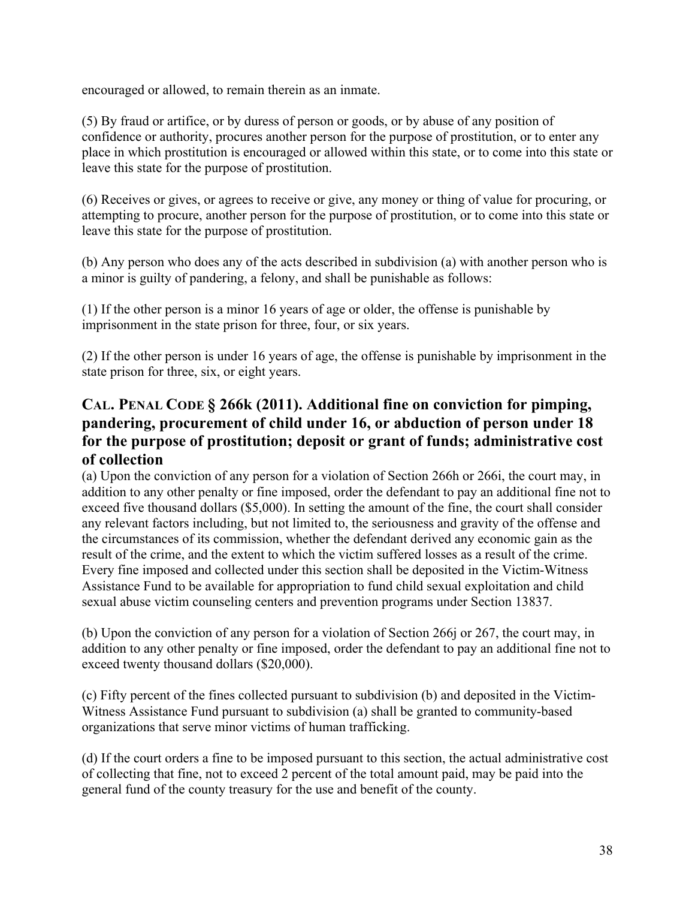encouraged or allowed, to remain therein as an inmate.

(5) By fraud or artifice, or by duress of person or goods, or by abuse of any position of confidence or authority, procures another person for the purpose of prostitution, or to enter any place in which prostitution is encouraged or allowed within this state, or to come into this state or leave this state for the purpose of prostitution.

(6) Receives or gives, or agrees to receive or give, any money or thing of value for procuring, or attempting to procure, another person for the purpose of prostitution, or to come into this state or leave this state for the purpose of prostitution.

(b) Any person who does any of the acts described in subdivision (a) with another person who is a minor is guilty of pandering, a felony, and shall be punishable as follows:

(1) If the other person is a minor 16 years of age or older, the offense is punishable by imprisonment in the state prison for three, four, or six years.

(2) If the other person is under 16 years of age, the offense is punishable by imprisonment in the state prison for three, six, or eight years.

## CAL. PENAL CODE § 266k (2011). Additional fine on conviction for pimping, pandering, procurement of child under 16, or abduction of person under 18 for the purpose of prostitution; deposit or grant of funds; administrative cost of collection

(a) Upon the conviction of any person for a violation of Section 266h or 266i, the court may, in addition to any other penalty or fine imposed, order the defendant to pay an additional fine not to exceed five thousand dollars ($5,000). In setting the amount of the fine, the court shall consider any relevant factors including, but not limited to, the seriousness and gravity of the offense and the circumstances of its commission, whether the defendant derived any economic gain as the result of the crime, and the extent to which the victim suffered losses as a result of the crime. Every fine imposed and collected under this section shall be deposited in the Victim-Witness Assistance Fund to be available for appropriation to fund child sexual exploitation and child sexual abuse victim counseling centers and prevention programs under Section 13837.

(b) Upon the conviction of any person for a violation of Section 266j or 267, the court may, in addition to any other penalty or fine imposed, order the defendant to pay an additional fine not to exceed twenty thousand dollars ($20,000).

(c) Fifty percent of the fines collected pursuant to subdivision (b) and deposited in the Victim-Witness Assistance Fund pursuant to subdivision (a) shall be granted to community-based organizations that serve minor victims of human trafficking.

(d) If the court orders a fine to be imposed pursuant to this section, the actual administrative cost of collecting that fine, not to exceed 2 percent of the total amount paid, may be paid into the general fund of the county treasury for the use and benefit of the county.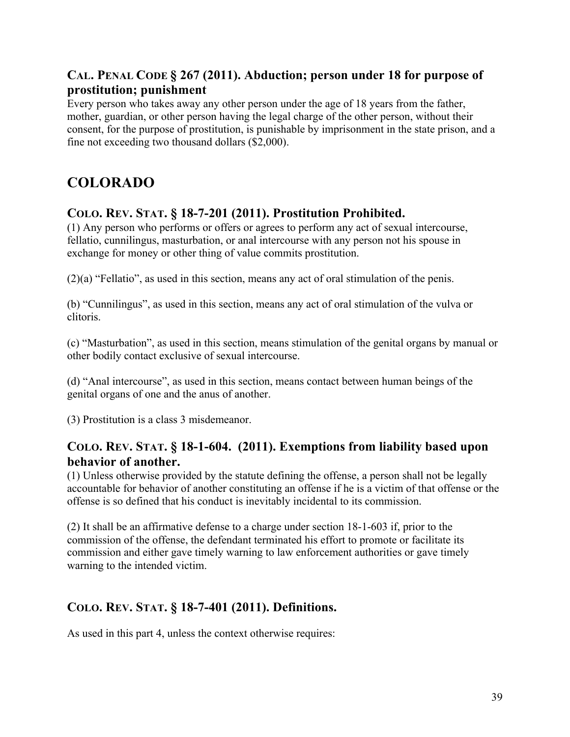### CAL. PENAL CODE § 267 (2011). Abduction; person under 18 for purpose of prostitution; punishment

Every person who takes away any other person under the age of 18 years from the father, mother, guardian, or other person having the legal charge of the other person, without their consent, for the purpose of prostitution, is punishable by imprisonment in the state prison, and a fine not exceeding two thousand dollars ($2,000).

## COLORADO

### COLO. REV. STAT. § 18-7-201 (2011). Prostitution Prohibited.

(1) Any person who performs or offers or agrees to perform any act of sexual intercourse, fellatio, cunnilingus, masturbation, or anal intercourse with any person not his spouse in exchange for money or other thing of value commits prostitution.

(2)(a) “Fellatio”, as used in this section, means any act of oral stimulation of the penis.

(b) “Cunnilingus”, as used in this section, means any act of oral stimulation of the vulva or clitoris.

(c) “Masturbation”, as used in this section, means stimulation of the genital organs by manual or other bodily contact exclusive of sexual intercourse.

(d) “Anal intercourse”, as used in this section, means contact between human beings of the genital organs of one and the anus of another.

(3) Prostitution is a class 3 misdemeanor.

### COLO. REV. STAT. § 18-1-604. (2011). Exemptions from liability based upon behavior of another.

(1) Unless otherwise provided by the statute defining the offense, a person shall not be legally accountable for behavior of another constituting an offense if he is a victim of that offense or the offense is so defined that his conduct is inevitably incidental to its commission.

(2) It shall be an affirmative defense to a charge under section 18-1-603 if, prior to the commission of the offense, the defendant terminated his effort to promote or facilitate its commission and either gave timely warning to law enforcement authorities or gave timely warning to the intended victim.

### COLO. REV. STAT. § 18-7-401 (2011). Definitions.

As used in this part 4, unless the context otherwise requires: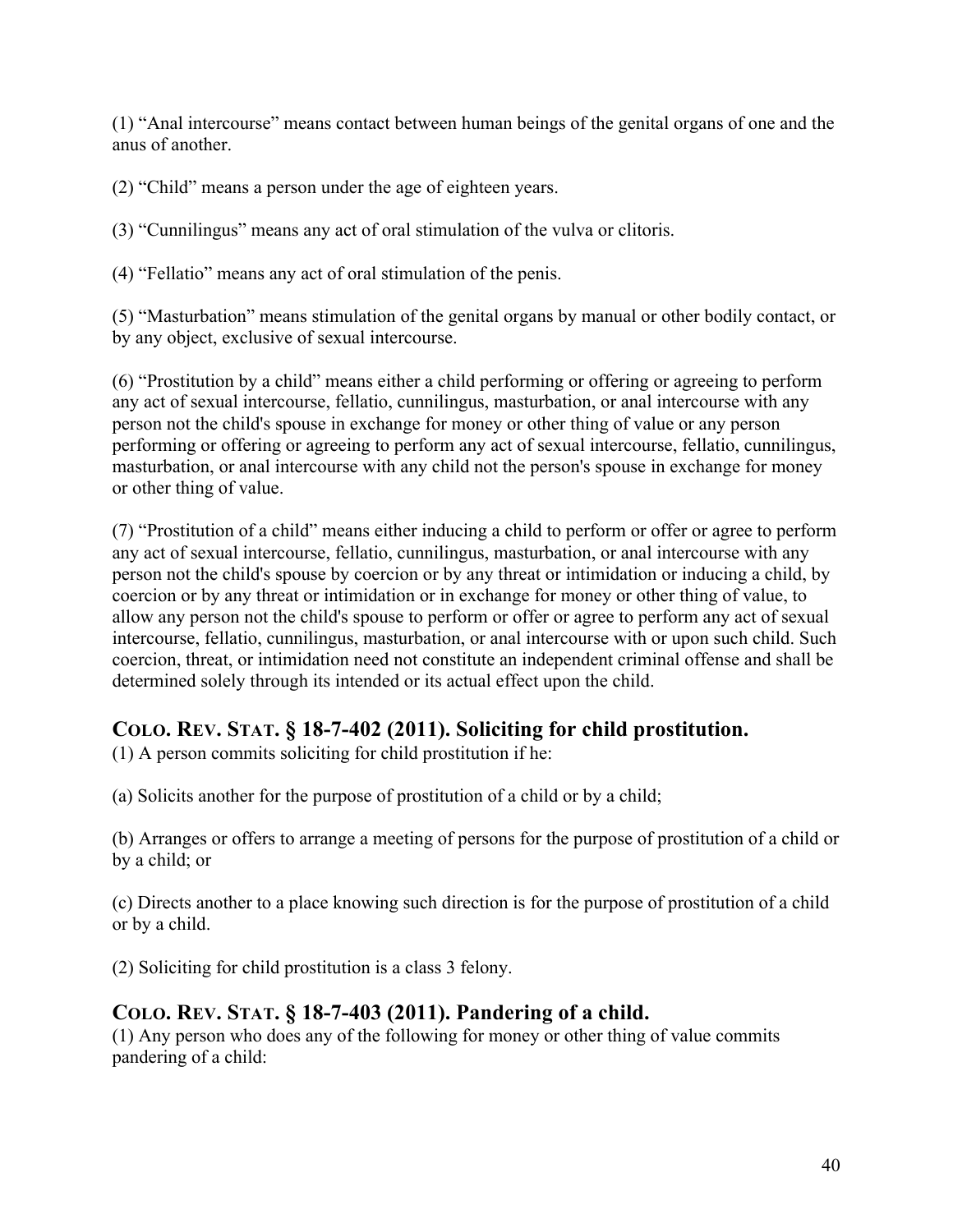(1) "Anal intercourse" means contact between human beings of the genital organs of one and the anus of another.

(2) "Child" means a person under the age of eighteen years.

(3) "Cunnilingus" means any act of oral stimulation of the vulva or clitoris.

(4) "Fellatio" means any act of oral stimulation of the penis.

(5) "Masturbation" means stimulation of the genital organs by manual or other bodily contact, or by any object, exclusive of sexual intercourse.

(6) "Prostitution by a child" means either a child performing or offering or agreeing to perform any act of sexual intercourse, fellatio, cunnilingus, masturbation, or anal intercourse with any person not the child's spouse in exchange for money or other thing of value or any person performing or offering or agreeing to perform any act of sexual intercourse, fellatio, cunnilingus, masturbation, or anal intercourse with any child not the person's spouse in exchange for money or other thing of value.

(7) "Prostitution of a child" means either inducing a child to perform or offer or agree to perform any act of sexual intercourse, fellatio, cunnilingus, masturbation, or anal intercourse with any person not the child's spouse by coercion or by any threat or intimidation or inducing a child, by coercion or by any threat or intimidation or in exchange for money or other thing of value, to allow any person not the child's spouse to perform or offer or agree to perform any act of sexual intercourse, fellatio, cunnilingus, masturbation, or anal intercourse with or upon such child. Such coercion, threat, or intimidation need not constitute an independent criminal offense and shall be determined solely through its intended or its actual effect upon the child.

## COLO. REV. STAT. § 18-7-402 (2011). Soliciting for child prostitution.

(1) A person commits soliciting for child prostitution if he:

(a) Solicits another for the purpose of prostitution of a child or by a child;

(b) Arranges or offers to arrange a meeting of persons for the purpose of prostitution of a child or by a child; or

(c) Directs another to a place knowing such direction is for the purpose of prostitution of a child or by a child.

(2) Soliciting for child prostitution is a class 3 felony.

## COLO. REV. STAT. § 18-7-403 (2011). Pandering of a child.

(1) Any person who does any of the following for money or other thing of value commits pandering of a child: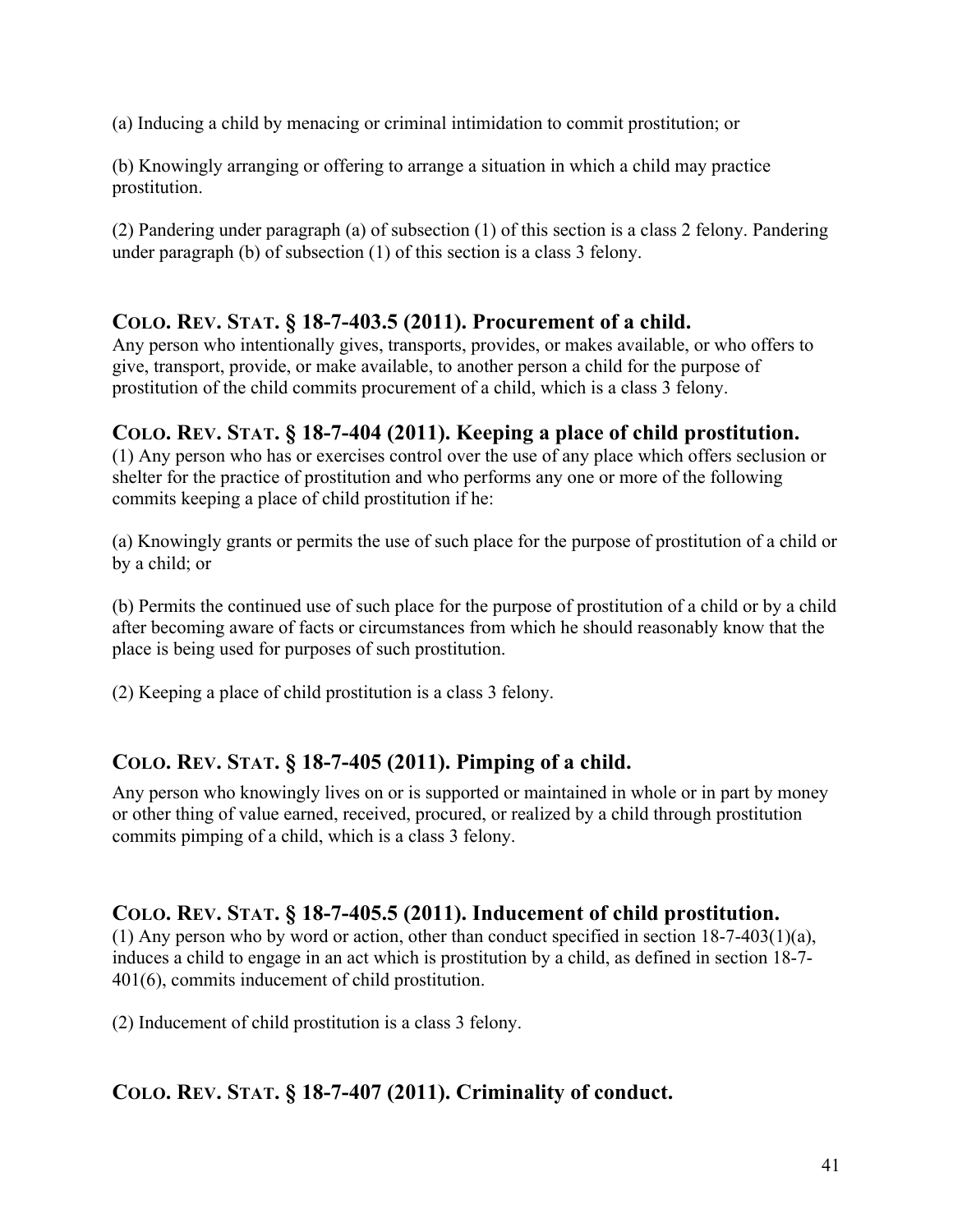(a) Inducing a child by menacing or criminal intimidation to commit prostitution; or

(b) Knowingly arranging or offering to arrange a situation in which a child may practice prostitution.

(2) Pandering under paragraph (a) of subsection (1) of this section is a class 2 felony. Pandering under paragraph (b) of subsection (1) of this section is a class 3 felony.

## COLO. REV. STAT. § 18-7-403.5 (2011). Procurement of a child.

Any person who intentionally gives, transports, provides, or makes available, or who offers to give, transport, provide, or make available, to another person a child for the purpose of prostitution of the child commits procurement of a child, which is a class 3 felony.

## COLO. REV. STAT. § 18-7-404 (2011). Keeping a place of child prostitution.

(1) Any person who has or exercises control over the use of any place which offers seclusion or shelter for the practice of prostitution and who performs any one or more of the following commits keeping a place of child prostitution if he:

(a) Knowingly grants or permits the use of such place for the purpose of prostitution of a child or by a child; or

(b) Permits the continued use of such place for the purpose of prostitution of a child or by a child after becoming aware of facts or circumstances from which he should reasonably know that the place is being used for purposes of such prostitution.

(2) Keeping a place of child prostitution is a class 3 felony.

## COLO. REV. STAT. § 18-7-405 (2011). Pimping of a child.

Any person who knowingly lives on or is supported or maintained in whole or in part by money or other thing of value earned, received, procured, or realized by a child through prostitution commits pimping of a child, which is a class 3 felony.

## COLO. REV. STAT. § 18-7-405.5 (2011). Inducement of child prostitution.

(1) Any person who by word or action, other than conduct specified in section 18-7-403(1)(a), induces a child to engage in an act which is prostitution by a child, as defined in section 18-7-401(6), commits inducement of child prostitution.

(2) Inducement of child prostitution is a class 3 felony.

## COLO. REV. STAT. § 18-7-407 (2011). Criminality of conduct.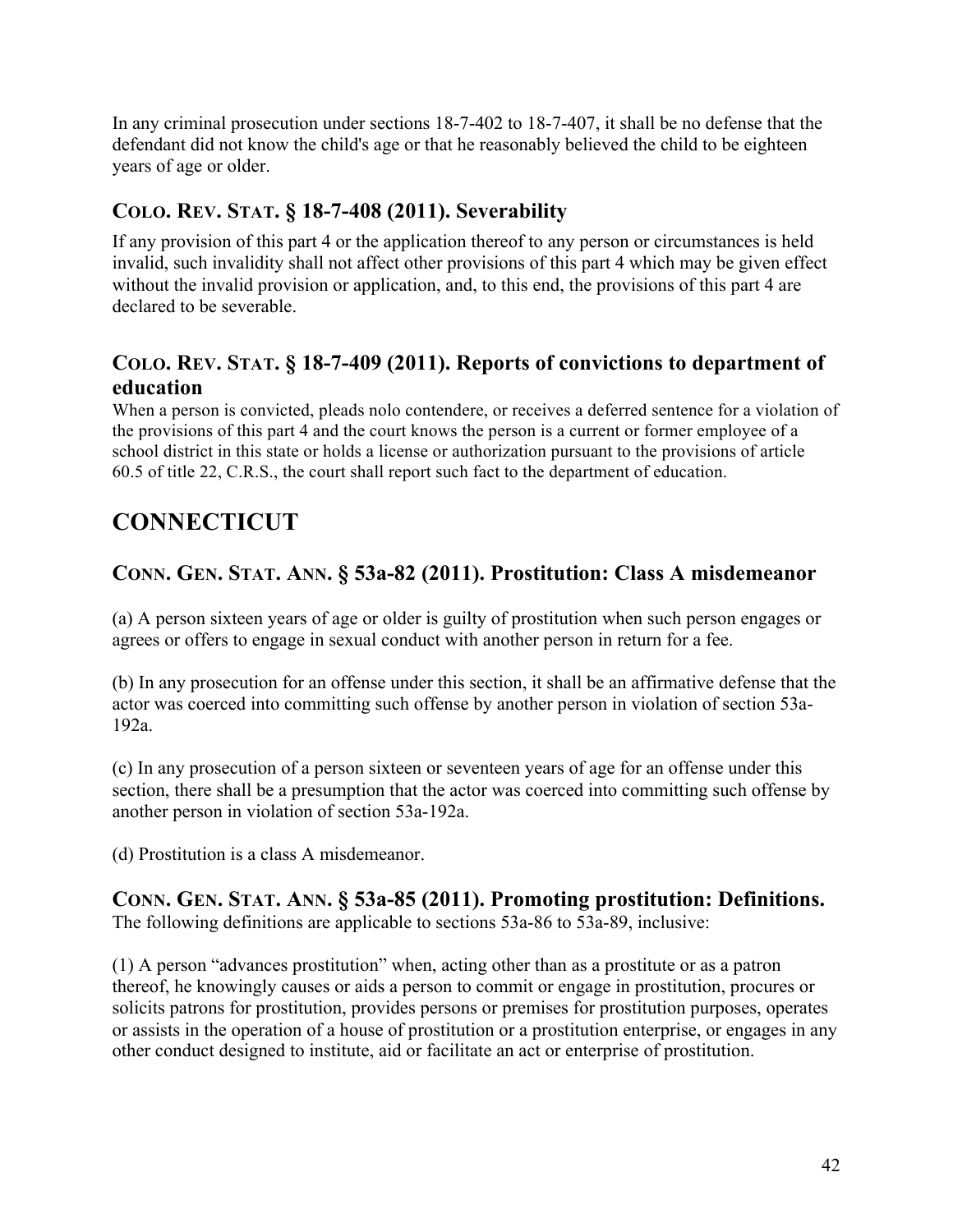In any criminal prosecution under sections 18-7-402 to 18-7-407, it shall be no defense that the defendant did not know the child's age or that he reasonably believed the child to be eighteen years of age or older.

### COLO. REV. STAT. § 18-7-408 (2011). Severability

If any provision of this part 4 or the application thereof to any person or circumstances is held invalid, such invalidity shall not affect other provisions of this part 4 which may be given effect without the invalid provision or application, and, to this end, the provisions of this part 4 are declared to be severable.

### COLO. REV. STAT. § 18-7-409 (2011). Reports of convictions to department of education

When a person is convicted, pleads nolo contendere, or receives a deferred sentence for a violation of the provisions of this part 4 and the court knows the person is a current or former employee of a school district in this state or holds a license or authorization pursuant to the provisions of article 60.5 of title 22, C.R.S., the court shall report such fact to the department of education.

## CONNECTICUT

### CONN. GEN. STAT. ANN. § 53a-82 (2011). Prostitution: Class A misdemeanor

(a) A person sixteen years of age or older is guilty of prostitution when such person engages or agrees or offers to engage in sexual conduct with another person in return for a fee.

(b) In any prosecution for an offense under this section, it shall be an affirmative defense that the actor was coerced into committing such offense by another person in violation of section 53a-192a.

(c) In any prosecution of a person sixteen or seventeen years of age for an offense under this section, there shall be a presumption that the actor was coerced into committing such offense by another person in violation of section 53a-192a.

(d) Prostitution is a class A misdemeanor.

### CONN. GEN. STAT. ANN. § 53a-85 (2011). Promoting prostitution: Definitions.

The following definitions are applicable to sections 53a-86 to 53a-89, inclusive:

(1) A person "advances prostitution" when, acting other than as a prostitute or as a patron thereof, he knowingly causes or aids a person to commit or engage in prostitution, procures or solicits patrons for prostitution, provides persons or premises for prostitution purposes, operates or assists in the operation of a house of prostitution or a prostitution enterprise, or engages in any other conduct designed to institute, aid or facilitate an act or enterprise of prostitution.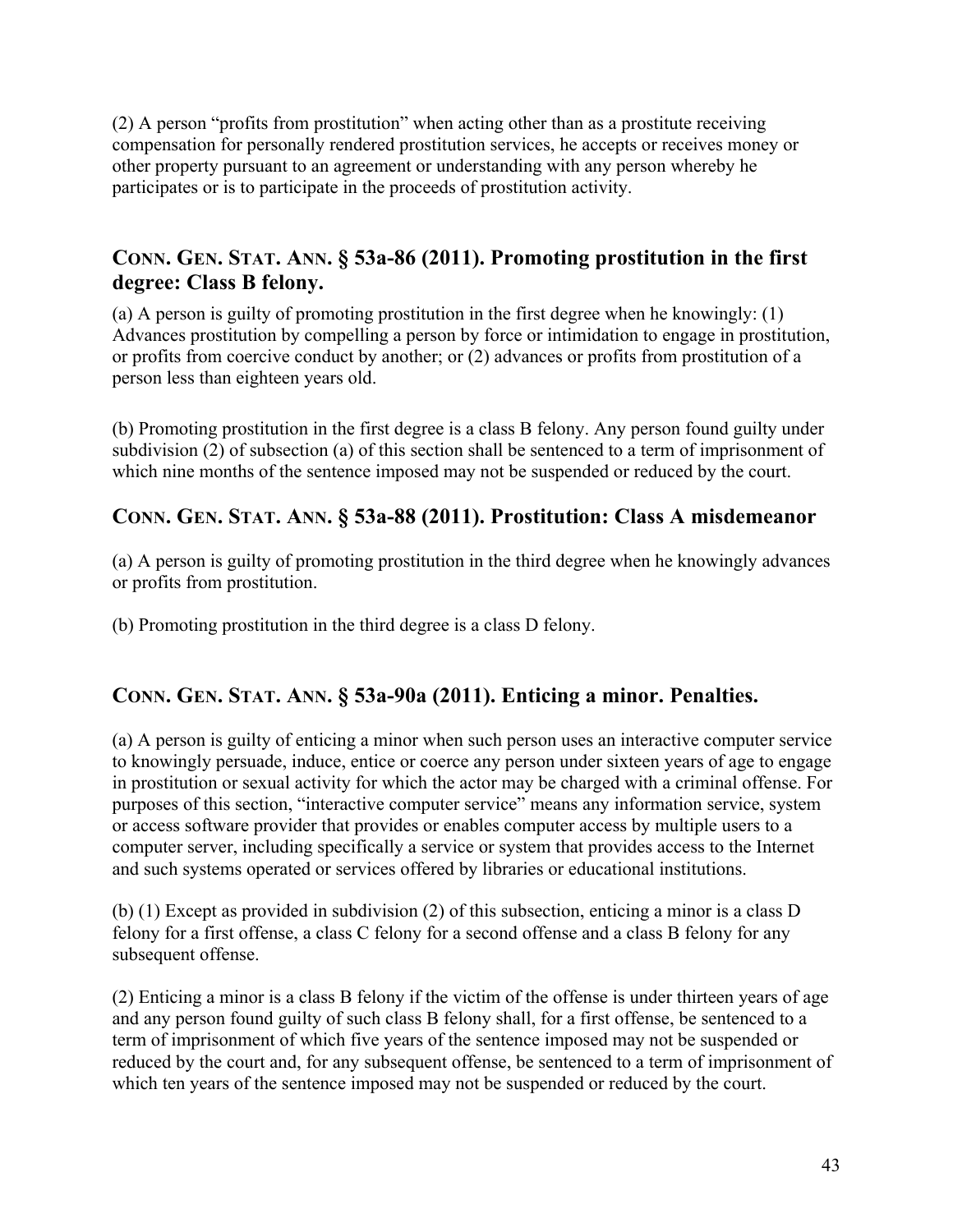(2) A person "profits from prostitution" when acting other than as a prostitute receiving compensation for personally rendered prostitution services, he accepts or receives money or other property pursuant to an agreement or understanding with any person whereby he participates or is to participate in the proceeds of prostitution activity.

### CONN. GEN. STAT. ANN. § 53a-86 (2011). Promoting prostitution in the first degree: Class B felony.

(a) A person is guilty of promoting prostitution in the first degree when he knowingly: (1) Advances prostitution by compelling a person by force or intimidation to engage in prostitution, or profits from coercive conduct by another; or (2) advances or profits from prostitution of a person less than eighteen years old.

(b) Promoting prostitution in the first degree is a class B felony. Any person found guilty under subdivision (2) of subsection (a) of this section shall be sentenced to a term of imprisonment of which nine months of the sentence imposed may not be suspended or reduced by the court.

### CONN. GEN. STAT. ANN. § 53a-88 (2011). Prostitution: Class A misdemeanor

(a) A person is guilty of promoting prostitution in the third degree when he knowingly advances or profits from prostitution.

(b) Promoting prostitution in the third degree is a class D felony.

### CONN. GEN. STAT. ANN. § 53a-90a (2011). Enticing a minor. Penalties.

(a) A person is guilty of enticing a minor when such person uses an interactive computer service to knowingly persuade, induce, entice or coerce any person under sixteen years of age to engage in prostitution or sexual activity for which the actor may be charged with a criminal offense. For purposes of this section, "interactive computer service" means any information service, system or access software provider that provides or enables computer access by multiple users to a computer server, including specifically a service or system that provides access to the Internet and such systems operated or services offered by libraries or educational institutions.

(b) (1) Except as provided in subdivision (2) of this subsection, enticing a minor is a class D felony for a first offense, a class C felony for a second offense and a class B felony for any subsequent offense.

(2) Enticing a minor is a class B felony if the victim of the offense is under thirteen years of age and any person found guilty of such class B felony shall, for a first offense, be sentenced to a term of imprisonment of which five years of the sentence imposed may not be suspended or reduced by the court and, for any subsequent offense, be sentenced to a term of imprisonment of which ten years of the sentence imposed may not be suspended or reduced by the court.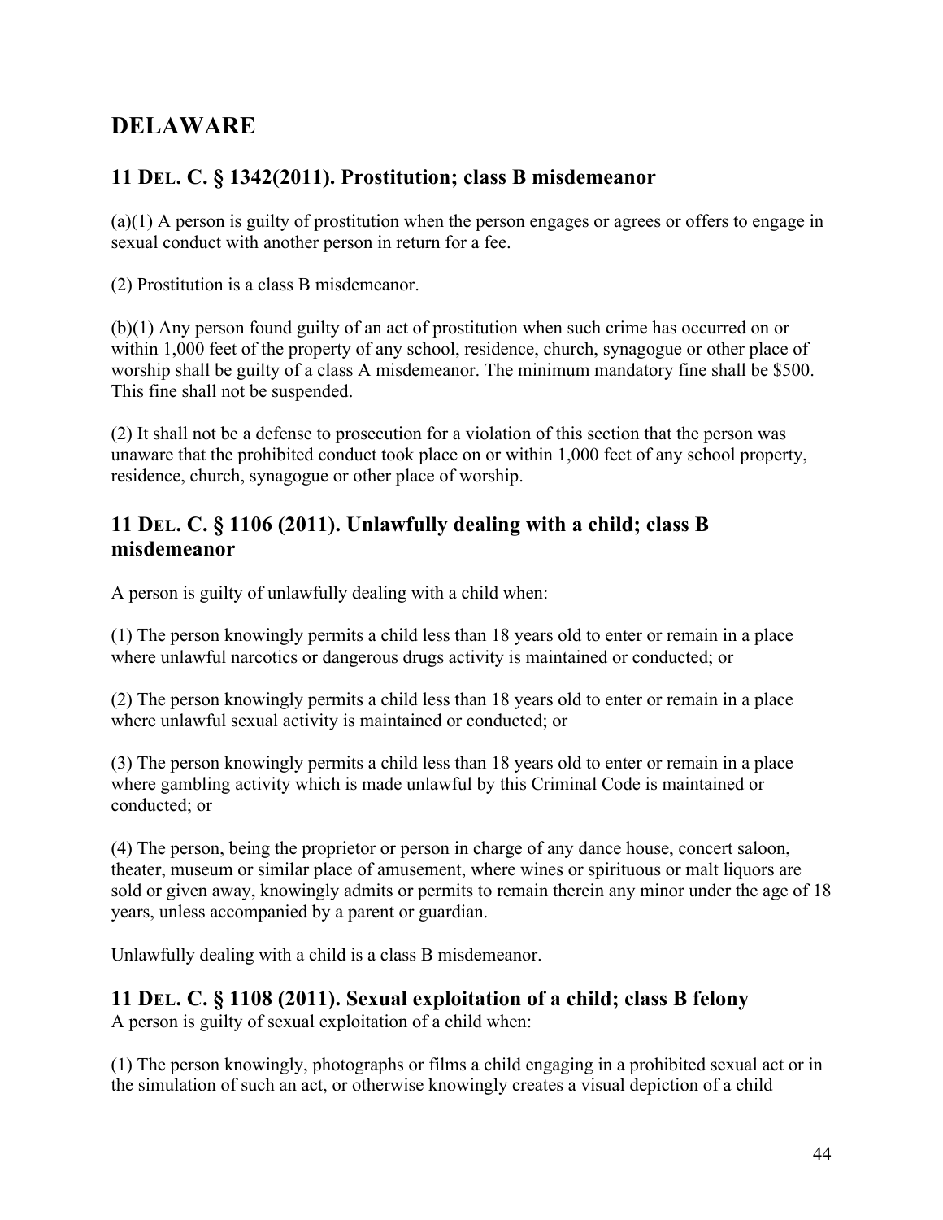# DELAWARE

## 11 DEL. C. § 1342(2011). Prostitution; class B misdemeanor

(a)(1) A person is guilty of prostitution when the person engages or agrees or offers to engage in sexual conduct with another person in return for a fee.

(2) Prostitution is a class B misdemeanor.

(b)(1) Any person found guilty of an act of prostitution when such crime has occurred on or within 1,000 feet of the property of any school, residence, church, synagogue or other place of worship shall be guilty of a class A misdemeanor. The minimum mandatory fine shall be $500. This fine shall not be suspended.

(2) It shall not be a defense to prosecution for a violation of this section that the person was unaware that the prohibited conduct took place on or within 1,000 feet of any school property, residence, church, synagogue or other place of worship.

## 11 DEL. C. § 1106 (2011). Unlawfully dealing with a child; class B misdemeanor

A person is guilty of unlawfully dealing with a child when:

(1) The person knowingly permits a child less than 18 years old to enter or remain in a place where unlawful narcotics or dangerous drugs activity is maintained or conducted; or

(2) The person knowingly permits a child less than 18 years old to enter or remain in a place where unlawful sexual activity is maintained or conducted; or

(3) The person knowingly permits a child less than 18 years old to enter or remain in a place where gambling activity which is made unlawful by this Criminal Code is maintained or conducted; or

(4) The person, being the proprietor or person in charge of any dance house, concert saloon, theater, museum or similar place of amusement, where wines or spirituous or malt liquors are sold or given away, knowingly admits or permits to remain therein any minor under the age of 18 years, unless accompanied by a parent or guardian.

Unlawfully dealing with a child is a class B misdemeanor.

## 11 DEL. C. § 1108 (2011). Sexual exploitation of a child; class B felony

A person is guilty of sexual exploitation of a child when:

(1) The person knowingly, photographs or films a child engaging in a prohibited sexual act or in the simulation of such an act, or otherwise knowingly creates a visual depiction of a child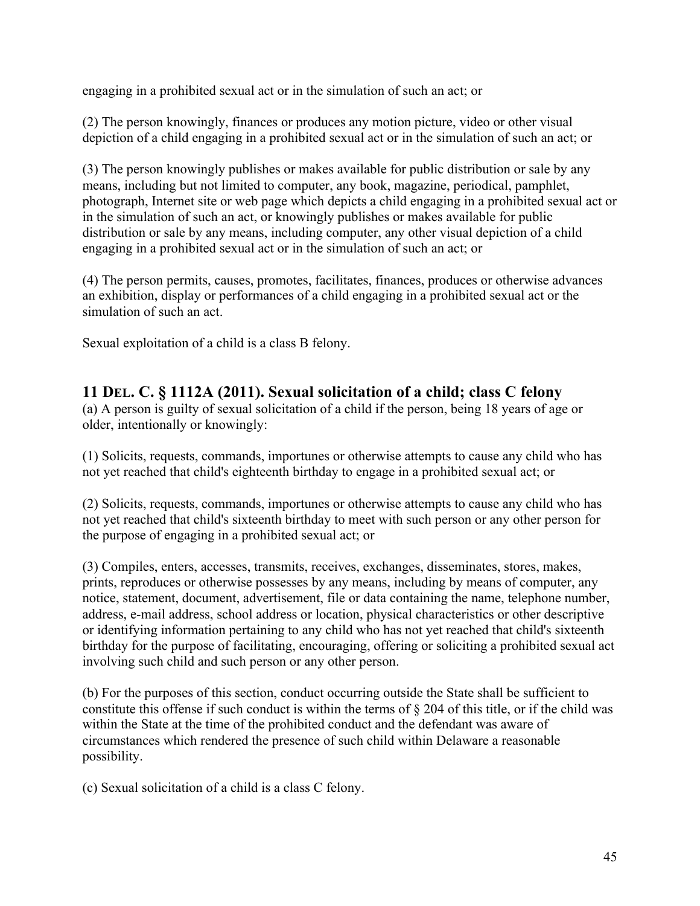engaging in a prohibited sexual act or in the simulation of such an act; or

(2) The person knowingly, finances or produces any motion picture, video or other visual depiction of a child engaging in a prohibited sexual act or in the simulation of such an act; or

(3) The person knowingly publishes or makes available for public distribution or sale by any means, including but not limited to computer, any book, magazine, periodical, pamphlet, photograph, Internet site or web page which depicts a child engaging in a prohibited sexual act or in the simulation of such an act, or knowingly publishes or makes available for public distribution or sale by any means, including computer, any other visual depiction of a child engaging in a prohibited sexual act or in the simulation of such an act; or

(4) The person permits, causes, promotes, facilitates, finances, produces or otherwise advances an exhibition, display or performances of a child engaging in a prohibited sexual act or the simulation of such an act.

Sexual exploitation of a child is a class B felony.

## 11 DEL. C. § 1112A (2011). Sexual solicitation of a child; class C felony

(a) A person is guilty of sexual solicitation of a child if the person, being 18 years of age or older, intentionally or knowingly:

(1) Solicits, requests, commands, importunes or otherwise attempts to cause any child who has not yet reached that child's eighteenth birthday to engage in a prohibited sexual act; or

(2) Solicits, requests, commands, importunes or otherwise attempts to cause any child who has not yet reached that child's sixteenth birthday to meet with such person or any other person for the purpose of engaging in a prohibited sexual act; or

(3) Compiles, enters, accesses, transmits, receives, exchanges, disseminates, stores, makes, prints, reproduces or otherwise possesses by any means, including by means of computer, any notice, statement, document, advertisement, file or data containing the name, telephone number, address, e-mail address, school address or location, physical characteristics or other descriptive or identifying information pertaining to any child who has not yet reached that child's sixteenth birthday for the purpose of facilitating, encouraging, offering or soliciting a prohibited sexual act involving such child and such person or any other person.

(b) For the purposes of this section, conduct occurring outside the State shall be sufficient to constitute this offense if such conduct is within the terms of § 204 of this title, or if the child was within the State at the time of the prohibited conduct and the defendant was aware of circumstances which rendered the presence of such child within Delaware a reasonable possibility.

(c) Sexual solicitation of a child is a class C felony.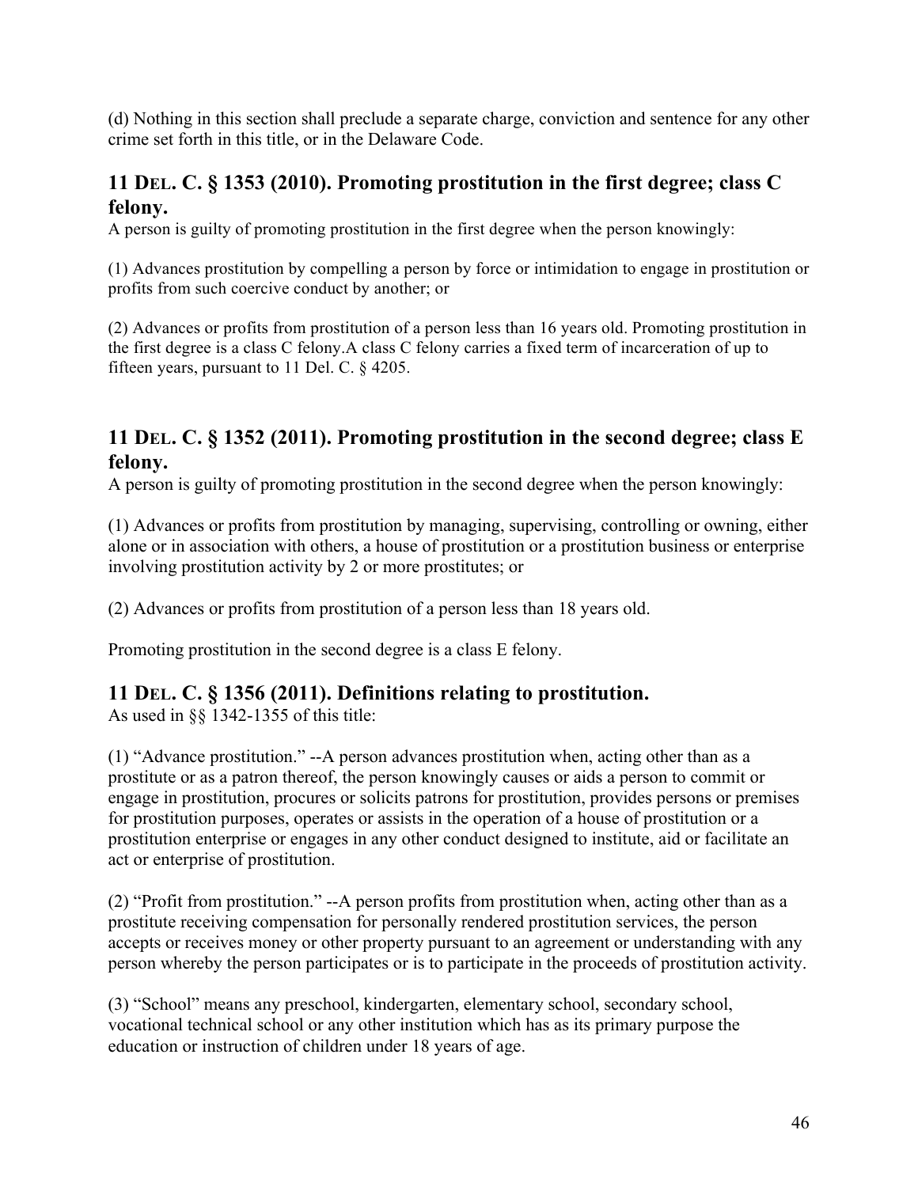(d) Nothing in this section shall preclude a separate charge, conviction and sentence for any other crime set forth in this title, or in the Delaware Code.

## 11 DEL. C. § 1353 (2010). Promoting prostitution in the first degree; class C felony.

A person is guilty of promoting prostitution in the first degree when the person knowingly:

(1) Advances prostitution by compelling a person by force or intimidation to engage in prostitution or profits from such coercive conduct by another; or

(2) Advances or profits from prostitution of a person less than 16 years old. Promoting prostitution in the first degree is a class C felony.A class C felony carries a fixed term of incarceration of up to fifteen years, pursuant to 11 Del. C. § 4205.

## 11 DEL. C. § 1352 (2011). Promoting prostitution in the second degree; class E felony.

A person is guilty of promoting prostitution in the second degree when the person knowingly:

(1) Advances or profits from prostitution by managing, supervising, controlling or owning, either alone or in association with others, a house of prostitution or a prostitution business or enterprise involving prostitution activity by 2 or more prostitutes; or

(2) Advances or profits from prostitution of a person less than 18 years old.

Promoting prostitution in the second degree is a class E felony.

## 11 DEL. C. § 1356 (2011). Definitions relating to prostitution.

As used in §§ 1342-1355 of this title:

(1) "Advance prostitution." --A person advances prostitution when, acting other than as a prostitute or as a patron thereof, the person knowingly causes or aids a person to commit or engage in prostitution, procures or solicits patrons for prostitution, provides persons or premises for prostitution purposes, operates or assists in the operation of a house of prostitution or a prostitution enterprise or engages in any other conduct designed to institute, aid or facilitate an act or enterprise of prostitution.

(2) "Profit from prostitution." --A person profits from prostitution when, acting other than as a prostitute receiving compensation for personally rendered prostitution services, the person accepts or receives money or other property pursuant to an agreement or understanding with any person whereby the person participates or is to participate in the proceeds of prostitution activity.

(3) "School" means any preschool, kindergarten, elementary school, secondary school, vocational technical school or any other institution which has as its primary purpose the education or instruction of children under 18 years of age.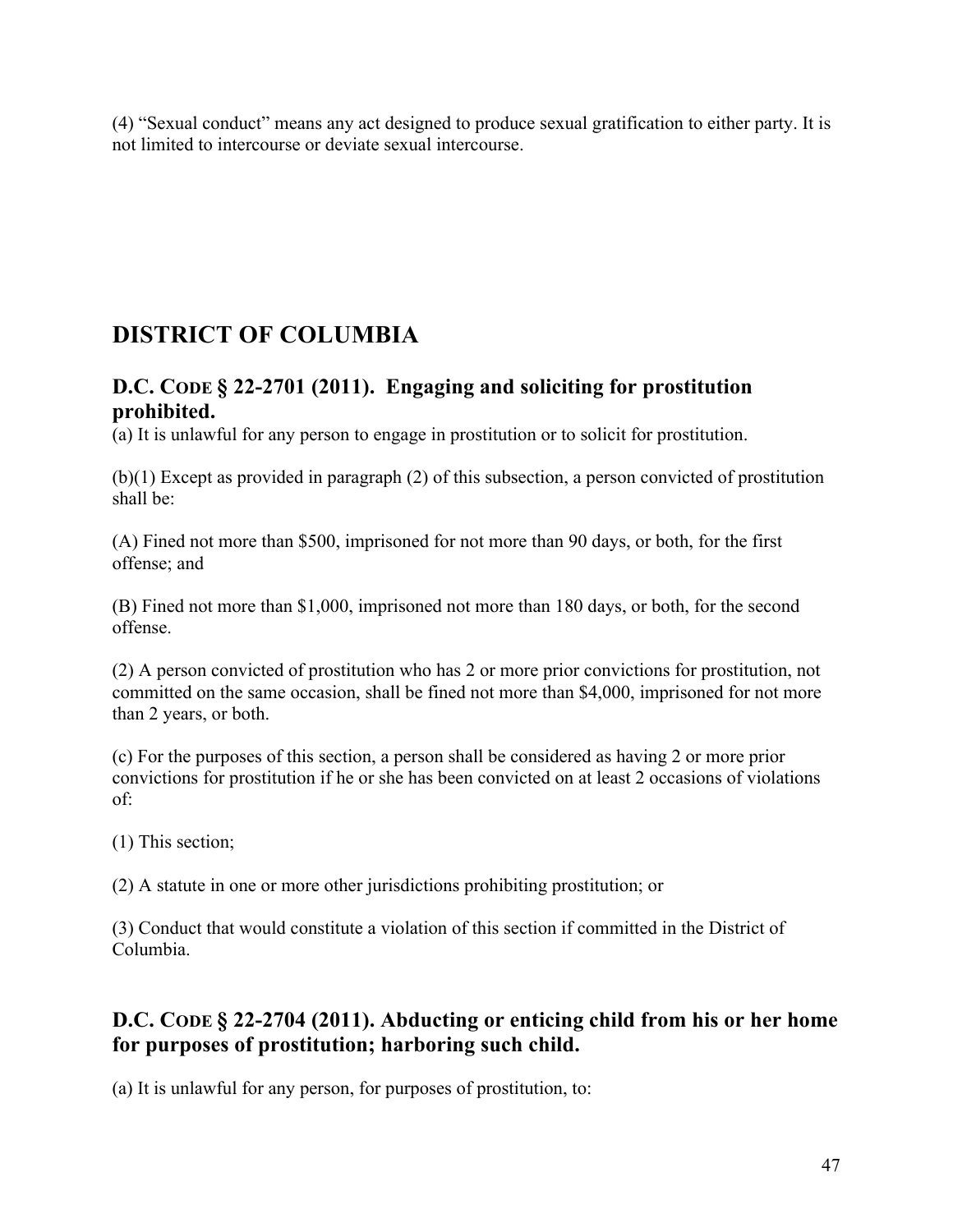(4) “Sexual conduct” means any act designed to produce sexual gratification to either party. It is not limited to intercourse or deviate sexual intercourse.

## DISTRICT OF COLUMBIA

### D.C. CODE § 22-2701 (2011). Engaging and soliciting for prostitution prohibited.

(a) It is unlawful for any person to engage in prostitution or to solicit for prostitution.

(b)(1) Except as provided in paragraph (2) of this subsection, a person convicted of prostitution shall be:

(A) Fined not more than $500, imprisoned for not more than 90 days, or both, for the first offense; and

(B) Fined not more than $1,000, imprisoned not more than 180 days, or both, for the second offense.

(2) A person convicted of prostitution who has 2 or more prior convictions for prostitution, not committed on the same occasion, shall be fined not more than $4,000, imprisoned for not more than 2 years, or both.

(c) For the purposes of this section, a person shall be considered as having 2 or more prior convictions for prostitution if he or she has been convicted on at least 2 occasions of violations of:

(1) This section;

(2) A statute in one or more other jurisdictions prohibiting prostitution; or

(3) Conduct that would constitute a violation of this section if committed in the District of Columbia.

### D.C. CODE § 22-2704 (2011). Abducting or enticing child from his or her home for purposes of prostitution; harboring such child.

(a) It is unlawful for any person, for purposes of prostitution, to: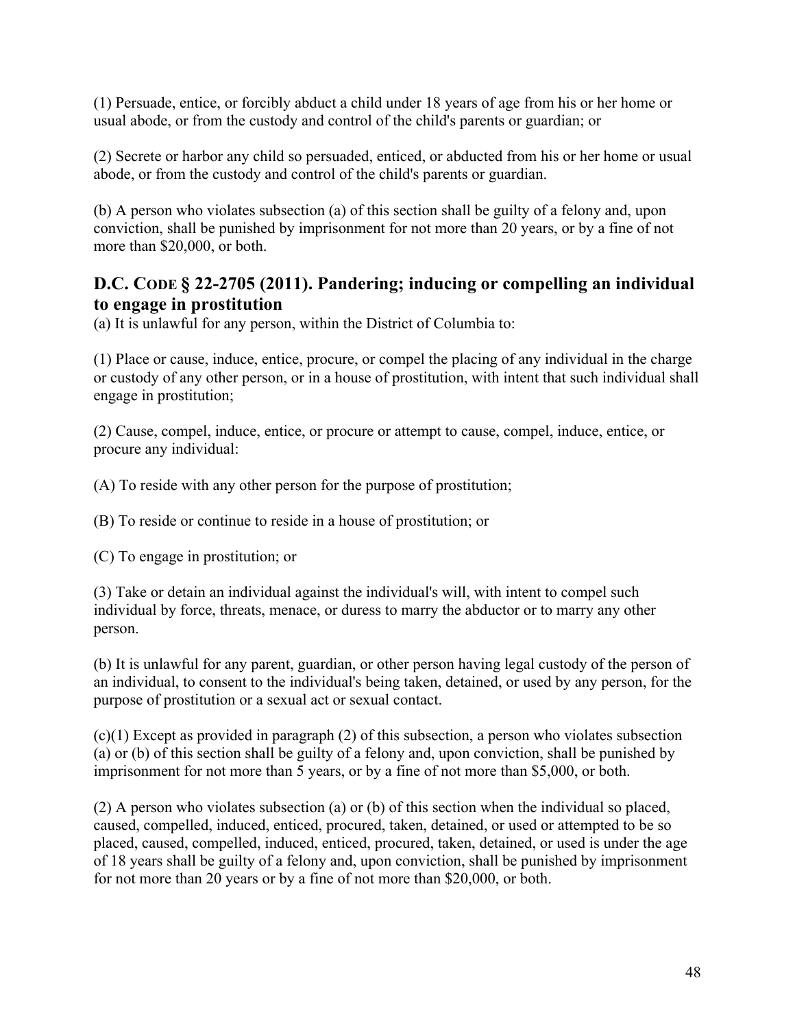(1) Persuade, entice, or forcibly abduct a child under 18 years of age from his or her home or usual abode, or from the custody and control of the child's parents or guardian; or

(2) Secrete or harbor any child so persuaded, enticed, or abducted from his or her home or usual abode, or from the custody and control of the child's parents or guardian.

(b) A person who violates subsection (a) of this section shall be guilty of a felony and, upon conviction, shall be punished by imprisonment for not more than 20 years, or by a fine of not more than $20,000, or both.

## D.C. CODE § 22-2705 (2011). Pandering; inducing or compelling an individual to engage in prostitution

(a) It is unlawful for any person, within the District of Columbia to:

(1) Place or cause, induce, entice, procure, or compel the placing of any individual in the charge or custody of any other person, or in a house of prostitution, with intent that such individual shall engage in prostitution;

(2) Cause, compel, induce, entice, or procure or attempt to cause, compel, induce, entice, or procure any individual:

(A) To reside with any other person for the purpose of prostitution;

(B) To reside or continue to reside in a house of prostitution; or

(C) To engage in prostitution; or

(3) Take or detain an individual against the individual's will, with intent to compel such individual by force, threats, menace, or duress to marry the abductor or to marry any other person.

(b) It is unlawful for any parent, guardian, or other person having legal custody of the person of an individual, to consent to the individual's being taken, detained, or used by any person, for the purpose of prostitution or a sexual act or sexual contact.

(c)(1) Except as provided in paragraph (2) of this subsection, a person who violates subsection (a) or (b) of this section shall be guilty of a felony and, upon conviction, shall be punished by imprisonment for not more than 5 years, or by a fine of not more than $5,000, or both.

(2) A person who violates subsection (a) or (b) of this section when the individual so placed, caused, compelled, induced, enticed, procured, taken, detained, or used or attempted to be so placed, caused, compelled, induced, enticed, procured, taken, detained, or used is under the age of 18 years shall be guilty of a felony and, upon conviction, shall be punished by imprisonment for not more than 20 years or by a fine of not more than $20,000, or both.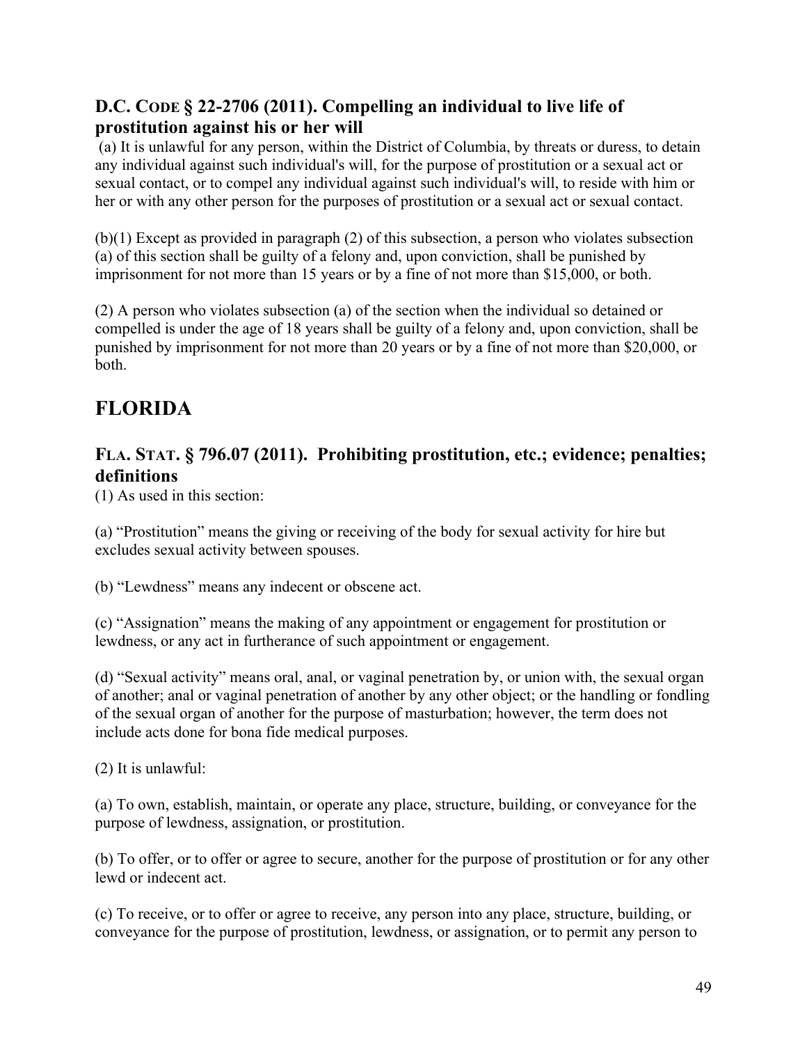### D.C. CODE § 22-2706 (2011). Compelling an individual to live life of prostitution against his or her will

(a) It is unlawful for any person, within the District of Columbia, by threats or duress, to detain any individual against such individual's will, for the purpose of prostitution or a sexual act or sexual contact, or to compel any individual against such individual's will, to reside with him or her or with any other person for the purposes of prostitution or a sexual act or sexual contact.

(b)(1) Except as provided in paragraph (2) of this subsection, a person who violates subsection (a) of this section shall be guilty of a felony and, upon conviction, shall be punished by imprisonment for not more than 15 years or by a fine of not more than $15,000, or both.

(2) A person who violates subsection (a) of the section when the individual so detained or compelled is under the age of 18 years shall be guilty of a felony and, upon conviction, shall be punished by imprisonment for not more than 20 years or by a fine of not more than $20,000, or both.

## FLORIDA

### FLA. STAT. § 796.07 (2011). Prohibiting prostitution, etc.; evidence; penalties; definitions

(1) As used in this section:

(a) "Prostitution" means the giving or receiving of the body for sexual activity for hire but excludes sexual activity between spouses.

(b) "Lewdness" means any indecent or obscene act.

(c) "Assignation" means the making of any appointment or engagement for prostitution or lewdness, or any act in furtherance of such appointment or engagement.

(d) "Sexual activity" means oral, anal, or vaginal penetration by, or union with, the sexual organ of another; anal or vaginal penetration of another by any other object; or the handling or fondling of the sexual organ of another for the purpose of masturbation; however, the term does not include acts done for bona fide medical purposes.

(2) It is unlawful:

(a) To own, establish, maintain, or operate any place, structure, building, or conveyance for the purpose of lewdness, assignation, or prostitution.

(b) To offer, or to offer or agree to secure, another for the purpose of prostitution or for any other lewd or indecent act.

(c) To receive, or to offer or agree to receive, any person into any place, structure, building, or conveyance for the purpose of prostitution, lewdness, or assignation, or to permit any person to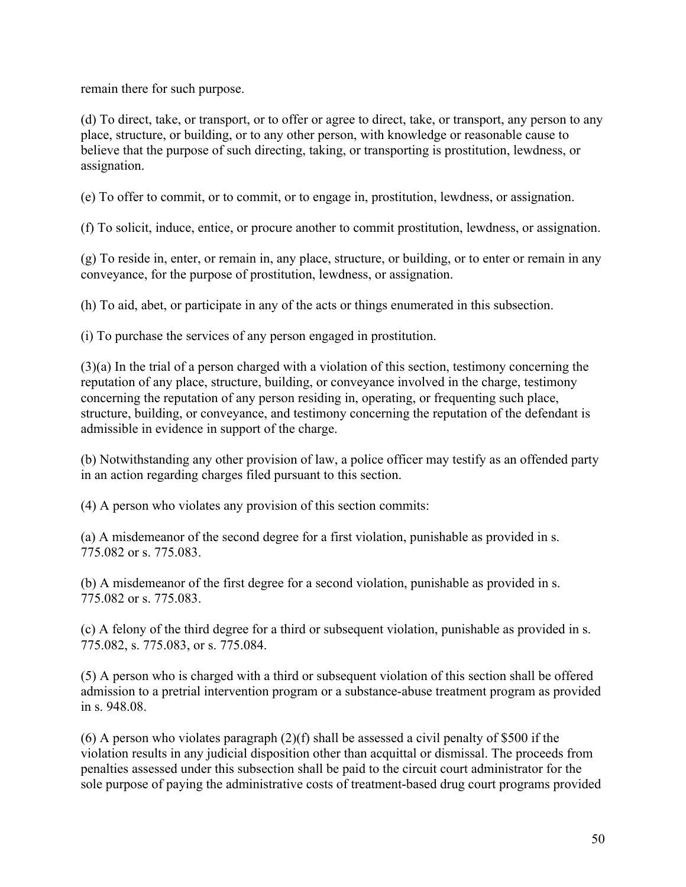remain there for such purpose.

(d) To direct, take, or transport, or to offer or agree to direct, take, or transport, any person to any place, structure, or building, or to any other person, with knowledge or reasonable cause to believe that the purpose of such directing, taking, or transporting is prostitution, lewdness, or assignation.

(e) To offer to commit, or to commit, or to engage in, prostitution, lewdness, or assignation.

(f) To solicit, induce, entice, or procure another to commit prostitution, lewdness, or assignation.

(g) To reside in, enter, or remain in, any place, structure, or building, or to enter or remain in any conveyance, for the purpose of prostitution, lewdness, or assignation.

(h) To aid, abet, or participate in any of the acts or things enumerated in this subsection.

(i) To purchase the services of any person engaged in prostitution.

(3)(a) In the trial of a person charged with a violation of this section, testimony concerning the reputation of any place, structure, building, or conveyance involved in the charge, testimony concerning the reputation of any person residing in, operating, or frequenting such place, structure, building, or conveyance, and testimony concerning the reputation of the defendant is admissible in evidence in support of the charge.

(b) Notwithstanding any other provision of law, a police officer may testify as an offended party in an action regarding charges filed pursuant to this section.

(4) A person who violates any provision of this section commits:

(a) A misdemeanor of the second degree for a first violation, punishable as provided in s. 775.082 or s. 775.083.

(b) A misdemeanor of the first degree for a second violation, punishable as provided in s. 775.082 or s. 775.083.

(c) A felony of the third degree for a third or subsequent violation, punishable as provided in s. 775.082, s. 775.083, or s. 775.084.

(5) A person who is charged with a third or subsequent violation of this section shall be offered admission to a pretrial intervention program or a substance-abuse treatment program as provided in s. 948.08.

(6) A person who violates paragraph (2)(f) shall be assessed a civil penalty of $500 if the violation results in any judicial disposition other than acquittal or dismissal. The proceeds from penalties assessed under this subsection shall be paid to the circuit court administrator for the sole purpose of paying the administrative costs of treatment-based drug court programs provided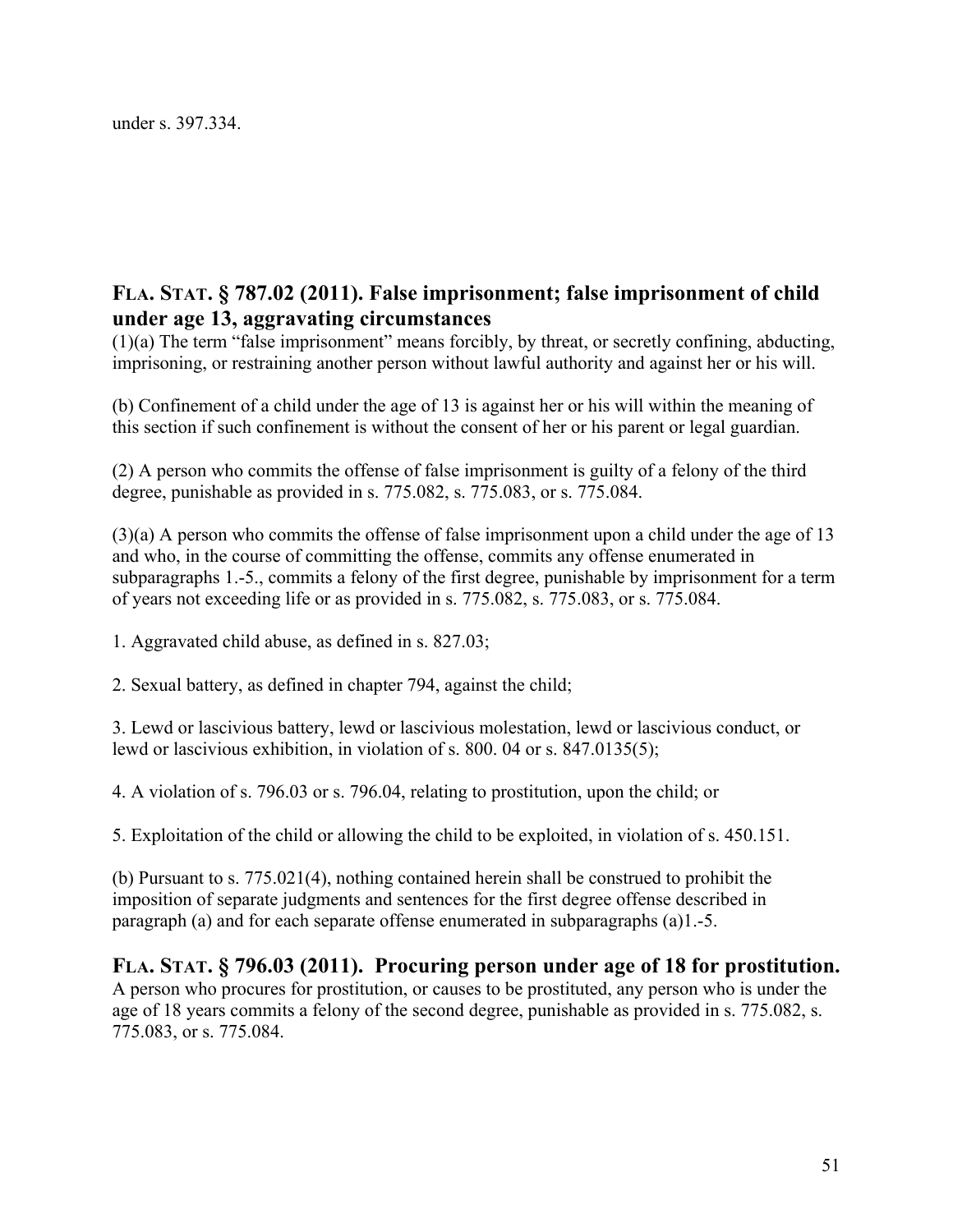under s. 397.334.

## FLA. STAT. § 787.02 (2011). False imprisonment; false imprisonment of child under age 13, aggravating circumstances

(1)(a) The term "false imprisonment" means forcibly, by threat, or secretly confining, abducting, imprisoning, or restraining another person without lawful authority and against her or his will.

(b) Confinement of a child under the age of 13 is against her or his will within the meaning of this section if such confinement is without the consent of her or his parent or legal guardian.

(2) A person who commits the offense of false imprisonment is guilty of a felony of the third degree, punishable as provided in s. 775.082, s. 775.083, or s. 775.084.

(3)(a) A person who commits the offense of false imprisonment upon a child under the age of 13 and who, in the course of committing the offense, commits any offense enumerated in subparagraphs 1.-5., commits a felony of the first degree, punishable by imprisonment for a term of years not exceeding life or as provided in s. 775.082, s. 775.083, or s. 775.084.

1. Aggravated child abuse, as defined in s. 827.03;

2. Sexual battery, as defined in chapter 794, against the child;

3. Lewd or lascivious battery, lewd or lascivious molestation, lewd or lascivious conduct, or lewd or lascivious exhibition, in violation of s. 800. 04 or s. 847.0135(5);

4. A violation of s. 796.03 or s. 796.04, relating to prostitution, upon the child; or

5. Exploitation of the child or allowing the child to be exploited, in violation of s. 450.151.

(b) Pursuant to s. 775.021(4), nothing contained herein shall be construed to prohibit the imposition of separate judgments and sentences for the first degree offense described in paragraph (a) and for each separate offense enumerated in subparagraphs (a)1.-5.

## FLA. STAT. § 796.03 (2011). Procuring person under age of 18 for prostitution.

A person who procures for prostitution, or causes to be prostituted, any person who is under the age of 18 years commits a felony of the second degree, punishable as provided in s. 775.082, s. 775.083, or s. 775.084.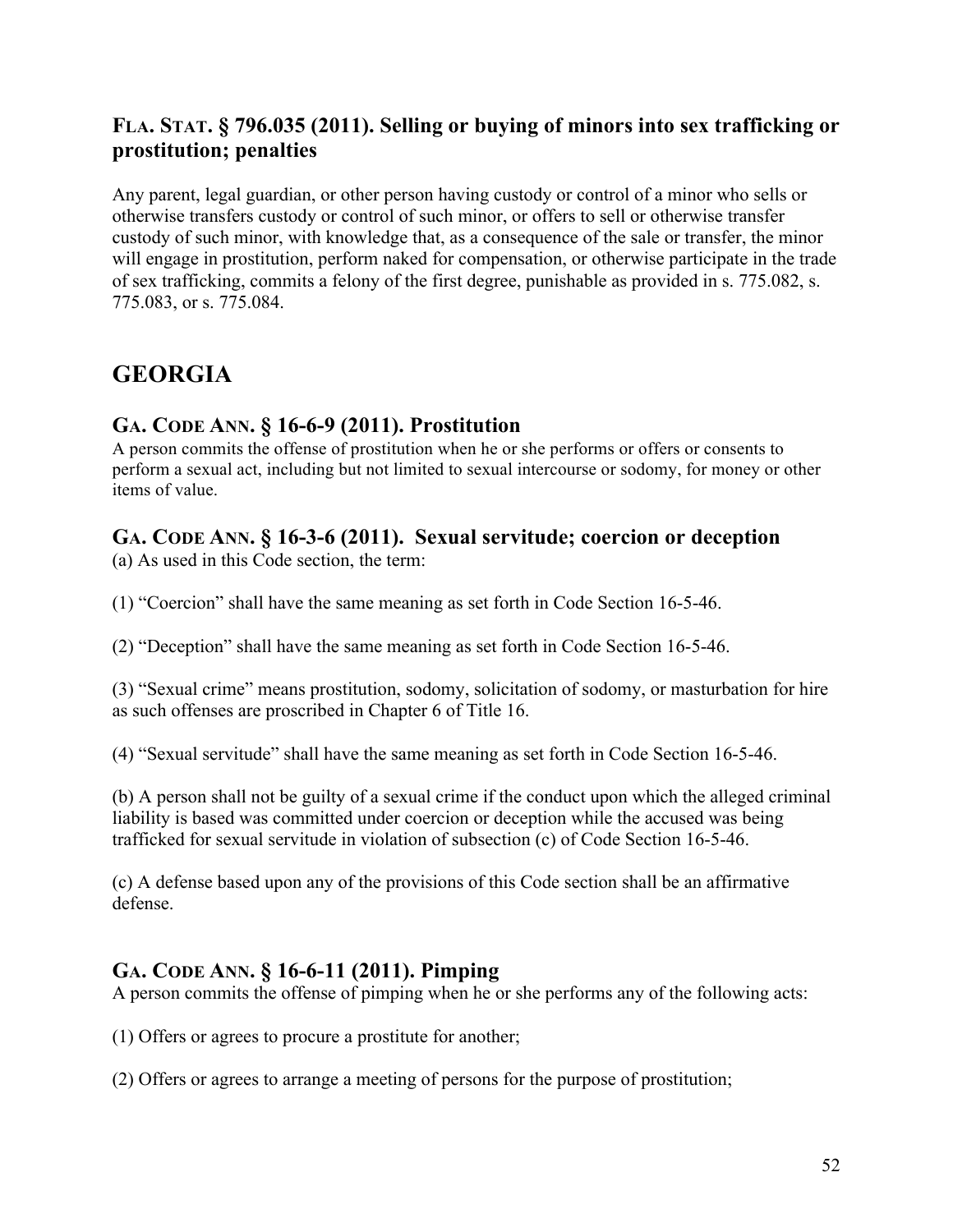### FLA. STAT. § 796.035 (2011). Selling or buying of minors into sex trafficking or prostitution; penalties

Any parent, legal guardian, or other person having custody or control of a minor who sells or otherwise transfers custody or control of such minor, or offers to sell or otherwise transfer custody of such minor, with knowledge that, as a consequence of the sale or transfer, the minor will engage in prostitution, perform naked for compensation, or otherwise participate in the trade of sex trafficking, commits a felony of the first degree, punishable as provided in s. 775.082, s. 775.083, or s. 775.084.

## GEORGIA

### GA. CODE ANN. § 16-6-9 (2011). Prostitution

A person commits the offense of prostitution when he or she performs or offers or consents to perform a sexual act, including but not limited to sexual intercourse or sodomy, for money or other items of value.

### GA. CODE ANN. § 16-3-6 (2011). Sexual servitude; coercion or deception

(a) As used in this Code section, the term:

(1) "Coercion" shall have the same meaning as set forth in Code Section 16-5-46.

(2) "Deception" shall have the same meaning as set forth in Code Section 16-5-46.

(3) "Sexual crime" means prostitution, sodomy, solicitation of sodomy, or masturbation for hire as such offenses are proscribed in Chapter 6 of Title 16.

(4) "Sexual servitude" shall have the same meaning as set forth in Code Section 16-5-46.

(b) A person shall not be guilty of a sexual crime if the conduct upon which the alleged criminal liability is based was committed under coercion or deception while the accused was being trafficked for sexual servitude in violation of subsection (c) of Code Section 16-5-46.

(c) A defense based upon any of the provisions of this Code section shall be an affirmative defense.

### GA. CODE ANN. § 16-6-11 (2011). Pimping

A person commits the offense of pimping when he or she performs any of the following acts:

(1) Offers or agrees to procure a prostitute for another;

(2) Offers or agrees to arrange a meeting of persons for the purpose of prostitution;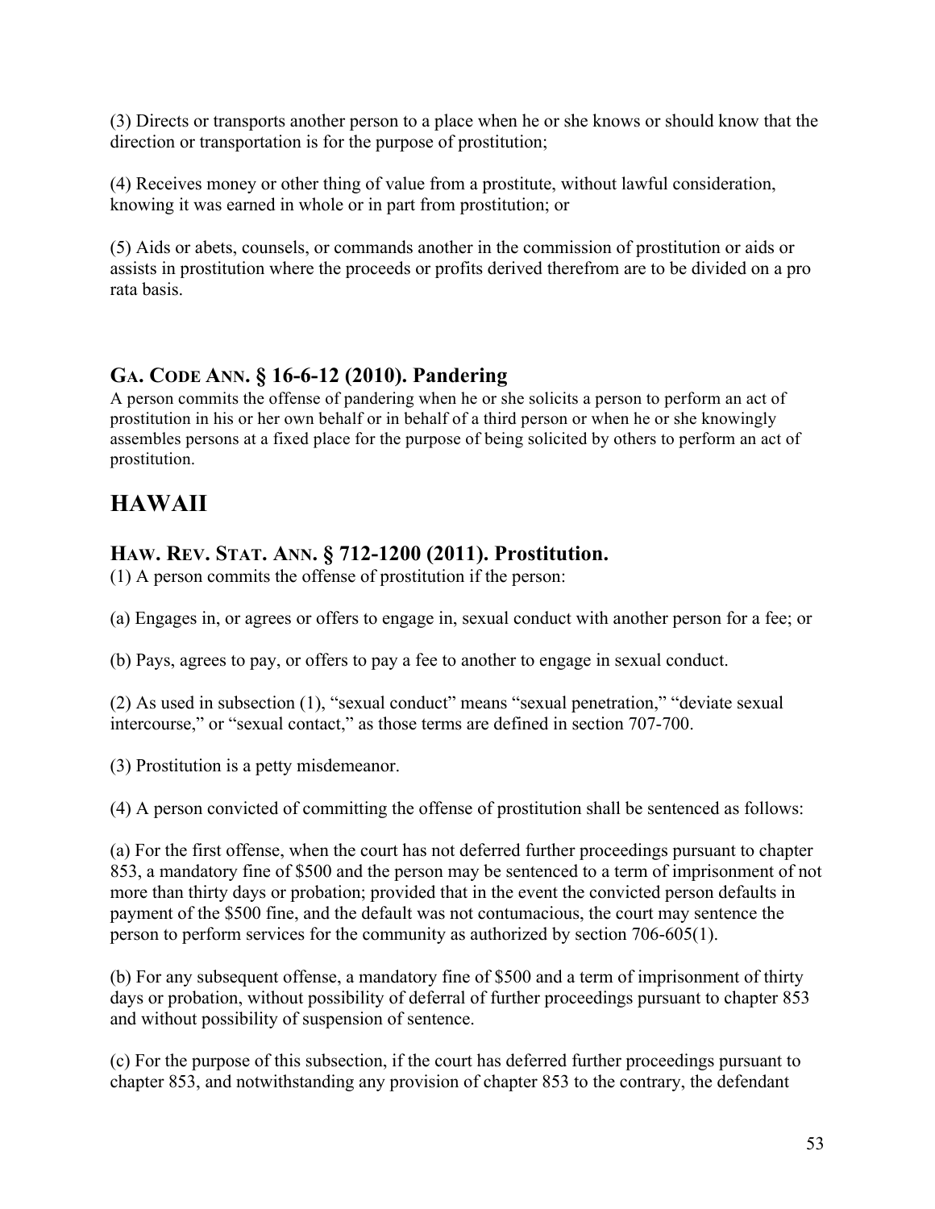(3) Directs or transports another person to a place when he or she knows or should know that the direction or transportation is for the purpose of prostitution;

(4) Receives money or other thing of value from a prostitute, without lawful consideration, knowing it was earned in whole or in part from prostitution; or

(5) Aids or abets, counsels, or commands another in the commission of prostitution or aids or assists in prostitution where the proceeds or profits derived therefrom are to be divided on a pro rata basis.

### GA. CODE ANN. § 16-6-12 (2010). Pandering

A person commits the offense of pandering when he or she solicits a person to perform an act of prostitution in his or her own behalf or in behalf of a third person or when he or she knowingly assembles persons at a fixed place for the purpose of being solicited by others to perform an act of prostitution.

## HAWAII

### HAW. REV. STAT. ANN. § 712-1200 (2011). Prostitution.

(1) A person commits the offense of prostitution if the person:

(a) Engages in, or agrees or offers to engage in, sexual conduct with another person for a fee; or

(b) Pays, agrees to pay, or offers to pay a fee to another to engage in sexual conduct.

(2) As used in subsection (1), "sexual conduct" means "sexual penetration," "deviate sexual intercourse," or "sexual contact," as those terms are defined in section 707-700.

(3) Prostitution is a petty misdemeanor.

(4) A person convicted of committing the offense of prostitution shall be sentenced as follows:

(a) For the first offense, when the court has not deferred further proceedings pursuant to chapter 853, a mandatory fine of $500 and the person may be sentenced to a term of imprisonment of not more than thirty days or probation; provided that in the event the convicted person defaults in payment of the $500 fine, and the default was not contumacious, the court may sentence the person to perform services for the community as authorized by section 706-605(1).

(b) For any subsequent offense, a mandatory fine of $500 and a term of imprisonment of thirty days or probation, without possibility of deferral of further proceedings pursuant to chapter 853 and without possibility of suspension of sentence.

(c) For the purpose of this subsection, if the court has deferred further proceedings pursuant to chapter 853, and notwithstanding any provision of chapter 853 to the contrary, the defendant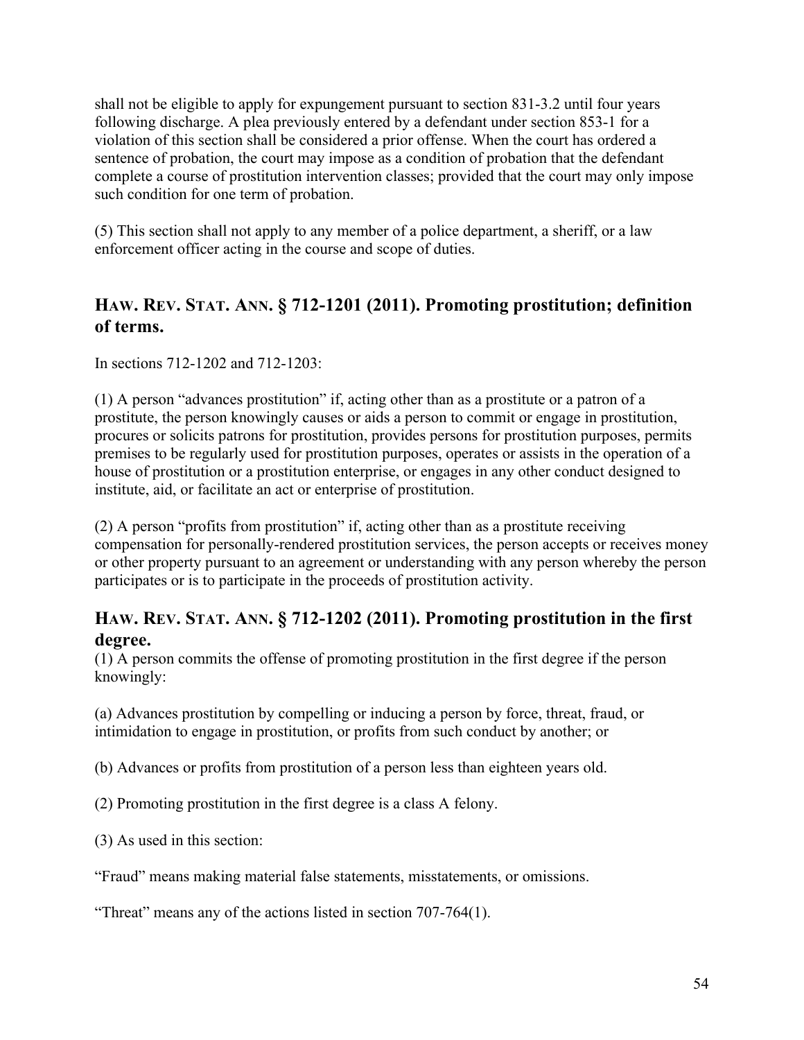shall not be eligible to apply for expungement pursuant to section 831-3.2 until four years following discharge. A plea previously entered by a defendant under section 853-1 for a violation of this section shall be considered a prior offense. When the court has ordered a sentence of probation, the court may impose as a condition of probation that the defendant complete a course of prostitution intervention classes; provided that the court may only impose such condition for one term of probation.

(5) This section shall not apply to any member of a police department, a sheriff, or a law enforcement officer acting in the course and scope of duties.

## HAW. REV. STAT. ANN. § 712-1201 (2011). Promoting prostitution; definition of terms.

In sections 712-1202 and 712-1203:

(1) A person "advances prostitution" if, acting other than as a prostitute or a patron of a prostitute, the person knowingly causes or aids a person to commit or engage in prostitution, procures or solicits patrons for prostitution, provides persons for prostitution purposes, permits premises to be regularly used for prostitution purposes, operates or assists in the operation of a house of prostitution or a prostitution enterprise, or engages in any other conduct designed to institute, aid, or facilitate an act or enterprise of prostitution.

(2) A person "profits from prostitution" if, acting other than as a prostitute receiving compensation for personally-rendered prostitution services, the person accepts or receives money or other property pursuant to an agreement or understanding with any person whereby the person participates or is to participate in the proceeds of prostitution activity.

## HAW. REV. STAT. ANN. § 712-1202 (2011). Promoting prostitution in the first degree.

(1) A person commits the offense of promoting prostitution in the first degree if the person knowingly:

(a) Advances prostitution by compelling or inducing a person by force, threat, fraud, or intimidation to engage in prostitution, or profits from such conduct by another; or

(b) Advances or profits from prostitution of a person less than eighteen years old.

(2) Promoting prostitution in the first degree is a class A felony.

(3) As used in this section:

"Fraud" means making material false statements, misstatements, or omissions.

"Threat" means any of the actions listed in section 707-764(1).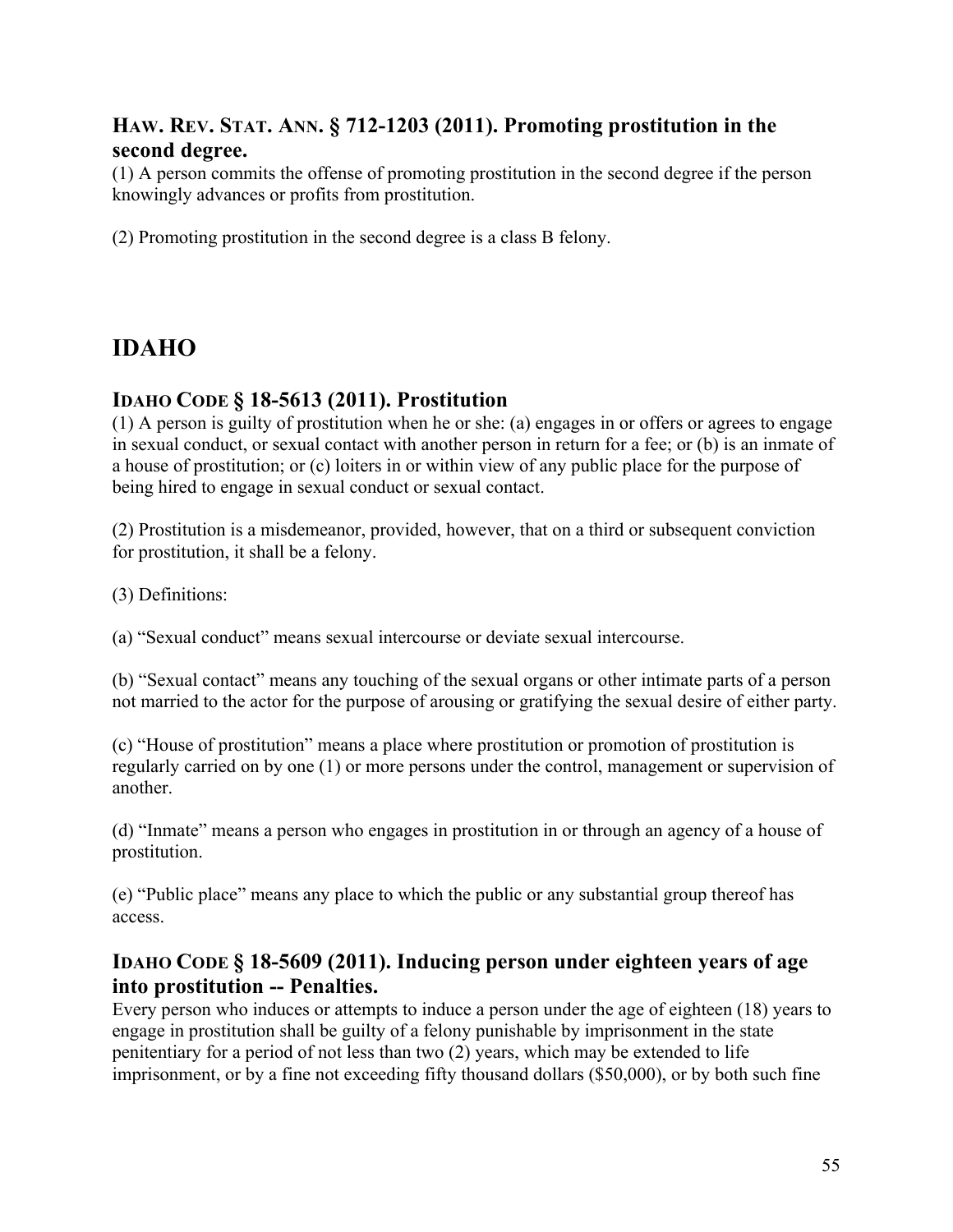### HAW. REV. STAT. ANN. § 712-1203 (2011). Promoting prostitution in the second degree.

(1) A person commits the offense of promoting prostitution in the second degree if the person knowingly advances or profits from prostitution.

(2) Promoting prostitution in the second degree is a class B felony.

## IDAHO

### IDAHO CODE § 18-5613 (2011). Prostitution

(1) A person is guilty of prostitution when he or she: (a) engages in or offers or agrees to engage in sexual conduct, or sexual contact with another person in return for a fee; or (b) is an inmate of a house of prostitution; or (c) loiters in or within view of any public place for the purpose of being hired to engage in sexual conduct or sexual contact.

(2) Prostitution is a misdemeanor, provided, however, that on a third or subsequent conviction for prostitution, it shall be a felony.

(3) Definitions:

(a) "Sexual conduct" means sexual intercourse or deviate sexual intercourse.

(b) "Sexual contact" means any touching of the sexual organs or other intimate parts of a person not married to the actor for the purpose of arousing or gratifying the sexual desire of either party.

(c) "House of prostitution" means a place where prostitution or promotion of prostitution is regularly carried on by one (1) or more persons under the control, management or supervision of another.

(d) "Inmate" means a person who engages in prostitution in or through an agency of a house of prostitution.

(e) "Public place" means any place to which the public or any substantial group thereof has access.

### IDAHO CODE § 18-5609 (2011). Inducing person under eighteen years of age into prostitution -- Penalties.

Every person who induces or attempts to induce a person under the age of eighteen (18) years to engage in prostitution shall be guilty of a felony punishable by imprisonment in the state penitentiary for a period of not less than two (2) years, which may be extended to life imprisonment, or by a fine not exceeding fifty thousand dollars ($50,000), or by both such fine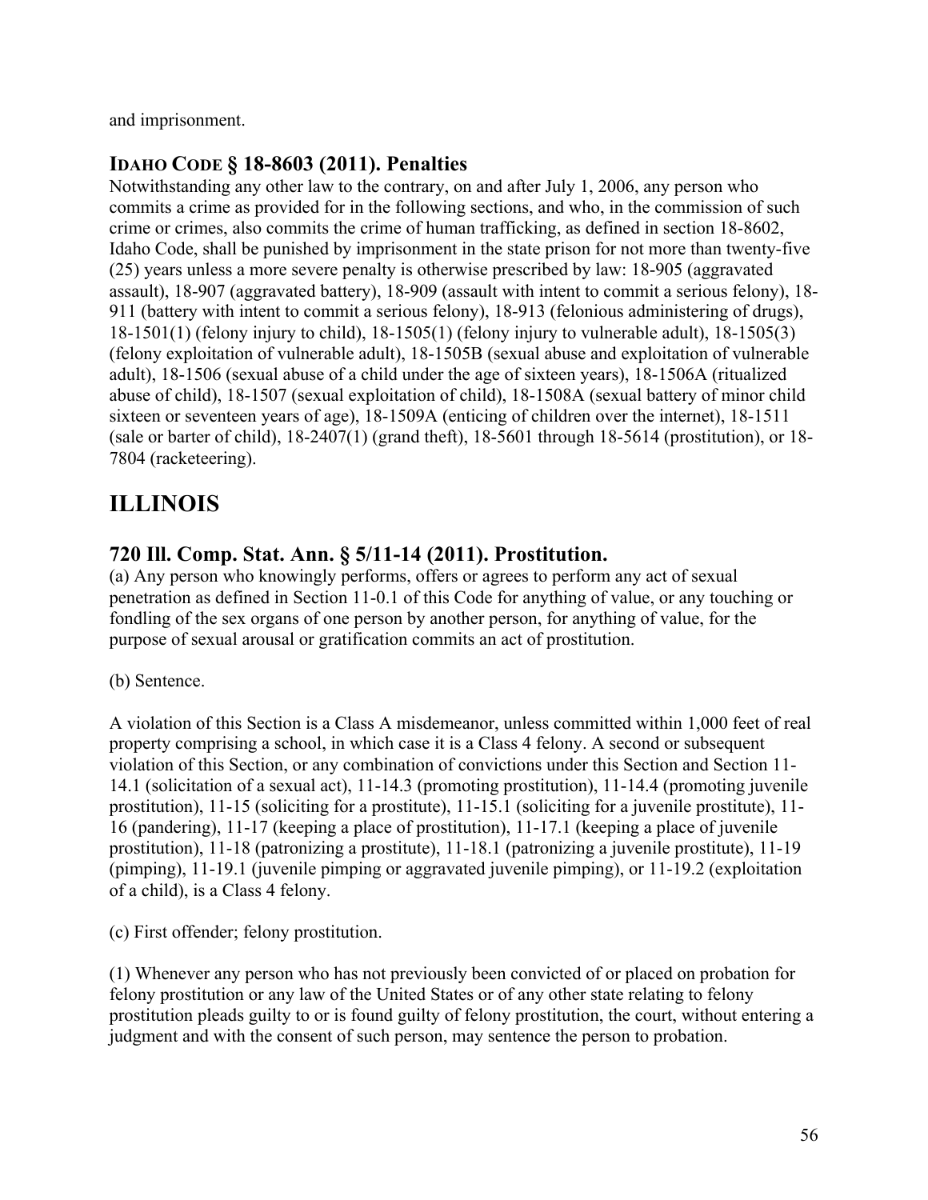and imprisonment.

### IDAHO CODE § 18-8603 (2011). Penalties

Notwithstanding any other law to the contrary, on and after July 1, 2006, any person who commits a crime as provided for in the following sections, and who, in the commission of such crime or crimes, also commits the crime of human trafficking, as defined in section 18-8602, Idaho Code, shall be punished by imprisonment in the state prison for not more than twenty-five (25) years unless a more severe penalty is otherwise prescribed by law: 18-905 (aggravated assault), 18-907 (aggravated battery), 18-909 (assault with intent to commit a serious felony), 18-911 (battery with intent to commit a serious felony), 18-913 (felonious administering of drugs), 18-1501(1) (felony injury to child), 18-1505(1) (felony injury to vulnerable adult), 18-1505(3) (felony exploitation of vulnerable adult), 18-1505B (sexual abuse and exploitation of vulnerable adult), 18-1506 (sexual abuse of a child under the age of sixteen years), 18-1506A (ritualized abuse of child), 18-1507 (sexual exploitation of child), 18-1508A (sexual battery of minor child sixteen or seventeen years of age), 18-1509A (enticing of children over the internet), 18-1511 (sale or barter of child), 18-2407(1) (grand theft), 18-5601 through 18-5614 (prostitution), or 18-7804 (racketeering).

## ILLINOIS

### 720 Ill. Comp. Stat. Ann. § 5/11-14 (2011). Prostitution.

(a) Any person who knowingly performs, offers or agrees to perform any act of sexual penetration as defined in Section 11-0.1 of this Code for anything of value, or any touching or fondling of the sex organs of one person by another person, for anything of value, for the purpose of sexual arousal or gratification commits an act of prostitution.

(b) Sentence.

A violation of this Section is a Class A misdemeanor, unless committed within 1,000 feet of real property comprising a school, in which case it is a Class 4 felony. A second or subsequent violation of this Section, or any combination of convictions under this Section and Section 11-14.1 (solicitation of a sexual act), 11-14.3 (promoting prostitution), 11-14.4 (promoting juvenile prostitution), 11-15 (soliciting for a prostitute), 11-15.1 (soliciting for a juvenile prostitute), 11-16 (pandering), 11-17 (keeping a place of prostitution), 11-17.1 (keeping a place of juvenile prostitution), 11-18 (patronizing a prostitute), 11-18.1 (patronizing a juvenile prostitute), 11-19 (pimping), 11-19.1 (juvenile pimping or aggravated juvenile pimping), or 11-19.2 (exploitation of a child), is a Class 4 felony.

(c) First offender; felony prostitution.

(1) Whenever any person who has not previously been convicted of or placed on probation for felony prostitution or any law of the United States or of any other state relating to felony prostitution pleads guilty to or is found guilty of felony prostitution, the court, without entering a judgment and with the consent of such person, may sentence the person to probation.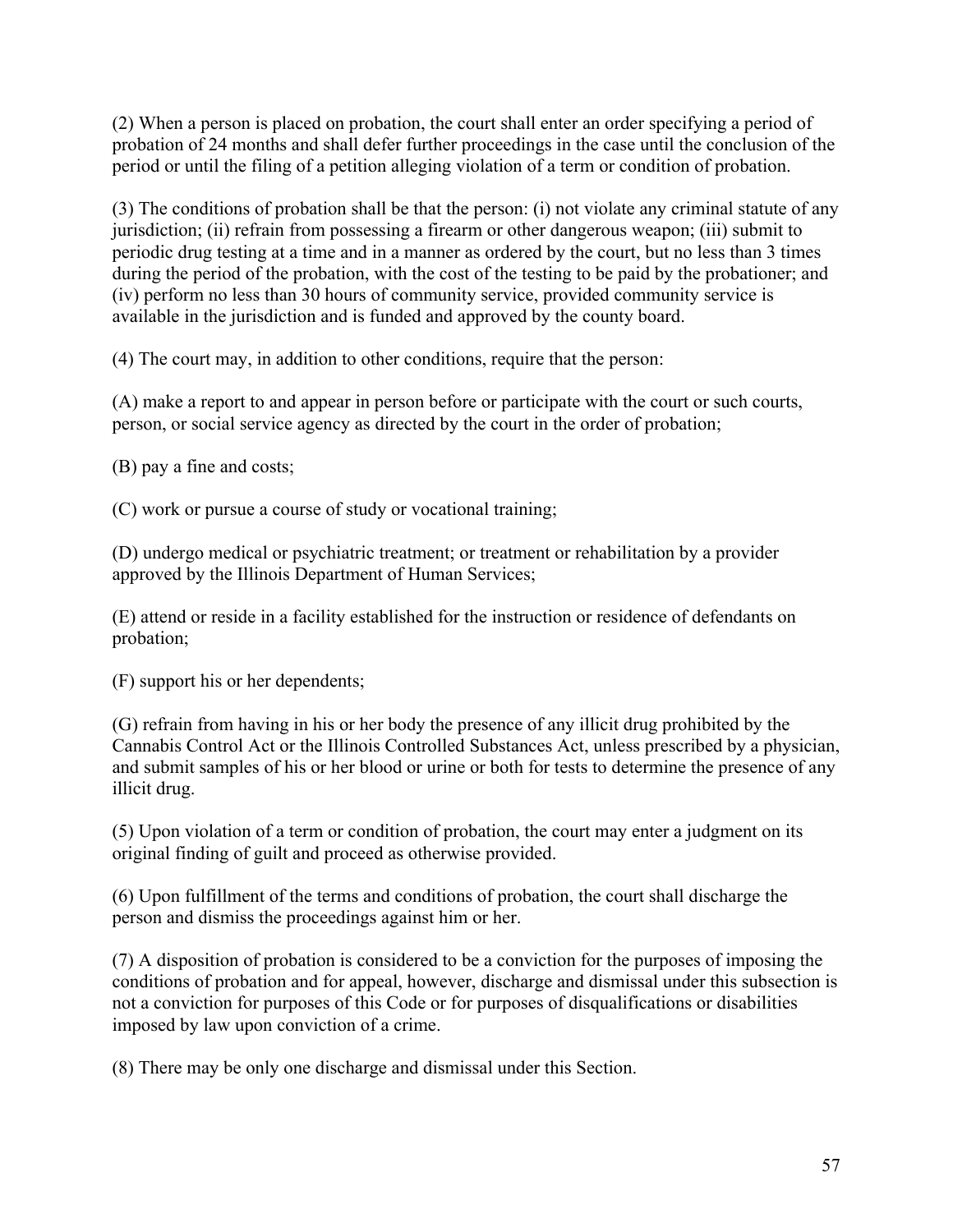(2) When a person is placed on probation, the court shall enter an order specifying a period of probation of 24 months and shall defer further proceedings in the case until the conclusion of the period or until the filing of a petition alleging violation of a term or condition of probation.

(3) The conditions of probation shall be that the person: (i) not violate any criminal statute of any jurisdiction; (ii) refrain from possessing a firearm or other dangerous weapon; (iii) submit to periodic drug testing at a time and in a manner as ordered by the court, but no less than 3 times during the period of the probation, with the cost of the testing to be paid by the probationer; and (iv) perform no less than 30 hours of community service, provided community service is available in the jurisdiction and is funded and approved by the county board.

(4) The court may, in addition to other conditions, require that the person:

(A) make a report to and appear in person before or participate with the court or such courts, person, or social service agency as directed by the court in the order of probation;

(B) pay a fine and costs;

(C) work or pursue a course of study or vocational training;

(D) undergo medical or psychiatric treatment; or treatment or rehabilitation by a provider approved by the Illinois Department of Human Services;

(E) attend or reside in a facility established for the instruction or residence of defendants on probation;

(F) support his or her dependents;

(G) refrain from having in his or her body the presence of any illicit drug prohibited by the Cannabis Control Act or the Illinois Controlled Substances Act, unless prescribed by a physician, and submit samples of his or her blood or urine or both for tests to determine the presence of any illicit drug.

(5) Upon violation of a term or condition of probation, the court may enter a judgment on its original finding of guilt and proceed as otherwise provided.

(6) Upon fulfillment of the terms and conditions of probation, the court shall discharge the person and dismiss the proceedings against him or her.

(7) A disposition of probation is considered to be a conviction for the purposes of imposing the conditions of probation and for appeal, however, discharge and dismissal under this subsection is not a conviction for purposes of this Code or for purposes of disqualifications or disabilities imposed by law upon conviction of a crime.

(8) There may be only one discharge and dismissal under this Section.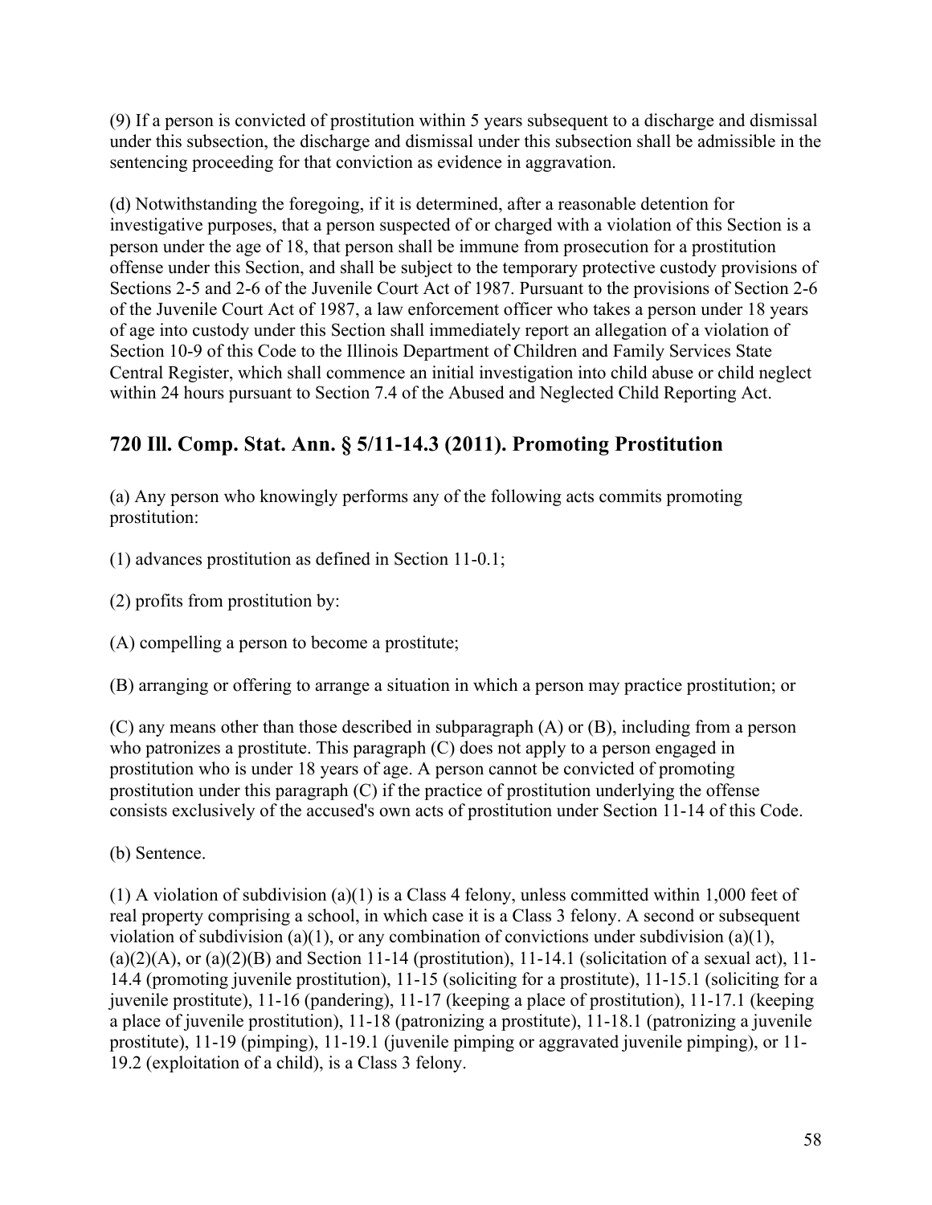(9) If a person is convicted of prostitution within 5 years subsequent to a discharge and dismissal under this subsection, the discharge and dismissal under this subsection shall be admissible in the sentencing proceeding for that conviction as evidence in aggravation.

(d) Notwithstanding the foregoing, if it is determined, after a reasonable detention for investigative purposes, that a person suspected of or charged with a violation of this Section is a person under the age of 18, that person shall be immune from prosecution for a prostitution offense under this Section, and shall be subject to the temporary protective custody provisions of Sections 2-5 and 2-6 of the Juvenile Court Act of 1987. Pursuant to the provisions of Section 2-6 of the Juvenile Court Act of 1987, a law enforcement officer who takes a person under 18 years of age into custody under this Section shall immediately report an allegation of a violation of Section 10-9 of this Code to the Illinois Department of Children and Family Services State Central Register, which shall commence an initial investigation into child abuse or child neglect within 24 hours pursuant to Section 7.4 of the Abused and Neglected Child Reporting Act.

## 720 Ill. Comp. Stat. Ann. § 5/11-14.3 (2011). Promoting Prostitution

(a) Any person who knowingly performs any of the following acts commits promoting prostitution:

(1) advances prostitution as defined in Section 11-0.1;

(2) profits from prostitution by:

(A) compelling a person to become a prostitute;

(B) arranging or offering to arrange a situation in which a person may practice prostitution; or

(C) any means other than those described in subparagraph (A) or (B), including from a person who patronizes a prostitute. This paragraph (C) does not apply to a person engaged in prostitution who is under 18 years of age. A person cannot be convicted of promoting prostitution under this paragraph (C) if the practice of prostitution underlying the offense consists exclusively of the accused's own acts of prostitution under Section 11-14 of this Code.

(b) Sentence.

(1) A violation of subdivision (a)(1) is a Class 4 felony, unless committed within 1,000 feet of real property comprising a school, in which case it is a Class 3 felony. A second or subsequent violation of subdivision (a)(1), or any combination of convictions under subdivision (a)(1), (a)(2)(A), or (a)(2)(B) and Section 11-14 (prostitution), 11-14.1 (solicitation of a sexual act), 11-14.4 (promoting juvenile prostitution), 11-15 (soliciting for a prostitute), 11-15.1 (soliciting for a juvenile prostitute), 11-16 (pandering), 11-17 (keeping a place of prostitution), 11-17.1 (keeping a place of juvenile prostitution), 11-18 (patronizing a prostitute), 11-18.1 (patronizing a juvenile prostitute), 11-19 (pimping), 11-19.1 (juvenile pimping or aggravated juvenile pimping), or 11-19.2 (exploitation of a child), is a Class 3 felony.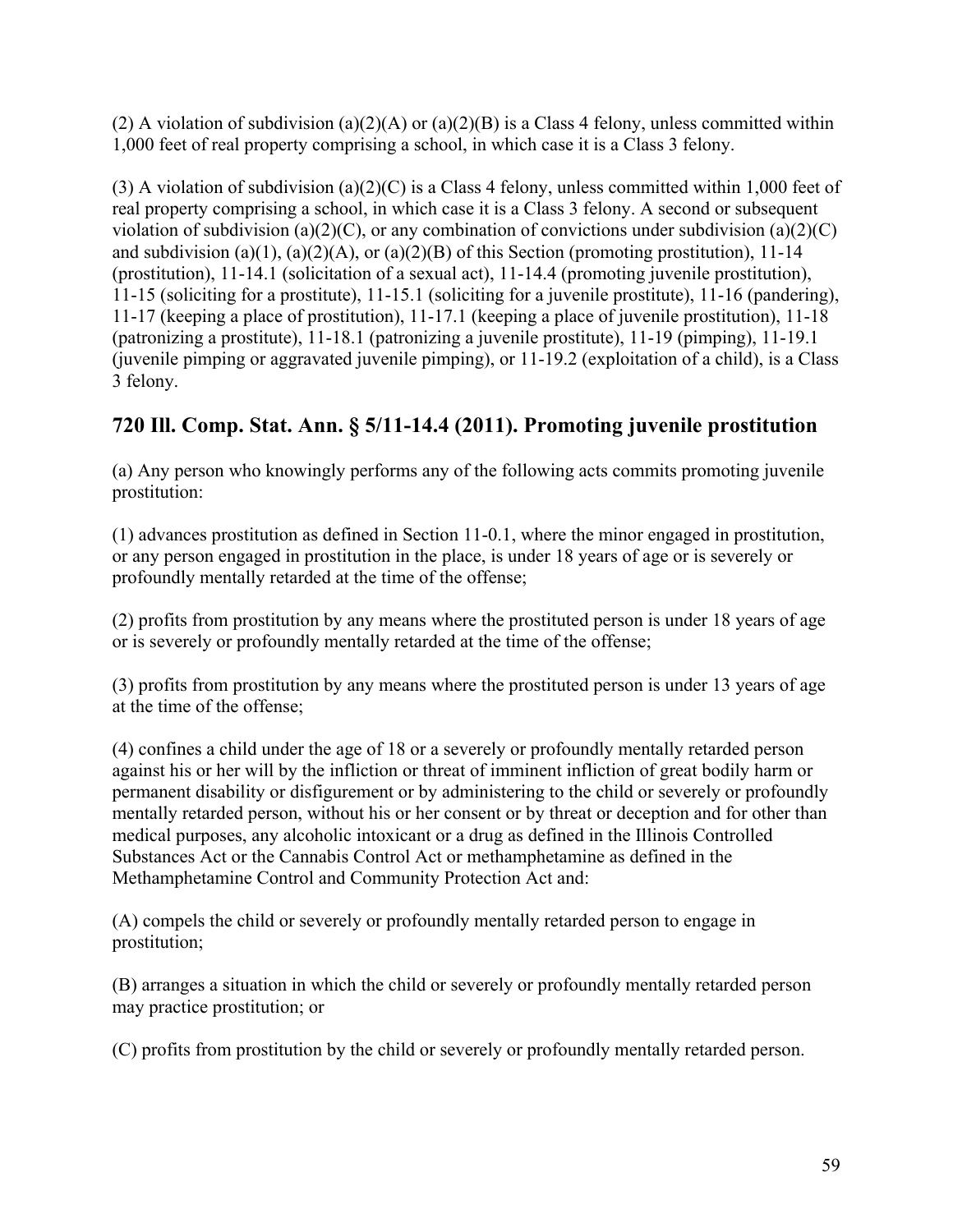(2) A violation of subdivision (a)(2)(A) or (a)(2)(B) is a Class 4 felony, unless committed within 1,000 feet of real property comprising a school, in which case it is a Class 3 felony.

(3) A violation of subdivision (a)(2)(C) is a Class 4 felony, unless committed within 1,000 feet of real property comprising a school, in which case it is a Class 3 felony. A second or subsequent violation of subdivision (a)(2)(C), or any combination of convictions under subdivision (a)(2)(C) and subdivision (a)(1), (a)(2)(A), or (a)(2)(B) of this Section (promoting prostitution), 11-14 (prostitution), 11-14.1 (solicitation of a sexual act), 11-14.4 (promoting juvenile prostitution), 11-15 (soliciting for a prostitute), 11-15.1 (soliciting for a juvenile prostitute), 11-16 (pandering), 11-17 (keeping a place of prostitution), 11-17.1 (keeping a place of juvenile prostitution), 11-18 (patronizing a prostitute), 11-18.1 (patronizing a juvenile prostitute), 11-19 (pimping), 11-19.1 (juvenile pimping or aggravated juvenile pimping), or 11-19.2 (exploitation of a child), is a Class 3 felony.

## 720 Ill. Comp. Stat. Ann. § 5/11-14.4 (2011). Promoting juvenile prostitution

(a) Any person who knowingly performs any of the following acts commits promoting juvenile prostitution:

(1) advances prostitution as defined in Section 11-0.1, where the minor engaged in prostitution, or any person engaged in prostitution in the place, is under 18 years of age or is severely or profoundly mentally retarded at the time of the offense;

(2) profits from prostitution by any means where the prostituted person is under 18 years of age or is severely or profoundly mentally retarded at the time of the offense;

(3) profits from prostitution by any means where the prostituted person is under 13 years of age at the time of the offense;

(4) confines a child under the age of 18 or a severely or profoundly mentally retarded person against his or her will by the infliction or threat of imminent infliction of great bodily harm or permanent disability or disfigurement or by administering to the child or severely or profoundly mentally retarded person, without his or her consent or by threat or deception and for other than medical purposes, any alcoholic intoxicant or a drug as defined in the Illinois Controlled Substances Act or the Cannabis Control Act or methamphetamine as defined in the Methamphetamine Control and Community Protection Act and:

(A) compels the child or severely or profoundly mentally retarded person to engage in prostitution;

(B) arranges a situation in which the child or severely or profoundly mentally retarded person may practice prostitution; or

(C) profits from prostitution by the child or severely or profoundly mentally retarded person.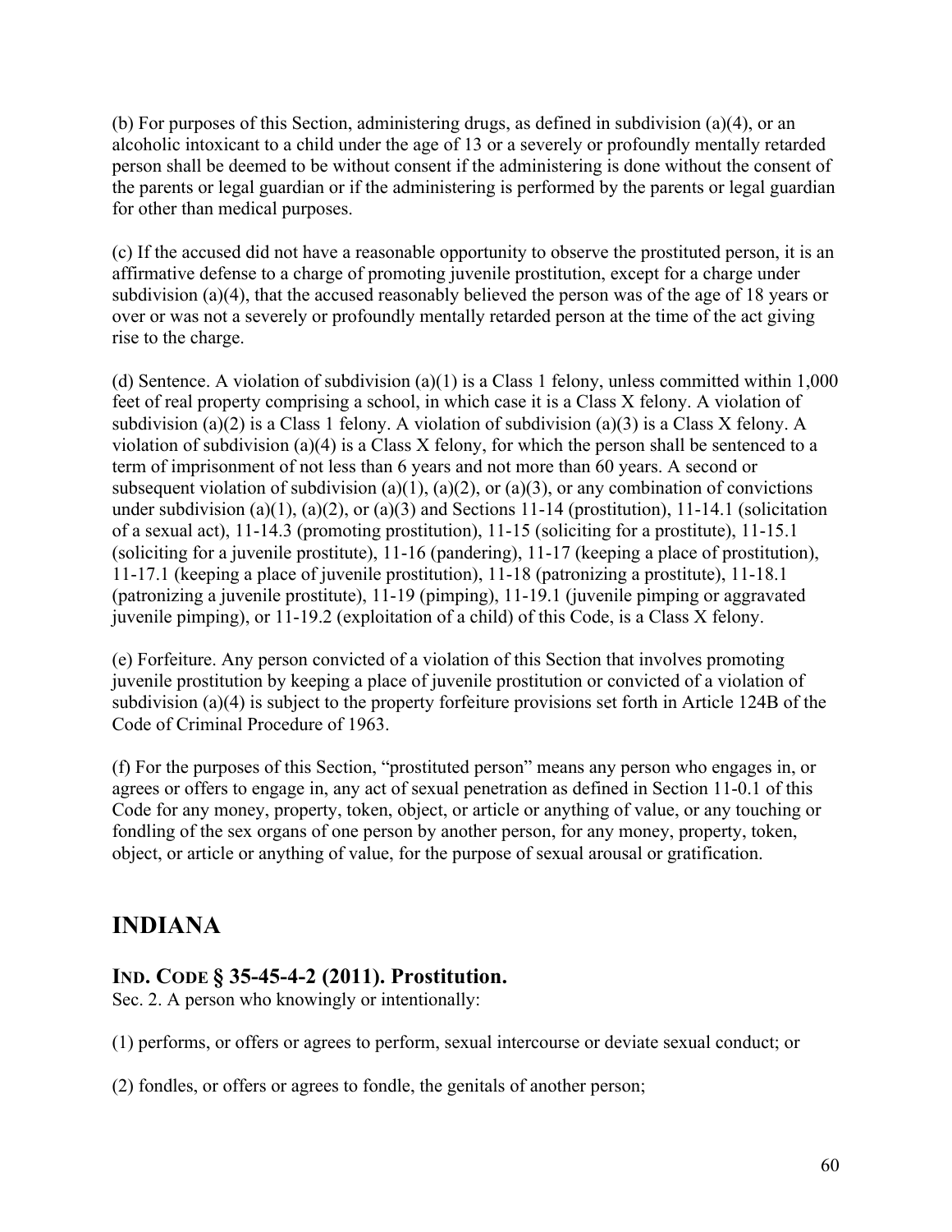(b) For purposes of this Section, administering drugs, as defined in subdivision (a)(4), or an alcoholic intoxicant to a child under the age of 13 or a severely or profoundly mentally retarded person shall be deemed to be without consent if the administering is done without the consent of the parents or legal guardian or if the administering is performed by the parents or legal guardian for other than medical purposes.

(c) If the accused did not have a reasonable opportunity to observe the prostituted person, it is an affirmative defense to a charge of promoting juvenile prostitution, except for a charge under subdivision (a)(4), that the accused reasonably believed the person was of the age of 18 years or over or was not a severely or profoundly mentally retarded person at the time of the act giving rise to the charge.

(d) Sentence. A violation of subdivision (a)(1) is a Class 1 felony, unless committed within 1,000 feet of real property comprising a school, in which case it is a Class X felony. A violation of subdivision (a)(2) is a Class 1 felony. A violation of subdivision (a)(3) is a Class X felony. A violation of subdivision (a)(4) is a Class X felony, for which the person shall be sentenced to a term of imprisonment of not less than 6 years and not more than 60 years. A second or subsequent violation of subdivision (a)(1), (a)(2), or (a)(3), or any combination of convictions under subdivision (a)(1), (a)(2), or (a)(3) and Sections 11-14 (prostitution), 11-14.1 (solicitation of a sexual act), 11-14.3 (promoting prostitution), 11-15 (soliciting for a prostitute), 11-15.1 (soliciting for a juvenile prostitute), 11-16 (pandering), 11-17 (keeping a place of prostitution), 11-17.1 (keeping a place of juvenile prostitution), 11-18 (patronizing a prostitute), 11-18.1 (patronizing a juvenile prostitute), 11-19 (pimping), 11-19.1 (juvenile pimping or aggravated juvenile pimping), or 11-19.2 (exploitation of a child) of this Code, is a Class X felony.

(e) Forfeiture. Any person convicted of a violation of this Section that involves promoting juvenile prostitution by keeping a place of juvenile prostitution or convicted of a violation of subdivision (a)(4) is subject to the property forfeiture provisions set forth in Article 124B of the Code of Criminal Procedure of 1963.

(f) For the purposes of this Section, "prostituted person" means any person who engages in, or agrees or offers to engage in, any act of sexual penetration as defined in Section 11-0.1 of this Code for any money, property, token, object, or article or anything of value, or any touching or fondling of the sex organs of one person by another person, for any money, property, token, object, or article or anything of value, for the purpose of sexual arousal or gratification.

## INDIANA

### IND. CODE § 35-45-4-2 (2011). Prostitution.

Sec. 2. A person who knowingly or intentionally:

(1) performs, or offers or agrees to perform, sexual intercourse or deviate sexual conduct; or

(2) fondles, or offers or agrees to fondle, the genitals of another person;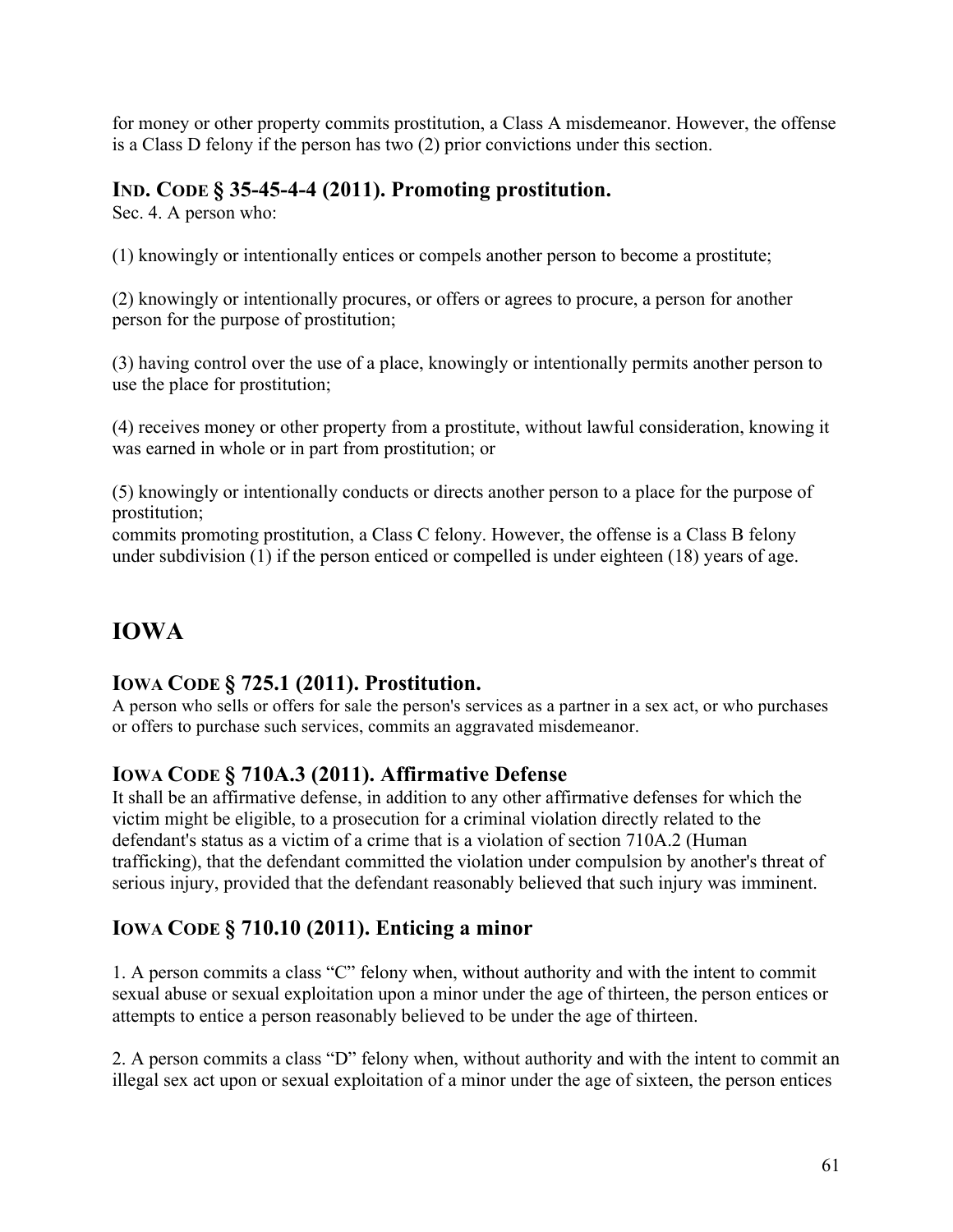for money or other property commits prostitution, a Class A misdemeanor. However, the offense is a Class D felony if the person has two (2) prior convictions under this section.

### IND. CODE § 35-45-4-4 (2011). Promoting prostitution.

Sec. 4. A person who:

(1) knowingly or intentionally entices or compels another person to become a prostitute;

(2) knowingly or intentionally procures, or offers or agrees to procure, a person for another person for the purpose of prostitution;

(3) having control over the use of a place, knowingly or intentionally permits another person to use the place for prostitution;

(4) receives money or other property from a prostitute, without lawful consideration, knowing it was earned in whole or in part from prostitution; or

(5) knowingly or intentionally conducts or directs another person to a place for the purpose of prostitution;
commits promoting prostitution, a Class C felony. However, the offense is a Class B felony under subdivision (1) if the person enticed or compelled is under eighteen (18) years of age.

## IOWA

### IOWA CODE § 725.1 (2011). Prostitution.

A person who sells or offers for sale the person's services as a partner in a sex act, or who purchases or offers to purchase such services, commits an aggravated misdemeanor.

### IOWA CODE § 710A.3 (2011). Affirmative Defense

It shall be an affirmative defense, in addition to any other affirmative defenses for which the victim might be eligible, to a prosecution for a criminal violation directly related to the defendant's status as a victim of a crime that is a violation of section 710A.2 (Human trafficking), that the defendant committed the violation under compulsion by another's threat of serious injury, provided that the defendant reasonably believed that such injury was imminent.

### IOWA CODE § 710.10 (2011). Enticing a minor

1. A person commits a class "C" felony when, without authority and with the intent to commit sexual abuse or sexual exploitation upon a minor under the age of thirteen, the person entices or attempts to entice a person reasonably believed to be under the age of thirteen.

2. A person commits a class "D" felony when, without authority and with the intent to commit an illegal sex act upon or sexual exploitation of a minor under the age of sixteen, the person entices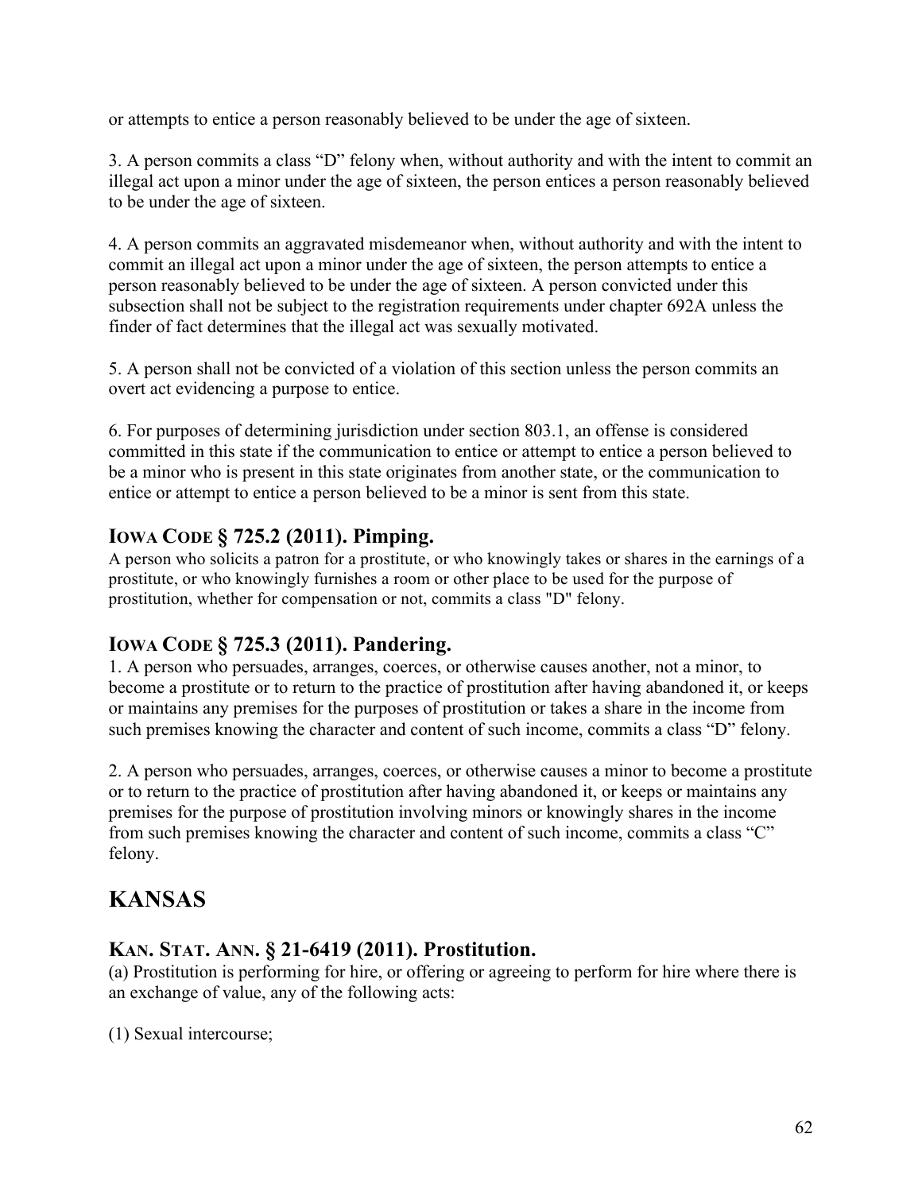or attempts to entice a person reasonably believed to be under the age of sixteen.

3. A person commits a class "D" felony when, without authority and with the intent to commit an illegal act upon a minor under the age of sixteen, the person entices a person reasonably believed to be under the age of sixteen.

4. A person commits an aggravated misdemeanor when, without authority and with the intent to commit an illegal act upon a minor under the age of sixteen, the person attempts to entice a person reasonably believed to be under the age of sixteen. A person convicted under this subsection shall not be subject to the registration requirements under chapter 692A unless the finder of fact determines that the illegal act was sexually motivated.

5. A person shall not be convicted of a violation of this section unless the person commits an overt act evidencing a purpose to entice.

6. For purposes of determining jurisdiction under section 803.1, an offense is considered committed in this state if the communication to entice or attempt to entice a person believed to be a minor who is present in this state originates from another state, or the communication to entice or attempt to entice a person believed to be a minor is sent from this state.

### IOWA CODE § 725.2 (2011). Pimping.

A person who solicits a patron for a prostitute, or who knowingly takes or shares in the earnings of a prostitute, or who knowingly furnishes a room or other place to be used for the purpose of prostitution, whether for compensation or not, commits a class "D" felony.

### IOWA CODE § 725.3 (2011). Pandering.

1. A person who persuades, arranges, coerces, or otherwise causes another, not a minor, to become a prostitute or to return to the practice of prostitution after having abandoned it, or keeps or maintains any premises for the purposes of prostitution or takes a share in the income from such premises knowing the character and content of such income, commits a class "D" felony.

2. A person who persuades, arranges, coerces, or otherwise causes a minor to become a prostitute or to return to the practice of prostitution after having abandoned it, or keeps or maintains any premises for the purpose of prostitution involving minors or knowingly shares in the income from such premises knowing the character and content of such income, commits a class "C" felony.

## KANSAS

### KAN. STAT. ANN. § 21-6419 (2011). Prostitution.

(a) Prostitution is performing for hire, or offering or agreeing to perform for hire where there is an exchange of value, any of the following acts:

(1) Sexual intercourse;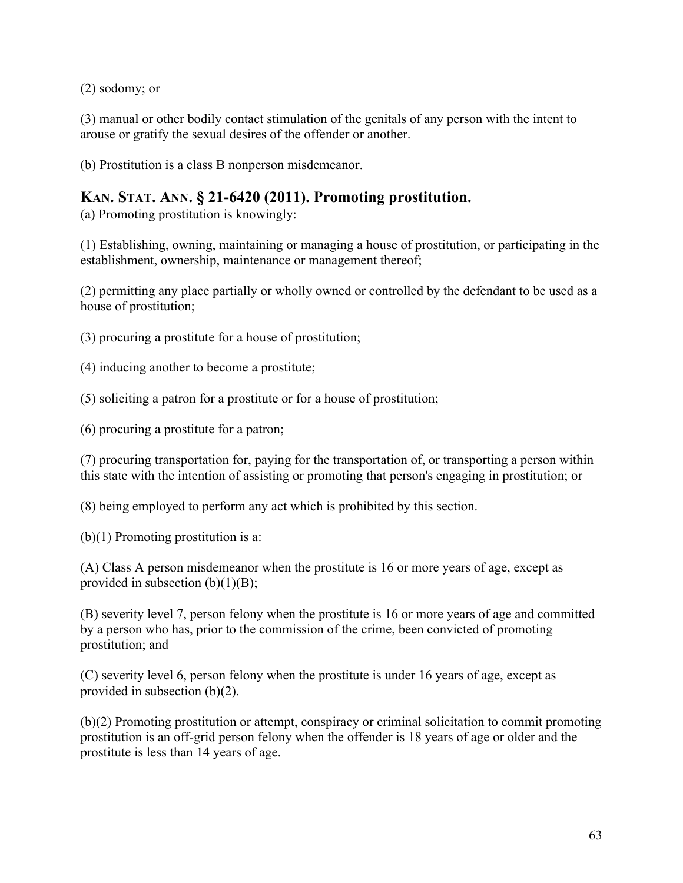(2) sodomy; or

(3) manual or other bodily contact stimulation of the genitals of any person with the intent to arouse or gratify the sexual desires of the offender or another.

(b) Prostitution is a class B nonperson misdemeanor.

## KAN. STAT. ANN. § 21-6420 (2011). Promoting prostitution.

(a) Promoting prostitution is knowingly:

(1) Establishing, owning, maintaining or managing a house of prostitution, or participating in the establishment, ownership, maintenance or management thereof;

(2) permitting any place partially or wholly owned or controlled by the defendant to be used as a house of prostitution;

(3) procuring a prostitute for a house of prostitution;

(4) inducing another to become a prostitute;

(5) soliciting a patron for a prostitute or for a house of prostitution;

(6) procuring a prostitute for a patron;

(7) procuring transportation for, paying for the transportation of, or transporting a person within this state with the intention of assisting or promoting that person's engaging in prostitution; or

(8) being employed to perform any act which is prohibited by this section.

(b)(1) Promoting prostitution is a:

(A) Class A person misdemeanor when the prostitute is 16 or more years of age, except as provided in subsection (b)(1)(B);

(B) severity level 7, person felony when the prostitute is 16 or more years of age and committed by a person who has, prior to the commission of the crime, been convicted of promoting prostitution; and

(C) severity level 6, person felony when the prostitute is under 16 years of age, except as provided in subsection (b)(2).

(b)(2) Promoting prostitution or attempt, conspiracy or criminal solicitation to commit promoting prostitution is an off-grid person felony when the offender is 18 years of age or older and the prostitute is less than 14 years of age.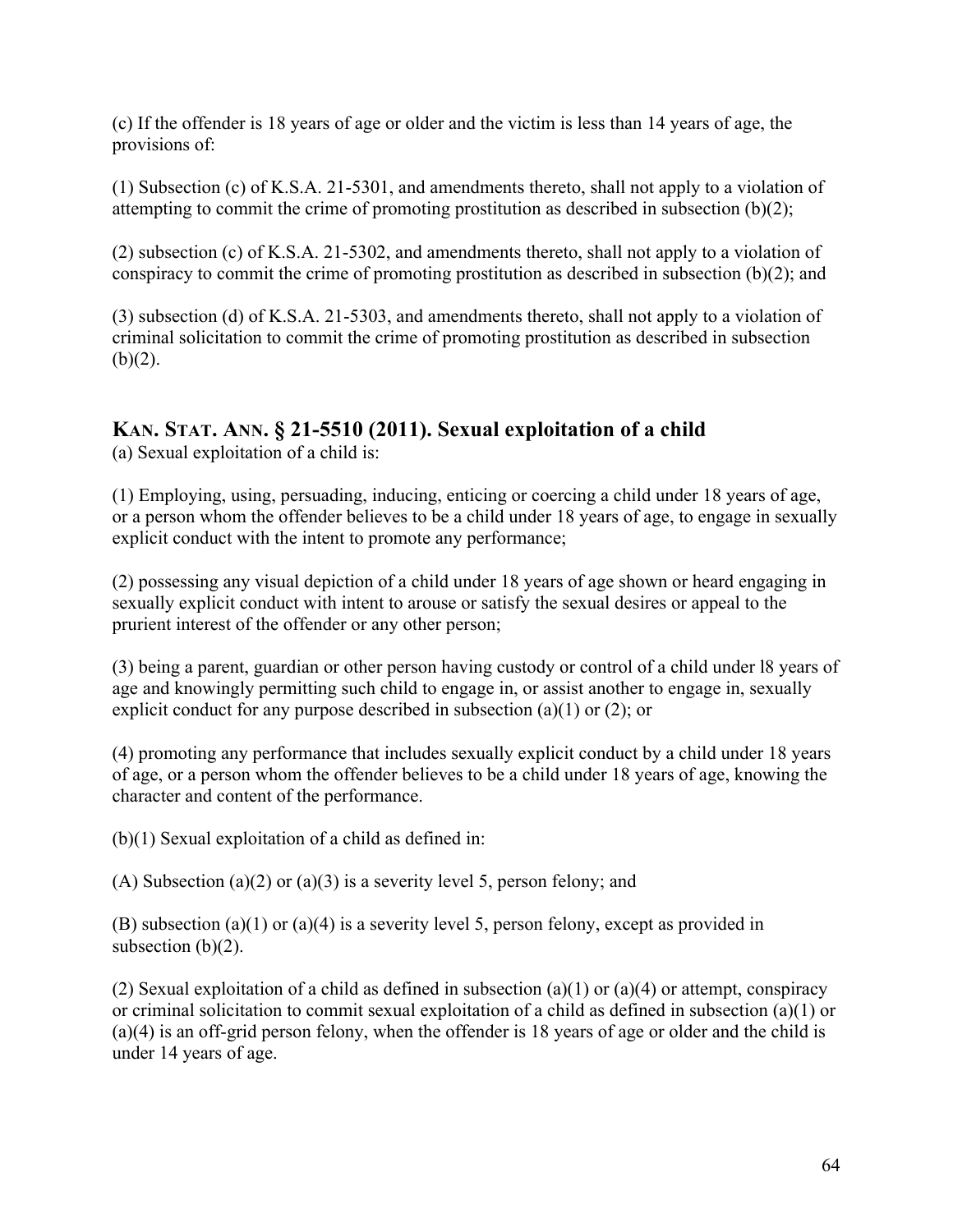(c) If the offender is 18 years of age or older and the victim is less than 14 years of age, the provisions of:

(1) Subsection (c) of K.S.A. 21-5301, and amendments thereto, shall not apply to a violation of attempting to commit the crime of promoting prostitution as described in subsection (b)(2);

(2) subsection (c) of K.S.A. 21-5302, and amendments thereto, shall not apply to a violation of conspiracy to commit the crime of promoting prostitution as described in subsection (b)(2); and

(3) subsection (d) of K.S.A. 21-5303, and amendments thereto, shall not apply to a violation of criminal solicitation to commit the crime of promoting prostitution as described in subsection (b)(2).

## KAN. STAT. ANN. § 21-5510 (2011). Sexual exploitation of a child

(a) Sexual exploitation of a child is:

(1) Employing, using, persuading, inducing, enticing or coercing a child under 18 years of age, or a person whom the offender believes to be a child under 18 years of age, to engage in sexually explicit conduct with the intent to promote any performance;

(2) possessing any visual depiction of a child under 18 years of age shown or heard engaging in sexually explicit conduct with intent to arouse or satisfy the sexual desires or appeal to the prurient interest of the offender or any other person;

(3) being a parent, guardian or other person having custody or control of a child under l8 years of age and knowingly permitting such child to engage in, or assist another to engage in, sexually explicit conduct for any purpose described in subsection (a)(1) or (2); or

(4) promoting any performance that includes sexually explicit conduct by a child under 18 years of age, or a person whom the offender believes to be a child under 18 years of age, knowing the character and content of the performance.

(b)(1) Sexual exploitation of a child as defined in:

(A) Subsection (a)(2) or (a)(3) is a severity level 5, person felony; and

(B) subsection (a)(1) or (a)(4) is a severity level 5, person felony, except as provided in subsection (b)(2).

(2) Sexual exploitation of a child as defined in subsection (a)(1) or (a)(4) or attempt, conspiracy or criminal solicitation to commit sexual exploitation of a child as defined in subsection (a)(1) or (a)(4) is an off-grid person felony, when the offender is 18 years of age or older and the child is under 14 years of age.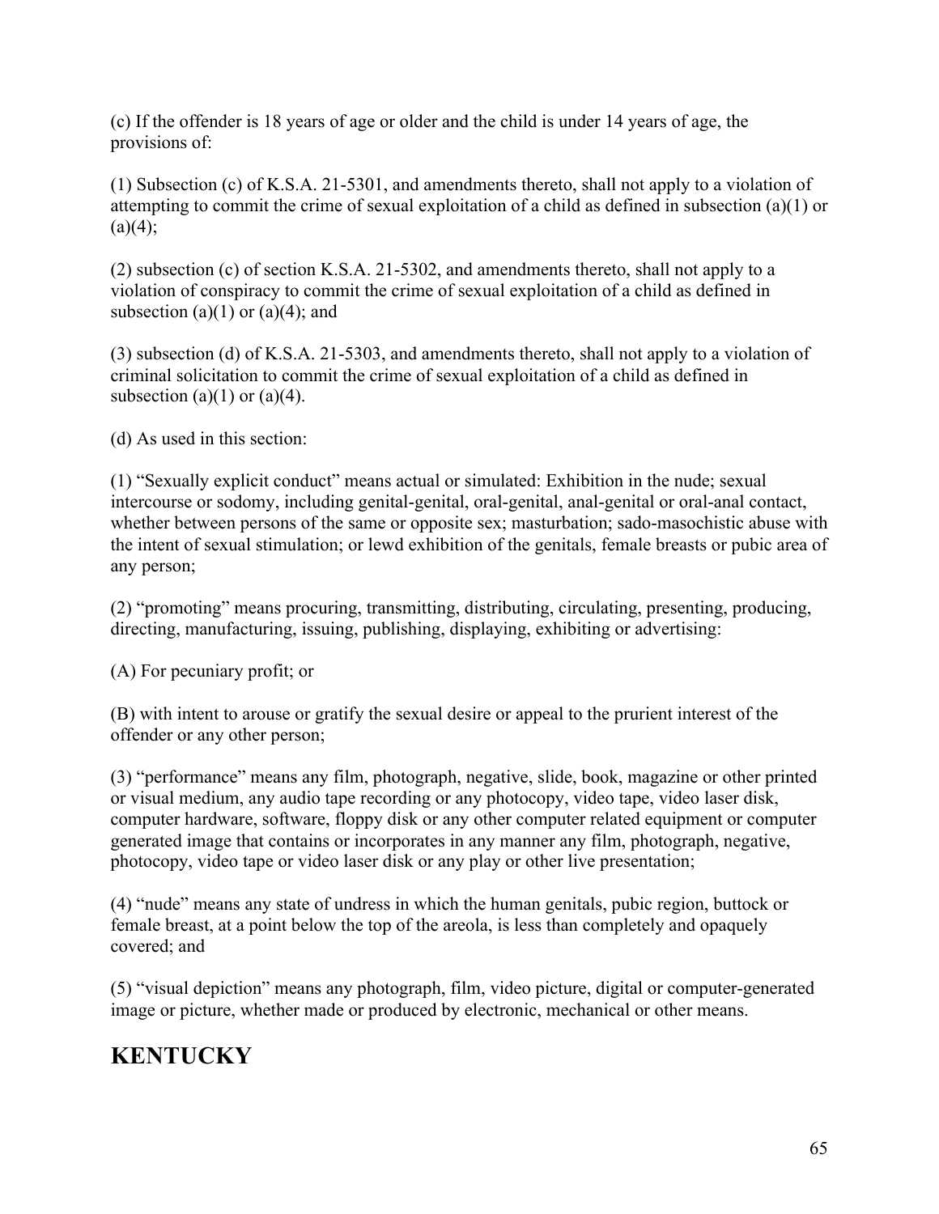(c) If the offender is 18 years of age or older and the child is under 14 years of age, the provisions of:

(1) Subsection (c) of K.S.A. 21-5301, and amendments thereto, shall not apply to a violation of attempting to commit the crime of sexual exploitation of a child as defined in subsection (a)(1) or (a)(4);

(2) subsection (c) of section K.S.A. 21-5302, and amendments thereto, shall not apply to a violation of conspiracy to commit the crime of sexual exploitation of a child as defined in subsection (a)(1) or (a)(4); and

(3) subsection (d) of K.S.A. 21-5303, and amendments thereto, shall not apply to a violation of criminal solicitation to commit the crime of sexual exploitation of a child as defined in subsection (a)(1) or (a)(4).

(d) As used in this section:

(1) "Sexually explicit conduct" means actual or simulated: Exhibition in the nude; sexual intercourse or sodomy, including genital-genital, oral-genital, anal-genital or oral-anal contact, whether between persons of the same or opposite sex; masturbation; sado-masochistic abuse with the intent of sexual stimulation; or lewd exhibition of the genitals, female breasts or pubic area of any person;

(2) "promoting" means procuring, transmitting, distributing, circulating, presenting, producing, directing, manufacturing, issuing, publishing, displaying, exhibiting or advertising:

(A) For pecuniary profit; or

(B) with intent to arouse or gratify the sexual desire or appeal to the prurient interest of the offender or any other person;

(3) "performance" means any film, photograph, negative, slide, book, magazine or other printed or visual medium, any audio tape recording or any photocopy, video tape, video laser disk, computer hardware, software, floppy disk or any other computer related equipment or computer generated image that contains or incorporates in any manner any film, photograph, negative, photocopy, video tape or video laser disk or any play or other live presentation;

(4) "nude" means any state of undress in which the human genitals, pubic region, buttock or female breast, at a point below the top of the areola, is less than completely and opaquely covered; and

(5) "visual depiction" means any photograph, film, video picture, digital or computer-generated image or picture, whether made or produced by electronic, mechanical or other means.

## KENTUCKY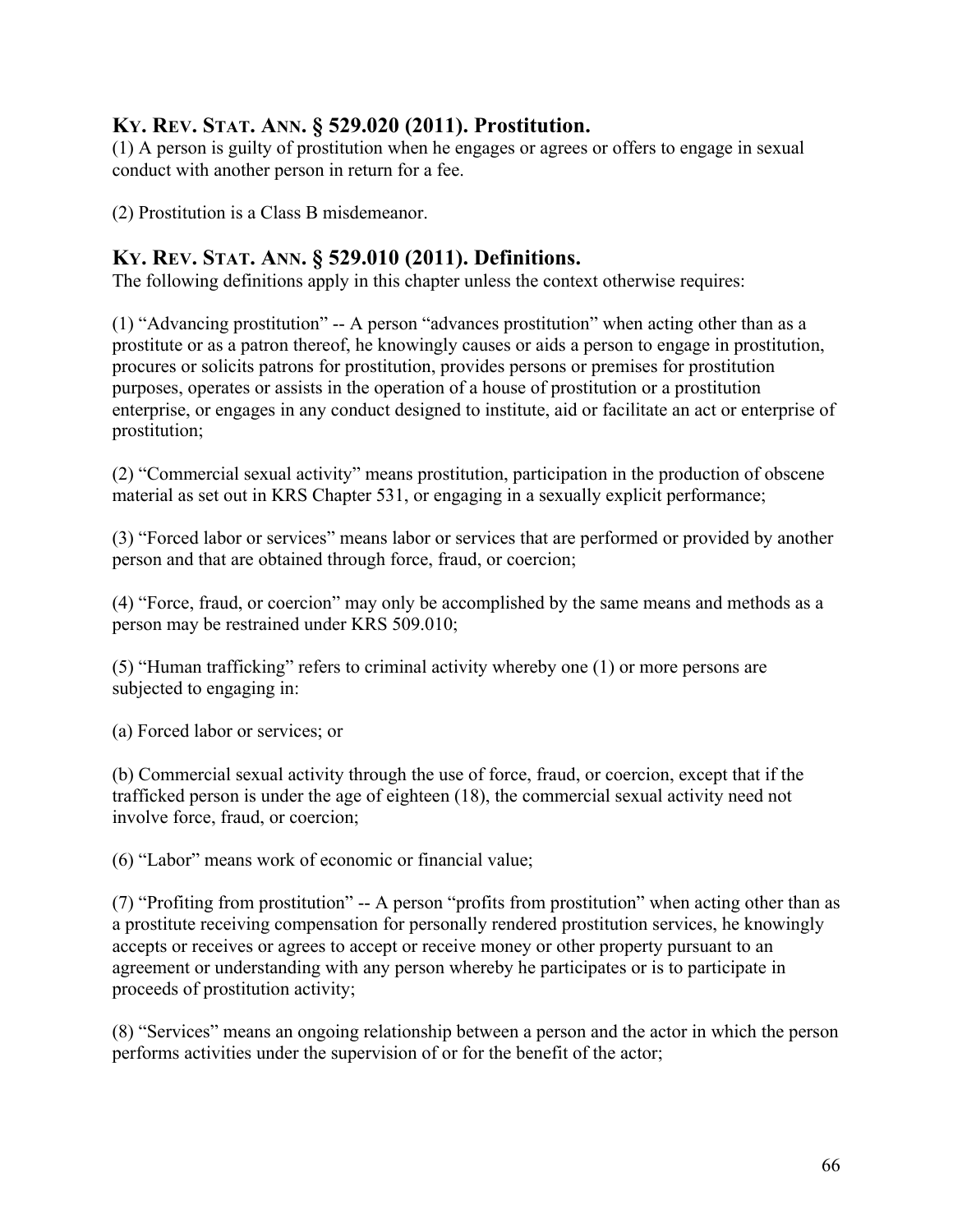## KY. REV. STAT. ANN. § 529.020 (2011). Prostitution.

(1) A person is guilty of prostitution when he engages or agrees or offers to engage in sexual conduct with another person in return for a fee.

(2) Prostitution is a Class B misdemeanor.

## KY. REV. STAT. ANN. § 529.010 (2011). Definitions.

The following definitions apply in this chapter unless the context otherwise requires:

(1) "Advancing prostitution" -- A person "advances prostitution" when acting other than as a prostitute or as a patron thereof, he knowingly causes or aids a person to engage in prostitution, procures or solicits patrons for prostitution, provides persons or premises for prostitution purposes, operates or assists in the operation of a house of prostitution or a prostitution enterprise, or engages in any conduct designed to institute, aid or facilitate an act or enterprise of prostitution;

(2) "Commercial sexual activity" means prostitution, participation in the production of obscene material as set out in KRS Chapter 531, or engaging in a sexually explicit performance;

(3) "Forced labor or services" means labor or services that are performed or provided by another person and that are obtained through force, fraud, or coercion;

(4) "Force, fraud, or coercion" may only be accomplished by the same means and methods as a person may be restrained under KRS 509.010;

(5) "Human trafficking" refers to criminal activity whereby one (1) or more persons are subjected to engaging in:

(a) Forced labor or services; or

(b) Commercial sexual activity through the use of force, fraud, or coercion, except that if the trafficked person is under the age of eighteen (18), the commercial sexual activity need not involve force, fraud, or coercion;

(6) "Labor" means work of economic or financial value;

(7) "Profiting from prostitution" -- A person "profits from prostitution" when acting other than as a prostitute receiving compensation for personally rendered prostitution services, he knowingly accepts or receives or agrees to accept or receive money or other property pursuant to an agreement or understanding with any person whereby he participates or is to participate in proceeds of prostitution activity;

(8) "Services" means an ongoing relationship between a person and the actor in which the person performs activities under the supervision of or for the benefit of the actor;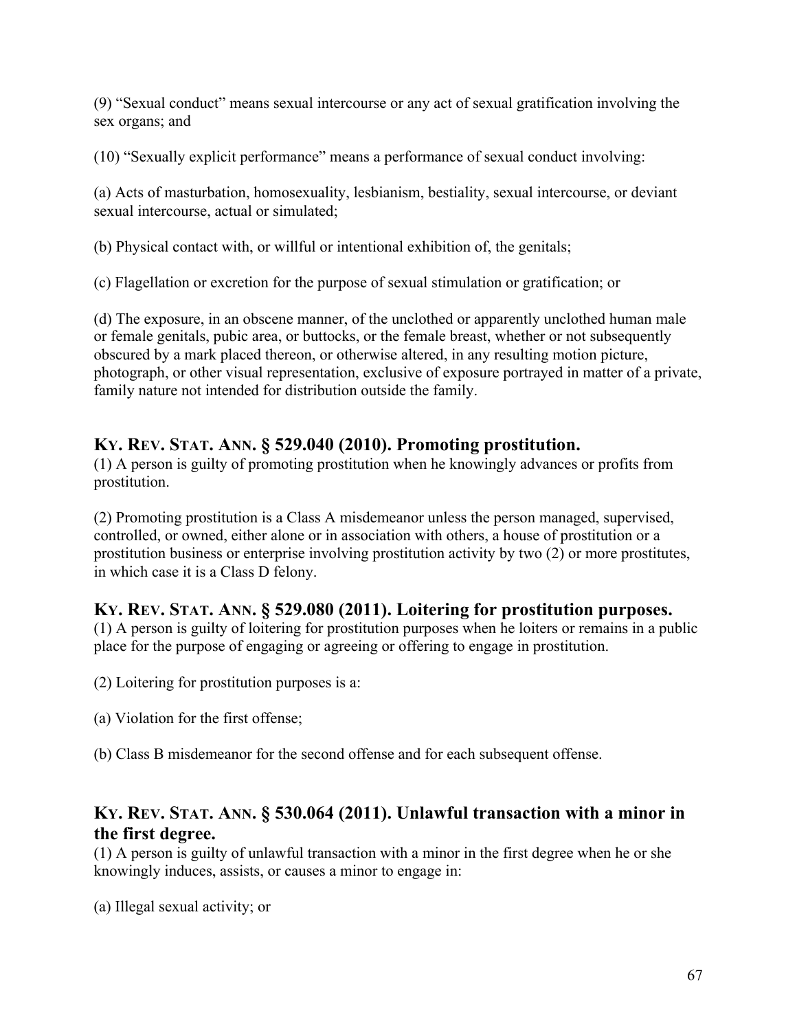(9) "Sexual conduct" means sexual intercourse or any act of sexual gratification involving the sex organs; and

(10) "Sexually explicit performance" means a performance of sexual conduct involving:

(a) Acts of masturbation, homosexuality, lesbianism, bestiality, sexual intercourse, or deviant sexual intercourse, actual or simulated;

(b) Physical contact with, or willful or intentional exhibition of, the genitals;

(c) Flagellation or excretion for the purpose of sexual stimulation or gratification; or

(d) The exposure, in an obscene manner, of the unclothed or apparently unclothed human male or female genitals, pubic area, or buttocks, or the female breast, whether or not subsequently obscured by a mark placed thereon, or otherwise altered, in any resulting motion picture, photograph, or other visual representation, exclusive of exposure portrayed in matter of a private, family nature not intended for distribution outside the family.

### KY. REV. STAT. ANN. § 529.040 (2010). Promoting prostitution.

(1) A person is guilty of promoting prostitution when he knowingly advances or profits from prostitution.

(2) Promoting prostitution is a Class A misdemeanor unless the person managed, supervised, controlled, or owned, either alone or in association with others, a house of prostitution or a prostitution business or enterprise involving prostitution activity by two (2) or more prostitutes, in which case it is a Class D felony.

### KY. REV. STAT. ANN. § 529.080 (2011). Loitering for prostitution purposes.

(1) A person is guilty of loitering for prostitution purposes when he loiters or remains in a public place for the purpose of engaging or agreeing or offering to engage in prostitution.

(2) Loitering for prostitution purposes is a:

(a) Violation for the first offense;

(b) Class B misdemeanor for the second offense and for each subsequent offense.

### KY. REV. STAT. ANN. § 530.064 (2011). Unlawful transaction with a minor in the first degree.

(1) A person is guilty of unlawful transaction with a minor in the first degree when he or she knowingly induces, assists, or causes a minor to engage in:

(a) Illegal sexual activity; or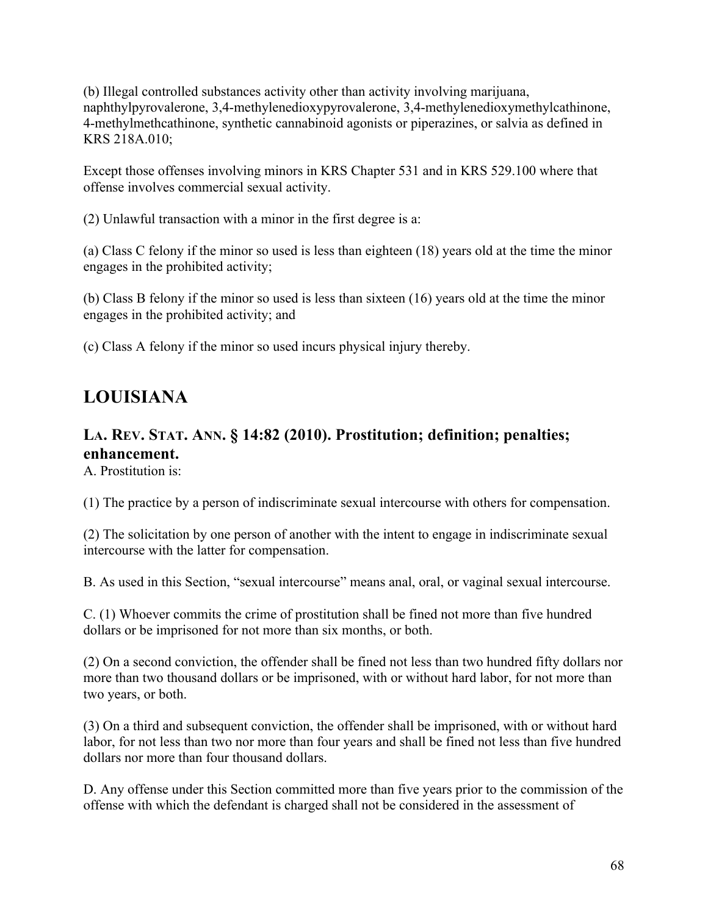(b) Illegal controlled substances activity other than activity involving marijuana, naphthylpyrovalerone, 3,4-methylenedioxypyrovalerone, 3,4-methylenedioxymethylcathinone, 4-methylmethcathinone, synthetic cannabinoid agonists or piperazines, or salvia as defined in KRS 218A.010;

Except those offenses involving minors in KRS Chapter 531 and in KRS 529.100 where that offense involves commercial sexual activity.

(2) Unlawful transaction with a minor in the first degree is a:

(a) Class C felony if the minor so used is less than eighteen (18) years old at the time the minor engages in the prohibited activity;

(b) Class B felony if the minor so used is less than sixteen (16) years old at the time the minor engages in the prohibited activity; and

(c) Class A felony if the minor so used incurs physical injury thereby.

## LOUISIANA

### LA. REV. STAT. ANN. § 14:82 (2010). Prostitution; definition; penalties; enhancement.

A. Prostitution is:

(1) The practice by a person of indiscriminate sexual intercourse with others for compensation.

(2) The solicitation by one person of another with the intent to engage in indiscriminate sexual intercourse with the latter for compensation.

B. As used in this Section, "sexual intercourse" means anal, oral, or vaginal sexual intercourse.

C. (1) Whoever commits the crime of prostitution shall be fined not more than five hundred dollars or be imprisoned for not more than six months, or both.

(2) On a second conviction, the offender shall be fined not less than two hundred fifty dollars nor more than two thousand dollars or be imprisoned, with or without hard labor, for not more than two years, or both.

(3) On a third and subsequent conviction, the offender shall be imprisoned, with or without hard labor, for not less than two nor more than four years and shall be fined not less than five hundred dollars nor more than four thousand dollars.

D. Any offense under this Section committed more than five years prior to the commission of the offense with which the defendant is charged shall not be considered in the assessment of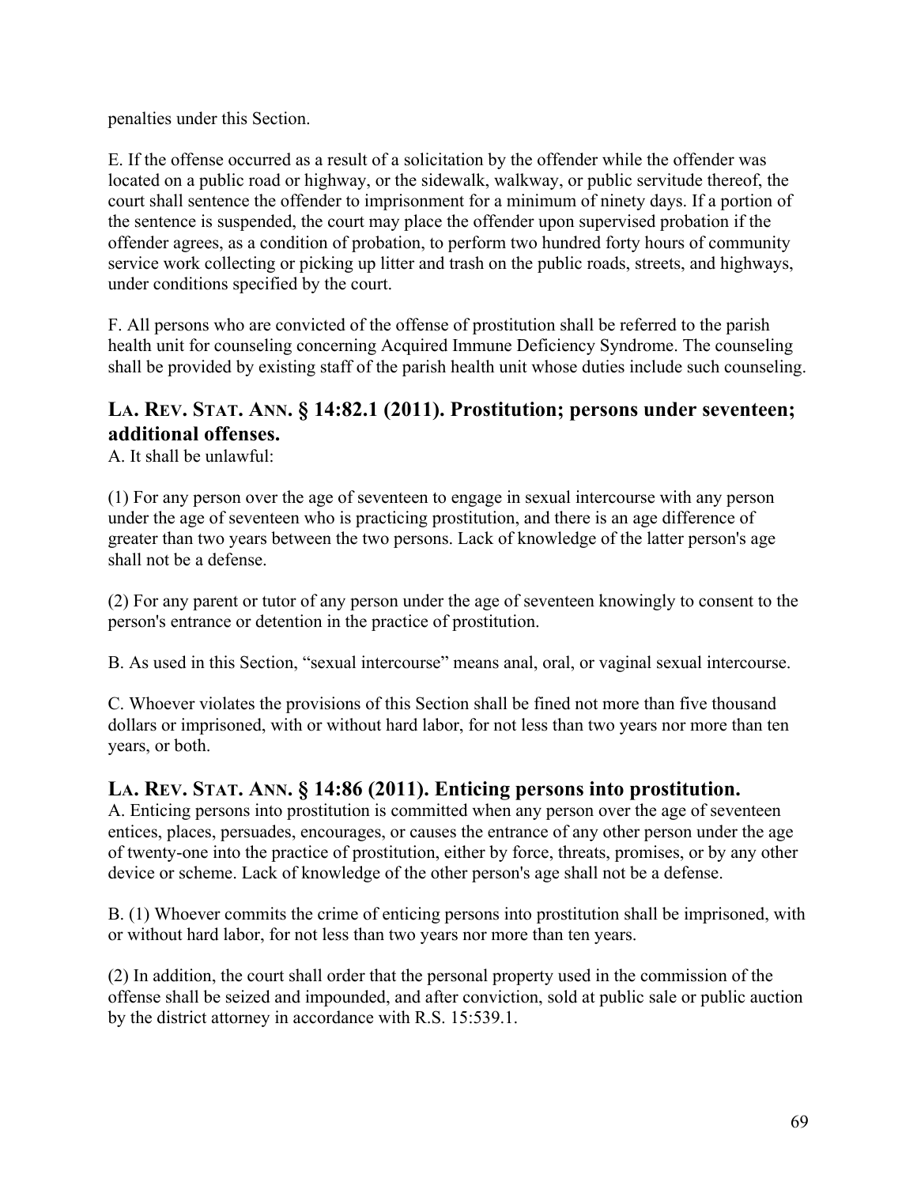penalties under this Section.

E. If the offense occurred as a result of a solicitation by the offender while the offender was located on a public road or highway, or the sidewalk, walkway, or public servitude thereof, the court shall sentence the offender to imprisonment for a minimum of ninety days. If a portion of the sentence is suspended, the court may place the offender upon supervised probation if the offender agrees, as a condition of probation, to perform two hundred forty hours of community service work collecting or picking up litter and trash on the public roads, streets, and highways, under conditions specified by the court.

F. All persons who are convicted of the offense of prostitution shall be referred to the parish health unit for counseling concerning Acquired Immune Deficiency Syndrome. The counseling shall be provided by existing staff of the parish health unit whose duties include such counseling.

## LA. REV. STAT. ANN. § 14:82.1 (2011). Prostitution; persons under seventeen; additional offenses.

A. It shall be unlawful:

(1) For any person over the age of seventeen to engage in sexual intercourse with any person under the age of seventeen who is practicing prostitution, and there is an age difference of greater than two years between the two persons. Lack of knowledge of the latter person's age shall not be a defense.

(2) For any parent or tutor of any person under the age of seventeen knowingly to consent to the person's entrance or detention in the practice of prostitution.

B. As used in this Section, "sexual intercourse" means anal, oral, or vaginal sexual intercourse.

C. Whoever violates the provisions of this Section shall be fined not more than five thousand dollars or imprisoned, with or without hard labor, for not less than two years nor more than ten years, or both.

## LA. REV. STAT. ANN. § 14:86 (2011). Enticing persons into prostitution.

A. Enticing persons into prostitution is committed when any person over the age of seventeen entices, places, persuades, encourages, or causes the entrance of any other person under the age of twenty-one into the practice of prostitution, either by force, threats, promises, or by any other device or scheme. Lack of knowledge of the other person's age shall not be a defense.

B. (1) Whoever commits the crime of enticing persons into prostitution shall be imprisoned, with or without hard labor, for not less than two years nor more than ten years.

(2) In addition, the court shall order that the personal property used in the commission of the offense shall be seized and impounded, and after conviction, sold at public sale or public auction by the district attorney in accordance with R.S. 15:539.1.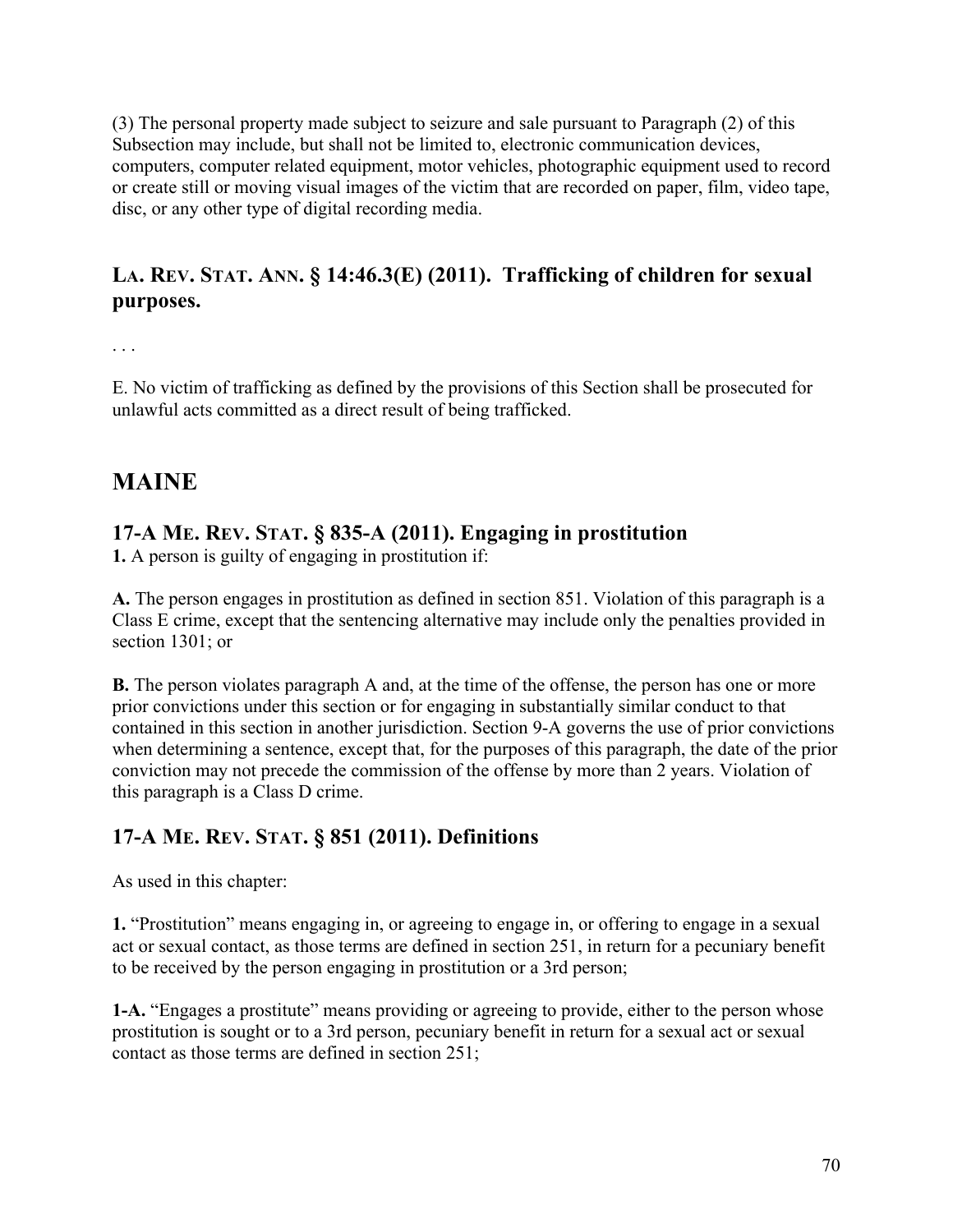(3) The personal property made subject to seizure and sale pursuant to Paragraph (2) of this Subsection may include, but shall not be limited to, electronic communication devices, computers, computer related equipment, motor vehicles, photographic equipment used to record or create still or moving visual images of the victim that are recorded on paper, film, video tape, disc, or any other type of digital recording media.

### LA. REV. STAT. ANN. § 14:46.3(E) (2011). Trafficking of children for sexual purposes.

. . .

E. No victim of trafficking as defined by the provisions of this Section shall be prosecuted for unlawful acts committed as a direct result of being trafficked.

## MAINE

### 17-A ME. REV. STAT. § 835-A (2011). Engaging in prostitution

**1.** A person is guilty of engaging in prostitution if:

**A.** The person engages in prostitution as defined in section 851. Violation of this paragraph is a Class E crime, except that the sentencing alternative may include only the penalties provided in section 1301; or

**B.** The person violates paragraph A and, at the time of the offense, the person has one or more prior convictions under this section or for engaging in substantially similar conduct to that contained in this section in another jurisdiction. Section 9-A governs the use of prior convictions when determining a sentence, except that, for the purposes of this paragraph, the date of the prior conviction may not precede the commission of the offense by more than 2 years. Violation of this paragraph is a Class D crime.

### 17-A ME. REV. STAT. § 851 (2011). Definitions

As used in this chapter:

**1.** "Prostitution" means engaging in, or agreeing to engage in, or offering to engage in a sexual act or sexual contact, as those terms are defined in section 251, in return for a pecuniary benefit to be received by the person engaging in prostitution or a 3rd person;

**1-A.** "Engages a prostitute" means providing or agreeing to provide, either to the person whose prostitution is sought or to a 3rd person, pecuniary benefit in return for a sexual act or sexual contact as those terms are defined in section 251;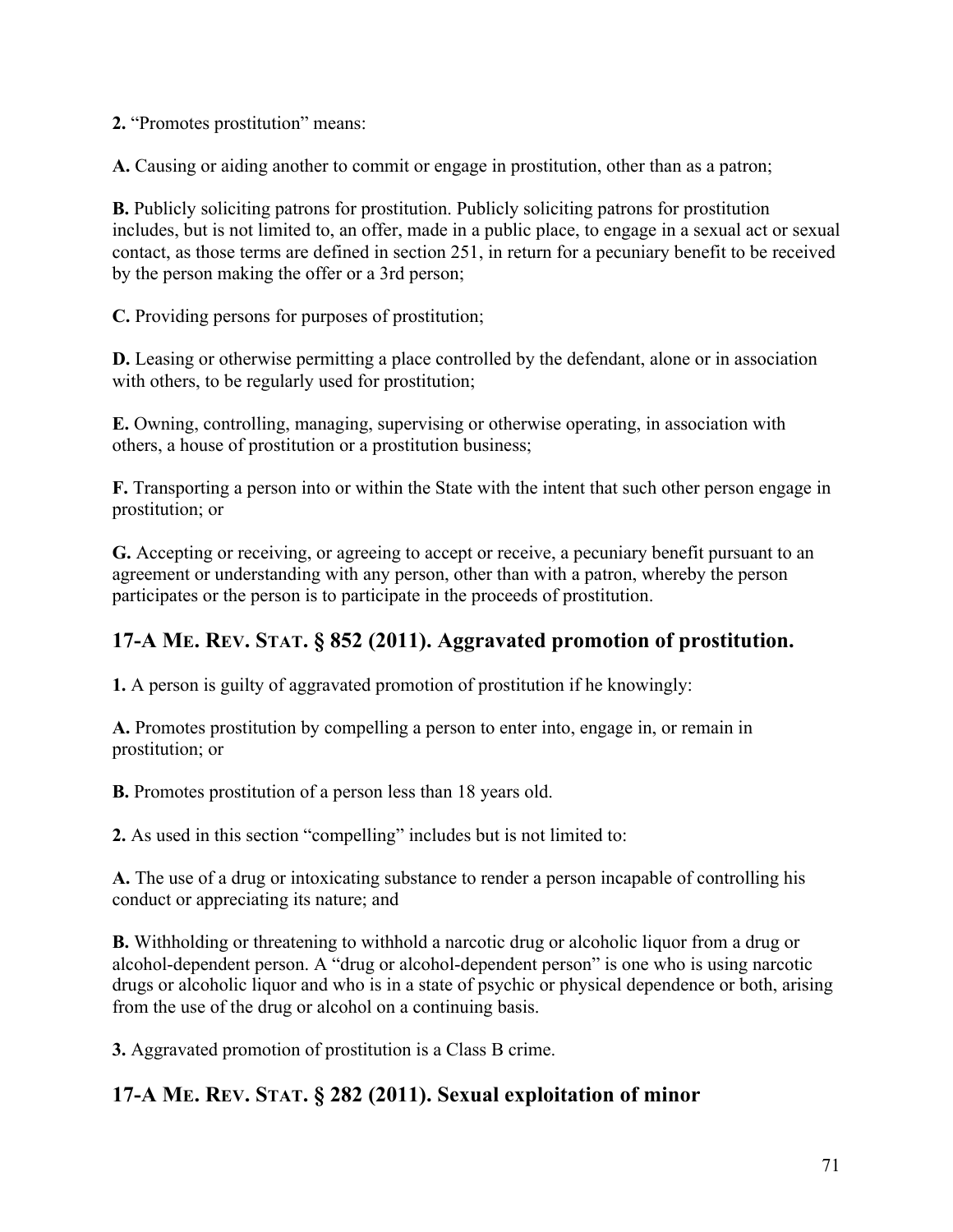**2.** "Promotes prostitution" means:

**A.** Causing or aiding another to commit or engage in prostitution, other than as a patron;

**B.** Publicly soliciting patrons for prostitution. Publicly soliciting patrons for prostitution includes, but is not limited to, an offer, made in a public place, to engage in a sexual act or sexual contact, as those terms are defined in section 251, in return for a pecuniary benefit to be received by the person making the offer or a 3rd person;

**C.** Providing persons for purposes of prostitution;

**D.** Leasing or otherwise permitting a place controlled by the defendant, alone or in association with others, to be regularly used for prostitution;

**E.** Owning, controlling, managing, supervising or otherwise operating, in association with others, a house of prostitution or a prostitution business;

**F.** Transporting a person into or within the State with the intent that such other person engage in prostitution; or

**G.** Accepting or receiving, or agreeing to accept or receive, a pecuniary benefit pursuant to an agreement or understanding with any person, other than with a patron, whereby the person participates or the person is to participate in the proceeds of prostitution.

## 17-A ME. REV. STAT. § 852 (2011). Aggravated promotion of prostitution.

**1.** A person is guilty of aggravated promotion of prostitution if he knowingly:

**A.** Promotes prostitution by compelling a person to enter into, engage in, or remain in prostitution; or

**B.** Promotes prostitution of a person less than 18 years old.

**2.** As used in this section "compelling" includes but is not limited to:

**A.** The use of a drug or intoxicating substance to render a person incapable of controlling his conduct or appreciating its nature; and

**B.** Withholding or threatening to withhold a narcotic drug or alcoholic liquor from a drug or alcohol-dependent person. A "drug or alcohol-dependent person" is one who is using narcotic drugs or alcoholic liquor and who is in a state of psychic or physical dependence or both, arising from the use of the drug or alcohol on a continuing basis.

**3.** Aggravated promotion of prostitution is a Class B crime.

## 17-A ME. REV. STAT. § 282 (2011). Sexual exploitation of minor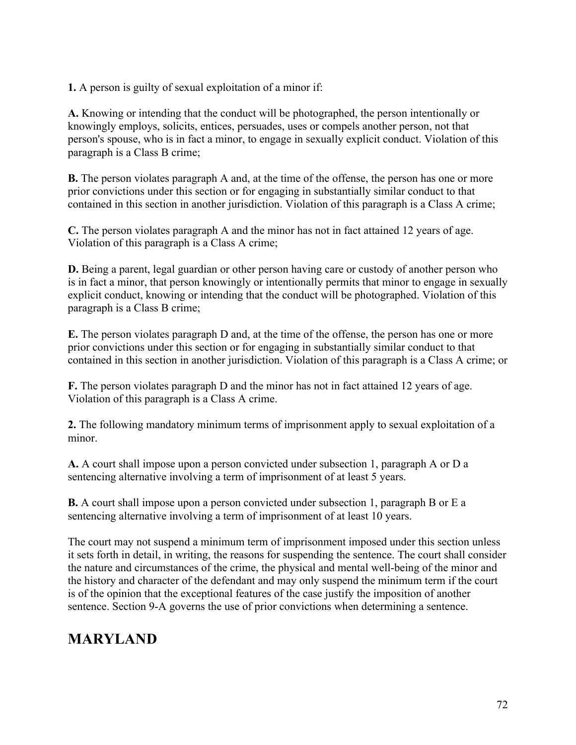**1.** A person is guilty of sexual exploitation of a minor if:

**A.** Knowing or intending that the conduct will be photographed, the person intentionally or knowingly employs, solicits, entices, persuades, uses or compels another person, not that person's spouse, who is in fact a minor, to engage in sexually explicit conduct. Violation of this paragraph is a Class B crime;

**B.** The person violates paragraph A and, at the time of the offense, the person has one or more prior convictions under this section or for engaging in substantially similar conduct to that contained in this section in another jurisdiction. Violation of this paragraph is a Class A crime;

**C.** The person violates paragraph A and the minor has not in fact attained 12 years of age. Violation of this paragraph is a Class A crime;

**D.** Being a parent, legal guardian or other person having care or custody of another person who is in fact a minor, that person knowingly or intentionally permits that minor to engage in sexually explicit conduct, knowing or intending that the conduct will be photographed. Violation of this paragraph is a Class B crime;

**E.** The person violates paragraph D and, at the time of the offense, the person has one or more prior convictions under this section or for engaging in substantially similar conduct to that contained in this section in another jurisdiction. Violation of this paragraph is a Class A crime; or

**F.** The person violates paragraph D and the minor has not in fact attained 12 years of age. Violation of this paragraph is a Class A crime.

**2.** The following mandatory minimum terms of imprisonment apply to sexual exploitation of a minor.

**A.** A court shall impose upon a person convicted under subsection 1, paragraph A or D a sentencing alternative involving a term of imprisonment of at least 5 years.

**B.** A court shall impose upon a person convicted under subsection 1, paragraph B or E a sentencing alternative involving a term of imprisonment of at least 10 years.

The court may not suspend a minimum term of imprisonment imposed under this section unless it sets forth in detail, in writing, the reasons for suspending the sentence. The court shall consider the nature and circumstances of the crime, the physical and mental well-being of the minor and the history and character of the defendant and may only suspend the minimum term if the court is of the opinion that the exceptional features of the case justify the imposition of another sentence. Section 9-A governs the use of prior convictions when determining a sentence.

## MARYLAND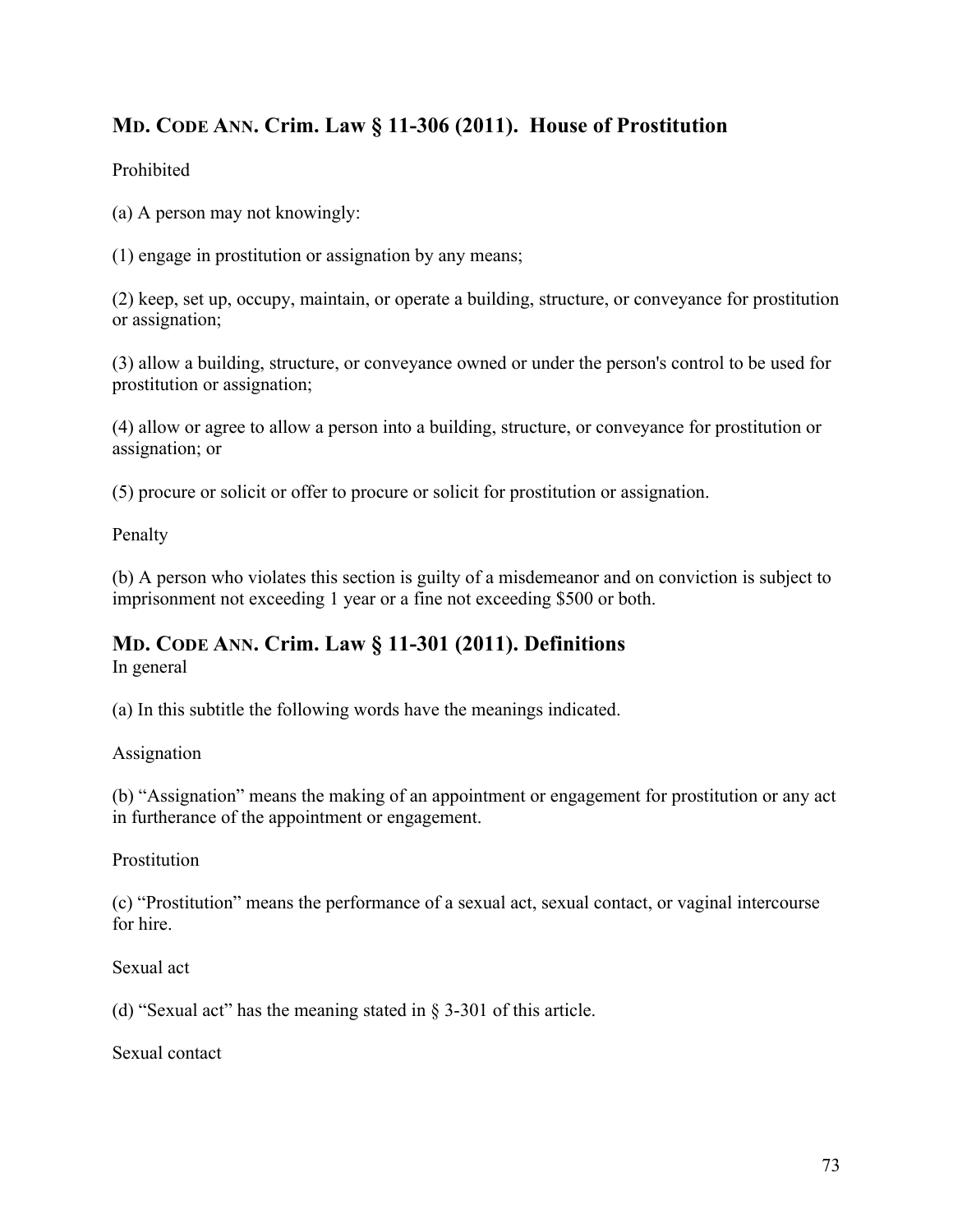## MD. CODE ANN. Crim. Law § 11-306 (2011). House of Prostitution

Prohibited

(a) A person may not knowingly:

(1) engage in prostitution or assignation by any means;

(2) keep, set up, occupy, maintain, or operate a building, structure, or conveyance for prostitution or assignation;

(3) allow a building, structure, or conveyance owned or under the person's control to be used for prostitution or assignation;

(4) allow or agree to allow a person into a building, structure, or conveyance for prostitution or assignation; or

(5) procure or solicit or offer to procure or solicit for prostitution or assignation.

Penalty

(b) A person who violates this section is guilty of a misdemeanor and on conviction is subject to imprisonment not exceeding 1 year or a fine not exceeding $500 or both.

## MD. CODE ANN. Crim. Law § 11-301 (2011). Definitions

In general

(a) In this subtitle the following words have the meanings indicated.

Assignation

(b) "Assignation" means the making of an appointment or engagement for prostitution or any act in furtherance of the appointment or engagement.

Prostitution

(c) "Prostitution" means the performance of a sexual act, sexual contact, or vaginal intercourse for hire.

Sexual act

(d) "Sexual act" has the meaning stated in § 3-301 of this article.

Sexual contact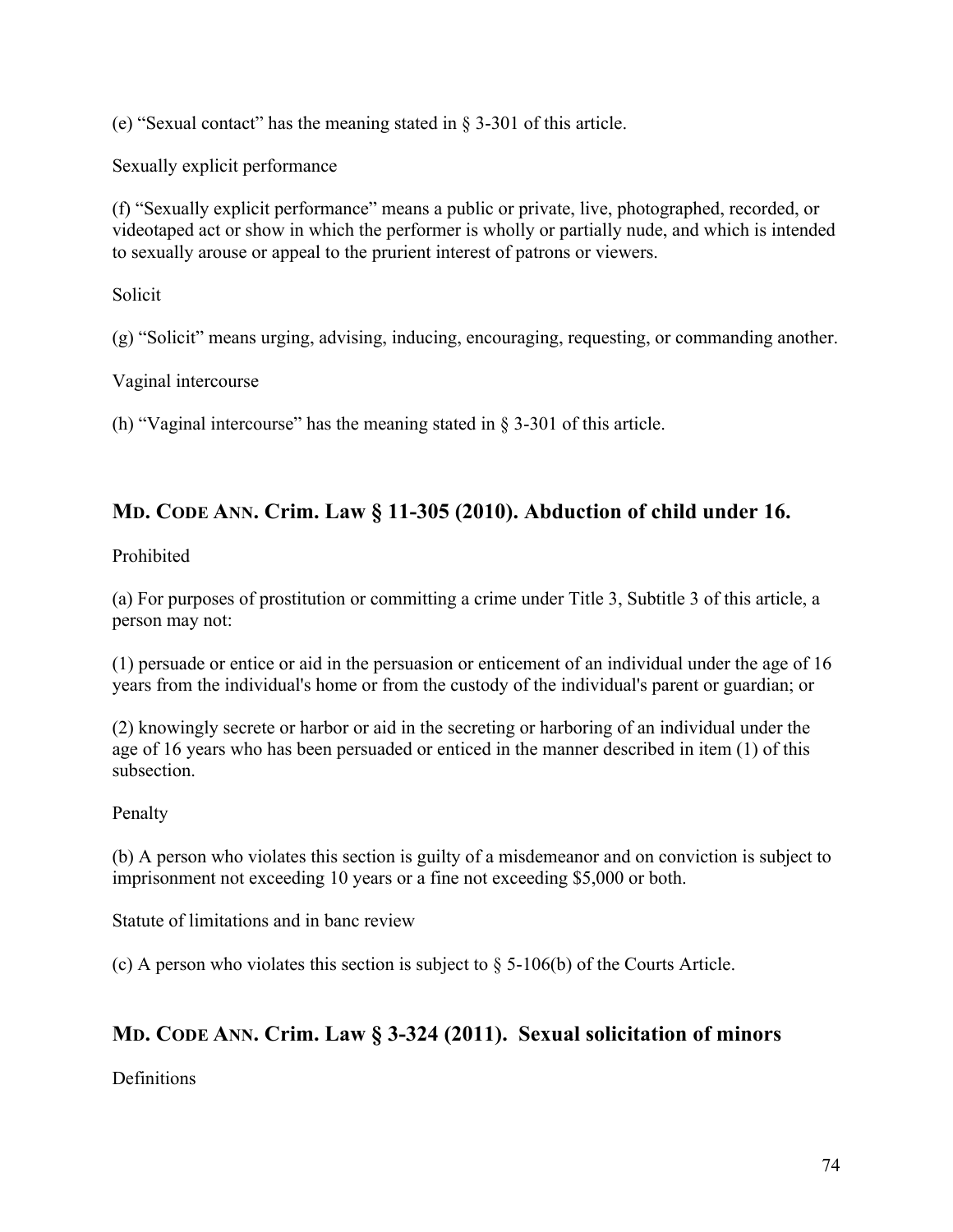(e) “Sexual contact” has the meaning stated in § 3-301 of this article.

Sexually explicit performance

(f) “Sexually explicit performance” means a public or private, live, photographed, recorded, or videotaped act or show in which the performer is wholly or partially nude, and which is intended to sexually arouse or appeal to the prurient interest of patrons or viewers.

Solicit

(g) “Solicit” means urging, advising, inducing, encouraging, requesting, or commanding another.

Vaginal intercourse

(h) “Vaginal intercourse” has the meaning stated in § 3-301 of this article.

## MD. CODE ANN. Crim. Law § 11-305 (2010). Abduction of child under 16.

Prohibited

(a) For purposes of prostitution or committing a crime under Title 3, Subtitle 3 of this article, a person may not:

(1) persuade or entice or aid in the persuasion or enticement of an individual under the age of 16 years from the individual's home or from the custody of the individual's parent or guardian; or

(2) knowingly secrete or harbor or aid in the secreting or harboring of an individual under the age of 16 years who has been persuaded or enticed in the manner described in item (1) of this subsection.

Penalty

(b) A person who violates this section is guilty of a misdemeanor and on conviction is subject to imprisonment not exceeding 10 years or a fine not exceeding $5,000 or both.

Statute of limitations and in banc review

(c) A person who violates this section is subject to § 5-106(b) of the Courts Article.

## MD. CODE ANN. Crim. Law § 3-324 (2011). Sexual solicitation of minors

Definitions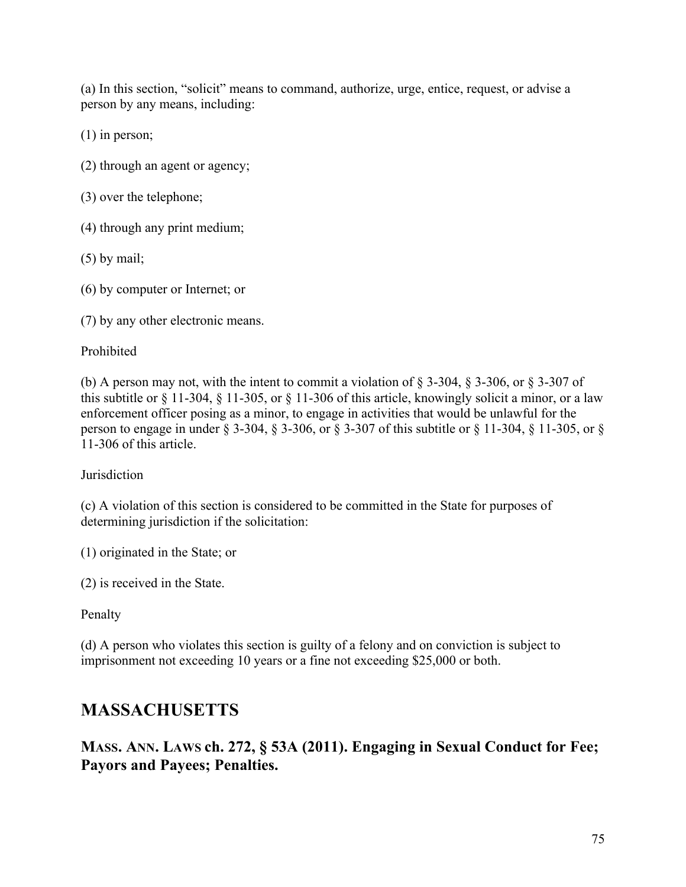(a) In this section, "solicit" means to command, authorize, urge, entice, request, or advise a person by any means, including:

(1) in person;

(2) through an agent or agency;

(3) over the telephone;

(4) through any print medium;

(5) by mail;

(6) by computer or Internet; or

(7) by any other electronic means.

Prohibited

(b) A person may not, with the intent to commit a violation of § 3-304, § 3-306, or § 3-307 of this subtitle or § 11-304, § 11-305, or § 11-306 of this article, knowingly solicit a minor, or a law enforcement officer posing as a minor, to engage in activities that would be unlawful for the person to engage in under § 3-304, § 3-306, or § 3-307 of this subtitle or § 11-304, § 11-305, or § 11-306 of this article.

Jurisdiction

(c) A violation of this section is considered to be committed in the State for purposes of determining jurisdiction if the solicitation:

(1) originated in the State; or

(2) is received in the State.

Penalty

(d) A person who violates this section is guilty of a felony and on conviction is subject to imprisonment not exceeding 10 years or a fine not exceeding $25,000 or both.

## MASSACHUSETTS

### MASS. ANN. LAWS ch. 272, § 53A (2011). Engaging in Sexual Conduct for Fee; Payors and Payees; Penalties.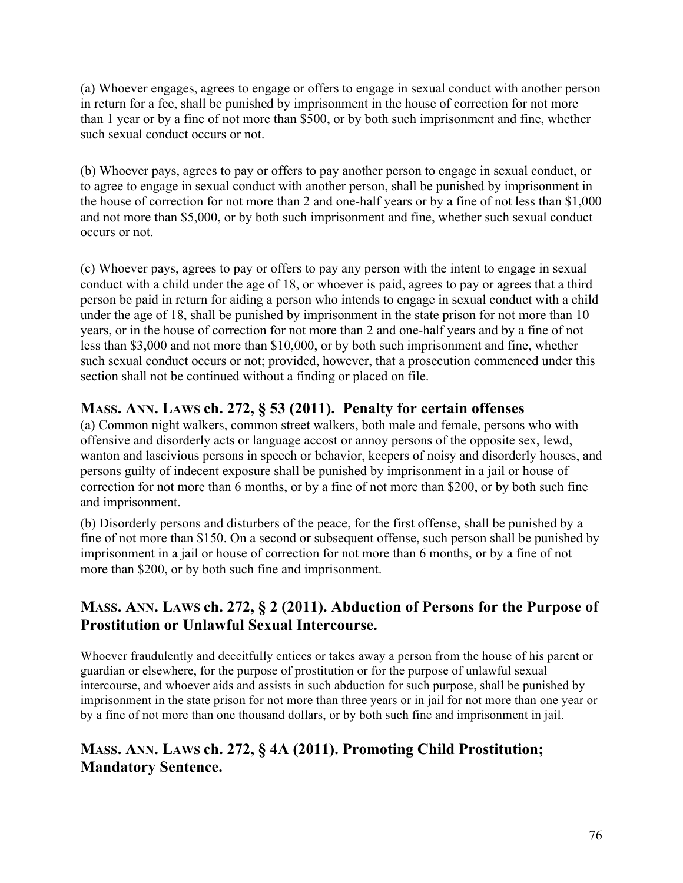(a) Whoever engages, agrees to engage or offers to engage in sexual conduct with another person in return for a fee, shall be punished by imprisonment in the house of correction for not more than 1 year or by a fine of not more than $500, or by both such imprisonment and fine, whether such sexual conduct occurs or not.

(b) Whoever pays, agrees to pay or offers to pay another person to engage in sexual conduct, or to agree to engage in sexual conduct with another person, shall be punished by imprisonment in the house of correction for not more than 2 and one-half years or by a fine of not less than $1,000 and not more than $5,000, or by both such imprisonment and fine, whether such sexual conduct occurs or not.

(c) Whoever pays, agrees to pay or offers to pay any person with the intent to engage in sexual conduct with a child under the age of 18, or whoever is paid, agrees to pay or agrees that a third person be paid in return for aiding a person who intends to engage in sexual conduct with a child under the age of 18, shall be punished by imprisonment in the state prison for not more than 10 years, or in the house of correction for not more than 2 and one-half years and by a fine of not less than $3,000 and not more than $10,000, or by both such imprisonment and fine, whether such sexual conduct occurs or not; provided, however, that a prosecution commenced under this section shall not be continued without a finding or placed on file.

### MASS. ANN. LAWS ch. 272, § 53 (2011). Penalty for certain offenses

(a) Common night walkers, common street walkers, both male and female, persons who with offensive and disorderly acts or language accost or annoy persons of the opposite sex, lewd, wanton and lascivious persons in speech or behavior, keepers of noisy and disorderly houses, and persons guilty of indecent exposure shall be punished by imprisonment in a jail or house of correction for not more than 6 months, or by a fine of not more than $200, or by both such fine and imprisonment.

(b) Disorderly persons and disturbers of the peace, for the first offense, shall be punished by a fine of not more than $150. On a second or subsequent offense, such person shall be punished by imprisonment in a jail or house of correction for not more than 6 months, or by a fine of not more than $200, or by both such fine and imprisonment.

### MASS. ANN. LAWS ch. 272, § 2 (2011). Abduction of Persons for the Purpose of Prostitution or Unlawful Sexual Intercourse.

Whoever fraudulently and deceitfully entices or takes away a person from the house of his parent or guardian or elsewhere, for the purpose of prostitution or for the purpose of unlawful sexual intercourse, and whoever aids and assists in such abduction for such purpose, shall be punished by imprisonment in the state prison for not more than three years or in jail for not more than one year or by a fine of not more than one thousand dollars, or by both such fine and imprisonment in jail.

### MASS. ANN. LAWS ch. 272, § 4A (2011). Promoting Child Prostitution; Mandatory Sentence.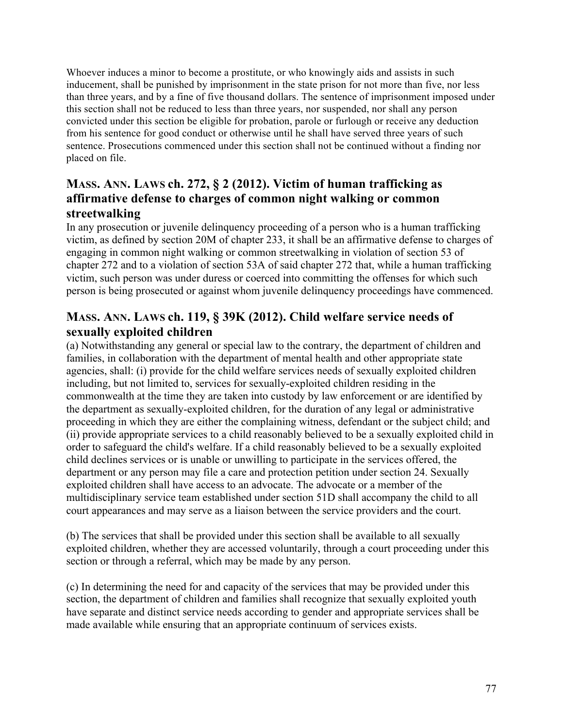Whoever induces a minor to become a prostitute, or who knowingly aids and assists in such inducement, shall be punished by imprisonment in the state prison for not more than five, nor less than three years, and by a fine of five thousand dollars. The sentence of imprisonment imposed under this section shall not be reduced to less than three years, nor suspended, nor shall any person convicted under this section be eligible for probation, parole or furlough or receive any deduction from his sentence for good conduct or otherwise until he shall have served three years of such sentence. Prosecutions commenced under this section shall not be continued without a finding nor placed on file.

## MASS. ANN. LAWS ch. 272, § 2 (2012). Victim of human trafficking as affirmative defense to charges of common night walking or common streetwalking

In any prosecution or juvenile delinquency proceeding of a person who is a human trafficking victim, as defined by section 20M of chapter 233, it shall be an affirmative defense to charges of engaging in common night walking or common streetwalking in violation of section 53 of chapter 272 and to a violation of section 53A of said chapter 272 that, while a human trafficking victim, such person was under duress or coerced into committing the offenses for which such person is being prosecuted or against whom juvenile delinquency proceedings have commenced.

## MASS. ANN. LAWS ch. 119, § 39K (2012). Child welfare service needs of sexually exploited children

(a) Notwithstanding any general or special law to the contrary, the department of children and families, in collaboration with the department of mental health and other appropriate state agencies, shall: (i) provide for the child welfare services needs of sexually exploited children including, but not limited to, services for sexually-exploited children residing in the commonwealth at the time they are taken into custody by law enforcement or are identified by the department as sexually-exploited children, for the duration of any legal or administrative proceeding in which they are either the complaining witness, defendant or the subject child; and (ii) provide appropriate services to a child reasonably believed to be a sexually exploited child in order to safeguard the child's welfare. If a child reasonably believed to be a sexually exploited child declines services or is unable or unwilling to participate in the services offered, the department or any person may file a care and protection petition under section 24. Sexually exploited children shall have access to an advocate. The advocate or a member of the multidisciplinary service team established under section 51D shall accompany the child to all court appearances and may serve as a liaison between the service providers and the court.

(b) The services that shall be provided under this section shall be available to all sexually exploited children, whether they are accessed voluntarily, through a court proceeding under this section or through a referral, which may be made by any person.

(c) In determining the need for and capacity of the services that may be provided under this section, the department of children and families shall recognize that sexually exploited youth have separate and distinct service needs according to gender and appropriate services shall be made available while ensuring that an appropriate continuum of services exists.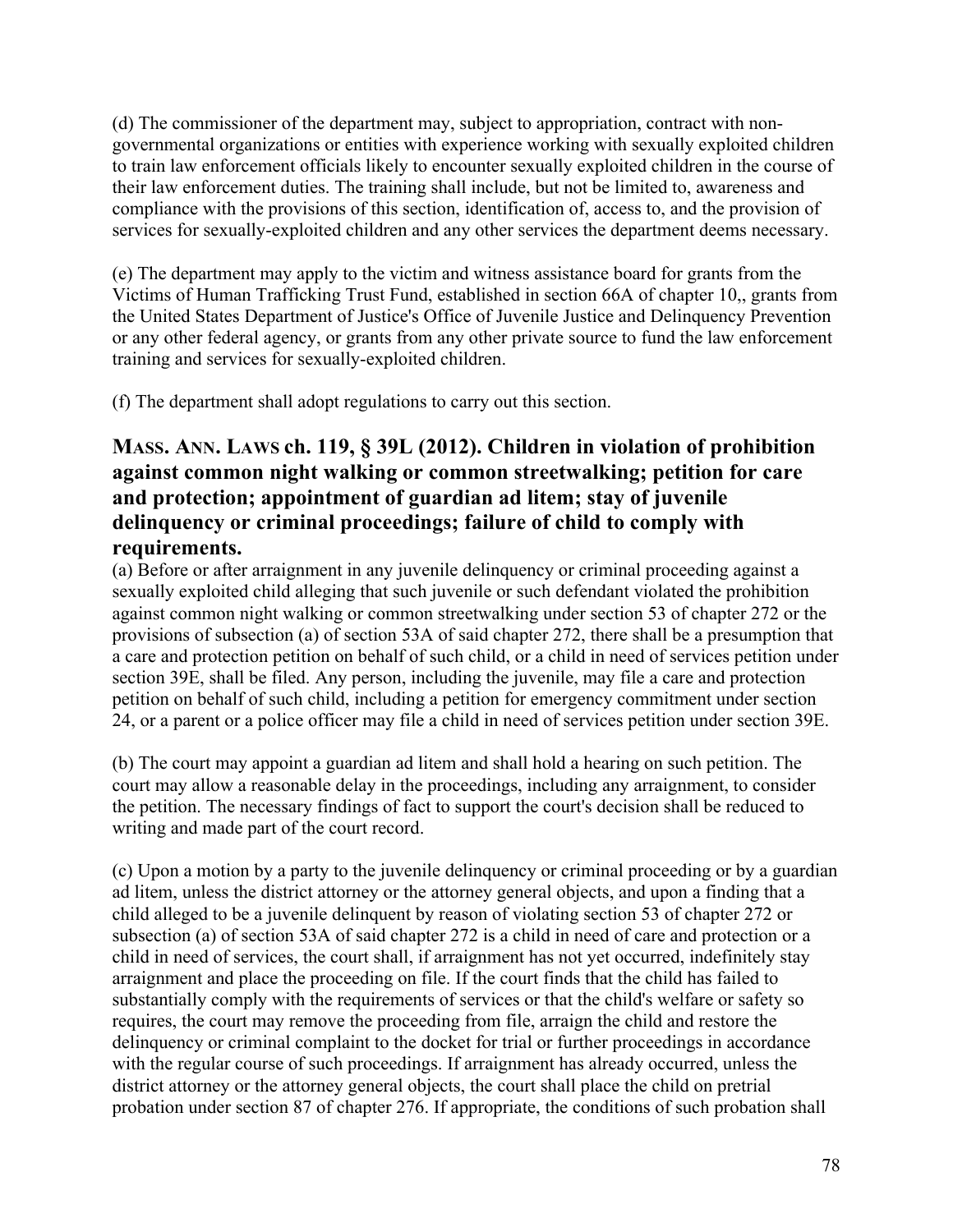(d) The commissioner of the department may, subject to appropriation, contract with non-governmental organizations or entities with experience working with sexually exploited children to train law enforcement officials likely to encounter sexually exploited children in the course of their law enforcement duties. The training shall include, but not be limited to, awareness and compliance with the provisions of this section, identification of, access to, and the provision of services for sexually-exploited children and any other services the department deems necessary.

(e) The department may apply to the victim and witness assistance board for grants from the Victims of Human Trafficking Trust Fund, established in section 66A of chapter 10,, grants from the United States Department of Justice's Office of Juvenile Justice and Delinquency Prevention or any other federal agency, or grants from any other private source to fund the law enforcement training and services for sexually-exploited children.

(f) The department shall adopt regulations to carry out this section.

### MASS. ANN. LAWS ch. 119, § 39L (2012). Children in violation of prohibition against common night walking or common streetwalking; petition for care and protection; appointment of guardian ad litem; stay of juvenile delinquency or criminal proceedings; failure of child to comply with requirements.

(a) Before or after arraignment in any juvenile delinquency or criminal proceeding against a sexually exploited child alleging that such juvenile or such defendant violated the prohibition against common night walking or common streetwalking under section 53 of chapter 272 or the provisions of subsection (a) of section 53A of said chapter 272, there shall be a presumption that a care and protection petition on behalf of such child, or a child in need of services petition under section 39E, shall be filed. Any person, including the juvenile, may file a care and protection petition on behalf of such child, including a petition for emergency commitment under section 24, or a parent or a police officer may file a child in need of services petition under section 39E.

(b) The court may appoint a guardian ad litem and shall hold a hearing on such petition. The court may allow a reasonable delay in the proceedings, including any arraignment, to consider the petition. The necessary findings of fact to support the court's decision shall be reduced to writing and made part of the court record.

(c) Upon a motion by a party to the juvenile delinquency or criminal proceeding or by a guardian ad litem, unless the district attorney or the attorney general objects, and upon a finding that a child alleged to be a juvenile delinquent by reason of violating section 53 of chapter 272 or subsection (a) of section 53A of said chapter 272 is a child in need of care and protection or a child in need of services, the court shall, if arraignment has not yet occurred, indefinitely stay arraignment and place the proceeding on file. If the court finds that the child has failed to substantially comply with the requirements of services or that the child's welfare or safety so requires, the court may remove the proceeding from file, arraign the child and restore the delinquency or criminal complaint to the docket for trial or further proceedings in accordance with the regular course of such proceedings. If arraignment has already occurred, unless the district attorney or the attorney general objects, the court shall place the child on pretrial probation under section 87 of chapter 276. If appropriate, the conditions of such probation shall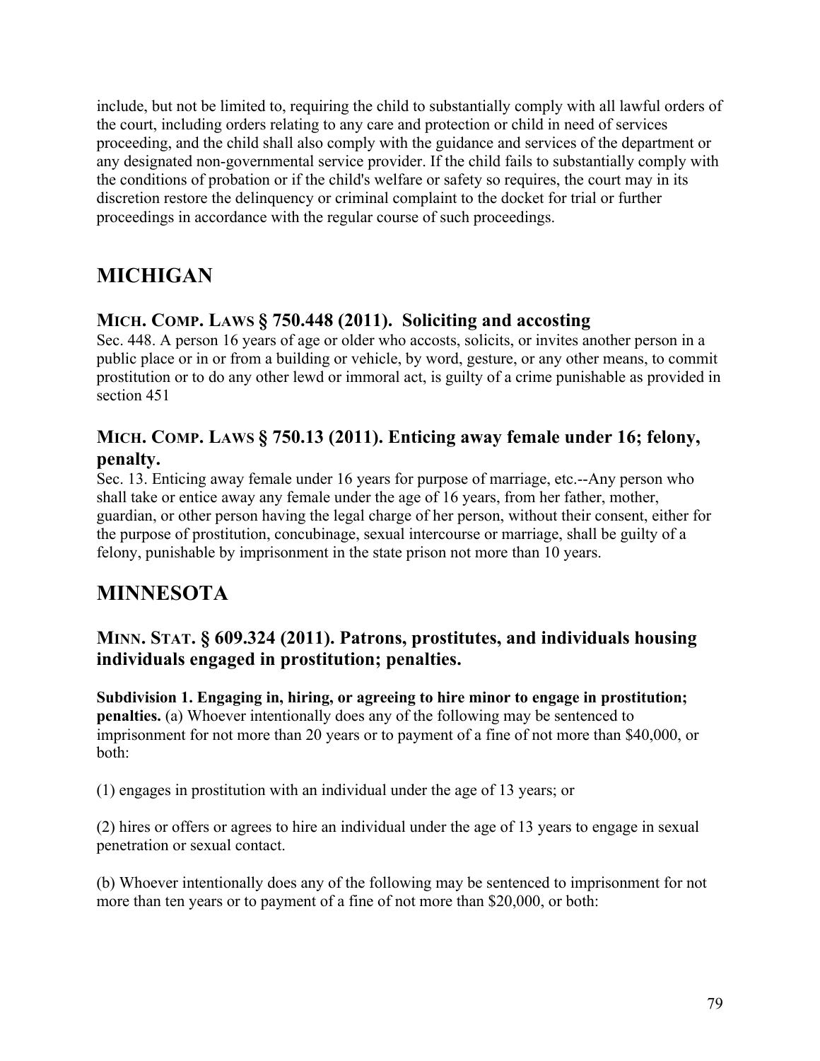include, but not be limited to, requiring the child to substantially comply with all lawful orders of the court, including orders relating to any care and protection or child in need of services proceeding, and the child shall also comply with the guidance and services of the department or any designated non-governmental service provider. If the child fails to substantially comply with the conditions of probation or if the child's welfare or safety so requires, the court may in its discretion restore the delinquency or criminal complaint to the docket for trial or further proceedings in accordance with the regular course of such proceedings.

# MICHIGAN

### MICH. COMP. LAWS § 750.448 (2011). Soliciting and accosting

Sec. 448. A person 16 years of age or older who accosts, solicits, or invites another person in a public place or in or from a building or vehicle, by word, gesture, or any other means, to commit prostitution or to do any other lewd or immoral act, is guilty of a crime punishable as provided in section 451

### MICH. COMP. LAWS § 750.13 (2011). Enticing away female under 16; felony, penalty.

Sec. 13. Enticing away female under 16 years for purpose of marriage, etc.--Any person who shall take or entice away any female under the age of 16 years, from her father, mother, guardian, or other person having the legal charge of her person, without their consent, either for the purpose of prostitution, concubinage, sexual intercourse or marriage, shall be guilty of a felony, punishable by imprisonment in the state prison not more than 10 years.

# MINNESOTA

### MINN. STAT. § 609.324 (2011). Patrons, prostitutes, and individuals housing individuals engaged in prostitution; penalties.

**Subdivision 1. Engaging in, hiring, or agreeing to hire minor to engage in prostitution; penalties.** (a) Whoever intentionally does any of the following may be sentenced to imprisonment for not more than 20 years or to payment of a fine of not more than $40,000, or both:

(1) engages in prostitution with an individual under the age of 13 years; or

(2) hires or offers or agrees to hire an individual under the age of 13 years to engage in sexual penetration or sexual contact.

(b) Whoever intentionally does any of the following may be sentenced to imprisonment for not more than ten years or to payment of a fine of not more than $20,000, or both: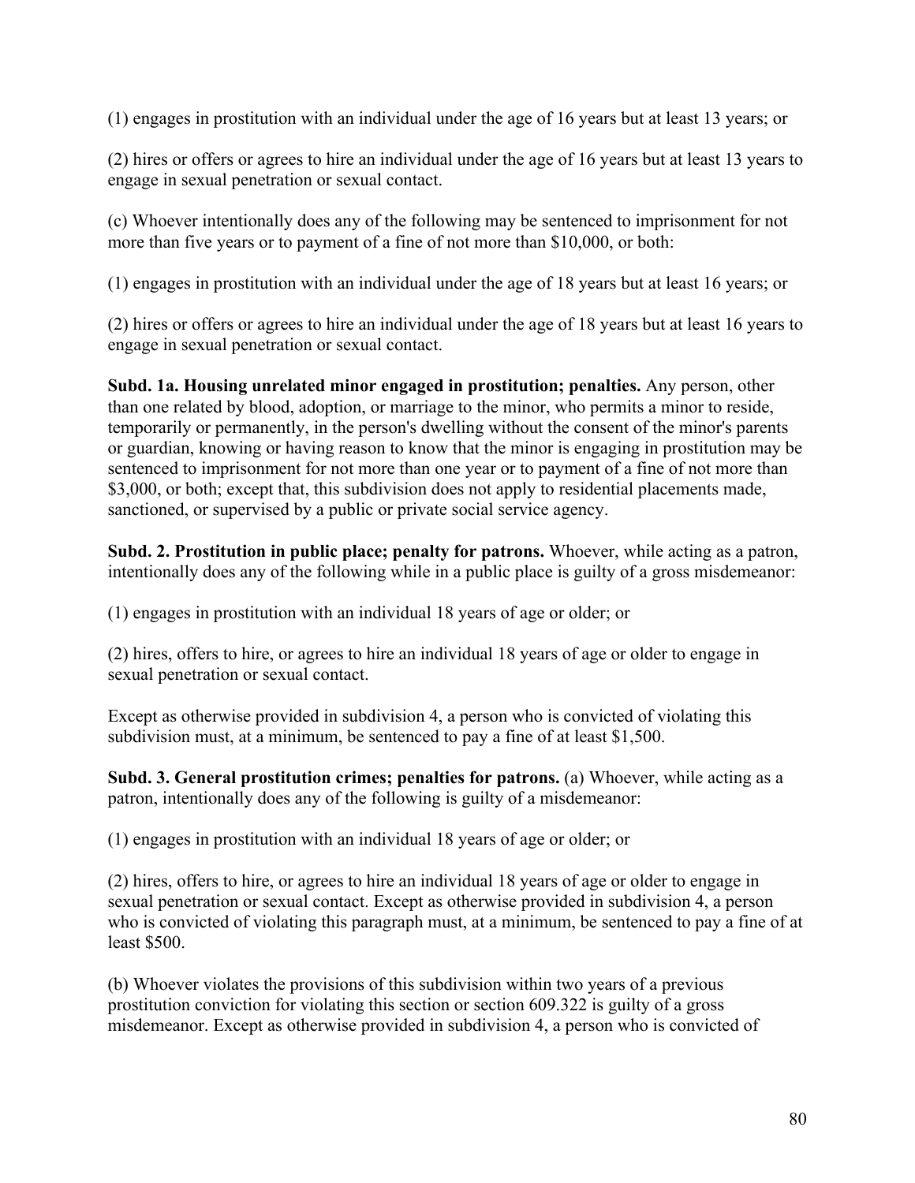(1) engages in prostitution with an individual under the age of 16 years but at least 13 years; or

(2) hires or offers or agrees to hire an individual under the age of 16 years but at least 13 years to engage in sexual penetration or sexual contact.

(c) Whoever intentionally does any of the following may be sentenced to imprisonment for not more than five years or to payment of a fine of not more than $10,000, or both:

(1) engages in prostitution with an individual under the age of 18 years but at least 16 years; or

(2) hires or offers or agrees to hire an individual under the age of 18 years but at least 16 years to engage in sexual penetration or sexual contact.

**Subd. 1a. Housing unrelated minor engaged in prostitution; penalties.** Any person, other than one related by blood, adoption, or marriage to the minor, who permits a minor to reside, temporarily or permanently, in the person's dwelling without the consent of the minor's parents or guardian, knowing or having reason to know that the minor is engaging in prostitution may be sentenced to imprisonment for not more than one year or to payment of a fine of not more than $3,000, or both; except that, this subdivision does not apply to residential placements made, sanctioned, or supervised by a public or private social service agency.

**Subd. 2. Prostitution in public place; penalty for patrons.** Whoever, while acting as a patron, intentionally does any of the following while in a public place is guilty of a gross misdemeanor:

(1) engages in prostitution with an individual 18 years of age or older; or

(2) hires, offers to hire, or agrees to hire an individual 18 years of age or older to engage in sexual penetration or sexual contact.

Except as otherwise provided in subdivision 4, a person who is convicted of violating this subdivision must, at a minimum, be sentenced to pay a fine of at least $1,500.

**Subd. 3. General prostitution crimes; penalties for patrons.** (a) Whoever, while acting as a patron, intentionally does any of the following is guilty of a misdemeanor:

(1) engages in prostitution with an individual 18 years of age or older; or

(2) hires, offers to hire, or agrees to hire an individual 18 years of age or older to engage in sexual penetration or sexual contact. Except as otherwise provided in subdivision 4, a person who is convicted of violating this paragraph must, at a minimum, be sentenced to pay a fine of at least $500.

(b) Whoever violates the provisions of this subdivision within two years of a previous prostitution conviction for violating this section or section 609.322 is guilty of a gross misdemeanor. Except as otherwise provided in subdivision 4, a person who is convicted of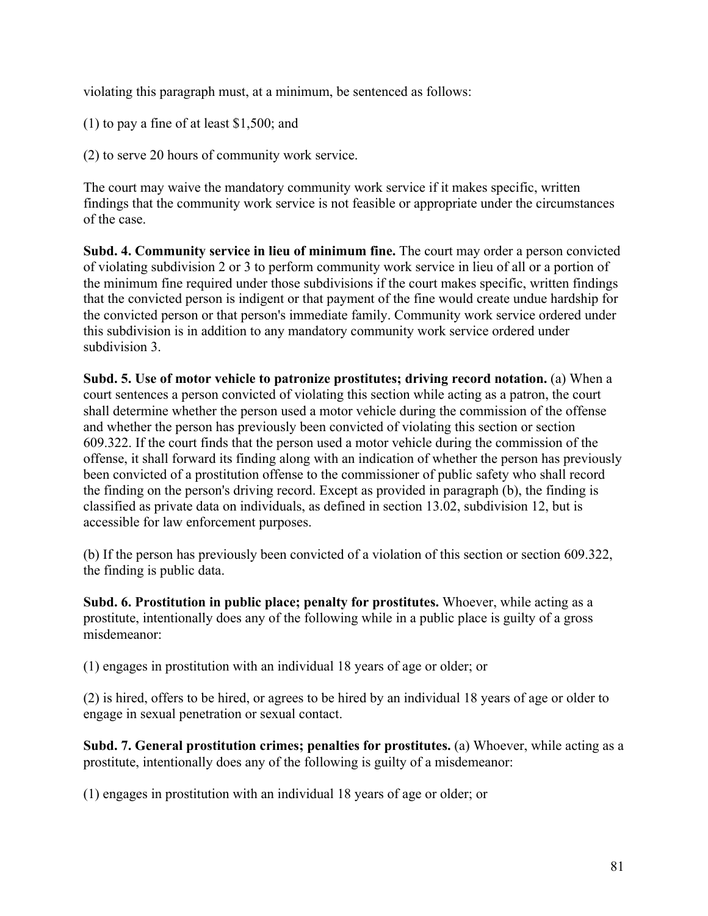violating this paragraph must, at a minimum, be sentenced as follows:

(1) to pay a fine of at least $1,500; and

(2) to serve 20 hours of community work service.

The court may waive the mandatory community work service if it makes specific, written findings that the community work service is not feasible or appropriate under the circumstances of the case.

**Subd. 4. Community service in lieu of minimum fine.** The court may order a person convicted of violating subdivision 2 or 3 to perform community work service in lieu of all or a portion of the minimum fine required under those subdivisions if the court makes specific, written findings that the convicted person is indigent or that payment of the fine would create undue hardship for the convicted person or that person's immediate family. Community work service ordered under this subdivision is in addition to any mandatory community work service ordered under subdivision 3.

**Subd. 5. Use of motor vehicle to patronize prostitutes; driving record notation.** (a) When a court sentences a person convicted of violating this section while acting as a patron, the court shall determine whether the person used a motor vehicle during the commission of the offense and whether the person has previously been convicted of violating this section or section 609.322. If the court finds that the person used a motor vehicle during the commission of the offense, it shall forward its finding along with an indication of whether the person has previously been convicted of a prostitution offense to the commissioner of public safety who shall record the finding on the person's driving record. Except as provided in paragraph (b), the finding is classified as private data on individuals, as defined in section 13.02, subdivision 12, but is accessible for law enforcement purposes.

(b) If the person has previously been convicted of a violation of this section or section 609.322, the finding is public data.

**Subd. 6. Prostitution in public place; penalty for prostitutes.** Whoever, while acting as a prostitute, intentionally does any of the following while in a public place is guilty of a gross misdemeanor:

(1) engages in prostitution with an individual 18 years of age or older; or

(2) is hired, offers to be hired, or agrees to be hired by an individual 18 years of age or older to engage in sexual penetration or sexual contact.

**Subd. 7. General prostitution crimes; penalties for prostitutes.** (a) Whoever, while acting as a prostitute, intentionally does any of the following is guilty of a misdemeanor:

(1) engages in prostitution with an individual 18 years of age or older; or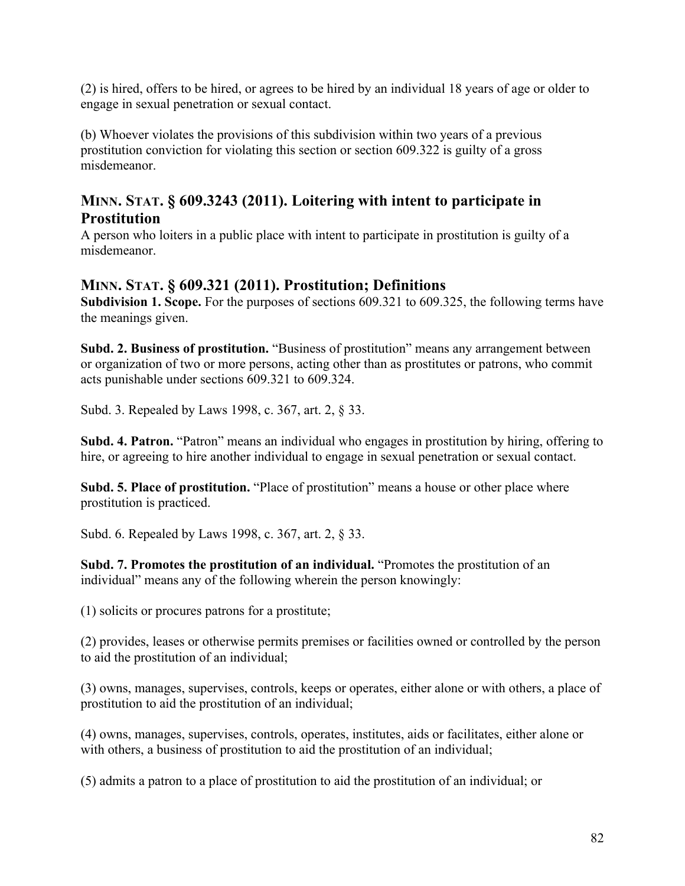(2) is hired, offers to be hired, or agrees to be hired by an individual 18 years of age or older to engage in sexual penetration or sexual contact.

(b) Whoever violates the provisions of this subdivision within two years of a previous prostitution conviction for violating this section or section 609.322 is guilty of a gross misdemeanor.

## MINN. STAT. § 609.3243 (2011). Loitering with intent to participate in Prostitution

A person who loiters in a public place with intent to participate in prostitution is guilty of a misdemeanor.

## MINN. STAT. § 609.321 (2011). Prostitution; Definitions

**Subdivision 1. Scope.** For the purposes of sections 609.321 to 609.325, the following terms have the meanings given.

**Subd. 2. Business of prostitution.** "Business of prostitution" means any arrangement between or organization of two or more persons, acting other than as prostitutes or patrons, who commit acts punishable under sections 609.321 to 609.324.

Subd. 3. Repealed by Laws 1998, c. 367, art. 2, § 33.

**Subd. 4. Patron.** "Patron" means an individual who engages in prostitution by hiring, offering to hire, or agreeing to hire another individual to engage in sexual penetration or sexual contact.

**Subd. 5. Place of prostitution.** "Place of prostitution" means a house or other place where prostitution is practiced.

Subd. 6. Repealed by Laws 1998, c. 367, art. 2, § 33.

**Subd. 7. Promotes the prostitution of an individual.** "Promotes the prostitution of an individual" means any of the following wherein the person knowingly:

(1) solicits or procures patrons for a prostitute;

(2) provides, leases or otherwise permits premises or facilities owned or controlled by the person to aid the prostitution of an individual;

(3) owns, manages, supervises, controls, keeps or operates, either alone or with others, a place of prostitution to aid the prostitution of an individual;

(4) owns, manages, supervises, controls, operates, institutes, aids or facilitates, either alone or with others, a business of prostitution to aid the prostitution of an individual;

(5) admits a patron to a place of prostitution to aid the prostitution of an individual; or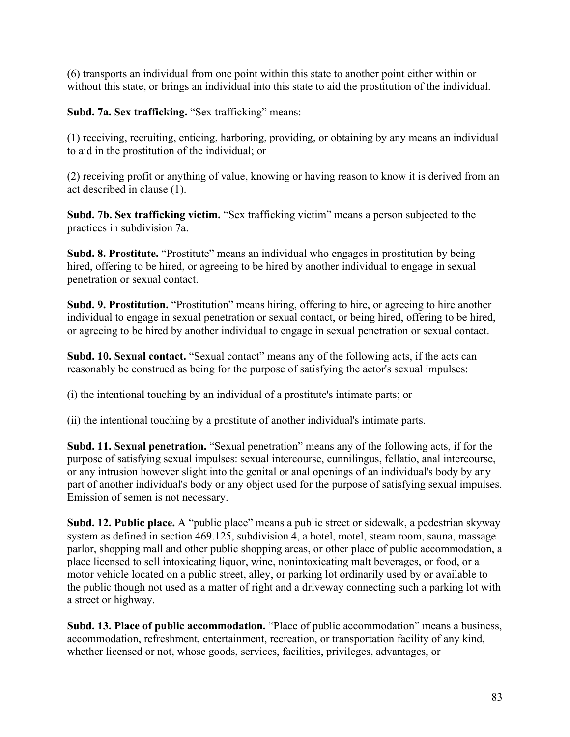(6) transports an individual from one point within this state to another point either within or without this state, or brings an individual into this state to aid the prostitution of the individual.

**Subd. 7a. Sex trafficking.** "Sex trafficking" means:

(1) receiving, recruiting, enticing, harboring, providing, or obtaining by any means an individual to aid in the prostitution of the individual; or

(2) receiving profit or anything of value, knowing or having reason to know it is derived from an act described in clause (1).

**Subd. 7b. Sex trafficking victim.** "Sex trafficking victim" means a person subjected to the practices in subdivision 7a.

**Subd. 8. Prostitute.** "Prostitute" means an individual who engages in prostitution by being hired, offering to be hired, or agreeing to be hired by another individual to engage in sexual penetration or sexual contact.

**Subd. 9. Prostitution.** "Prostitution" means hiring, offering to hire, or agreeing to hire another individual to engage in sexual penetration or sexual contact, or being hired, offering to be hired, or agreeing to be hired by another individual to engage in sexual penetration or sexual contact.

**Subd. 10. Sexual contact.** "Sexual contact" means any of the following acts, if the acts can reasonably be construed as being for the purpose of satisfying the actor's sexual impulses:

(i) the intentional touching by an individual of a prostitute's intimate parts; or

(ii) the intentional touching by a prostitute of another individual's intimate parts.

**Subd. 11. Sexual penetration.** "Sexual penetration" means any of the following acts, if for the purpose of satisfying sexual impulses: sexual intercourse, cunnilingus, fellatio, anal intercourse, or any intrusion however slight into the genital or anal openings of an individual's body by any part of another individual's body or any object used for the purpose of satisfying sexual impulses. Emission of semen is not necessary.

**Subd. 12. Public place.** A "public place" means a public street or sidewalk, a pedestrian skyway system as defined in section 469.125, subdivision 4, a hotel, motel, steam room, sauna, massage parlor, shopping mall and other public shopping areas, or other place of public accommodation, a place licensed to sell intoxicating liquor, wine, nonintoxicating malt beverages, or food, or a motor vehicle located on a public street, alley, or parking lot ordinarily used by or available to the public though not used as a matter of right and a driveway connecting such a parking lot with a street or highway.

**Subd. 13. Place of public accommodation.** "Place of public accommodation" means a business, accommodation, refreshment, entertainment, recreation, or transportation facility of any kind, whether licensed or not, whose goods, services, facilities, privileges, advantages, or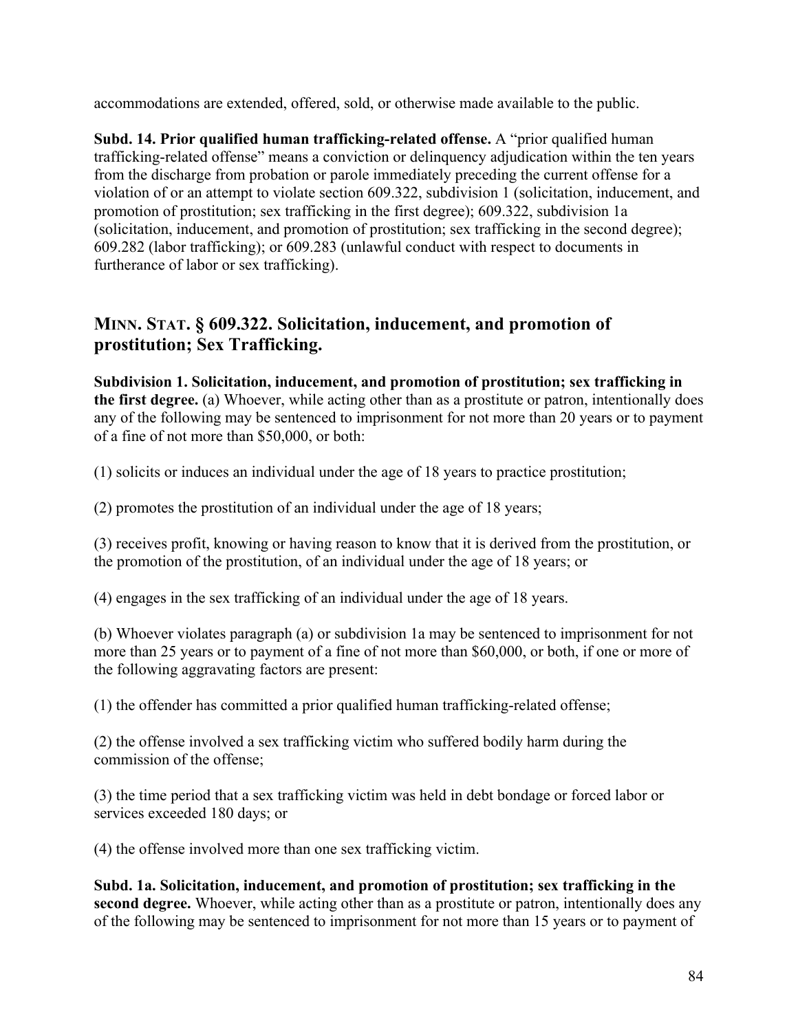accommodations are extended, offered, sold, or otherwise made available to the public.

**Subd. 14. Prior qualified human trafficking-related offense.** A "prior qualified human trafficking-related offense" means a conviction or delinquency adjudication within the ten years from the discharge from probation or parole immediately preceding the current offense for a violation of or an attempt to violate section 609.322, subdivision 1 (solicitation, inducement, and promotion of prostitution; sex trafficking in the first degree); 609.322, subdivision 1a (solicitation, inducement, and promotion of prostitution; sex trafficking in the second degree); 609.282 (labor trafficking); or 609.283 (unlawful conduct with respect to documents in furtherance of labor or sex trafficking).

## MINN. STAT. § 609.322. Solicitation, inducement, and promotion of prostitution; Sex Trafficking.

**Subdivision 1. Solicitation, inducement, and promotion of prostitution; sex trafficking in the first degree.** (a) Whoever, while acting other than as a prostitute or patron, intentionally does any of the following may be sentenced to imprisonment for not more than 20 years or to payment of a fine of not more than $50,000, or both:

(1) solicits or induces an individual under the age of 18 years to practice prostitution;

(2) promotes the prostitution of an individual under the age of 18 years;

(3) receives profit, knowing or having reason to know that it is derived from the prostitution, or the promotion of the prostitution, of an individual under the age of 18 years; or

(4) engages in the sex trafficking of an individual under the age of 18 years.

(b) Whoever violates paragraph (a) or subdivision 1a may be sentenced to imprisonment for not more than 25 years or to payment of a fine of not more than $60,000, or both, if one or more of the following aggravating factors are present:

(1) the offender has committed a prior qualified human trafficking-related offense;

(2) the offense involved a sex trafficking victim who suffered bodily harm during the commission of the offense;

(3) the time period that a sex trafficking victim was held in debt bondage or forced labor or services exceeded 180 days; or

(4) the offense involved more than one sex trafficking victim.

**Subd. 1a. Solicitation, inducement, and promotion of prostitution; sex trafficking in the second degree.** Whoever, while acting other than as a prostitute or patron, intentionally does any of the following may be sentenced to imprisonment for not more than 15 years or to payment of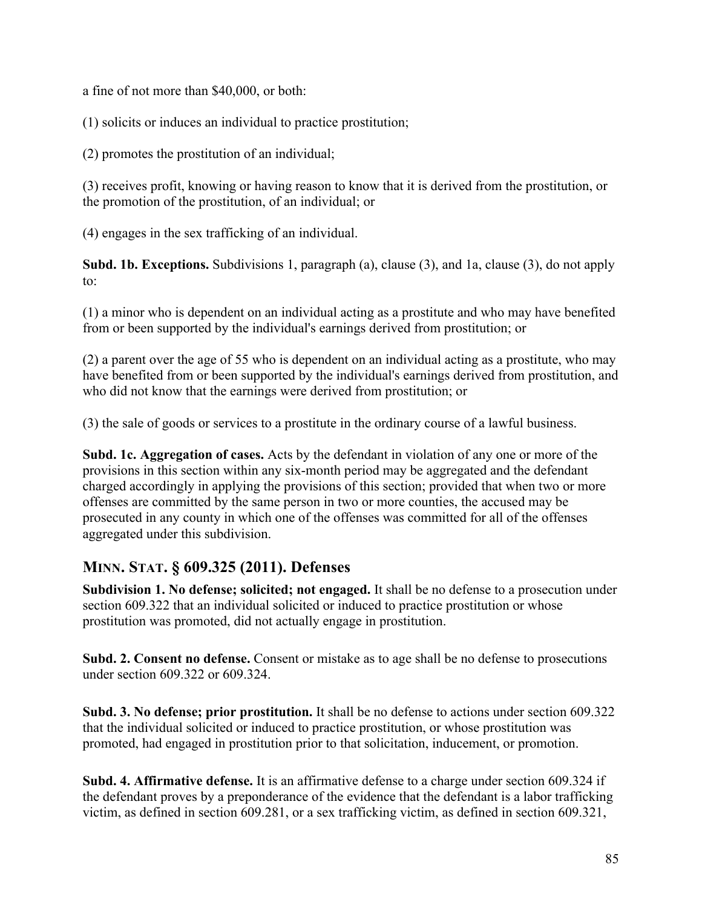a fine of not more than $40,000, or both:

(1) solicits or induces an individual to practice prostitution;

(2) promotes the prostitution of an individual;

(3) receives profit, knowing or having reason to know that it is derived from the prostitution, or the promotion of the prostitution, of an individual; or

(4) engages in the sex trafficking of an individual.

**Subd. 1b. Exceptions.** Subdivisions 1, paragraph (a), clause (3), and 1a, clause (3), do not apply to:

(1) a minor who is dependent on an individual acting as a prostitute and who may have benefited from or been supported by the individual's earnings derived from prostitution; or

(2) a parent over the age of 55 who is dependent on an individual acting as a prostitute, who may have benefited from or been supported by the individual's earnings derived from prostitution, and who did not know that the earnings were derived from prostitution; or

(3) the sale of goods or services to a prostitute in the ordinary course of a lawful business.

**Subd. 1c. Aggregation of cases.** Acts by the defendant in violation of any one or more of the provisions in this section within any six-month period may be aggregated and the defendant charged accordingly in applying the provisions of this section; provided that when two or more offenses are committed by the same person in two or more counties, the accused may be prosecuted in any county in which one of the offenses was committed for all of the offenses aggregated under this subdivision.

## MINN. STAT. § 609.325 (2011). Defenses

**Subdivision 1. No defense; solicited; not engaged.** It shall be no defense to a prosecution under section 609.322 that an individual solicited or induced to practice prostitution or whose prostitution was promoted, did not actually engage in prostitution.

**Subd. 2. Consent no defense.** Consent or mistake as to age shall be no defense to prosecutions under section 609.322 or 609.324.

**Subd. 3. No defense; prior prostitution.** It shall be no defense to actions under section 609.322 that the individual solicited or induced to practice prostitution, or whose prostitution was promoted, had engaged in prostitution prior to that solicitation, inducement, or promotion.

**Subd. 4. Affirmative defense.** It is an affirmative defense to a charge under section 609.324 if the defendant proves by a preponderance of the evidence that the defendant is a labor trafficking victim, as defined in section 609.281, or a sex trafficking victim, as defined in section 609.321,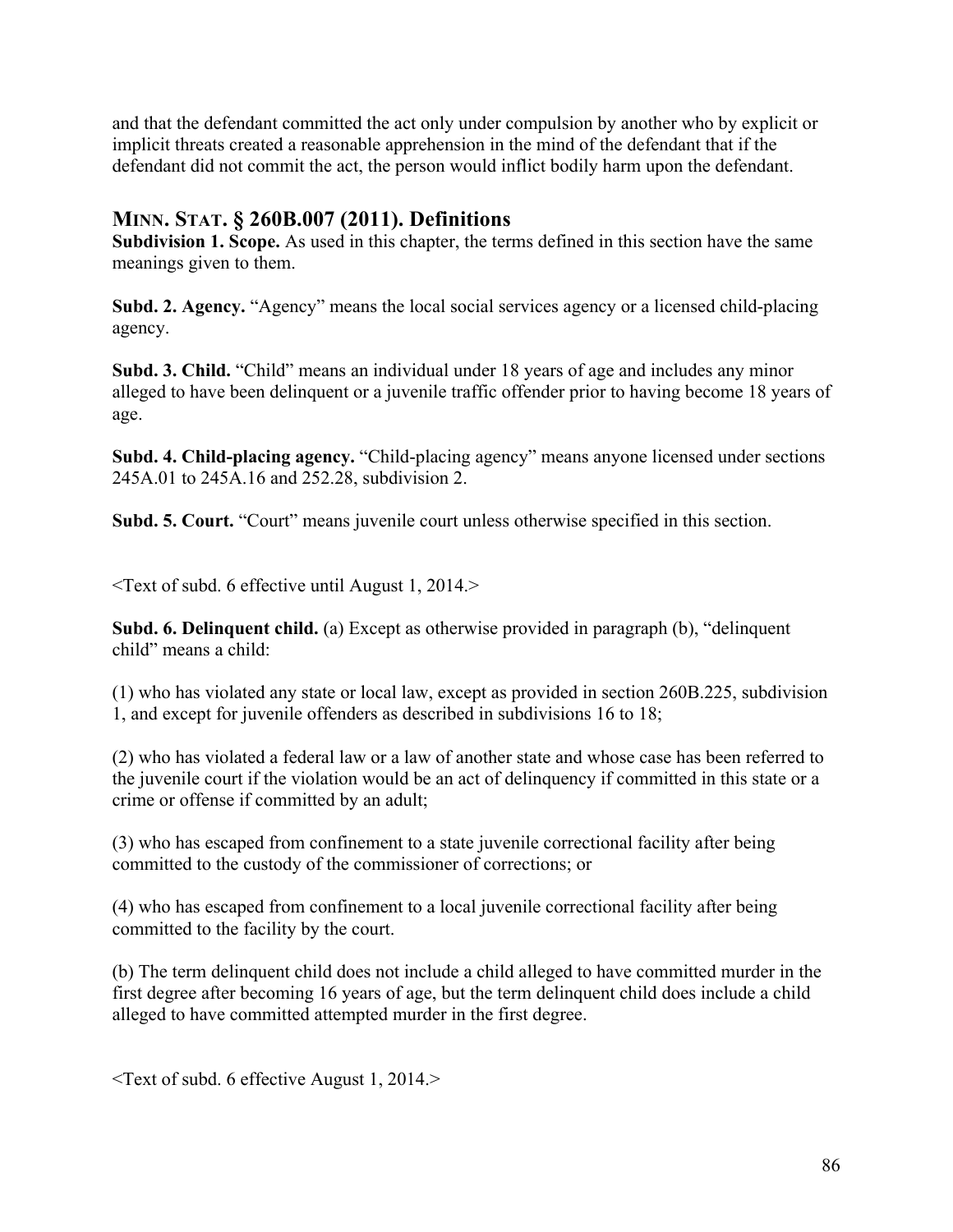and that the defendant committed the act only under compulsion by another who by explicit or implicit threats created a reasonable apprehension in the mind of the defendant that if the defendant did not commit the act, the person would inflict bodily harm upon the defendant.

## MINN. STAT. § 260B.007 (2011). Definitions

**Subdivision 1. Scope.** As used in this chapter, the terms defined in this section have the same meanings given to them.

**Subd. 2. Agency.** "Agency" means the local social services agency or a licensed child-placing agency.

**Subd. 3. Child.** "Child" means an individual under 18 years of age and includes any minor alleged to have been delinquent or a juvenile traffic offender prior to having become 18 years of age.

**Subd. 4. Child-placing agency.** "Child-placing agency" means anyone licensed under sections 245A.01 to 245A.16 and 252.28, subdivision 2.

**Subd. 5. Court.** "Court" means juvenile court unless otherwise specified in this section.

<Text of subd. 6 effective until August 1, 2014.>

**Subd. 6. Delinquent child.** (a) Except as otherwise provided in paragraph (b), "delinquent child" means a child:

(1) who has violated any state or local law, except as provided in section 260B.225, subdivision 1, and except for juvenile offenders as described in subdivisions 16 to 18;

(2) who has violated a federal law or a law of another state and whose case has been referred to the juvenile court if the violation would be an act of delinquency if committed in this state or a crime or offense if committed by an adult;

(3) who has escaped from confinement to a state juvenile correctional facility after being committed to the custody of the commissioner of corrections; or

(4) who has escaped from confinement to a local juvenile correctional facility after being committed to the facility by the court.

(b) The term delinquent child does not include a child alleged to have committed murder in the first degree after becoming 16 years of age, but the term delinquent child does include a child alleged to have committed attempted murder in the first degree.

<Text of subd. 6 effective August 1, 2014.>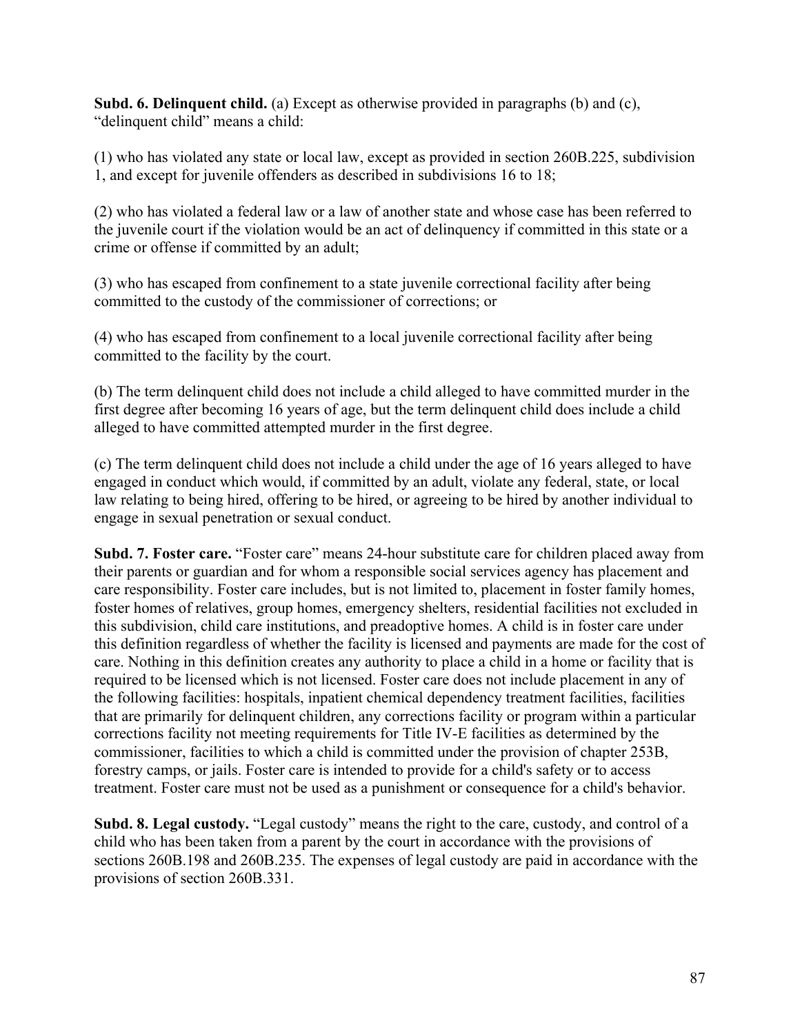**Subd. 6. Delinquent child.** (a) Except as otherwise provided in paragraphs (b) and (c), "delinquent child" means a child:

(1) who has violated any state or local law, except as provided in section 260B.225, subdivision 1, and except for juvenile offenders as described in subdivisions 16 to 18;

(2) who has violated a federal law or a law of another state and whose case has been referred to the juvenile court if the violation would be an act of delinquency if committed in this state or a crime or offense if committed by an adult;

(3) who has escaped from confinement to a state juvenile correctional facility after being committed to the custody of the commissioner of corrections; or

(4) who has escaped from confinement to a local juvenile correctional facility after being committed to the facility by the court.

(b) The term delinquent child does not include a child alleged to have committed murder in the first degree after becoming 16 years of age, but the term delinquent child does include a child alleged to have committed attempted murder in the first degree.

(c) The term delinquent child does not include a child under the age of 16 years alleged to have engaged in conduct which would, if committed by an adult, violate any federal, state, or local law relating to being hired, offering to be hired, or agreeing to be hired by another individual to engage in sexual penetration or sexual conduct.

**Subd. 7. Foster care.** "Foster care" means 24-hour substitute care for children placed away from their parents or guardian and for whom a responsible social services agency has placement and care responsibility. Foster care includes, but is not limited to, placement in foster family homes, foster homes of relatives, group homes, emergency shelters, residential facilities not excluded in this subdivision, child care institutions, and preadoptive homes. A child is in foster care under this definition regardless of whether the facility is licensed and payments are made for the cost of care. Nothing in this definition creates any authority to place a child in a home or facility that is required to be licensed which is not licensed. Foster care does not include placement in any of the following facilities: hospitals, inpatient chemical dependency treatment facilities, facilities that are primarily for delinquent children, any corrections facility or program within a particular corrections facility not meeting requirements for Title IV-E facilities as determined by the commissioner, facilities to which a child is committed under the provision of chapter 253B, forestry camps, or jails. Foster care is intended to provide for a child's safety or to access treatment. Foster care must not be used as a punishment or consequence for a child's behavior.

**Subd. 8. Legal custody.** "Legal custody" means the right to the care, custody, and control of a child who has been taken from a parent by the court in accordance with the provisions of sections 260B.198 and 260B.235. The expenses of legal custody are paid in accordance with the provisions of section 260B.331.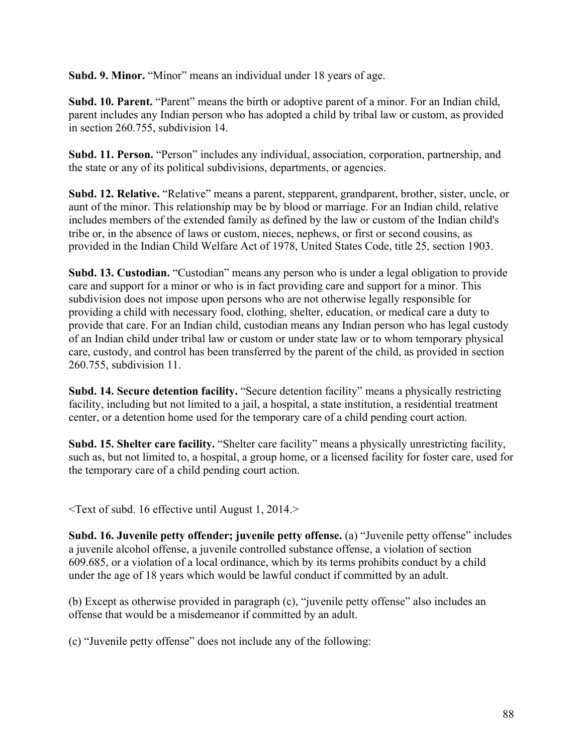**Subd. 9. Minor.** "Minor" means an individual under 18 years of age.

**Subd. 10. Parent.** "Parent" means the birth or adoptive parent of a minor. For an Indian child, parent includes any Indian person who has adopted a child by tribal law or custom, as provided in section 260.755, subdivision 14.

**Subd. 11. Person.** "Person" includes any individual, association, corporation, partnership, and the state or any of its political subdivisions, departments, or agencies.

**Subd. 12. Relative.** "Relative" means a parent, stepparent, grandparent, brother, sister, uncle, or aunt of the minor. This relationship may be by blood or marriage. For an Indian child, relative includes members of the extended family as defined by the law or custom of the Indian child's tribe or, in the absence of laws or custom, nieces, nephews, or first or second cousins, as provided in the Indian Child Welfare Act of 1978, United States Code, title 25, section 1903.

**Subd. 13. Custodian.** "Custodian" means any person who is under a legal obligation to provide care and support for a minor or who is in fact providing care and support for a minor. This subdivision does not impose upon persons who are not otherwise legally responsible for providing a child with necessary food, clothing, shelter, education, or medical care a duty to provide that care. For an Indian child, custodian means any Indian person who has legal custody of an Indian child under tribal law or custom or under state law or to whom temporary physical care, custody, and control has been transferred by the parent of the child, as provided in section 260.755, subdivision 11.

**Subd. 14. Secure detention facility.** "Secure detention facility" means a physically restricting facility, including but not limited to a jail, a hospital, a state institution, a residential treatment center, or a detention home used for the temporary care of a child pending court action.

**Subd. 15. Shelter care facility.** "Shelter care facility" means a physically unrestricting facility, such as, but not limited to, a hospital, a group home, or a licensed facility for foster care, used for the temporary care of a child pending court action.

<Text of subd. 16 effective until August 1, 2014.>

**Subd. 16. Juvenile petty offender; juvenile petty offense.** (a) "Juvenile petty offense" includes a juvenile alcohol offense, a juvenile controlled substance offense, a violation of section 609.685, or a violation of a local ordinance, which by its terms prohibits conduct by a child under the age of 18 years which would be lawful conduct if committed by an adult.

(b) Except as otherwise provided in paragraph (c), "juvenile petty offense" also includes an offense that would be a misdemeanor if committed by an adult.

(c) "Juvenile petty offense" does not include any of the following: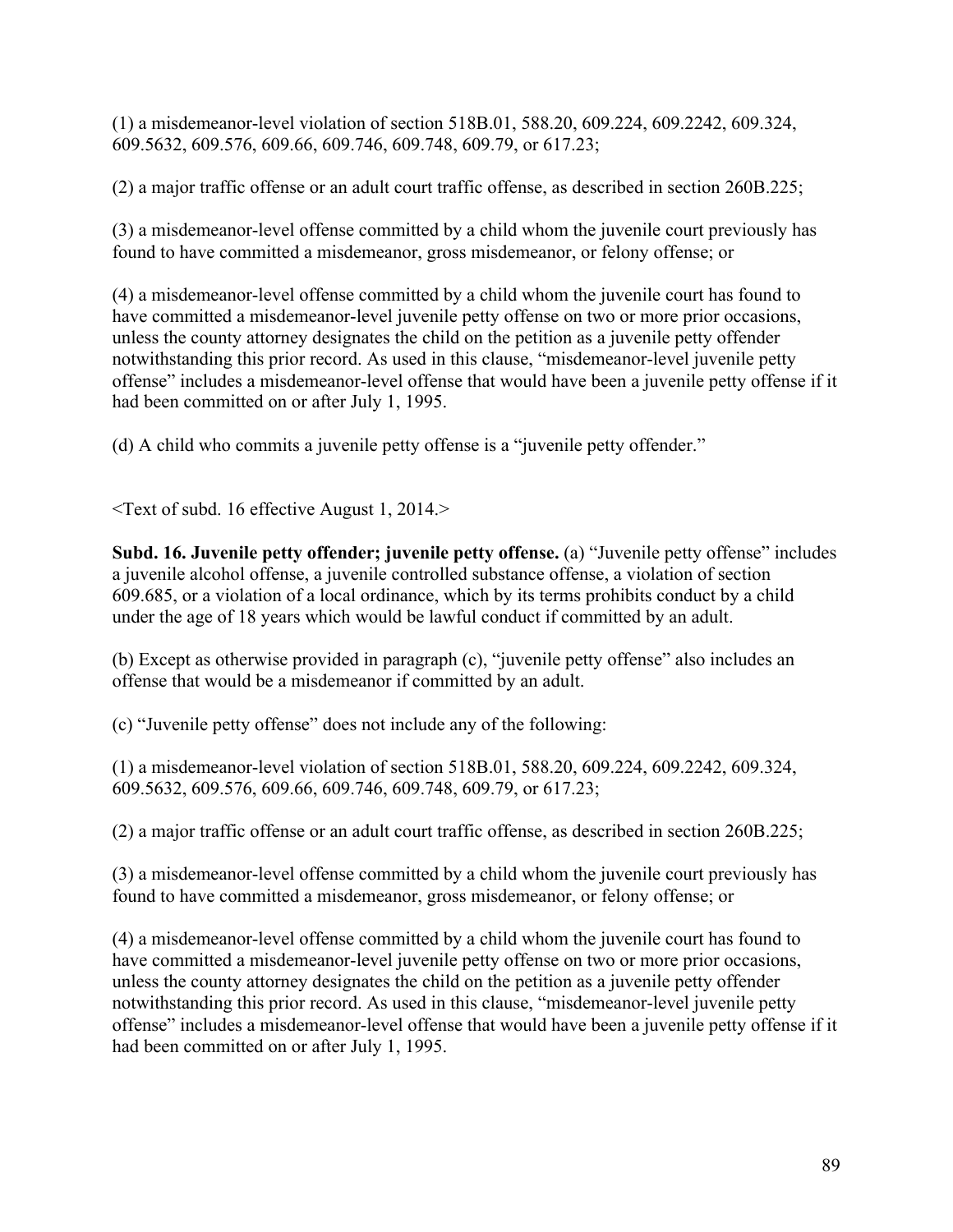(1) a misdemeanor-level violation of section 518B.01, 588.20, 609.224, 609.2242, 609.324, 609.5632, 609.576, 609.66, 609.746, 609.748, 609.79, or 617.23;

(2) a major traffic offense or an adult court traffic offense, as described in section 260B.225;

(3) a misdemeanor-level offense committed by a child whom the juvenile court previously has found to have committed a misdemeanor, gross misdemeanor, or felony offense; or

(4) a misdemeanor-level offense committed by a child whom the juvenile court has found to have committed a misdemeanor-level juvenile petty offense on two or more prior occasions, unless the county attorney designates the child on the petition as a juvenile petty offender notwithstanding this prior record. As used in this clause, "misdemeanor-level juvenile petty offense" includes a misdemeanor-level offense that would have been a juvenile petty offense if it had been committed on or after July 1, 1995.

(d) A child who commits a juvenile petty offense is a "juvenile petty offender."

<Text of subd. 16 effective August 1, 2014.>

**Subd. 16. Juvenile petty offender; juvenile petty offense.** (a) "Juvenile petty offense" includes a juvenile alcohol offense, a juvenile controlled substance offense, a violation of section 609.685, or a violation of a local ordinance, which by its terms prohibits conduct by a child under the age of 18 years which would be lawful conduct if committed by an adult.

(b) Except as otherwise provided in paragraph (c), "juvenile petty offense" also includes an offense that would be a misdemeanor if committed by an adult.

(c) "Juvenile petty offense" does not include any of the following:

(1) a misdemeanor-level violation of section 518B.01, 588.20, 609.224, 609.2242, 609.324, 609.5632, 609.576, 609.66, 609.746, 609.748, 609.79, or 617.23;

(2) a major traffic offense or an adult court traffic offense, as described in section 260B.225;

(3) a misdemeanor-level offense committed by a child whom the juvenile court previously has found to have committed a misdemeanor, gross misdemeanor, or felony offense; or

(4) a misdemeanor-level offense committed by a child whom the juvenile court has found to have committed a misdemeanor-level juvenile petty offense on two or more prior occasions, unless the county attorney designates the child on the petition as a juvenile petty offender notwithstanding this prior record. As used in this clause, "misdemeanor-level juvenile petty offense" includes a misdemeanor-level offense that would have been a juvenile petty offense if it had been committed on or after July 1, 1995.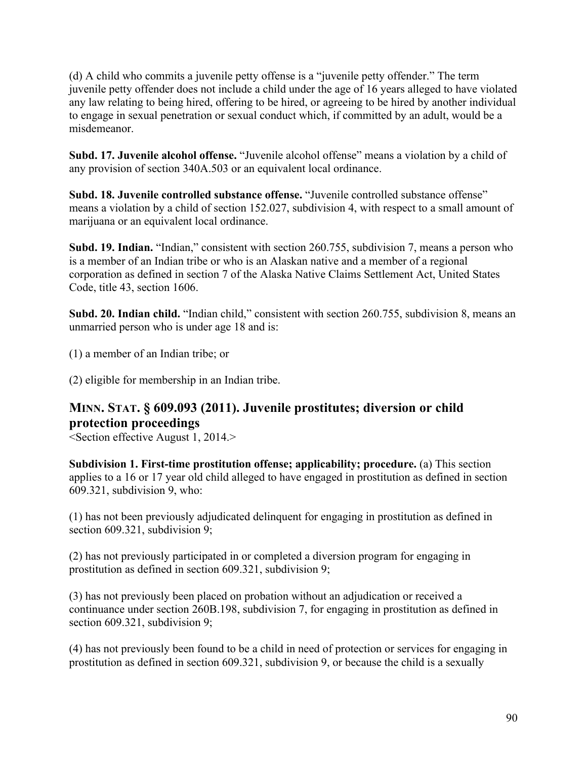(d) A child who commits a juvenile petty offense is a "juvenile petty offender." The term juvenile petty offender does not include a child under the age of 16 years alleged to have violated any law relating to being hired, offering to be hired, or agreeing to be hired by another individual to engage in sexual penetration or sexual conduct which, if committed by an adult, would be a misdemeanor.

**Subd. 17. Juvenile alcohol offense.** "Juvenile alcohol offense" means a violation by a child of any provision of section 340A.503 or an equivalent local ordinance.

**Subd. 18. Juvenile controlled substance offense.** "Juvenile controlled substance offense" means a violation by a child of section 152.027, subdivision 4, with respect to a small amount of marijuana or an equivalent local ordinance.

**Subd. 19. Indian.** "Indian," consistent with section 260.755, subdivision 7, means a person who is a member of an Indian tribe or who is an Alaskan native and a member of a regional corporation as defined in section 7 of the Alaska Native Claims Settlement Act, United States Code, title 43, section 1606.

**Subd. 20. Indian child.** "Indian child," consistent with section 260.755, subdivision 8, means an unmarried person who is under age 18 and is:

(1) a member of an Indian tribe; or

(2) eligible for membership in an Indian tribe.

## MINN. STAT. § 609.093 (2011). Juvenile prostitutes; diversion or child protection proceedings

<Section effective August 1, 2014.>

**Subdivision 1. First-time prostitution offense; applicability; procedure.** (a) This section applies to a 16 or 17 year old child alleged to have engaged in prostitution as defined in section 609.321, subdivision 9, who:

(1) has not been previously adjudicated delinquent for engaging in prostitution as defined in section 609.321, subdivision 9;

(2) has not previously participated in or completed a diversion program for engaging in prostitution as defined in section 609.321, subdivision 9;

(3) has not previously been placed on probation without an adjudication or received a continuance under section 260B.198, subdivision 7, for engaging in prostitution as defined in section 609.321, subdivision 9;

(4) has not previously been found to be a child in need of protection or services for engaging in prostitution as defined in section 609.321, subdivision 9, or because the child is a sexually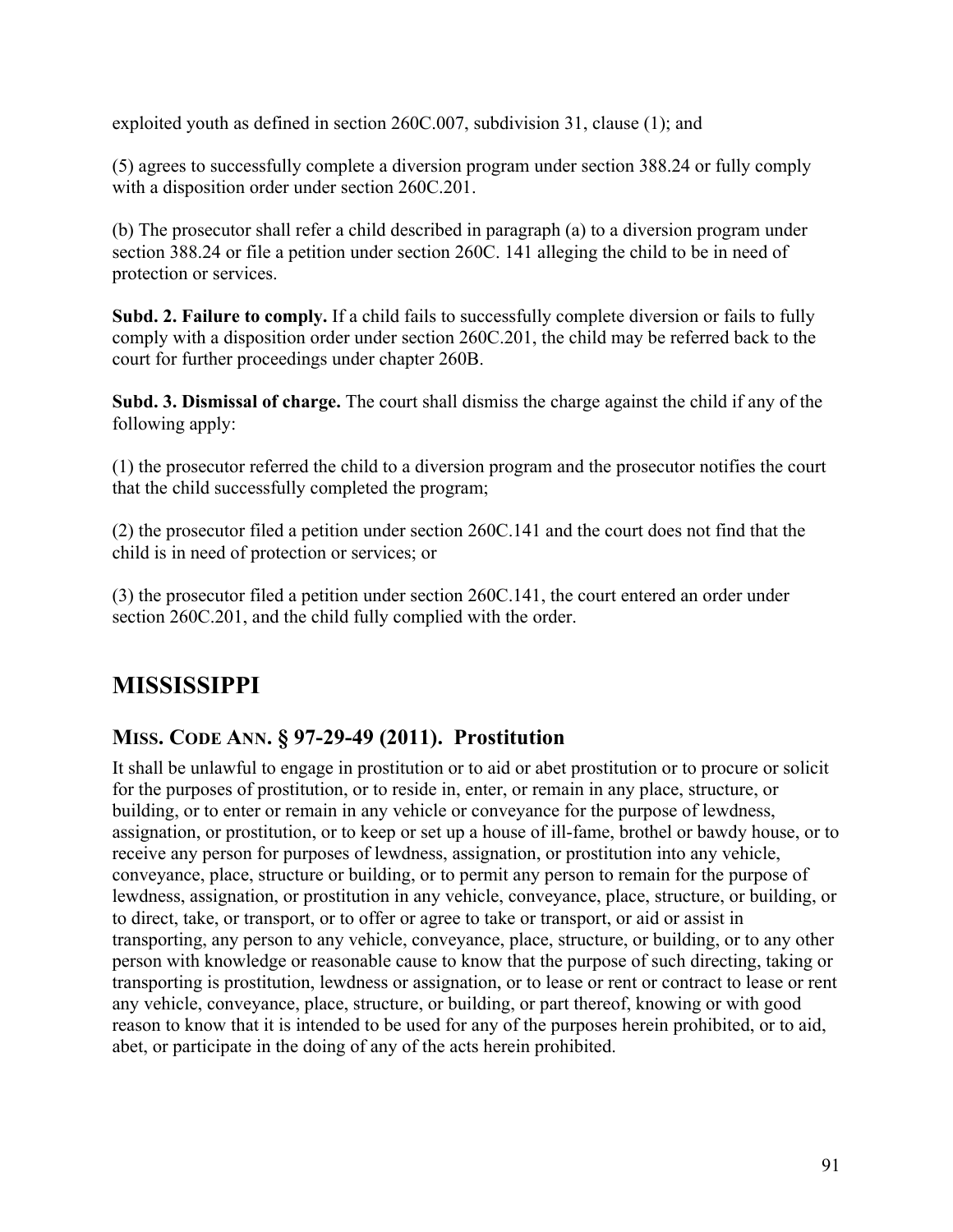exploited youth as defined in section 260C.007, subdivision 31, clause (1); and

(5) agrees to successfully complete a diversion program under section 388.24 or fully comply with a disposition order under section 260C.201.

(b) The prosecutor shall refer a child described in paragraph (a) to a diversion program under section 388.24 or file a petition under section 260C. 141 alleging the child to be in need of protection or services.

**Subd. 2. Failure to comply.** If a child fails to successfully complete diversion or fails to fully comply with a disposition order under section 260C.201, the child may be referred back to the court for further proceedings under chapter 260B.

**Subd. 3. Dismissal of charge.** The court shall dismiss the charge against the child if any of the following apply:

(1) the prosecutor referred the child to a diversion program and the prosecutor notifies the court that the child successfully completed the program;

(2) the prosecutor filed a petition under section 260C.141 and the court does not find that the child is in need of protection or services; or

(3) the prosecutor filed a petition under section 260C.141, the court entered an order under section 260C.201, and the child fully complied with the order.

## MISSISSIPPI

### MISS. CODE ANN. § 97-29-49 (2011). Prostitution

It shall be unlawful to engage in prostitution or to aid or abet prostitution or to procure or solicit for the purposes of prostitution, or to reside in, enter, or remain in any place, structure, or building, or to enter or remain in any vehicle or conveyance for the purpose of lewdness, assignation, or prostitution, or to keep or set up a house of ill-fame, brothel or bawdy house, or to receive any person for purposes of lewdness, assignation, or prostitution into any vehicle, conveyance, place, structure or building, or to permit any person to remain for the purpose of lewdness, assignation, or prostitution in any vehicle, conveyance, place, structure, or building, or to direct, take, or transport, or to offer or agree to take or transport, or aid or assist in transporting, any person to any vehicle, conveyance, place, structure, or building, or to any other person with knowledge or reasonable cause to know that the purpose of such directing, taking or transporting is prostitution, lewdness or assignation, or to lease or rent or contract to lease or rent any vehicle, conveyance, place, structure, or building, or part thereof, knowing or with good reason to know that it is intended to be used for any of the purposes herein prohibited, or to aid, abet, or participate in the doing of any of the acts herein prohibited.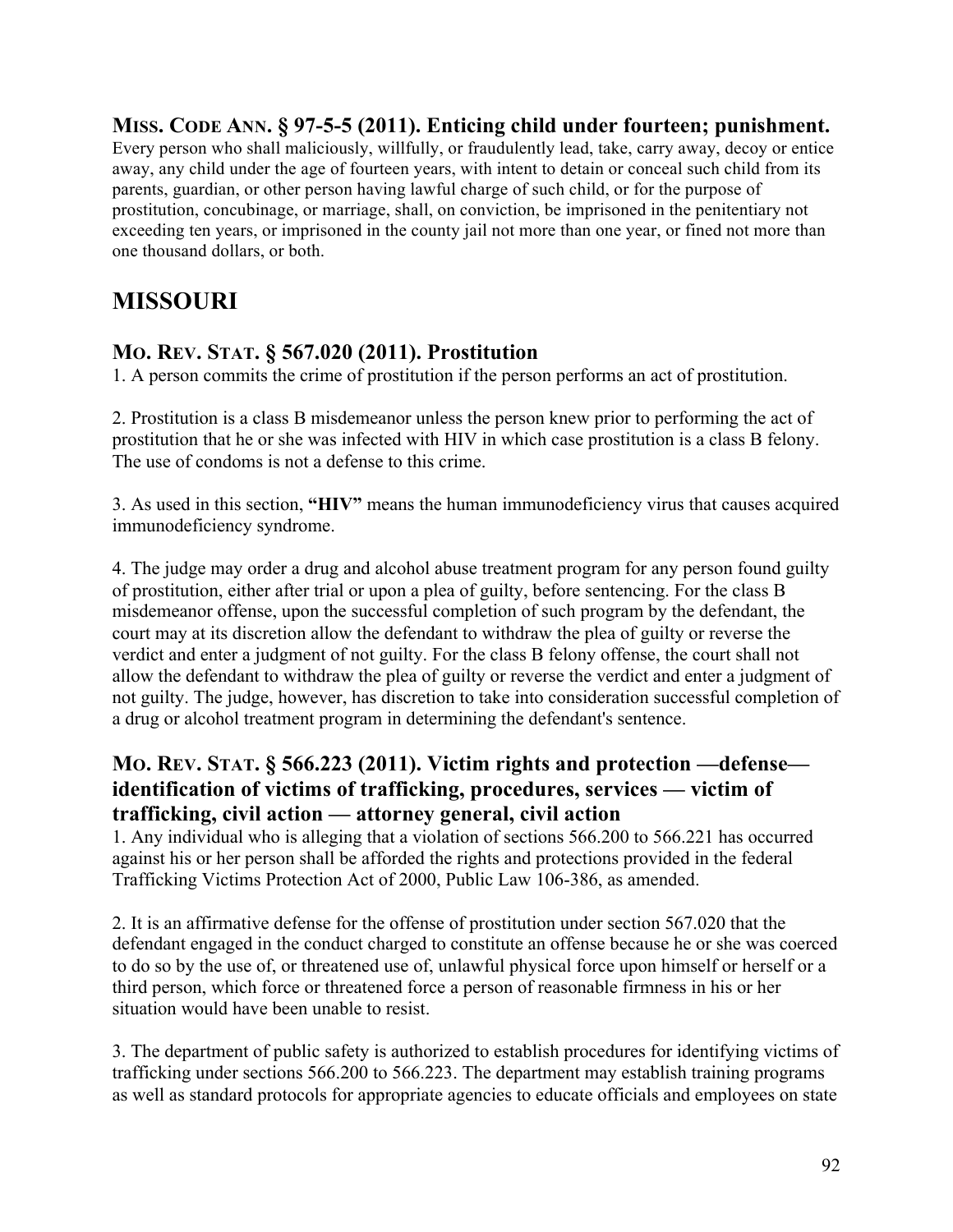### MISS. CODE ANN. § 97-5-5 (2011). Enticing child under fourteen; punishment.

Every person who shall maliciously, willfully, or fraudulently lead, take, carry away, decoy or entice away, any child under the age of fourteen years, with intent to detain or conceal such child from its parents, guardian, or other person having lawful charge of such child, or for the purpose of prostitution, concubinage, or marriage, shall, on conviction, be imprisoned in the penitentiary not exceeding ten years, or imprisoned in the county jail not more than one year, or fined not more than one thousand dollars, or both.

## MISSOURI

### MO. REV. STAT. § 567.020 (2011). Prostitution

1. A person commits the crime of prostitution if the person performs an act of prostitution.

2. Prostitution is a class B misdemeanor unless the person knew prior to performing the act of prostitution that he or she was infected with HIV in which case prostitution is a class B felony. The use of condoms is not a defense to this crime.

3. As used in this section, **"HIV"** means the human immunodeficiency virus that causes acquired immunodeficiency syndrome.

4. The judge may order a drug and alcohol abuse treatment program for any person found guilty of prostitution, either after trial or upon a plea of guilty, before sentencing. For the class B misdemeanor offense, upon the successful completion of such program by the defendant, the court may at its discretion allow the defendant to withdraw the plea of guilty or reverse the verdict and enter a judgment of not guilty. For the class B felony offense, the court shall not allow the defendant to withdraw the plea of guilty or reverse the verdict and enter a judgment of not guilty. The judge, however, has discretion to take into consideration successful completion of a drug or alcohol treatment program in determining the defendant's sentence.

### MO. REV. STAT. § 566.223 (2011). Victim rights and protection —defense— identification of victims of trafficking, procedures, services — victim of trafficking, civil action — attorney general, civil action

1. Any individual who is alleging that a violation of sections 566.200 to 566.221 has occurred against his or her person shall be afforded the rights and protections provided in the federal Trafficking Victims Protection Act of 2000, Public Law 106-386, as amended.

2. It is an affirmative defense for the offense of prostitution under section 567.020 that the defendant engaged in the conduct charged to constitute an offense because he or she was coerced to do so by the use of, or threatened use of, unlawful physical force upon himself or herself or a third person, which force or threatened force a person of reasonable firmness in his or her situation would have been unable to resist.

3. The department of public safety is authorized to establish procedures for identifying victims of trafficking under sections 566.200 to 566.223. The department may establish training programs as well as standard protocols for appropriate agencies to educate officials and employees on state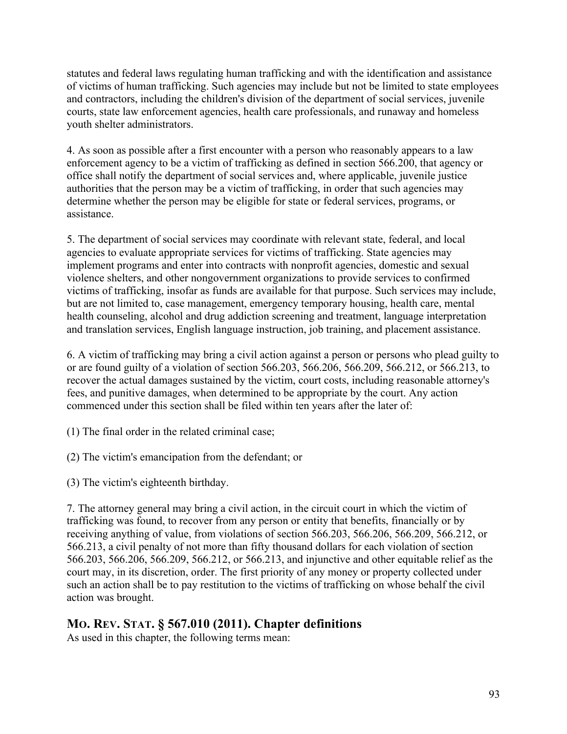statutes and federal laws regulating human trafficking and with the identification and assistance of victims of human trafficking. Such agencies may include but not be limited to state employees and contractors, including the children's division of the department of social services, juvenile courts, state law enforcement agencies, health care professionals, and runaway and homeless youth shelter administrators.

4. As soon as possible after a first encounter with a person who reasonably appears to a law enforcement agency to be a victim of trafficking as defined in section 566.200, that agency or office shall notify the department of social services and, where applicable, juvenile justice authorities that the person may be a victim of trafficking, in order that such agencies may determine whether the person may be eligible for state or federal services, programs, or assistance.

5. The department of social services may coordinate with relevant state, federal, and local agencies to evaluate appropriate services for victims of trafficking. State agencies may implement programs and enter into contracts with nonprofit agencies, domestic and sexual violence shelters, and other nongovernment organizations to provide services to confirmed victims of trafficking, insofar as funds are available for that purpose. Such services may include, but are not limited to, case management, emergency temporary housing, health care, mental health counseling, alcohol and drug addiction screening and treatment, language interpretation and translation services, English language instruction, job training, and placement assistance.

6. A victim of trafficking may bring a civil action against a person or persons who plead guilty to or are found guilty of a violation of section 566.203, 566.206, 566.209, 566.212, or 566.213, to recover the actual damages sustained by the victim, court costs, including reasonable attorney's fees, and punitive damages, when determined to be appropriate by the court. Any action commenced under this section shall be filed within ten years after the later of:

(1) The final order in the related criminal case;

(2) The victim's emancipation from the defendant; or

(3) The victim's eighteenth birthday.

7. The attorney general may bring a civil action, in the circuit court in which the victim of trafficking was found, to recover from any person or entity that benefits, financially or by receiving anything of value, from violations of section 566.203, 566.206, 566.209, 566.212, or 566.213, a civil penalty of not more than fifty thousand dollars for each violation of section 566.203, 566.206, 566.209, 566.212, or 566.213, and injunctive and other equitable relief as the court may, in its discretion, order. The first priority of any money or property collected under such an action shall be to pay restitution to the victims of trafficking on whose behalf the civil action was brought.

## MO. REV. STAT. § 567.010 (2011). Chapter definitions

As used in this chapter, the following terms mean: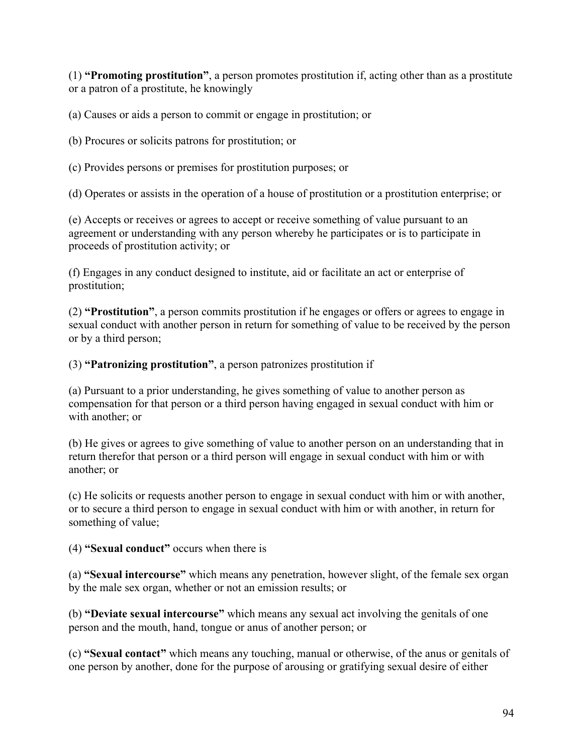(1) **"Promoting prostitution"**, a person promotes prostitution if, acting other than as a prostitute or a patron of a prostitute, he knowingly

(a) Causes or aids a person to commit or engage in prostitution; or

(b) Procures or solicits patrons for prostitution; or

(c) Provides persons or premises for prostitution purposes; or

(d) Operates or assists in the operation of a house of prostitution or a prostitution enterprise; or

(e) Accepts or receives or agrees to accept or receive something of value pursuant to an agreement or understanding with any person whereby he participates or is to participate in proceeds of prostitution activity; or

(f) Engages in any conduct designed to institute, aid or facilitate an act or enterprise of prostitution;

(2) **"Prostitution"**, a person commits prostitution if he engages or offers or agrees to engage in sexual conduct with another person in return for something of value to be received by the person or by a third person;

(3) **"Patronizing prostitution"**, a person patronizes prostitution if

(a) Pursuant to a prior understanding, he gives something of value to another person as compensation for that person or a third person having engaged in sexual conduct with him or with another; or

(b) He gives or agrees to give something of value to another person on an understanding that in return therefor that person or a third person will engage in sexual conduct with him or with another; or

(c) He solicits or requests another person to engage in sexual conduct with him or with another, or to secure a third person to engage in sexual conduct with him or with another, in return for something of value;

(4) **"Sexual conduct"** occurs when there is

(a) **"Sexual intercourse"** which means any penetration, however slight, of the female sex organ by the male sex organ, whether or not an emission results; or

(b) **"Deviate sexual intercourse"** which means any sexual act involving the genitals of one person and the mouth, hand, tongue or anus of another person; or

(c) **"Sexual contact"** which means any touching, manual or otherwise, of the anus or genitals of one person by another, done for the purpose of arousing or gratifying sexual desire of either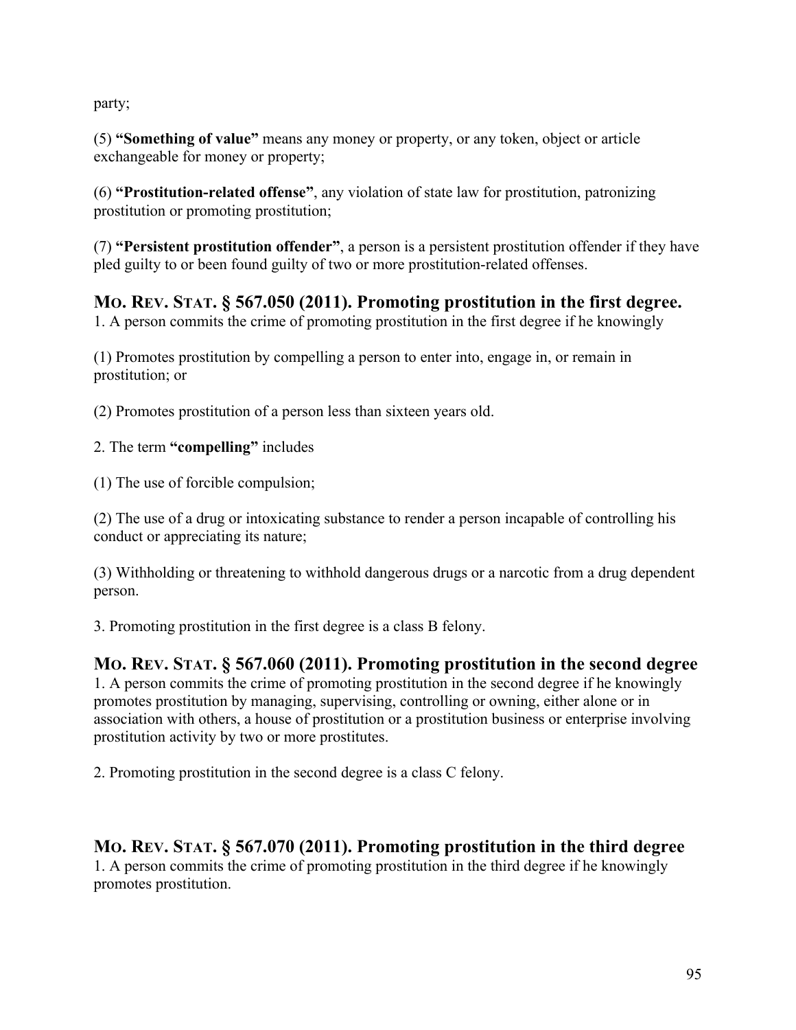party;

(5) **"Something of value"** means any money or property, or any token, object or article exchangeable for money or property;

(6) **"Prostitution-related offense"**, any violation of state law for prostitution, patronizing prostitution or promoting prostitution;

(7) **"Persistent prostitution offender"**, a person is a persistent prostitution offender if they have pled guilty to or been found guilty of two or more prostitution-related offenses.

## MO. REV. STAT. § 567.050 (2011). Promoting prostitution in the first degree.

1. A person commits the crime of promoting prostitution in the first degree if he knowingly

(1) Promotes prostitution by compelling a person to enter into, engage in, or remain in prostitution; or

(2) Promotes prostitution of a person less than sixteen years old.

2. The term **"compelling"** includes

(1) The use of forcible compulsion;

(2) The use of a drug or intoxicating substance to render a person incapable of controlling his conduct or appreciating its nature;

(3) Withholding or threatening to withhold dangerous drugs or a narcotic from a drug dependent person.

3. Promoting prostitution in the first degree is a class B felony.

## MO. REV. STAT. § 567.060 (2011). Promoting prostitution in the second degree

1. A person commits the crime of promoting prostitution in the second degree if he knowingly promotes prostitution by managing, supervising, controlling or owning, either alone or in association with others, a house of prostitution or a prostitution business or enterprise involving prostitution activity by two or more prostitutes.

2. Promoting prostitution in the second degree is a class C felony.

## MO. REV. STAT. § 567.070 (2011). Promoting prostitution in the third degree

1. A person commits the crime of promoting prostitution in the third degree if he knowingly promotes prostitution.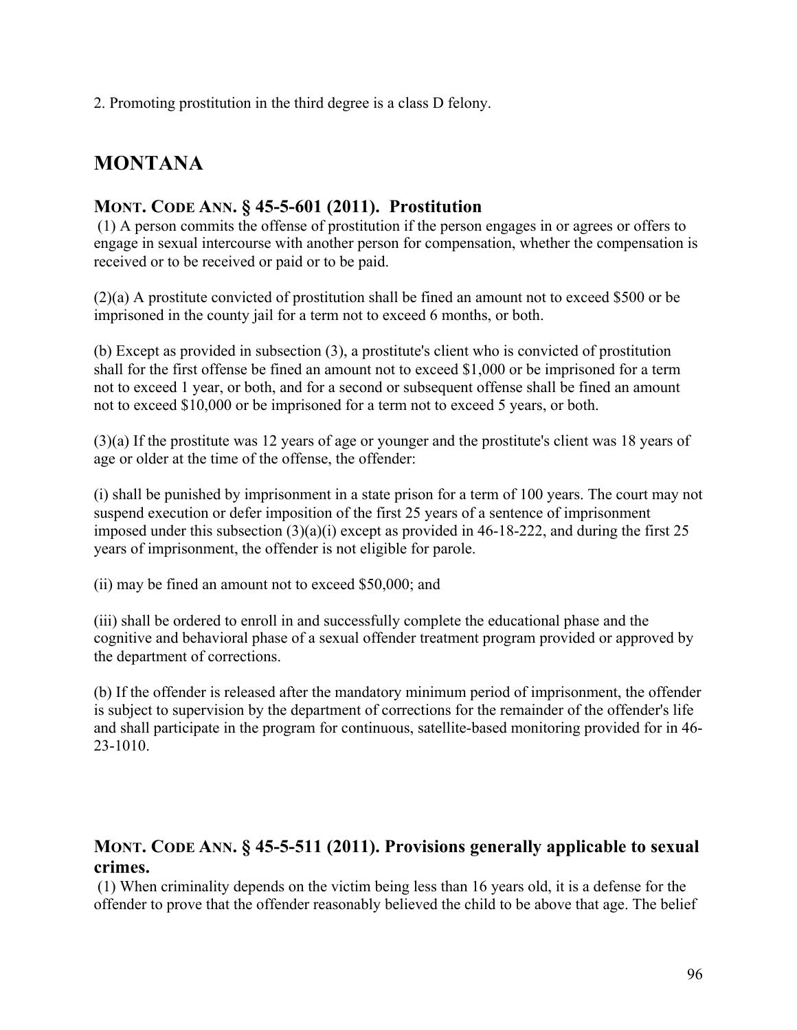2. Promoting prostitution in the third degree is a class D felony.

## MONTANA

### MONT. CODE ANN. § 45-5-601 (2011). Prostitution

(1) A person commits the offense of prostitution if the person engages in or agrees or offers to engage in sexual intercourse with another person for compensation, whether the compensation is received or to be received or paid or to be paid.

(2)(a) A prostitute convicted of prostitution shall be fined an amount not to exceed $500 or be imprisoned in the county jail for a term not to exceed 6 months, or both.

(b) Except as provided in subsection (3), a prostitute's client who is convicted of prostitution shall for the first offense be fined an amount not to exceed $1,000 or be imprisoned for a term not to exceed 1 year, or both, and for a second or subsequent offense shall be fined an amount not to exceed $10,000 or be imprisoned for a term not to exceed 5 years, or both.

(3)(a) If the prostitute was 12 years of age or younger and the prostitute's client was 18 years of age or older at the time of the offense, the offender:

(i) shall be punished by imprisonment in a state prison for a term of 100 years. The court may not suspend execution or defer imposition of the first 25 years of a sentence of imprisonment imposed under this subsection (3)(a)(i) except as provided in 46-18-222, and during the first 25 years of imprisonment, the offender is not eligible for parole.

(ii) may be fined an amount not to exceed $50,000; and

(iii) shall be ordered to enroll in and successfully complete the educational phase and the cognitive and behavioral phase of a sexual offender treatment program provided or approved by the department of corrections.

(b) If the offender is released after the mandatory minimum period of imprisonment, the offender is subject to supervision by the department of corrections for the remainder of the offender's life and shall participate in the program for continuous, satellite-based monitoring provided for in 46-23-1010.

### MONT. CODE ANN. § 45-5-511 (2011). Provisions generally applicable to sexual crimes.

(1) When criminality depends on the victim being less than 16 years old, it is a defense for the offender to prove that the offender reasonably believed the child to be above that age. The belief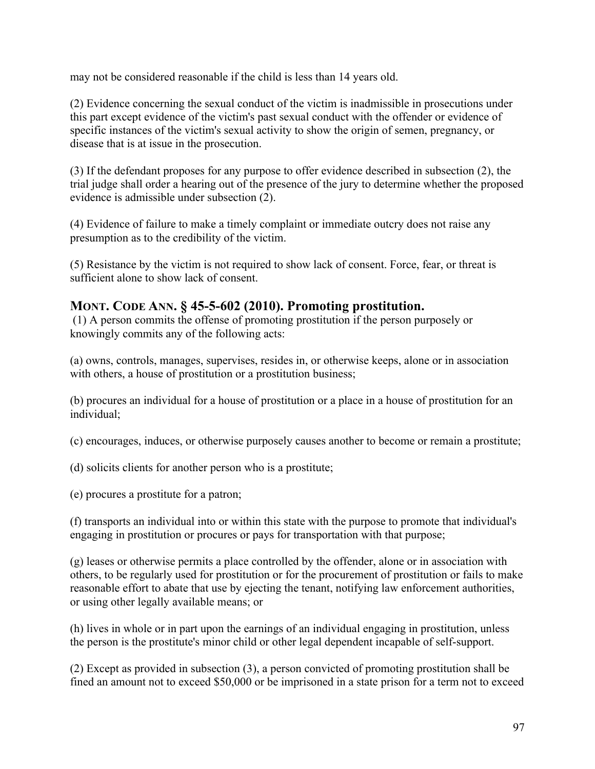may not be considered reasonable if the child is less than 14 years old.

(2) Evidence concerning the sexual conduct of the victim is inadmissible in prosecutions under this part except evidence of the victim's past sexual conduct with the offender or evidence of specific instances of the victim's sexual activity to show the origin of semen, pregnancy, or disease that is at issue in the prosecution.

(3) If the defendant proposes for any purpose to offer evidence described in subsection (2), the trial judge shall order a hearing out of the presence of the jury to determine whether the proposed evidence is admissible under subsection (2).

(4) Evidence of failure to make a timely complaint or immediate outcry does not raise any presumption as to the credibility of the victim.

(5) Resistance by the victim is not required to show lack of consent. Force, fear, or threat is sufficient alone to show lack of consent.

### MONT. CODE ANN. § 45-5-602 (2010). Promoting prostitution.

(1) A person commits the offense of promoting prostitution if the person purposely or knowingly commits any of the following acts:

(a) owns, controls, manages, supervises, resides in, or otherwise keeps, alone or in association with others, a house of prostitution or a prostitution business;

(b) procures an individual for a house of prostitution or a place in a house of prostitution for an individual;

(c) encourages, induces, or otherwise purposely causes another to become or remain a prostitute;

(d) solicits clients for another person who is a prostitute;

(e) procures a prostitute for a patron;

(f) transports an individual into or within this state with the purpose to promote that individual's engaging in prostitution or procures or pays for transportation with that purpose;

(g) leases or otherwise permits a place controlled by the offender, alone or in association with others, to be regularly used for prostitution or for the procurement of prostitution or fails to make reasonable effort to abate that use by ejecting the tenant, notifying law enforcement authorities, or using other legally available means; or

(h) lives in whole or in part upon the earnings of an individual engaging in prostitution, unless the person is the prostitute's minor child or other legal dependent incapable of self-support.

(2) Except as provided in subsection (3), a person convicted of promoting prostitution shall be fined an amount not to exceed $50,000 or be imprisoned in a state prison for a term not to exceed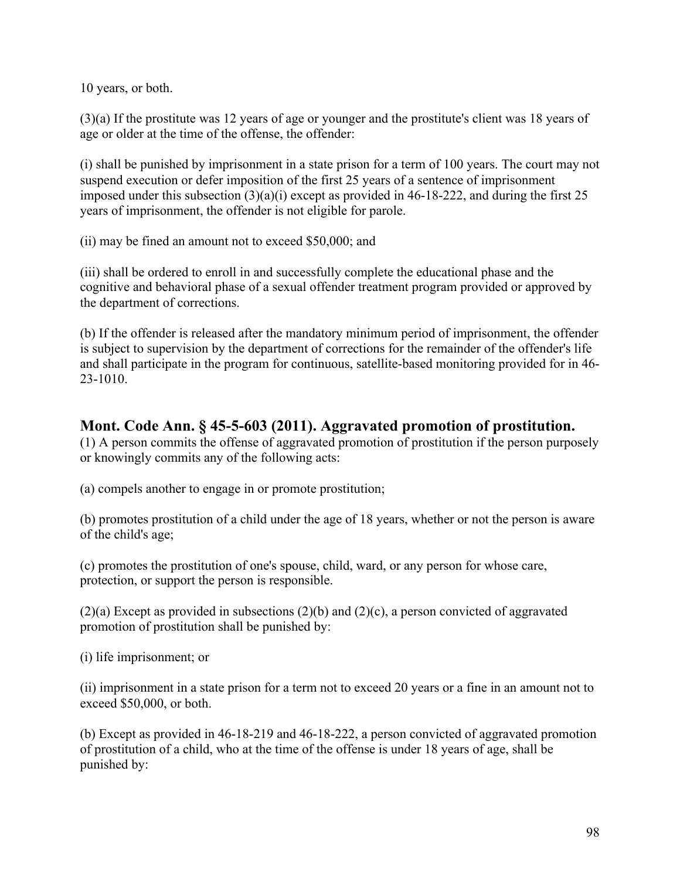10 years, or both.

(3)(a) If the prostitute was 12 years of age or younger and the prostitute's client was 18 years of age or older at the time of the offense, the offender:

(i) shall be punished by imprisonment in a state prison for a term of 100 years. The court may not suspend execution or defer imposition of the first 25 years of a sentence of imprisonment imposed under this subsection (3)(a)(i) except as provided in 46-18-222, and during the first 25 years of imprisonment, the offender is not eligible for parole.

(ii) may be fined an amount not to exceed $50,000; and

(iii) shall be ordered to enroll in and successfully complete the educational phase and the cognitive and behavioral phase of a sexual offender treatment program provided or approved by the department of corrections.

(b) If the offender is released after the mandatory minimum period of imprisonment, the offender is subject to supervision by the department of corrections for the remainder of the offender's life and shall participate in the program for continuous, satellite-based monitoring provided for in 46-23-1010.

## Mont. Code Ann. § 45-5-603 (2011). Aggravated promotion of prostitution.

(1) A person commits the offense of aggravated promotion of prostitution if the person purposely or knowingly commits any of the following acts:

(a) compels another to engage in or promote prostitution;

(b) promotes prostitution of a child under the age of 18 years, whether or not the person is aware of the child's age;

(c) promotes the prostitution of one's spouse, child, ward, or any person for whose care, protection, or support the person is responsible.

(2)(a) Except as provided in subsections (2)(b) and (2)(c), a person convicted of aggravated promotion of prostitution shall be punished by:

(i) life imprisonment; or

(ii) imprisonment in a state prison for a term not to exceed 20 years or a fine in an amount not to exceed $50,000, or both.

(b) Except as provided in 46-18-219 and 46-18-222, a person convicted of aggravated promotion of prostitution of a child, who at the time of the offense is under 18 years of age, shall be punished by: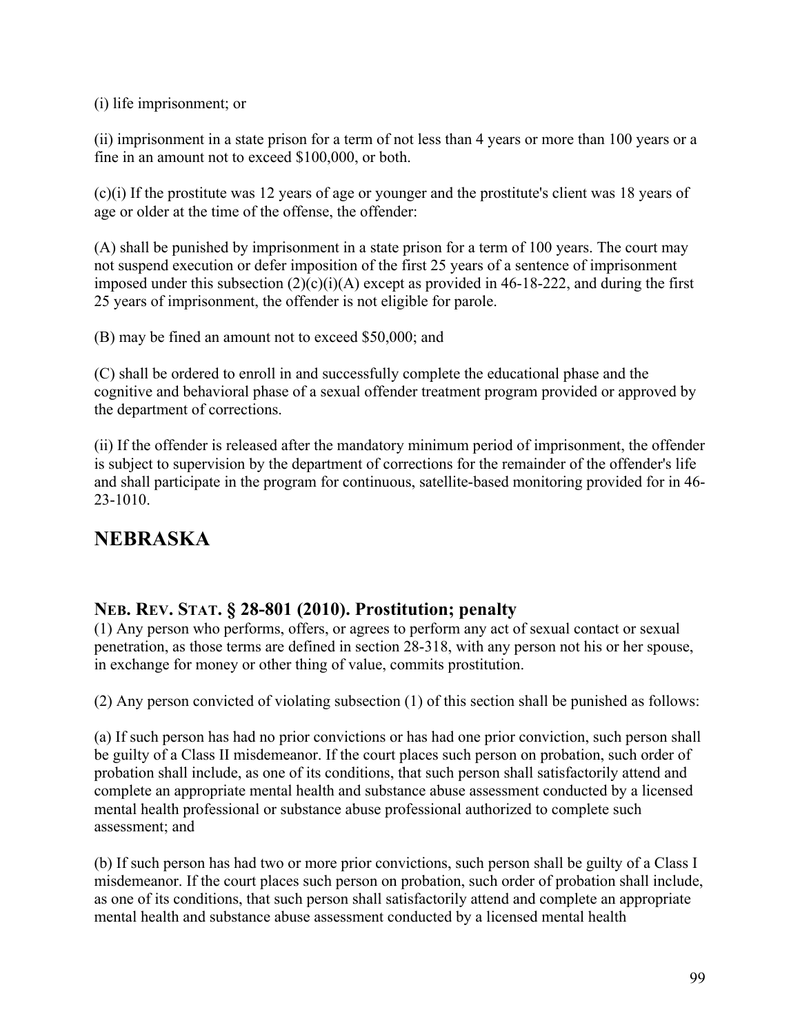(i) life imprisonment; or

(ii) imprisonment in a state prison for a term of not less than 4 years or more than 100 years or a fine in an amount not to exceed $100,000, or both.

(c)(i) If the prostitute was 12 years of age or younger and the prostitute's client was 18 years of age or older at the time of the offense, the offender:

(A) shall be punished by imprisonment in a state prison for a term of 100 years. The court may not suspend execution or defer imposition of the first 25 years of a sentence of imprisonment imposed under this subsection (2)(c)(i)(A) except as provided in 46-18-222, and during the first 25 years of imprisonment, the offender is not eligible for parole.

(B) may be fined an amount not to exceed $50,000; and

(C) shall be ordered to enroll in and successfully complete the educational phase and the cognitive and behavioral phase of a sexual offender treatment program provided or approved by the department of corrections.

(ii) If the offender is released after the mandatory minimum period of imprisonment, the offender is subject to supervision by the department of corrections for the remainder of the offender's life and shall participate in the program for continuous, satellite-based monitoring provided for in 46-23-1010.

## NEBRASKA

### NEB. REV. STAT. § 28-801 (2010). Prostitution; penalty

(1) Any person who performs, offers, or agrees to perform any act of sexual contact or sexual penetration, as those terms are defined in section 28-318, with any person not his or her spouse, in exchange for money or other thing of value, commits prostitution.

(2) Any person convicted of violating subsection (1) of this section shall be punished as follows:

(a) If such person has had no prior convictions or has had one prior conviction, such person shall be guilty of a Class II misdemeanor. If the court places such person on probation, such order of probation shall include, as one of its conditions, that such person shall satisfactorily attend and complete an appropriate mental health and substance abuse assessment conducted by a licensed mental health professional or substance abuse professional authorized to complete such assessment; and

(b) If such person has had two or more prior convictions, such person shall be guilty of a Class I misdemeanor. If the court places such person on probation, such order of probation shall include, as one of its conditions, that such person shall satisfactorily attend and complete an appropriate mental health and substance abuse assessment conducted by a licensed mental health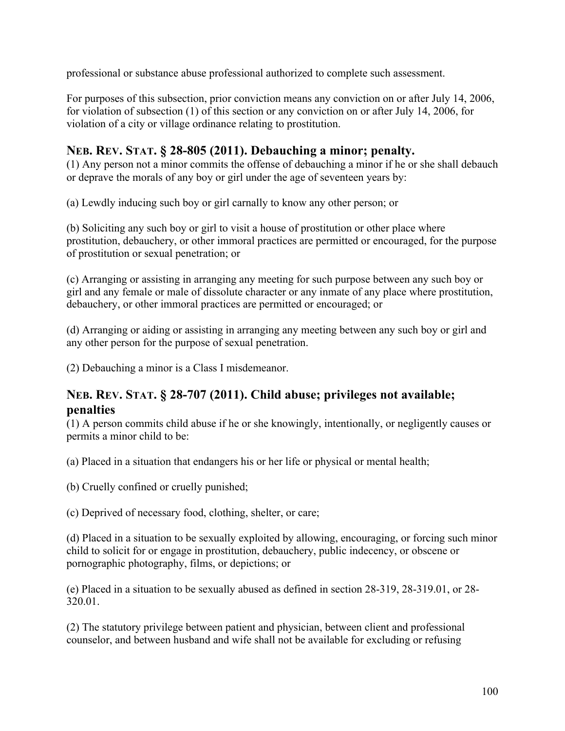professional or substance abuse professional authorized to complete such assessment.

For purposes of this subsection, prior conviction means any conviction on or after July 14, 2006, for violation of subsection (1) of this section or any conviction on or after July 14, 2006, for violation of a city or village ordinance relating to prostitution.

## NEB. REV. STAT. § 28-805 (2011). Debauching a minor; penalty.

(1) Any person not a minor commits the offense of debauching a minor if he or she shall debauch or deprave the morals of any boy or girl under the age of seventeen years by:

(a) Lewdly inducing such boy or girl carnally to know any other person; or

(b) Soliciting any such boy or girl to visit a house of prostitution or other place where prostitution, debauchery, or other immoral practices are permitted or encouraged, for the purpose of prostitution or sexual penetration; or

(c) Arranging or assisting in arranging any meeting for such purpose between any such boy or girl and any female or male of dissolute character or any inmate of any place where prostitution, debauchery, or other immoral practices are permitted or encouraged; or

(d) Arranging or aiding or assisting in arranging any meeting between any such boy or girl and any other person for the purpose of sexual penetration.

(2) Debauching a minor is a Class I misdemeanor.

## NEB. REV. STAT. § 28-707 (2011). Child abuse; privileges not available; penalties

(1) A person commits child abuse if he or she knowingly, intentionally, or negligently causes or permits a minor child to be:

(a) Placed in a situation that endangers his or her life or physical or mental health;

(b) Cruelly confined or cruelly punished;

(c) Deprived of necessary food, clothing, shelter, or care;

(d) Placed in a situation to be sexually exploited by allowing, encouraging, or forcing such minor child to solicit for or engage in prostitution, debauchery, public indecency, or obscene or pornographic photography, films, or depictions; or

(e) Placed in a situation to be sexually abused as defined in section 28-319, 28-319.01, or 28-320.01.

(2) The statutory privilege between patient and physician, between client and professional counselor, and between husband and wife shall not be available for excluding or refusing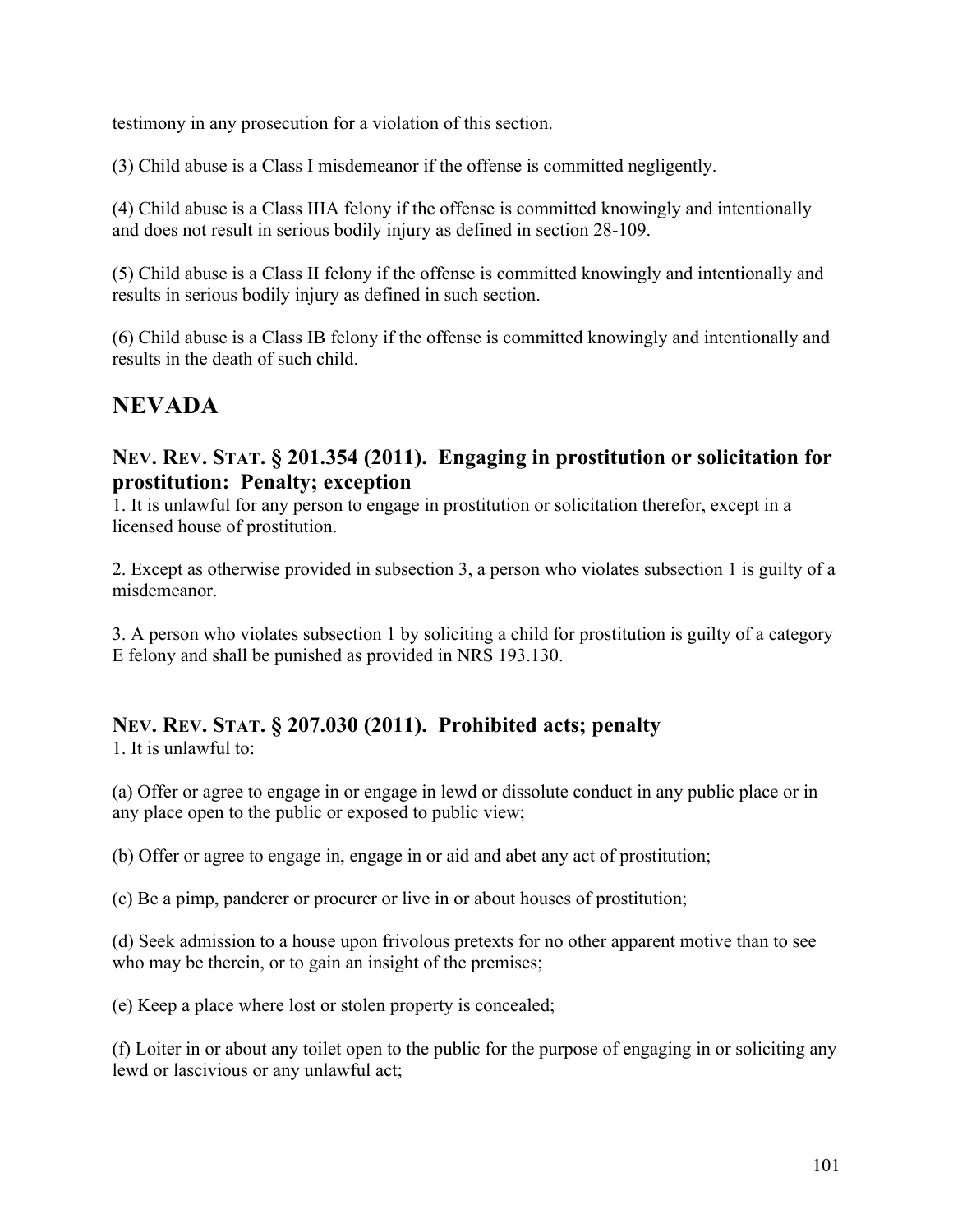testimony in any prosecution for a violation of this section.

(3) Child abuse is a Class I misdemeanor if the offense is committed negligently.

(4) Child abuse is a Class IIIA felony if the offense is committed knowingly and intentionally and does not result in serious bodily injury as defined in section 28-109.

(5) Child abuse is a Class II felony if the offense is committed knowingly and intentionally and results in serious bodily injury as defined in such section.

(6) Child abuse is a Class IB felony if the offense is committed knowingly and intentionally and results in the death of such child.

# NEVADA

### NEV. REV. STAT. § 201.354 (2011). Engaging in prostitution or solicitation for prostitution: Penalty; exception

1. It is unlawful for any person to engage in prostitution or solicitation therefor, except in a licensed house of prostitution.

2. Except as otherwise provided in subsection 3, a person who violates subsection 1 is guilty of a misdemeanor.

3. A person who violates subsection 1 by soliciting a child for prostitution is guilty of a category E felony and shall be punished as provided in NRS 193.130.

### NEV. REV. STAT. § 207.030 (2011). Prohibited acts; penalty

1. It is unlawful to:

(a) Offer or agree to engage in or engage in lewd or dissolute conduct in any public place or in any place open to the public or exposed to public view;

(b) Offer or agree to engage in, engage in or aid and abet any act of prostitution;

(c) Be a pimp, panderer or procurer or live in or about houses of prostitution;

(d) Seek admission to a house upon frivolous pretexts for no other apparent motive than to see who may be therein, or to gain an insight of the premises;

(e) Keep a place where lost or stolen property is concealed;

(f) Loiter in or about any toilet open to the public for the purpose of engaging in or soliciting any lewd or lascivious or any unlawful act;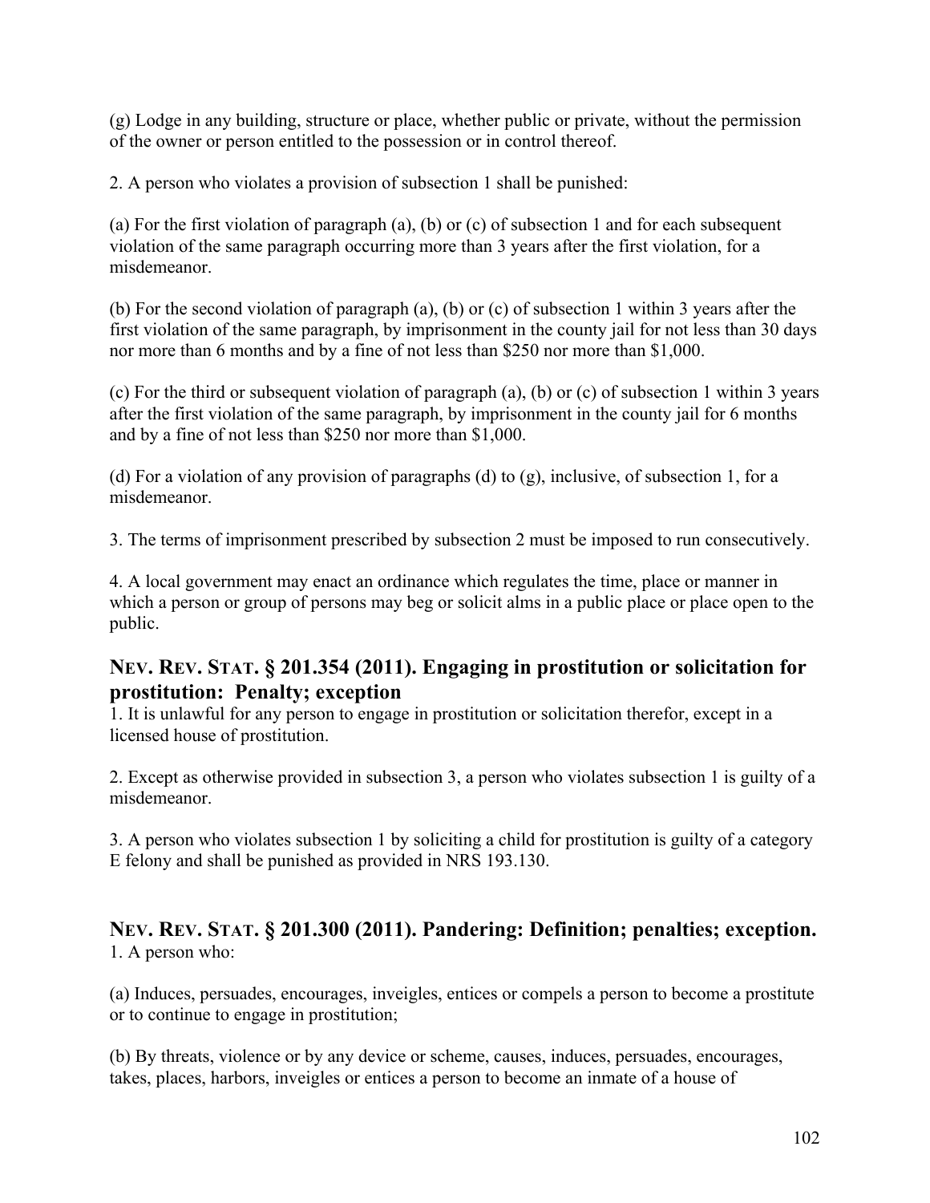(g) Lodge in any building, structure or place, whether public or private, without the permission of the owner or person entitled to the possession or in control thereof.

2. A person who violates a provision of subsection 1 shall be punished:

(a) For the first violation of paragraph (a), (b) or (c) of subsection 1 and for each subsequent violation of the same paragraph occurring more than 3 years after the first violation, for a misdemeanor.

(b) For the second violation of paragraph (a), (b) or (c) of subsection 1 within 3 years after the first violation of the same paragraph, by imprisonment in the county jail for not less than 30 days nor more than 6 months and by a fine of not less than $250 nor more than $1,000.

(c) For the third or subsequent violation of paragraph (a), (b) or (c) of subsection 1 within 3 years after the first violation of the same paragraph, by imprisonment in the county jail for 6 months and by a fine of not less than $250 nor more than $1,000.

(d) For a violation of any provision of paragraphs (d) to (g), inclusive, of subsection 1, for a misdemeanor.

3. The terms of imprisonment prescribed by subsection 2 must be imposed to run consecutively.

4. A local government may enact an ordinance which regulates the time, place or manner in which a person or group of persons may beg or solicit alms in a public place or place open to the public.

### NEV. REV. STAT. § 201.354 (2011). Engaging in prostitution or solicitation for prostitution: Penalty; exception

1. It is unlawful for any person to engage in prostitution or solicitation therefor, except in a licensed house of prostitution.

2. Except as otherwise provided in subsection 3, a person who violates subsection 1 is guilty of a misdemeanor.

3. A person who violates subsection 1 by soliciting a child for prostitution is guilty of a category E felony and shall be punished as provided in NRS 193.130.

### NEV. REV. STAT. § 201.300 (2011). Pandering: Definition; penalties; exception.

1. A person who:

(a) Induces, persuades, encourages, inveigles, entices or compels a person to become a prostitute or to continue to engage in prostitution;

(b) By threats, violence or by any device or scheme, causes, induces, persuades, encourages, takes, places, harbors, inveigles or entices a person to become an inmate of a house of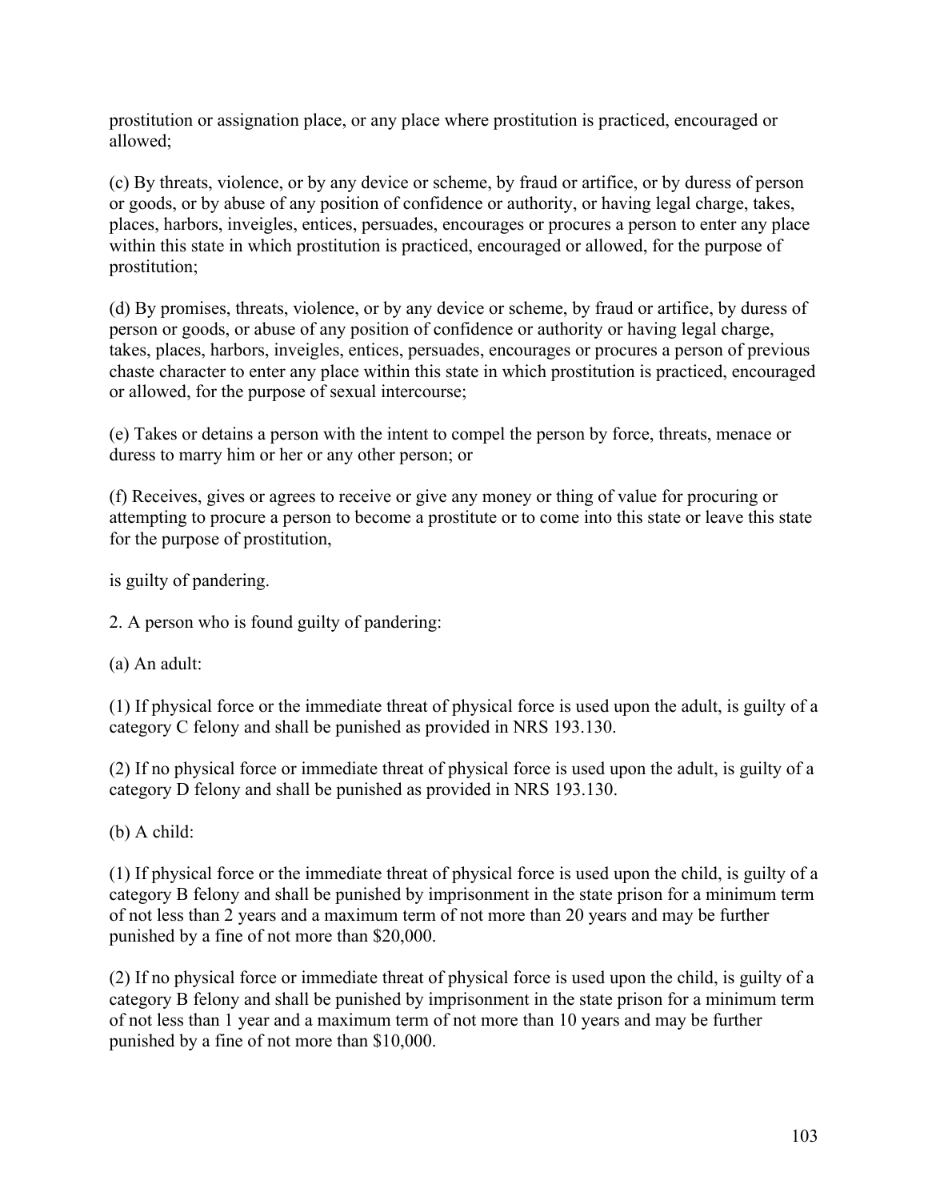prostitution or assignation place, or any place where prostitution is practiced, encouraged or allowed;

(c) By threats, violence, or by any device or scheme, by fraud or artifice, or by duress of person or goods, or by abuse of any position of confidence or authority, or having legal charge, takes, places, harbors, inveigles, entices, persuades, encourages or procures a person to enter any place within this state in which prostitution is practiced, encouraged or allowed, for the purpose of prostitution;

(d) By promises, threats, violence, or by any device or scheme, by fraud or artifice, by duress of person or goods, or abuse of any position of confidence or authority or having legal charge, takes, places, harbors, inveigles, entices, persuades, encourages or procures a person of previous chaste character to enter any place within this state in which prostitution is practiced, encouraged or allowed, for the purpose of sexual intercourse;

(e) Takes or detains a person with the intent to compel the person by force, threats, menace or duress to marry him or her or any other person; or

(f) Receives, gives or agrees to receive or give any money or thing of value for procuring or attempting to procure a person to become a prostitute or to come into this state or leave this state for the purpose of prostitution,

is guilty of pandering.

2. A person who is found guilty of pandering:

(a) An adult:

(1) If physical force or the immediate threat of physical force is used upon the adult, is guilty of a category C felony and shall be punished as provided in NRS 193.130.

(2) If no physical force or immediate threat of physical force is used upon the adult, is guilty of a category D felony and shall be punished as provided in NRS 193.130.

(b) A child:

(1) If physical force or the immediate threat of physical force is used upon the child, is guilty of a category B felony and shall be punished by imprisonment in the state prison for a minimum term of not less than 2 years and a maximum term of not more than 20 years and may be further punished by a fine of not more than $20,000.

(2) If no physical force or immediate threat of physical force is used upon the child, is guilty of a category B felony and shall be punished by imprisonment in the state prison for a minimum term of not less than 1 year and a maximum term of not more than 10 years and may be further punished by a fine of not more than $10,000.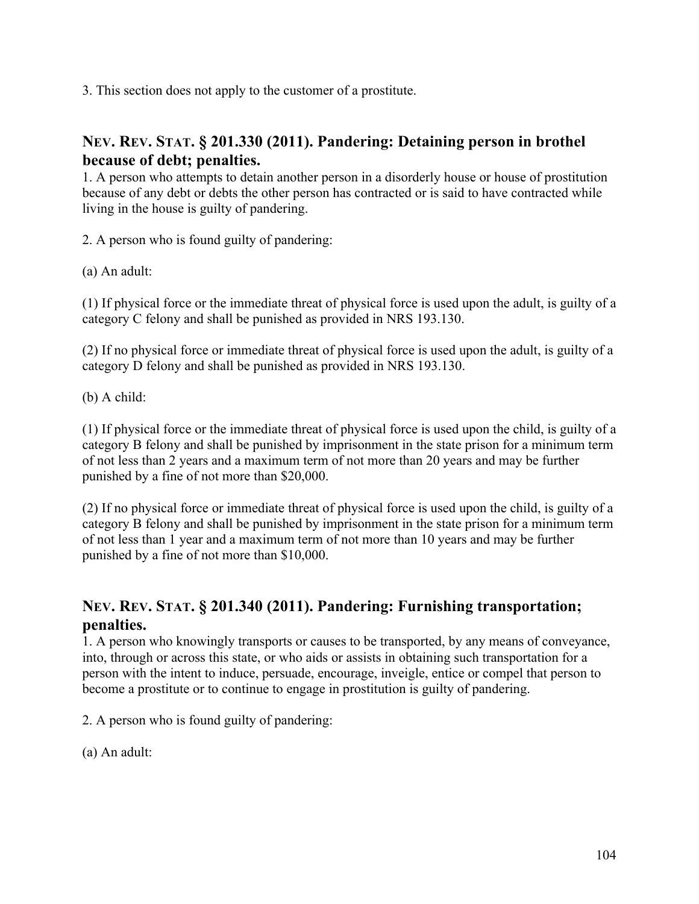3. This section does not apply to the customer of a prostitute.

## NEV. REV. STAT. § 201.330 (2011). Pandering: Detaining person in brothel because of debt; penalties.

1. A person who attempts to detain another person in a disorderly house or house of prostitution because of any debt or debts the other person has contracted or is said to have contracted while living in the house is guilty of pandering.

2. A person who is found guilty of pandering:

(a) An adult:

(1) If physical force or the immediate threat of physical force is used upon the adult, is guilty of a category C felony and shall be punished as provided in NRS 193.130.

(2) If no physical force or immediate threat of physical force is used upon the adult, is guilty of a category D felony and shall be punished as provided in NRS 193.130.

(b) A child:

(1) If physical force or the immediate threat of physical force is used upon the child, is guilty of a category B felony and shall be punished by imprisonment in the state prison for a minimum term of not less than 2 years and a maximum term of not more than 20 years and may be further punished by a fine of not more than $20,000.

(2) If no physical force or immediate threat of physical force is used upon the child, is guilty of a category B felony and shall be punished by imprisonment in the state prison for a minimum term of not less than 1 year and a maximum term of not more than 10 years and may be further punished by a fine of not more than $10,000.

## NEV. REV. STAT. § 201.340 (2011). Pandering: Furnishing transportation; penalties.

1. A person who knowingly transports or causes to be transported, by any means of conveyance, into, through or across this state, or who aids or assists in obtaining such transportation for a person with the intent to induce, persuade, encourage, inveigle, entice or compel that person to become a prostitute or to continue to engage in prostitution is guilty of pandering.

2. A person who is found guilty of pandering:

(a) An adult: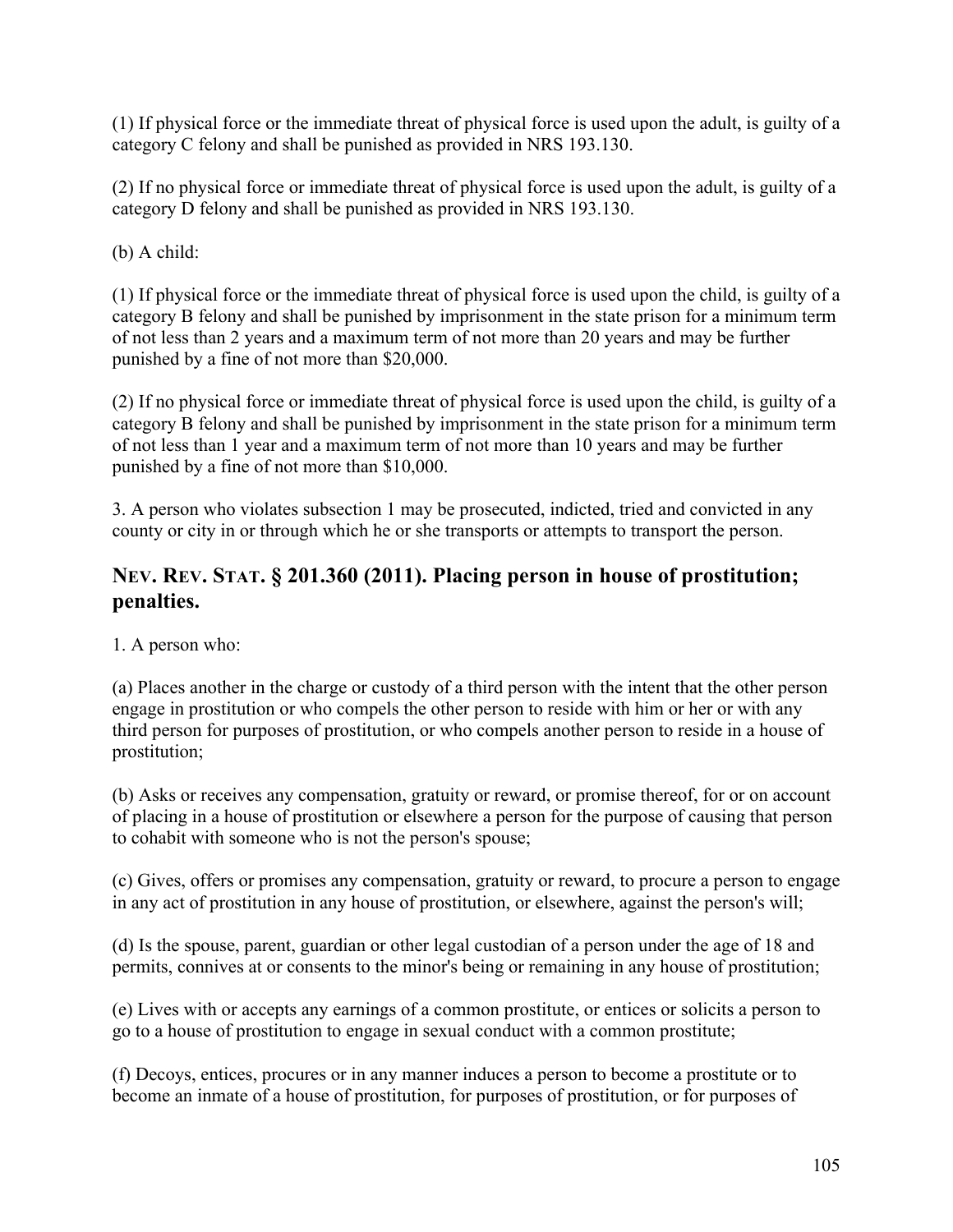(1) If physical force or the immediate threat of physical force is used upon the adult, is guilty of a category C felony and shall be punished as provided in NRS 193.130.

(2) If no physical force or immediate threat of physical force is used upon the adult, is guilty of a category D felony and shall be punished as provided in NRS 193.130.

(b) A child:

(1) If physical force or the immediate threat of physical force is used upon the child, is guilty of a category B felony and shall be punished by imprisonment in the state prison for a minimum term of not less than 2 years and a maximum term of not more than 20 years and may be further punished by a fine of not more than $20,000.

(2) If no physical force or immediate threat of physical force is used upon the child, is guilty of a category B felony and shall be punished by imprisonment in the state prison for a minimum term of not less than 1 year and a maximum term of not more than 10 years and may be further punished by a fine of not more than $10,000.

3. A person who violates subsection 1 may be prosecuted, indicted, tried and convicted in any county or city in or through which he or she transports or attempts to transport the person.

## NEV. REV. STAT. § 201.360 (2011). Placing person in house of prostitution; penalties.

1. A person who:

(a) Places another in the charge or custody of a third person with the intent that the other person engage in prostitution or who compels the other person to reside with him or her or with any third person for purposes of prostitution, or who compels another person to reside in a house of prostitution;

(b) Asks or receives any compensation, gratuity or reward, or promise thereof, for or on account of placing in a house of prostitution or elsewhere a person for the purpose of causing that person to cohabit with someone who is not the person's spouse;

(c) Gives, offers or promises any compensation, gratuity or reward, to procure a person to engage in any act of prostitution in any house of prostitution, or elsewhere, against the person's will;

(d) Is the spouse, parent, guardian or other legal custodian of a person under the age of 18 and permits, connives at or consents to the minor's being or remaining in any house of prostitution;

(e) Lives with or accepts any earnings of a common prostitute, or entices or solicits a person to go to a house of prostitution to engage in sexual conduct with a common prostitute;

(f) Decoys, entices, procures or in any manner induces a person to become a prostitute or to become an inmate of a house of prostitution, for purposes of prostitution, or for purposes of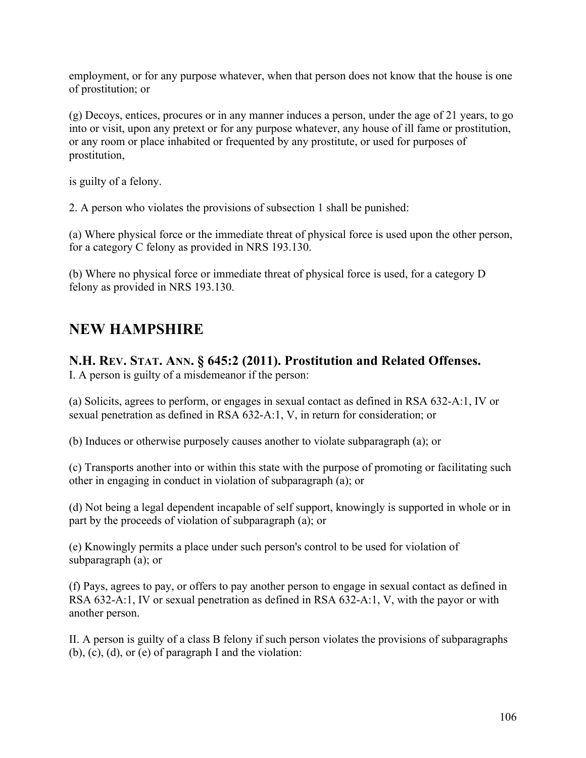employment, or for any purpose whatever, when that person does not know that the house is one of prostitution; or

(g) Decoys, entices, procures or in any manner induces a person, under the age of 21 years, to go into or visit, upon any pretext or for any purpose whatever, any house of ill fame or prostitution, or any room or place inhabited or frequented by any prostitute, or used for purposes of prostitution,

is guilty of a felony.

2. A person who violates the provisions of subsection 1 shall be punished:

(a) Where physical force or the immediate threat of physical force is used upon the other person, for a category C felony as provided in NRS 193.130.

(b) Where no physical force or immediate threat of physical force is used, for a category D felony as provided in NRS 193.130.

## NEW HAMPSHIRE

### N.H. Rev. Stat. Ann. § 645:2 (2011). Prostitution and Related Offenses.

I. A person is guilty of a misdemeanor if the person:

(a) Solicits, agrees to perform, or engages in sexual contact as defined in RSA 632-A:1, IV or sexual penetration as defined in RSA 632-A:1, V, in return for consideration; or

(b) Induces or otherwise purposely causes another to violate subparagraph (a); or

(c) Transports another into or within this state with the purpose of promoting or facilitating such other in engaging in conduct in violation of subparagraph (a); or

(d) Not being a legal dependent incapable of self support, knowingly is supported in whole or in part by the proceeds of violation of subparagraph (a); or

(e) Knowingly permits a place under such person's control to be used for violation of subparagraph (a); or

(f) Pays, agrees to pay, or offers to pay another person to engage in sexual contact as defined in RSA 632-A:1, IV or sexual penetration as defined in RSA 632-A:1, V, with the payor or with another person.

II. A person is guilty of a class B felony if such person violates the provisions of subparagraphs (b), (c), (d), or (e) of paragraph I and the violation: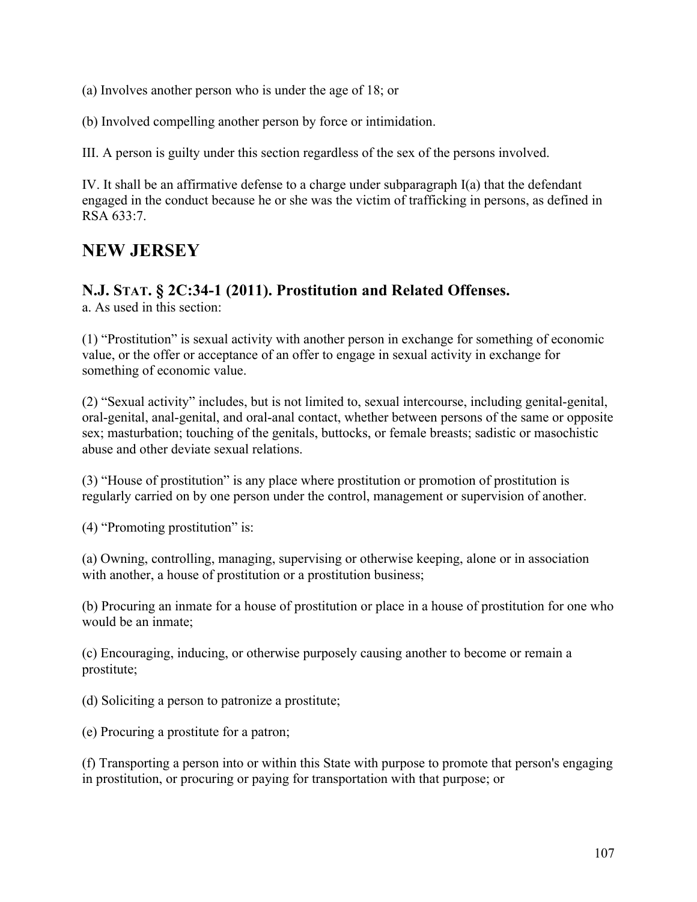(a) Involves another person who is under the age of 18; or

(b) Involved compelling another person by force or intimidation.

III. A person is guilty under this section regardless of the sex of the persons involved.

IV. It shall be an affirmative defense to a charge under subparagraph I(a) that the defendant engaged in the conduct because he or she was the victim of trafficking in persons, as defined in RSA 633:7.

## NEW JERSEY

### N.J. STAT. § 2C:34-1 (2011). Prostitution and Related Offenses.

a. As used in this section:

(1) “Prostitution” is sexual activity with another person in exchange for something of economic value, or the offer or acceptance of an offer to engage in sexual activity in exchange for something of economic value.

(2) “Sexual activity” includes, but is not limited to, sexual intercourse, including genital-genital, oral-genital, anal-genital, and oral-anal contact, whether between persons of the same or opposite sex; masturbation; touching of the genitals, buttocks, or female breasts; sadistic or masochistic abuse and other deviate sexual relations.

(3) “House of prostitution” is any place where prostitution or promotion of prostitution is regularly carried on by one person under the control, management or supervision of another.

(4) “Promoting prostitution” is:

(a) Owning, controlling, managing, supervising or otherwise keeping, alone or in association with another, a house of prostitution or a prostitution business;

(b) Procuring an inmate for a house of prostitution or place in a house of prostitution for one who would be an inmate;

(c) Encouraging, inducing, or otherwise purposely causing another to become or remain a prostitute;

(d) Soliciting a person to patronize a prostitute;

(e) Procuring a prostitute for a patron;

(f) Transporting a person into or within this State with purpose to promote that person's engaging in prostitution, or procuring or paying for transportation with that purpose; or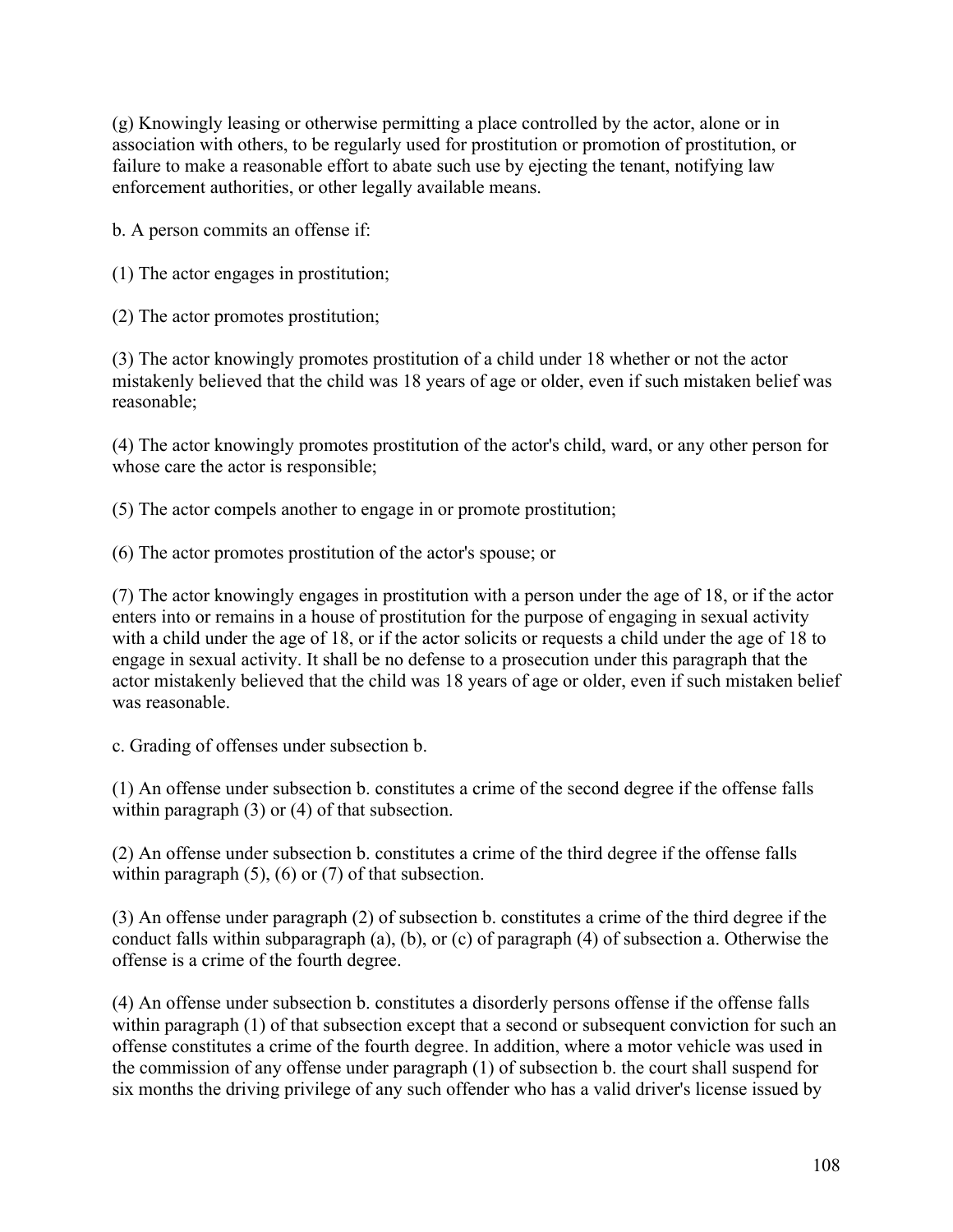(g) Knowingly leasing or otherwise permitting a place controlled by the actor, alone or in association with others, to be regularly used for prostitution or promotion of prostitution, or failure to make a reasonable effort to abate such use by ejecting the tenant, notifying law enforcement authorities, or other legally available means.

b. A person commits an offense if:

(1) The actor engages in prostitution;

(2) The actor promotes prostitution;

(3) The actor knowingly promotes prostitution of a child under 18 whether or not the actor mistakenly believed that the child was 18 years of age or older, even if such mistaken belief was reasonable;

(4) The actor knowingly promotes prostitution of the actor's child, ward, or any other person for whose care the actor is responsible;

(5) The actor compels another to engage in or promote prostitution;

(6) The actor promotes prostitution of the actor's spouse; or

(7) The actor knowingly engages in prostitution with a person under the age of 18, or if the actor enters into or remains in a house of prostitution for the purpose of engaging in sexual activity with a child under the age of 18, or if the actor solicits or requests a child under the age of 18 to engage in sexual activity. It shall be no defense to a prosecution under this paragraph that the actor mistakenly believed that the child was 18 years of age or older, even if such mistaken belief was reasonable.

c. Grading of offenses under subsection b.

(1) An offense under subsection b. constitutes a crime of the second degree if the offense falls within paragraph (3) or (4) of that subsection.

(2) An offense under subsection b. constitutes a crime of the third degree if the offense falls within paragraph (5), (6) or (7) of that subsection.

(3) An offense under paragraph (2) of subsection b. constitutes a crime of the third degree if the conduct falls within subparagraph (a), (b), or (c) of paragraph (4) of subsection a. Otherwise the offense is a crime of the fourth degree.

(4) An offense under subsection b. constitutes a disorderly persons offense if the offense falls within paragraph (1) of that subsection except that a second or subsequent conviction for such an offense constitutes a crime of the fourth degree. In addition, where a motor vehicle was used in the commission of any offense under paragraph (1) of subsection b. the court shall suspend for six months the driving privilege of any such offender who has a valid driver's license issued by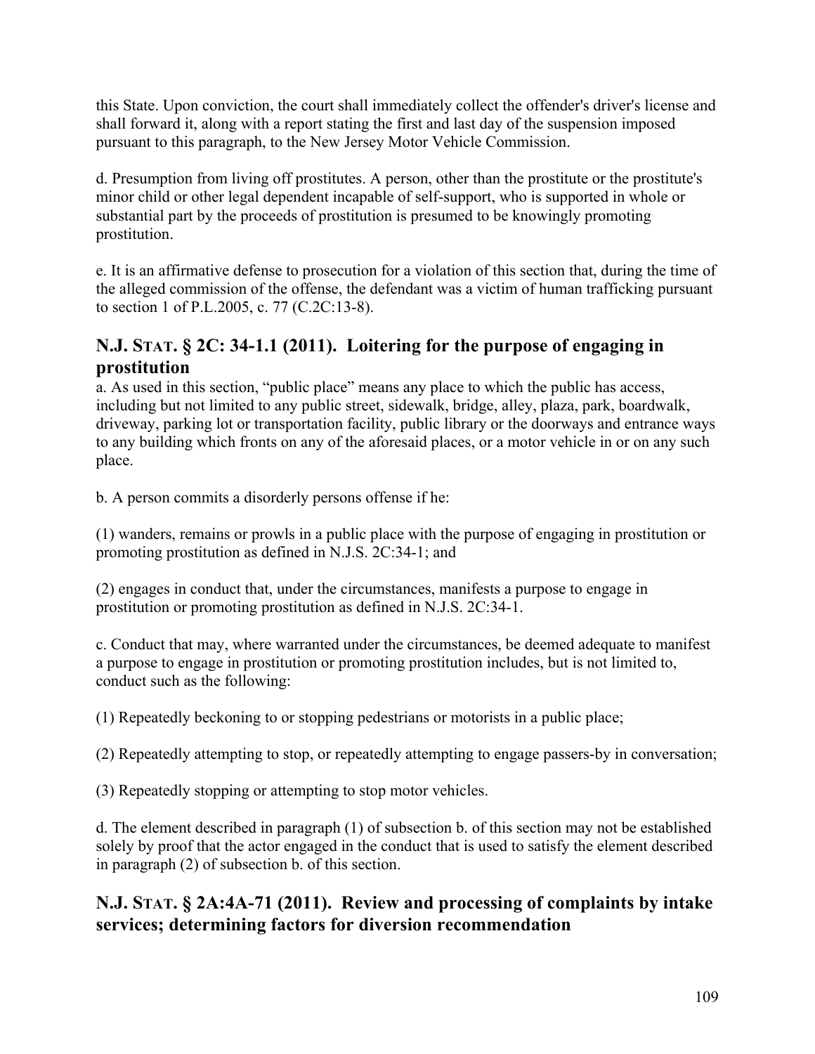this State. Upon conviction, the court shall immediately collect the offender's driver's license and shall forward it, along with a report stating the first and last day of the suspension imposed pursuant to this paragraph, to the New Jersey Motor Vehicle Commission.

d. Presumption from living off prostitutes. A person, other than the prostitute or the prostitute's minor child or other legal dependent incapable of self-support, who is supported in whole or substantial part by the proceeds of prostitution is presumed to be knowingly promoting prostitution.

e. It is an affirmative defense to prosecution for a violation of this section that, during the time of the alleged commission of the offense, the defendant was a victim of human trafficking pursuant to section 1 of P.L.2005, c. 77 (C.2C:13-8).

## N.J. STAT. § 2C: 34-1.1 (2011). Loitering for the purpose of engaging in prostitution

a. As used in this section, "public place" means any place to which the public has access, including but not limited to any public street, sidewalk, bridge, alley, plaza, park, boardwalk, driveway, parking lot or transportation facility, public library or the doorways and entrance ways to any building which fronts on any of the aforesaid places, or a motor vehicle in or on any such place.

b. A person commits a disorderly persons offense if he:

(1) wanders, remains or prowls in a public place with the purpose of engaging in prostitution or promoting prostitution as defined in N.J.S. 2C:34-1; and

(2) engages in conduct that, under the circumstances, manifests a purpose to engage in prostitution or promoting prostitution as defined in N.J.S. 2C:34-1.

c. Conduct that may, where warranted under the circumstances, be deemed adequate to manifest a purpose to engage in prostitution or promoting prostitution includes, but is not limited to, conduct such as the following:

(1) Repeatedly beckoning to or stopping pedestrians or motorists in a public place;

(2) Repeatedly attempting to stop, or repeatedly attempting to engage passers-by in conversation;

(3) Repeatedly stopping or attempting to stop motor vehicles.

d. The element described in paragraph (1) of subsection b. of this section may not be established solely by proof that the actor engaged in the conduct that is used to satisfy the element described in paragraph (2) of subsection b. of this section.

## N.J. STAT. § 2A:4A-71 (2011). Review and processing of complaints by intake services; determining factors for diversion recommendation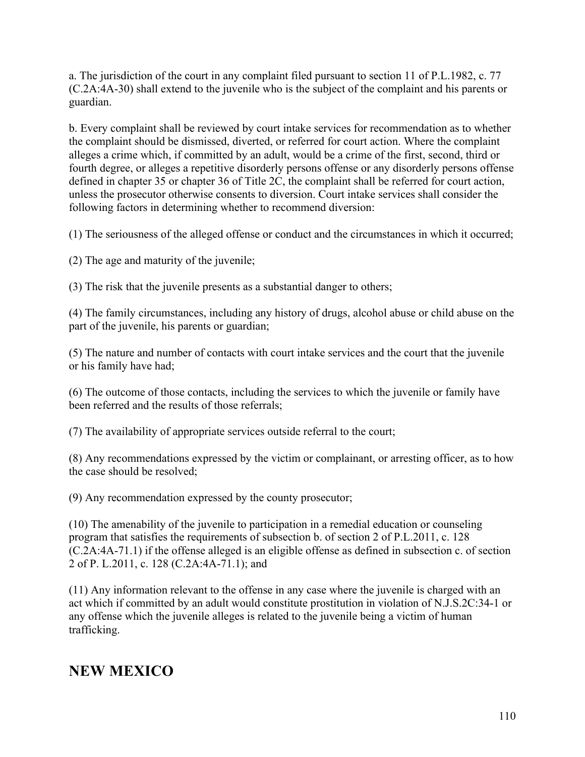a. The jurisdiction of the court in any complaint filed pursuant to section 11 of P.L.1982, c. 77 (C.2A:4A-30) shall extend to the juvenile who is the subject of the complaint and his parents or guardian.

b. Every complaint shall be reviewed by court intake services for recommendation as to whether the complaint should be dismissed, diverted, or referred for court action. Where the complaint alleges a crime which, if committed by an adult, would be a crime of the first, second, third or fourth degree, or alleges a repetitive disorderly persons offense or any disorderly persons offense defined in chapter 35 or chapter 36 of Title 2C, the complaint shall be referred for court action, unless the prosecutor otherwise consents to diversion. Court intake services shall consider the following factors in determining whether to recommend diversion:

(1) The seriousness of the alleged offense or conduct and the circumstances in which it occurred;

(2) The age and maturity of the juvenile;

(3) The risk that the juvenile presents as a substantial danger to others;

(4) The family circumstances, including any history of drugs, alcohol abuse or child abuse on the part of the juvenile, his parents or guardian;

(5) The nature and number of contacts with court intake services and the court that the juvenile or his family have had;

(6) The outcome of those contacts, including the services to which the juvenile or family have been referred and the results of those referrals;

(7) The availability of appropriate services outside referral to the court;

(8) Any recommendations expressed by the victim or complainant, or arresting officer, as to how the case should be resolved;

(9) Any recommendation expressed by the county prosecutor;

(10) The amenability of the juvenile to participation in a remedial education or counseling program that satisfies the requirements of subsection b. of section 2 of P.L.2011, c. 128 (C.2A:4A-71.1) if the offense alleged is an eligible offense as defined in subsection c. of section 2 of P. L.2011, c. 128 (C.2A:4A-71.1); and

(11) Any information relevant to the offense in any case where the juvenile is charged with an act which if committed by an adult would constitute prostitution in violation of N.J.S.2C:34-1 or any offense which the juvenile alleges is related to the juvenile being a victim of human trafficking.

## NEW MEXICO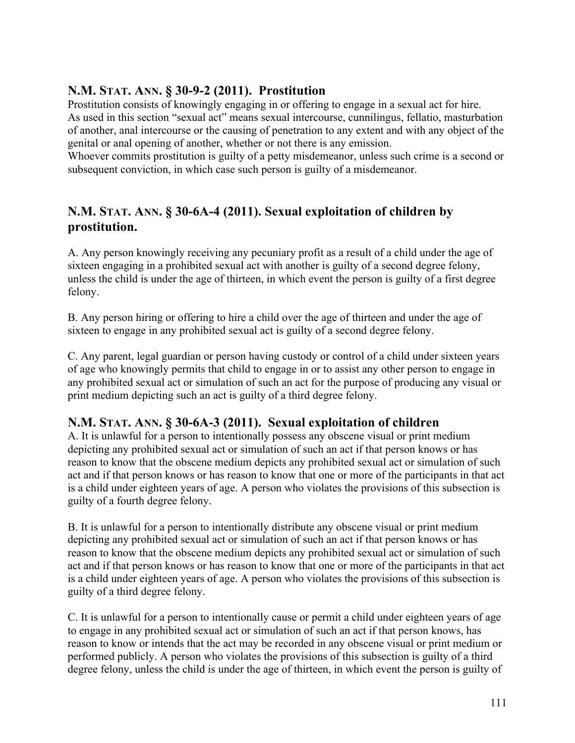## N.M. STAT. ANN. § 30-9-2 (2011). Prostitution

Prostitution consists of knowingly engaging in or offering to engage in a sexual act for hire.
As used in this section "sexual act" means sexual intercourse, cunnilingus, fellatio, masturbation of another, anal intercourse or the causing of penetration to any extent and with any object of the genital or anal opening of another, whether or not there is any emission.
Whoever commits prostitution is guilty of a petty misdemeanor, unless such crime is a second or subsequent conviction, in which case such person is guilty of a misdemeanor.

## N.M. STAT. ANN. § 30-6A-4 (2011). Sexual exploitation of children by prostitution.

A. Any person knowingly receiving any pecuniary profit as a result of a child under the age of sixteen engaging in a prohibited sexual act with another is guilty of a second degree felony, unless the child is under the age of thirteen, in which event the person is guilty of a first degree felony.

B. Any person hiring or offering to hire a child over the age of thirteen and under the age of sixteen to engage in any prohibited sexual act is guilty of a second degree felony.

C. Any parent, legal guardian or person having custody or control of a child under sixteen years of age who knowingly permits that child to engage in or to assist any other person to engage in any prohibited sexual act or simulation of such an act for the purpose of producing any visual or print medium depicting such an act is guilty of a third degree felony.

## N.M. STAT. ANN. § 30-6A-3 (2011). Sexual exploitation of children

A. It is unlawful for a person to intentionally possess any obscene visual or print medium depicting any prohibited sexual act or simulation of such an act if that person knows or has reason to know that the obscene medium depicts any prohibited sexual act or simulation of such act and if that person knows or has reason to know that one or more of the participants in that act is a child under eighteen years of age. A person who violates the provisions of this subsection is guilty of a fourth degree felony.

B. It is unlawful for a person to intentionally distribute any obscene visual or print medium depicting any prohibited sexual act or simulation of such an act if that person knows or has reason to know that the obscene medium depicts any prohibited sexual act or simulation of such act and if that person knows or has reason to know that one or more of the participants in that act is a child under eighteen years of age. A person who violates the provisions of this subsection is guilty of a third degree felony.

C. It is unlawful for a person to intentionally cause or permit a child under eighteen years of age to engage in any prohibited sexual act or simulation of such an act if that person knows, has reason to know or intends that the act may be recorded in any obscene visual or print medium or performed publicly. A person who violates the provisions of this subsection is guilty of a third degree felony, unless the child is under the age of thirteen, in which event the person is guilty of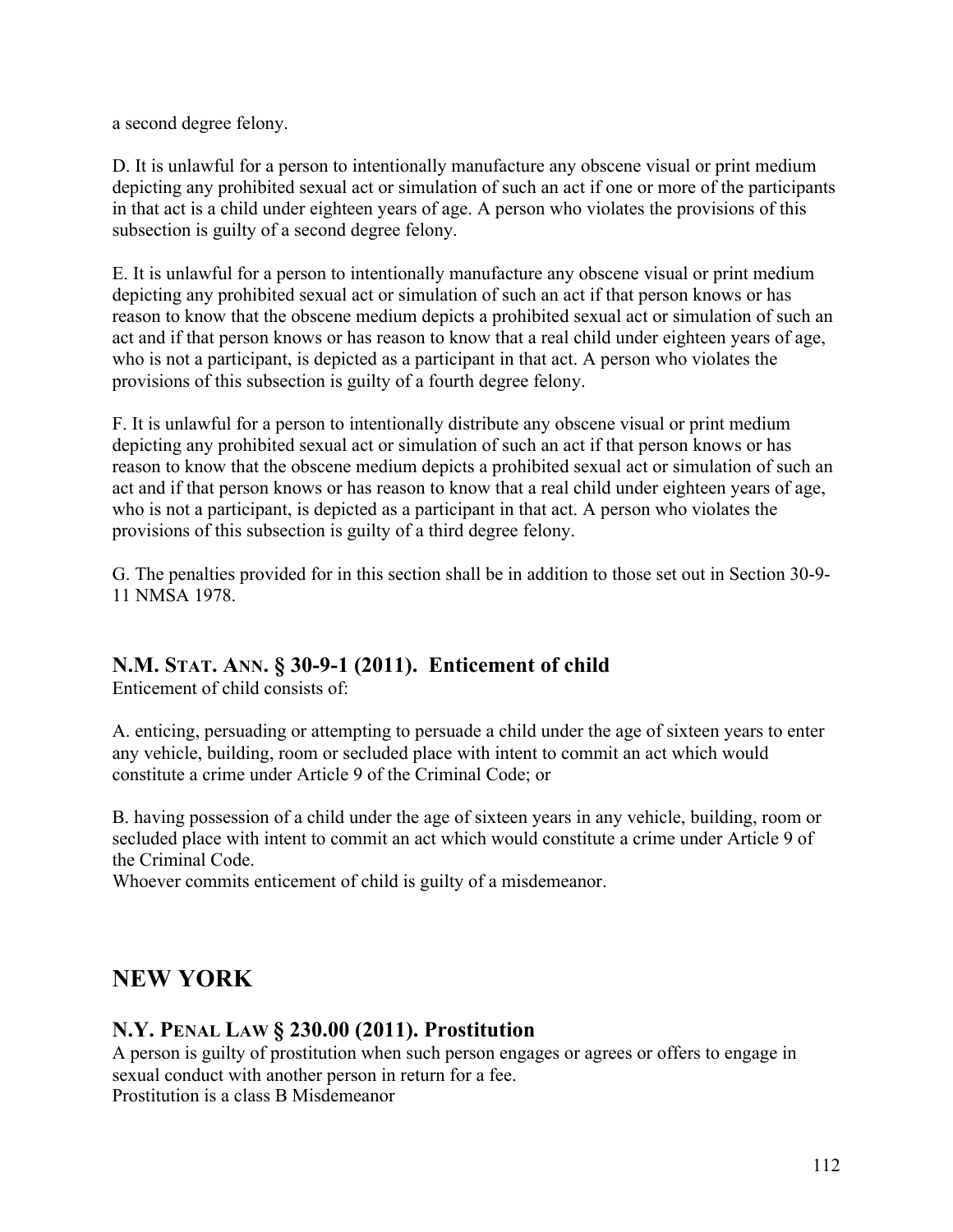a second degree felony.

D. It is unlawful for a person to intentionally manufacture any obscene visual or print medium depicting any prohibited sexual act or simulation of such an act if one or more of the participants in that act is a child under eighteen years of age. A person who violates the provisions of this subsection is guilty of a second degree felony.

E. It is unlawful for a person to intentionally manufacture any obscene visual or print medium depicting any prohibited sexual act or simulation of such an act if that person knows or has reason to know that the obscene medium depicts a prohibited sexual act or simulation of such an act and if that person knows or has reason to know that a real child under eighteen years of age, who is not a participant, is depicted as a participant in that act. A person who violates the provisions of this subsection is guilty of a fourth degree felony.

F. It is unlawful for a person to intentionally distribute any obscene visual or print medium depicting any prohibited sexual act or simulation of such an act if that person knows or has reason to know that the obscene medium depicts a prohibited sexual act or simulation of such an act and if that person knows or has reason to know that a real child under eighteen years of age, who is not a participant, is depicted as a participant in that act. A person who violates the provisions of this subsection is guilty of a third degree felony.

G. The penalties provided for in this section shall be in addition to those set out in Section 30-9-11 NMSA 1978.

### N.M. Stat. Ann. § 30-9-1 (2011). Enticement of child

Enticement of child consists of:

A. enticing, persuading or attempting to persuade a child under the age of sixteen years to enter any vehicle, building, room or secluded place with intent to commit an act which would constitute a crime under Article 9 of the Criminal Code; or

B. having possession of a child under the age of sixteen years in any vehicle, building, room or secluded place with intent to commit an act which would constitute a crime under Article 9 of the Criminal Code.
Whoever commits enticement of child is guilty of a misdemeanor.

## NEW YORK

### N.Y. Penal Law § 230.00 (2011). Prostitution

A person is guilty of prostitution when such person engages or agrees or offers to engage in sexual conduct with another person in return for a fee.
Prostitution is a class B Misdemeanor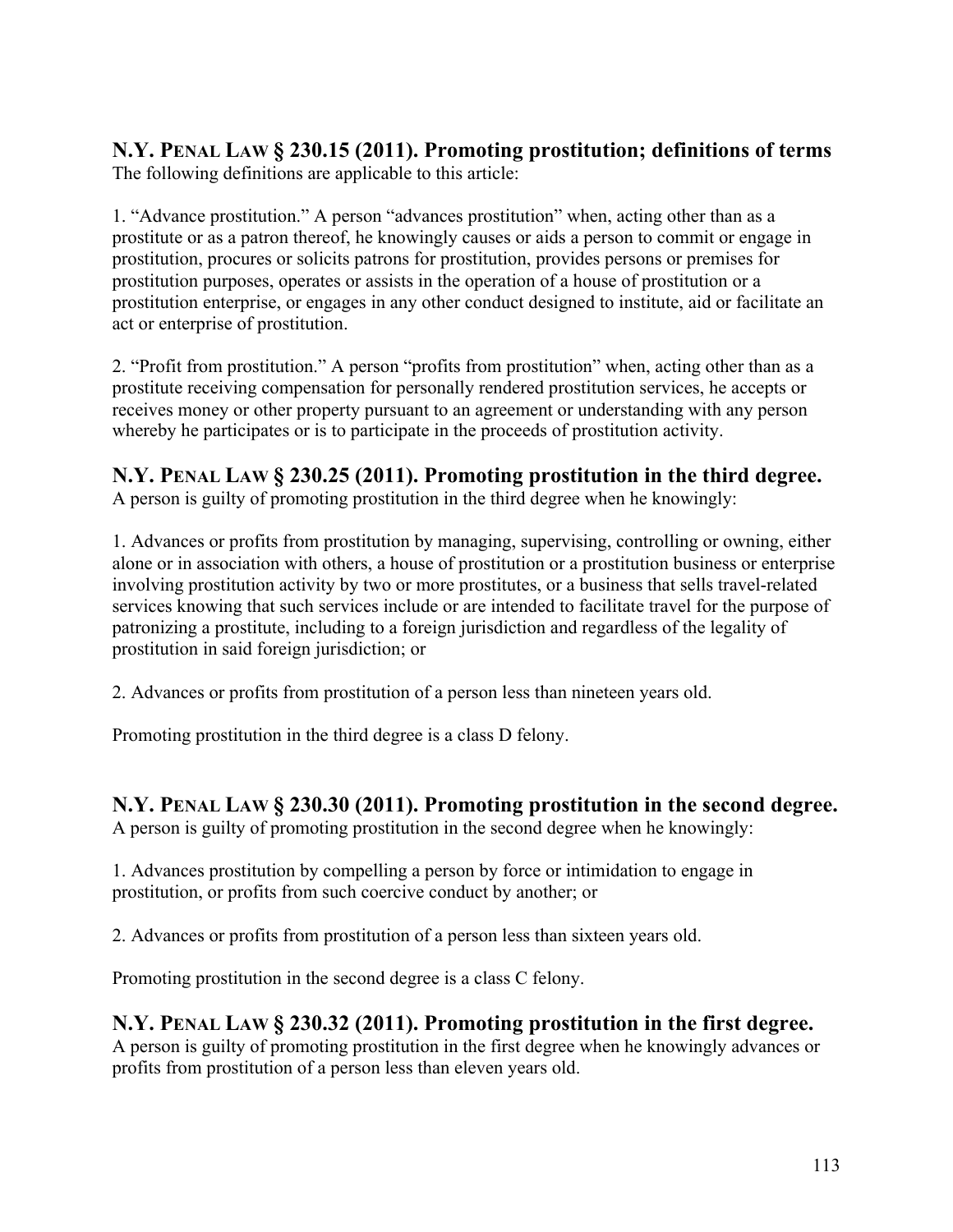## N.Y. PENAL LAW § 230.15 (2011). Promoting prostitution; definitions of terms

The following definitions are applicable to this article:

1. "Advance prostitution." A person "advances prostitution" when, acting other than as a prostitute or as a patron thereof, he knowingly causes or aids a person to commit or engage in prostitution, procures or solicits patrons for prostitution, provides persons or premises for prostitution purposes, operates or assists in the operation of a house of prostitution or a prostitution enterprise, or engages in any other conduct designed to institute, aid or facilitate an act or enterprise of prostitution.

2. "Profit from prostitution." A person "profits from prostitution" when, acting other than as a prostitute receiving compensation for personally rendered prostitution services, he accepts or receives money or other property pursuant to an agreement or understanding with any person whereby he participates or is to participate in the proceeds of prostitution activity.

## N.Y. PENAL LAW § 230.25 (2011). Promoting prostitution in the third degree.

A person is guilty of promoting prostitution in the third degree when he knowingly:

1. Advances or profits from prostitution by managing, supervising, controlling or owning, either alone or in association with others, a house of prostitution or a prostitution business or enterprise involving prostitution activity by two or more prostitutes, or a business that sells travel-related services knowing that such services include or are intended to facilitate travel for the purpose of patronizing a prostitute, including to a foreign jurisdiction and regardless of the legality of prostitution in said foreign jurisdiction; or

2. Advances or profits from prostitution of a person less than nineteen years old.

Promoting prostitution in the third degree is a class D felony.

## N.Y. PENAL LAW § 230.30 (2011). Promoting prostitution in the second degree.

A person is guilty of promoting prostitution in the second degree when he knowingly:

1. Advances prostitution by compelling a person by force or intimidation to engage in prostitution, or profits from such coercive conduct by another; or

2. Advances or profits from prostitution of a person less than sixteen years old.

Promoting prostitution in the second degree is a class C felony.

## N.Y. PENAL LAW § 230.32 (2011). Promoting prostitution in the first degree.

A person is guilty of promoting prostitution in the first degree when he knowingly advances or profits from prostitution of a person less than eleven years old.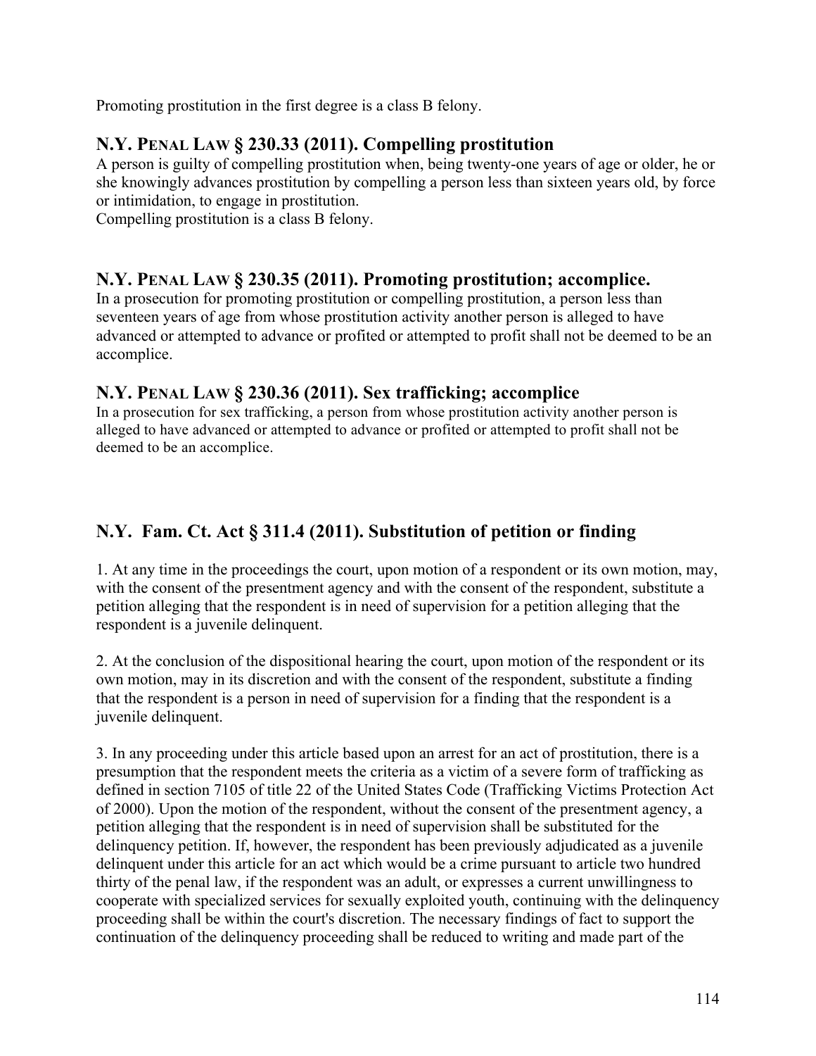Promoting prostitution in the first degree is a class B felony.

## N.Y. PENAL LAW § 230.33 (2011). Compelling prostitution

A person is guilty of compelling prostitution when, being twenty-one years of age or older, he or she knowingly advances prostitution by compelling a person less than sixteen years old, by force or intimidation, to engage in prostitution.
Compelling prostitution is a class B felony.

## N.Y. PENAL LAW § 230.35 (2011). Promoting prostitution; accomplice.

In a prosecution for promoting prostitution or compelling prostitution, a person less than seventeen years of age from whose prostitution activity another person is alleged to have advanced or attempted to advance or profited or attempted to profit shall not be deemed to be an accomplice.

## N.Y. PENAL LAW § 230.36 (2011). Sex trafficking; accomplice

In a prosecution for sex trafficking, a person from whose prostitution activity another person is alleged to have advanced or attempted to advance or profited or attempted to profit shall not be deemed to be an accomplice.

## N.Y. Fam. Ct. Act § 311.4 (2011). Substitution of petition or finding

1. At any time in the proceedings the court, upon motion of a respondent or its own motion, may, with the consent of the presentment agency and with the consent of the respondent, substitute a petition alleging that the respondent is in need of supervision for a petition alleging that the respondent is a juvenile delinquent.

2. At the conclusion of the dispositional hearing the court, upon motion of the respondent or its own motion, may in its discretion and with the consent of the respondent, substitute a finding that the respondent is a person in need of supervision for a finding that the respondent is a juvenile delinquent.

3. In any proceeding under this article based upon an arrest for an act of prostitution, there is a presumption that the respondent meets the criteria as a victim of a severe form of trafficking as defined in section 7105 of title 22 of the United States Code (Trafficking Victims Protection Act of 2000). Upon the motion of the respondent, without the consent of the presentment agency, a petition alleging that the respondent is in need of supervision shall be substituted for the delinquency petition. If, however, the respondent has been previously adjudicated as a juvenile delinquent under this article for an act which would be a crime pursuant to article two hundred thirty of the penal law, if the respondent was an adult, or expresses a current unwillingness to cooperate with specialized services for sexually exploited youth, continuing with the delinquency proceeding shall be within the court's discretion. The necessary findings of fact to support the continuation of the delinquency proceeding shall be reduced to writing and made part of the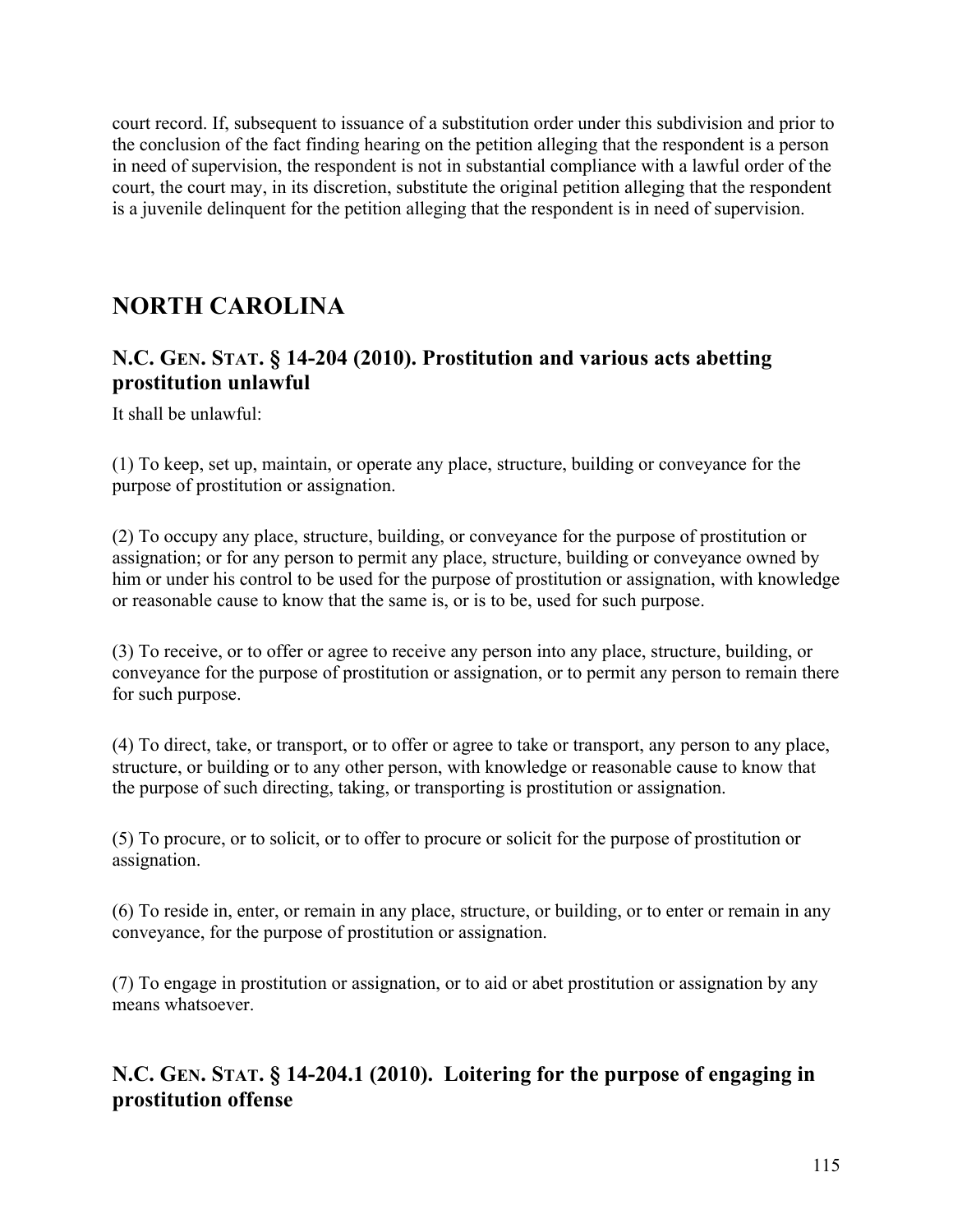court record. If, subsequent to issuance of a substitution order under this subdivision and prior to the conclusion of the fact finding hearing on the petition alleging that the respondent is a person in need of supervision, the respondent is not in substantial compliance with a lawful order of the court, the court may, in its discretion, substitute the original petition alleging that the respondent is a juvenile delinquent for the petition alleging that the respondent is in need of supervision.

## NORTH CAROLINA

### N.C. GEN. STAT. § 14-204 (2010). Prostitution and various acts abetting prostitution unlawful

It shall be unlawful:

(1) To keep, set up, maintain, or operate any place, structure, building or conveyance for the purpose of prostitution or assignation.

(2) To occupy any place, structure, building, or conveyance for the purpose of prostitution or assignation; or for any person to permit any place, structure, building or conveyance owned by him or under his control to be used for the purpose of prostitution or assignation, with knowledge or reasonable cause to know that the same is, or is to be, used for such purpose.

(3) To receive, or to offer or agree to receive any person into any place, structure, building, or conveyance for the purpose of prostitution or assignation, or to permit any person to remain there for such purpose.

(4) To direct, take, or transport, or to offer or agree to take or transport, any person to any place, structure, or building or to any other person, with knowledge or reasonable cause to know that the purpose of such directing, taking, or transporting is prostitution or assignation.

(5) To procure, or to solicit, or to offer to procure or solicit for the purpose of prostitution or assignation.

(6) To reside in, enter, or remain in any place, structure, or building, or to enter or remain in any conveyance, for the purpose of prostitution or assignation.

(7) To engage in prostitution or assignation, or to aid or abet prostitution or assignation by any means whatsoever.

### N.C. GEN. STAT. § 14-204.1 (2010). Loitering for the purpose of engaging in prostitution offense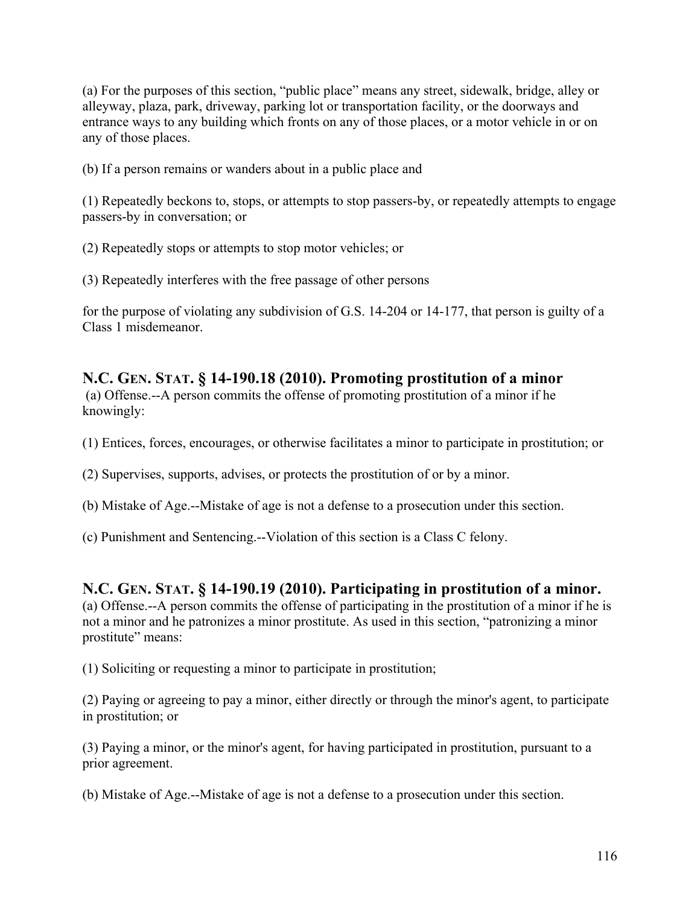(a) For the purposes of this section, "public place" means any street, sidewalk, bridge, alley or alleyway, plaza, park, driveway, parking lot or transportation facility, or the doorways and entrance ways to any building which fronts on any of those places, or a motor vehicle in or on any of those places.

(b) If a person remains or wanders about in a public place and

(1) Repeatedly beckons to, stops, or attempts to stop passers-by, or repeatedly attempts to engage passers-by in conversation; or

(2) Repeatedly stops or attempts to stop motor vehicles; or

(3) Repeatedly interferes with the free passage of other persons

for the purpose of violating any subdivision of G.S. 14-204 or 14-177, that person is guilty of a Class 1 misdemeanor.

## N.C. GEN. STAT. § 14-190.18 (2010). Promoting prostitution of a minor

(a) Offense.--A person commits the offense of promoting prostitution of a minor if he knowingly:

(1) Entices, forces, encourages, or otherwise facilitates a minor to participate in prostitution; or

(2) Supervises, supports, advises, or protects the prostitution of or by a minor.

(b) Mistake of Age.--Mistake of age is not a defense to a prosecution under this section.

(c) Punishment and Sentencing.--Violation of this section is a Class C felony.

## N.C. GEN. STAT. § 14-190.19 (2010). Participating in prostitution of a minor.

(a) Offense.--A person commits the offense of participating in the prostitution of a minor if he is not a minor and he patronizes a minor prostitute. As used in this section, "patronizing a minor prostitute" means:

(1) Soliciting or requesting a minor to participate in prostitution;

(2) Paying or agreeing to pay a minor, either directly or through the minor's agent, to participate in prostitution; or

(3) Paying a minor, or the minor's agent, for having participated in prostitution, pursuant to a prior agreement.

(b) Mistake of Age.--Mistake of age is not a defense to a prosecution under this section.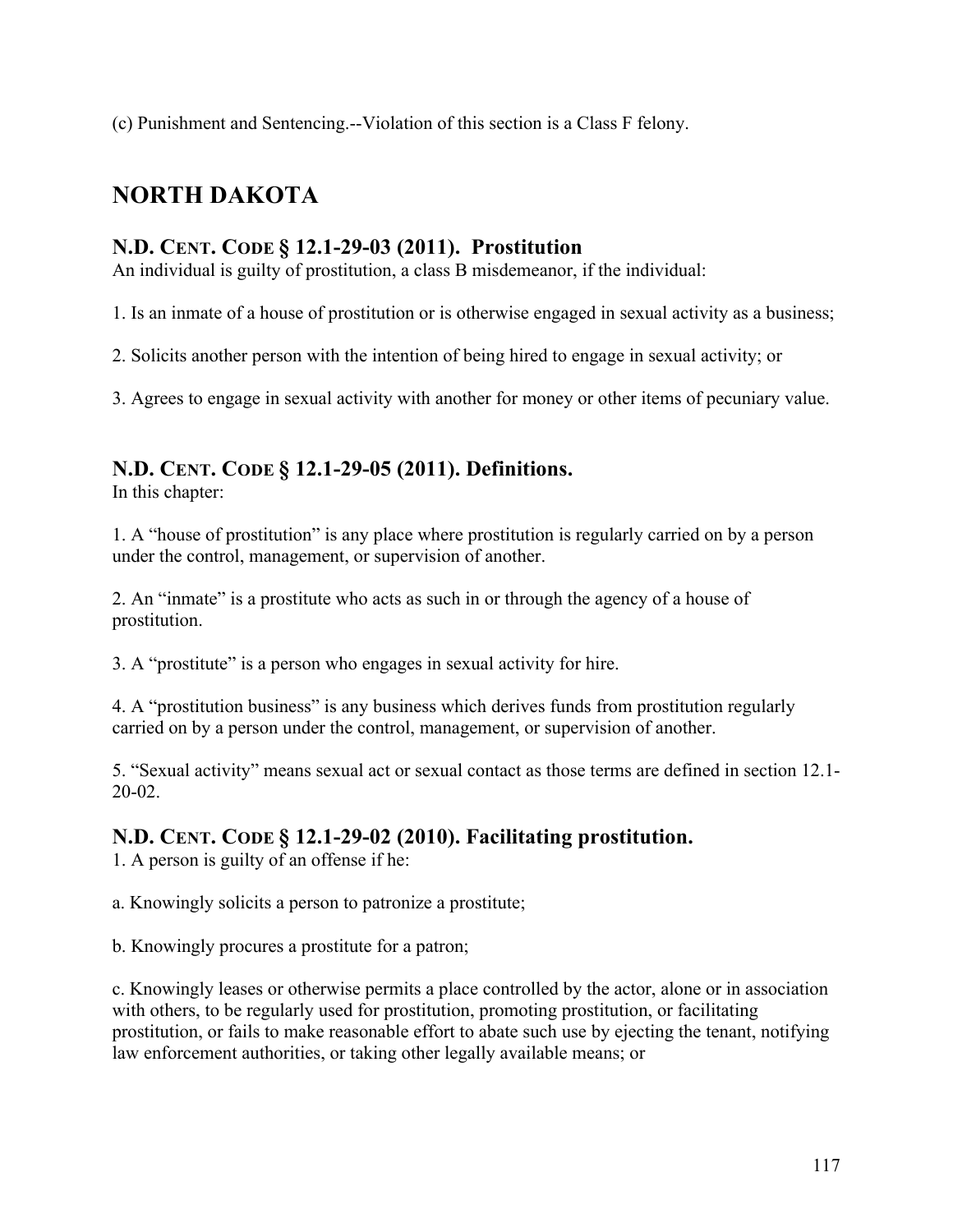(c) Punishment and Sentencing.--Violation of this section is a Class F felony.

## NORTH DAKOTA

### N.D. CENT. CODE § 12.1-29-03 (2011). Prostitution

An individual is guilty of prostitution, a class B misdemeanor, if the individual:

1. Is an inmate of a house of prostitution or is otherwise engaged in sexual activity as a business;

2. Solicits another person with the intention of being hired to engage in sexual activity; or

3. Agrees to engage in sexual activity with another for money or other items of pecuniary value.

### N.D. CENT. CODE § 12.1-29-05 (2011). Definitions.

In this chapter:

1. A "house of prostitution" is any place where prostitution is regularly carried on by a person under the control, management, or supervision of another.

2. An "inmate" is a prostitute who acts as such in or through the agency of a house of prostitution.

3. A "prostitute" is a person who engages in sexual activity for hire.

4. A "prostitution business" is any business which derives funds from prostitution regularly carried on by a person under the control, management, or supervision of another.

5. "Sexual activity" means sexual act or sexual contact as those terms are defined in section 12.1-20-02.

### N.D. CENT. CODE § 12.1-29-02 (2010). Facilitating prostitution.

1. A person is guilty of an offense if he:

a. Knowingly solicits a person to patronize a prostitute;

b. Knowingly procures a prostitute for a patron;

c. Knowingly leases or otherwise permits a place controlled by the actor, alone or in association with others, to be regularly used for prostitution, promoting prostitution, or facilitating prostitution, or fails to make reasonable effort to abate such use by ejecting the tenant, notifying law enforcement authorities, or taking other legally available means; or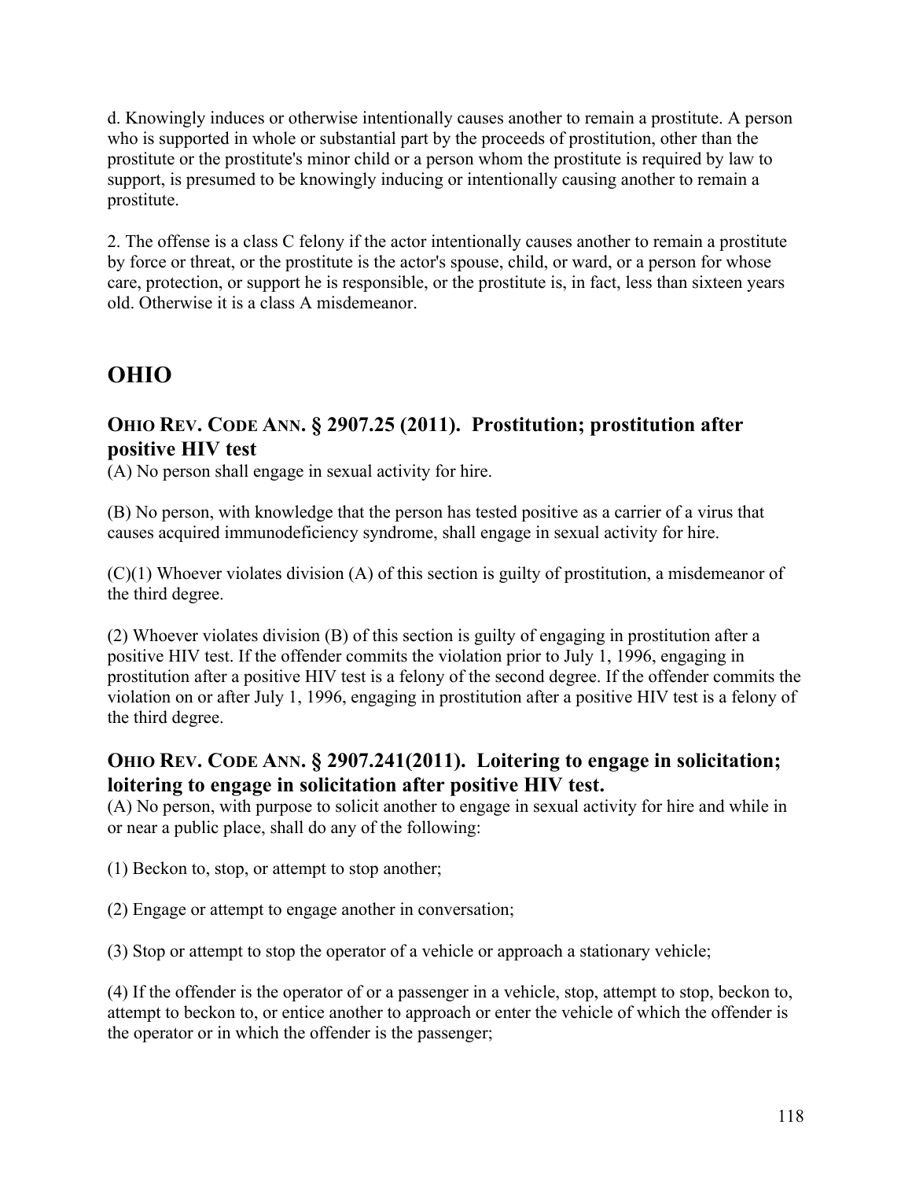d. Knowingly induces or otherwise intentionally causes another to remain a prostitute. A person who is supported in whole or substantial part by the proceeds of prostitution, other than the prostitute or the prostitute's minor child or a person whom the prostitute is required by law to support, is presumed to be knowingly inducing or intentionally causing another to remain a prostitute.

2. The offense is a class C felony if the actor intentionally causes another to remain a prostitute by force or threat, or the prostitute is the actor's spouse, child, or ward, or a person for whose care, protection, or support he is responsible, or the prostitute is, in fact, less than sixteen years old. Otherwise it is a class A misdemeanor.

## OHIO

### OHIO REV. CODE ANN. § 2907.25 (2011). Prostitution; prostitution after positive HIV test

(A) No person shall engage in sexual activity for hire.

(B) No person, with knowledge that the person has tested positive as a carrier of a virus that causes acquired immunodeficiency syndrome, shall engage in sexual activity for hire.

(C)(1) Whoever violates division (A) of this section is guilty of prostitution, a misdemeanor of the third degree.

(2) Whoever violates division (B) of this section is guilty of engaging in prostitution after a positive HIV test. If the offender commits the violation prior to July 1, 1996, engaging in prostitution after a positive HIV test is a felony of the second degree. If the offender commits the violation on or after July 1, 1996, engaging in prostitution after a positive HIV test is a felony of the third degree.

### OHIO REV. CODE ANN. § 2907.241(2011). Loitering to engage in solicitation; loitering to engage in solicitation after positive HIV test.

(A) No person, with purpose to solicit another to engage in sexual activity for hire and while in or near a public place, shall do any of the following:

(1) Beckon to, stop, or attempt to stop another;

(2) Engage or attempt to engage another in conversation;

(3) Stop or attempt to stop the operator of a vehicle or approach a stationary vehicle;

(4) If the offender is the operator of or a passenger in a vehicle, stop, attempt to stop, beckon to, attempt to beckon to, or entice another to approach or enter the vehicle of which the offender is the operator or in which the offender is the passenger;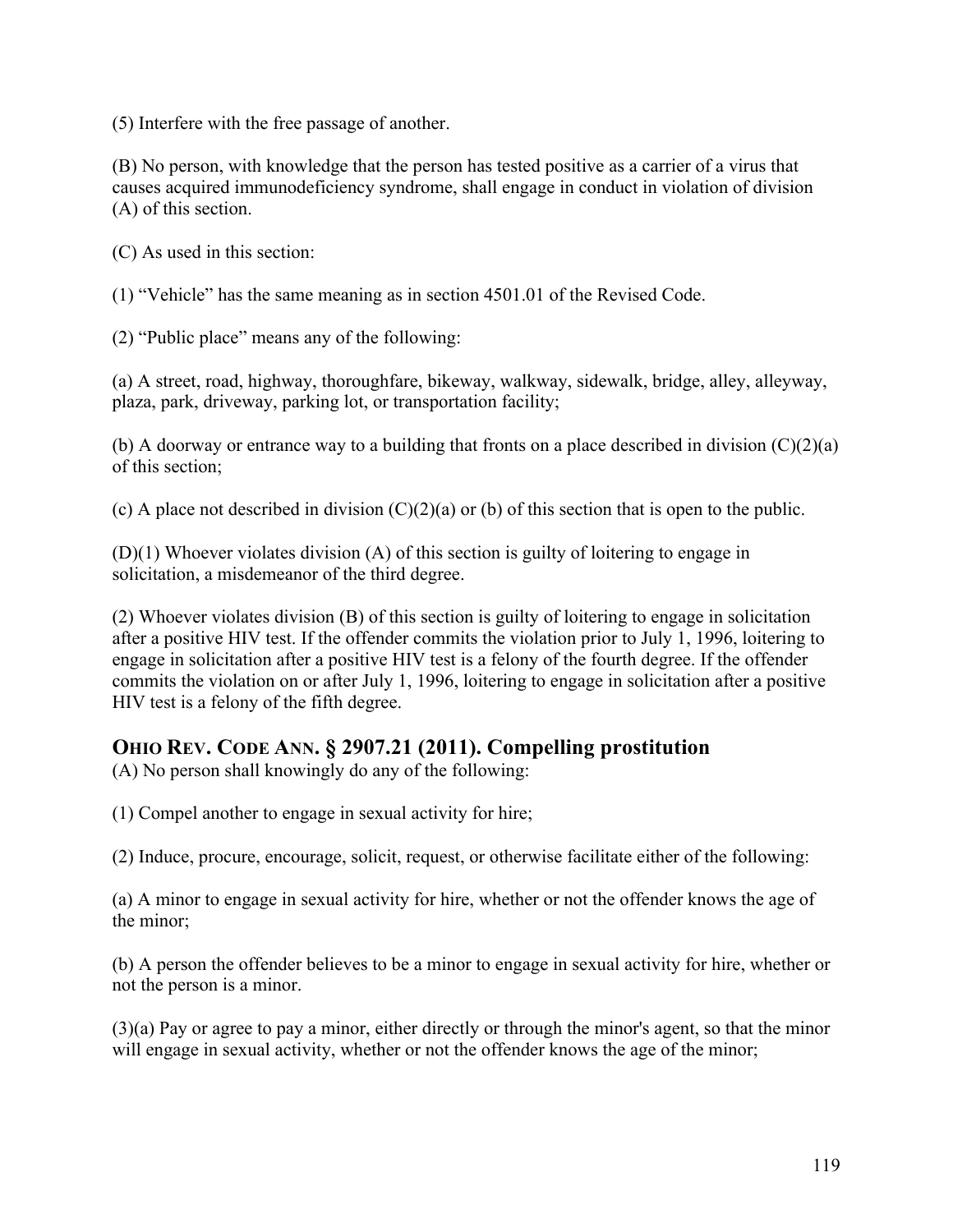(5) Interfere with the free passage of another.

(B) No person, with knowledge that the person has tested positive as a carrier of a virus that causes acquired immunodeficiency syndrome, shall engage in conduct in violation of division (A) of this section.

(C) As used in this section:

(1) "Vehicle" has the same meaning as in section 4501.01 of the Revised Code.

(2) "Public place" means any of the following:

(a) A street, road, highway, thoroughfare, bikeway, walkway, sidewalk, bridge, alley, alleyway, plaza, park, driveway, parking lot, or transportation facility;

(b) A doorway or entrance way to a building that fronts on a place described in division (C)(2)(a) of this section;

(c) A place not described in division (C)(2)(a) or (b) of this section that is open to the public.

(D)(1) Whoever violates division (A) of this section is guilty of loitering to engage in solicitation, a misdemeanor of the third degree.

(2) Whoever violates division (B) of this section is guilty of loitering to engage in solicitation after a positive HIV test. If the offender commits the violation prior to July 1, 1996, loitering to engage in solicitation after a positive HIV test is a felony of the fourth degree. If the offender commits the violation on or after July 1, 1996, loitering to engage in solicitation after a positive HIV test is a felony of the fifth degree.

## OHIO REV. CODE ANN. § 2907.21 (2011). Compelling prostitution

(A) No person shall knowingly do any of the following:

(1) Compel another to engage in sexual activity for hire;

(2) Induce, procure, encourage, solicit, request, or otherwise facilitate either of the following:

(a) A minor to engage in sexual activity for hire, whether or not the offender knows the age of the minor;

(b) A person the offender believes to be a minor to engage in sexual activity for hire, whether or not the person is a minor.

(3)(a) Pay or agree to pay a minor, either directly or through the minor's agent, so that the minor will engage in sexual activity, whether or not the offender knows the age of the minor;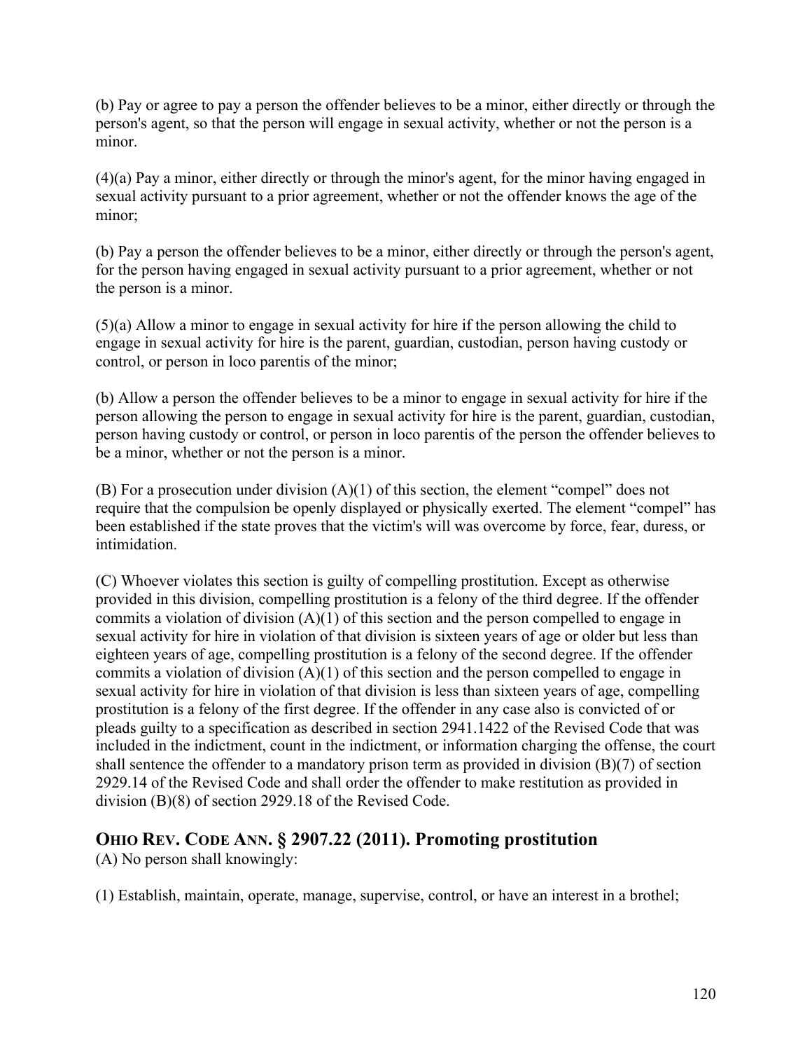(b) Pay or agree to pay a person the offender believes to be a minor, either directly or through the person's agent, so that the person will engage in sexual activity, whether or not the person is a minor.

(4)(a) Pay a minor, either directly or through the minor's agent, for the minor having engaged in sexual activity pursuant to a prior agreement, whether or not the offender knows the age of the minor;

(b) Pay a person the offender believes to be a minor, either directly or through the person's agent, for the person having engaged in sexual activity pursuant to a prior agreement, whether or not the person is a minor.

(5)(a) Allow a minor to engage in sexual activity for hire if the person allowing the child to engage in sexual activity for hire is the parent, guardian, custodian, person having custody or control, or person in loco parentis of the minor;

(b) Allow a person the offender believes to be a minor to engage in sexual activity for hire if the person allowing the person to engage in sexual activity for hire is the parent, guardian, custodian, person having custody or control, or person in loco parentis of the person the offender believes to be a minor, whether or not the person is a minor.

(B) For a prosecution under division (A)(1) of this section, the element "compel" does not require that the compulsion be openly displayed or physically exerted. The element "compel" has been established if the state proves that the victim's will was overcome by force, fear, duress, or intimidation.

(C) Whoever violates this section is guilty of compelling prostitution. Except as otherwise provided in this division, compelling prostitution is a felony of the third degree. If the offender commits a violation of division (A)(1) of this section and the person compelled to engage in sexual activity for hire in violation of that division is sixteen years of age or older but less than eighteen years of age, compelling prostitution is a felony of the second degree. If the offender commits a violation of division (A)(1) of this section and the person compelled to engage in sexual activity for hire in violation of that division is less than sixteen years of age, compelling prostitution is a felony of the first degree. If the offender in any case also is convicted of or pleads guilty to a specification as described in section 2941.1422 of the Revised Code that was included in the indictment, count in the indictment, or information charging the offense, the court shall sentence the offender to a mandatory prison term as provided in division (B)(7) of section 2929.14 of the Revised Code and shall order the offender to make restitution as provided in division (B)(8) of section 2929.18 of the Revised Code.

## OHIO REV. CODE ANN. § 2907.22 (2011). Promoting prostitution

(A) No person shall knowingly:

(1) Establish, maintain, operate, manage, supervise, control, or have an interest in a brothel;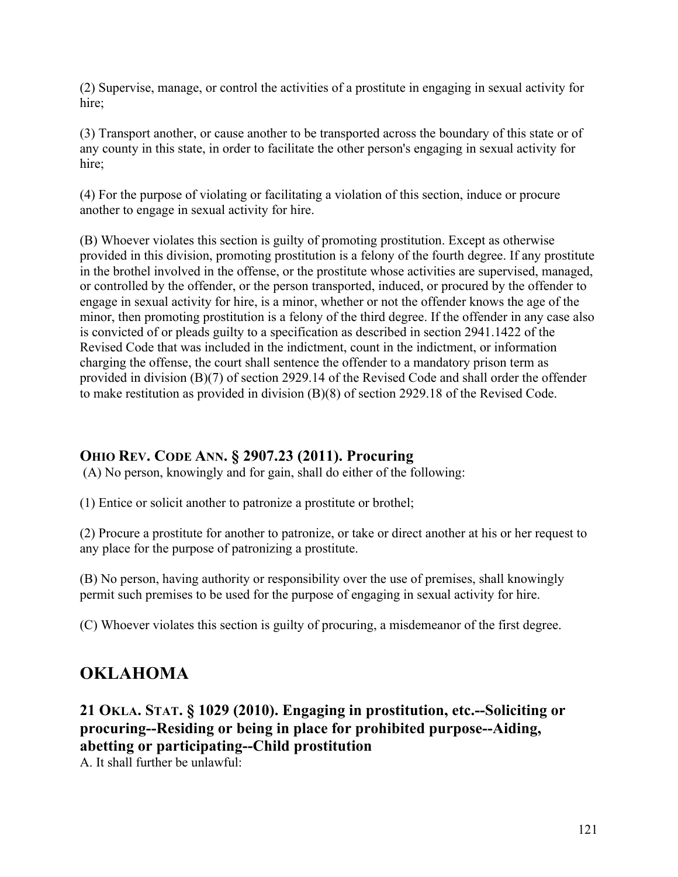(2) Supervise, manage, or control the activities of a prostitute in engaging in sexual activity for hire;

(3) Transport another, or cause another to be transported across the boundary of this state or of any county in this state, in order to facilitate the other person's engaging in sexual activity for hire;

(4) For the purpose of violating or facilitating a violation of this section, induce or procure another to engage in sexual activity for hire.

(B) Whoever violates this section is guilty of promoting prostitution. Except as otherwise provided in this division, promoting prostitution is a felony of the fourth degree. If any prostitute in the brothel involved in the offense, or the prostitute whose activities are supervised, managed, or controlled by the offender, or the person transported, induced, or procured by the offender to engage in sexual activity for hire, is a minor, whether or not the offender knows the age of the minor, then promoting prostitution is a felony of the third degree. If the offender in any case also is convicted of or pleads guilty to a specification as described in section 2941.1422 of the Revised Code that was included in the indictment, count in the indictment, or information charging the offense, the court shall sentence the offender to a mandatory prison term as provided in division (B)(7) of section 2929.14 of the Revised Code and shall order the offender to make restitution as provided in division (B)(8) of section 2929.18 of the Revised Code.

### OHIO REV. CODE ANN. § 2907.23 (2011). Procuring

(A) No person, knowingly and for gain, shall do either of the following:

(1) Entice or solicit another to patronize a prostitute or brothel;

(2) Procure a prostitute for another to patronize, or take or direct another at his or her request to any place for the purpose of patronizing a prostitute.

(B) No person, having authority or responsibility over the use of premises, shall knowingly permit such premises to be used for the purpose of engaging in sexual activity for hire.

(C) Whoever violates this section is guilty of procuring, a misdemeanor of the first degree.

## OKLAHOMA

### 21 OKLA. STAT. § 1029 (2010). Engaging in prostitution, etc.--Soliciting or procuring--Residing or being in place for prohibited purpose--Aiding, abetting or participating--Child prostitution

A. It shall further be unlawful: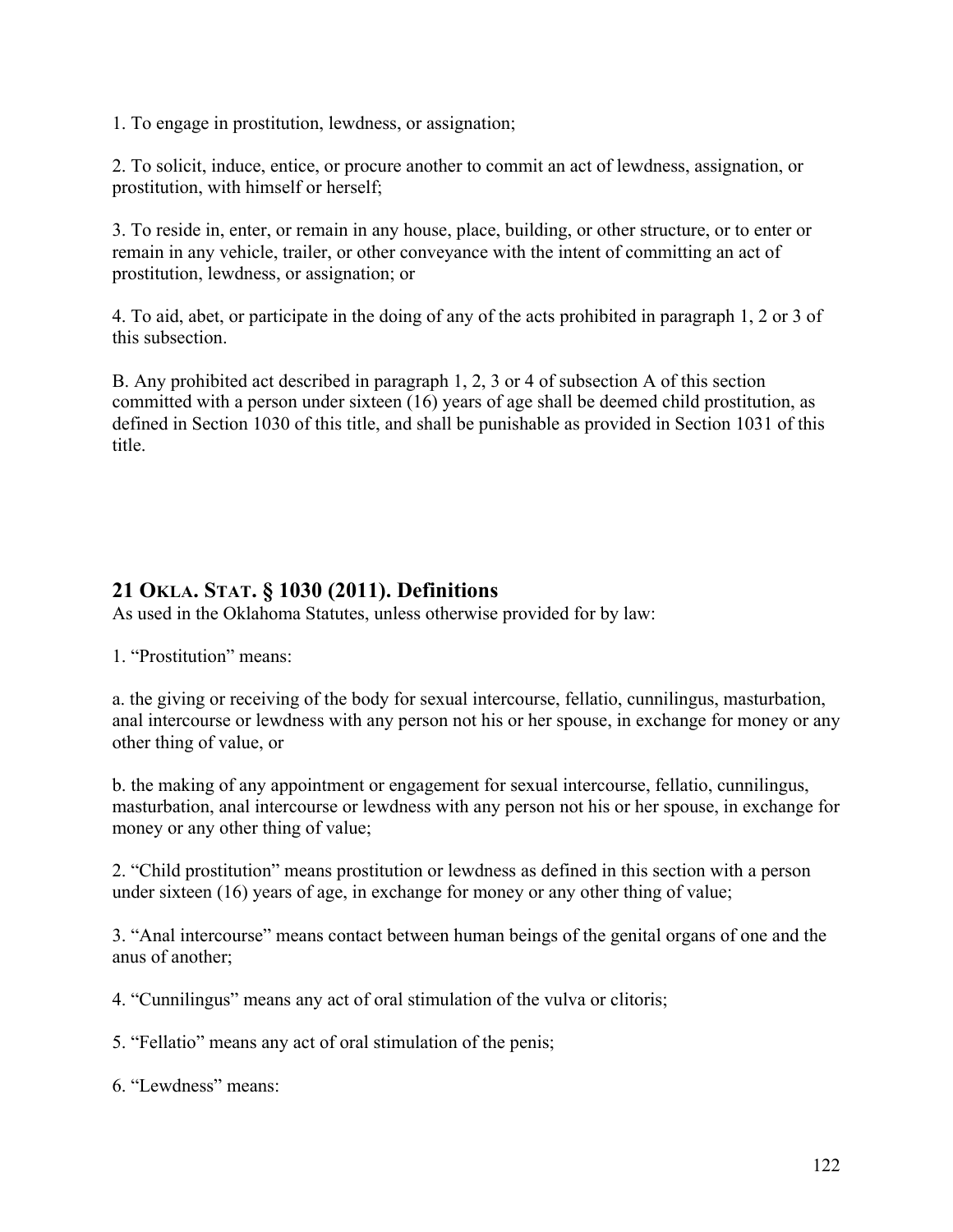1. To engage in prostitution, lewdness, or assignation;

2. To solicit, induce, entice, or procure another to commit an act of lewdness, assignation, or prostitution, with himself or herself;

3. To reside in, enter, or remain in any house, place, building, or other structure, or to enter or remain in any vehicle, trailer, or other conveyance with the intent of committing an act of prostitution, lewdness, or assignation; or

4. To aid, abet, or participate in the doing of any of the acts prohibited in paragraph 1, 2 or 3 of this subsection.

B. Any prohibited act described in paragraph 1, 2, 3 or 4 of subsection A of this section committed with a person under sixteen (16) years of age shall be deemed child prostitution, as defined in Section 1030 of this title, and shall be punishable as provided in Section 1031 of this title.

## 21 OKLA. STAT. § 1030 (2011). Definitions

As used in the Oklahoma Statutes, unless otherwise provided for by law:

1. "Prostitution" means:

a. the giving or receiving of the body for sexual intercourse, fellatio, cunnilingus, masturbation, anal intercourse or lewdness with any person not his or her spouse, in exchange for money or any other thing of value, or

b. the making of any appointment or engagement for sexual intercourse, fellatio, cunnilingus, masturbation, anal intercourse or lewdness with any person not his or her spouse, in exchange for money or any other thing of value;

2. "Child prostitution" means prostitution or lewdness as defined in this section with a person under sixteen (16) years of age, in exchange for money or any other thing of value;

3. "Anal intercourse" means contact between human beings of the genital organs of one and the anus of another;

4. "Cunnilingus" means any act of oral stimulation of the vulva or clitoris;

5. "Fellatio" means any act of oral stimulation of the penis;

6. "Lewdness" means: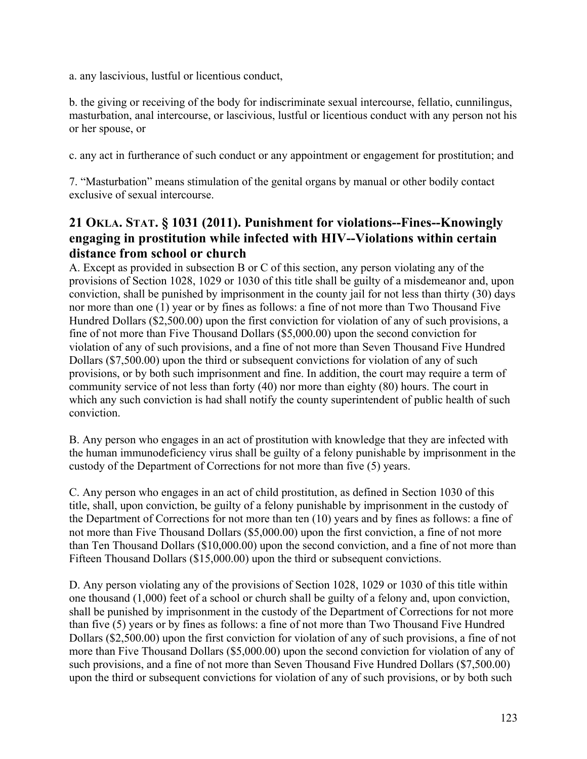a. any lascivious, lustful or licentious conduct,

b. the giving or receiving of the body for indiscriminate sexual intercourse, fellatio, cunnilingus, masturbation, anal intercourse, or lascivious, lustful or licentious conduct with any person not his or her spouse, or

c. any act in furtherance of such conduct or any appointment or engagement for prostitution; and

7. "Masturbation" means stimulation of the genital organs by manual or other bodily contact exclusive of sexual intercourse.

## 21 OKLA. STAT. § 1031 (2011). Punishment for violations--Fines--Knowingly engaging in prostitution while infected with HIV--Violations within certain distance from school or church

A. Except as provided in subsection B or C of this section, any person violating any of the provisions of Section 1028, 1029 or 1030 of this title shall be guilty of a misdemeanor and, upon conviction, shall be punished by imprisonment in the county jail for not less than thirty (30) days nor more than one (1) year or by fines as follows: a fine of not more than Two Thousand Five Hundred Dollars ($2,500.00) upon the first conviction for violation of any of such provisions, a fine of not more than Five Thousand Dollars ($5,000.00) upon the second conviction for violation of any of such provisions, and a fine of not more than Seven Thousand Five Hundred Dollars ($7,500.00) upon the third or subsequent convictions for violation of any of such provisions, or by both such imprisonment and fine. In addition, the court may require a term of community service of not less than forty (40) nor more than eighty (80) hours. The court in which any such conviction is had shall notify the county superintendent of public health of such conviction.

B. Any person who engages in an act of prostitution with knowledge that they are infected with the human immunodeficiency virus shall be guilty of a felony punishable by imprisonment in the custody of the Department of Corrections for not more than five (5) years.

C. Any person who engages in an act of child prostitution, as defined in Section 1030 of this title, shall, upon conviction, be guilty of a felony punishable by imprisonment in the custody of the Department of Corrections for not more than ten (10) years and by fines as follows: a fine of not more than Five Thousand Dollars ($5,000.00) upon the first conviction, a fine of not more than Ten Thousand Dollars ($10,000.00) upon the second conviction, and a fine of not more than Fifteen Thousand Dollars ($15,000.00) upon the third or subsequent convictions.

D. Any person violating any of the provisions of Section 1028, 1029 or 1030 of this title within one thousand (1,000) feet of a school or church shall be guilty of a felony and, upon conviction, shall be punished by imprisonment in the custody of the Department of Corrections for not more than five (5) years or by fines as follows: a fine of not more than Two Thousand Five Hundred Dollars ($2,500.00) upon the first conviction for violation of any of such provisions, a fine of not more than Five Thousand Dollars ($5,000.00) upon the second conviction for violation of any of such provisions, and a fine of not more than Seven Thousand Five Hundred Dollars ($7,500.00) upon the third or subsequent convictions for violation of any of such provisions, or by both such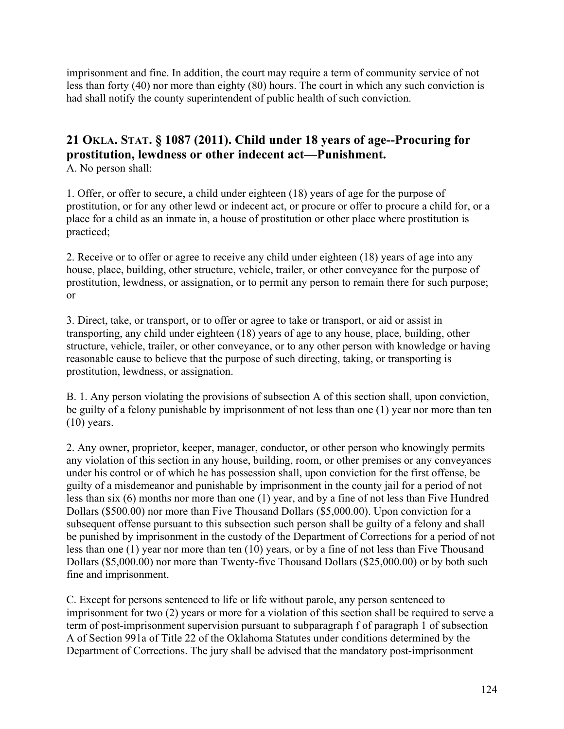imprisonment and fine. In addition, the court may require a term of community service of not less than forty (40) nor more than eighty (80) hours. The court in which any such conviction is had shall notify the county superintendent of public health of such conviction.

## 21 Okla. Stat. § 1087 (2011). Child under 18 years of age--Procuring for prostitution, lewdness or other indecent act—Punishment.

A. No person shall:

1. Offer, or offer to secure, a child under eighteen (18) years of age for the purpose of prostitution, or for any other lewd or indecent act, or procure or offer to procure a child for, or a place for a child as an inmate in, a house of prostitution or other place where prostitution is practiced;

2. Receive or to offer or agree to receive any child under eighteen (18) years of age into any house, place, building, other structure, vehicle, trailer, or other conveyance for the purpose of prostitution, lewdness, or assignation, or to permit any person to remain there for such purpose; or

3. Direct, take, or transport, or to offer or agree to take or transport, or aid or assist in transporting, any child under eighteen (18) years of age to any house, place, building, other structure, vehicle, trailer, or other conveyance, or to any other person with knowledge or having reasonable cause to believe that the purpose of such directing, taking, or transporting is prostitution, lewdness, or assignation.

B. 1. Any person violating the provisions of subsection A of this section shall, upon conviction, be guilty of a felony punishable by imprisonment of not less than one (1) year nor more than ten (10) years.

2. Any owner, proprietor, keeper, manager, conductor, or other person who knowingly permits any violation of this section in any house, building, room, or other premises or any conveyances under his control or of which he has possession shall, upon conviction for the first offense, be guilty of a misdemeanor and punishable by imprisonment in the county jail for a period of not less than six (6) months nor more than one (1) year, and by a fine of not less than Five Hundred Dollars ($500.00) nor more than Five Thousand Dollars ($5,000.00). Upon conviction for a subsequent offense pursuant to this subsection such person shall be guilty of a felony and shall be punished by imprisonment in the custody of the Department of Corrections for a period of not less than one (1) year nor more than ten (10) years, or by a fine of not less than Five Thousand Dollars ($5,000.00) nor more than Twenty-five Thousand Dollars ($25,000.00) or by both such fine and imprisonment.

C. Except for persons sentenced to life or life without parole, any person sentenced to imprisonment for two (2) years or more for a violation of this section shall be required to serve a term of post-imprisonment supervision pursuant to subparagraph f of paragraph 1 of subsection A of Section 991a of Title 22 of the Oklahoma Statutes under conditions determined by the Department of Corrections. The jury shall be advised that the mandatory post-imprisonment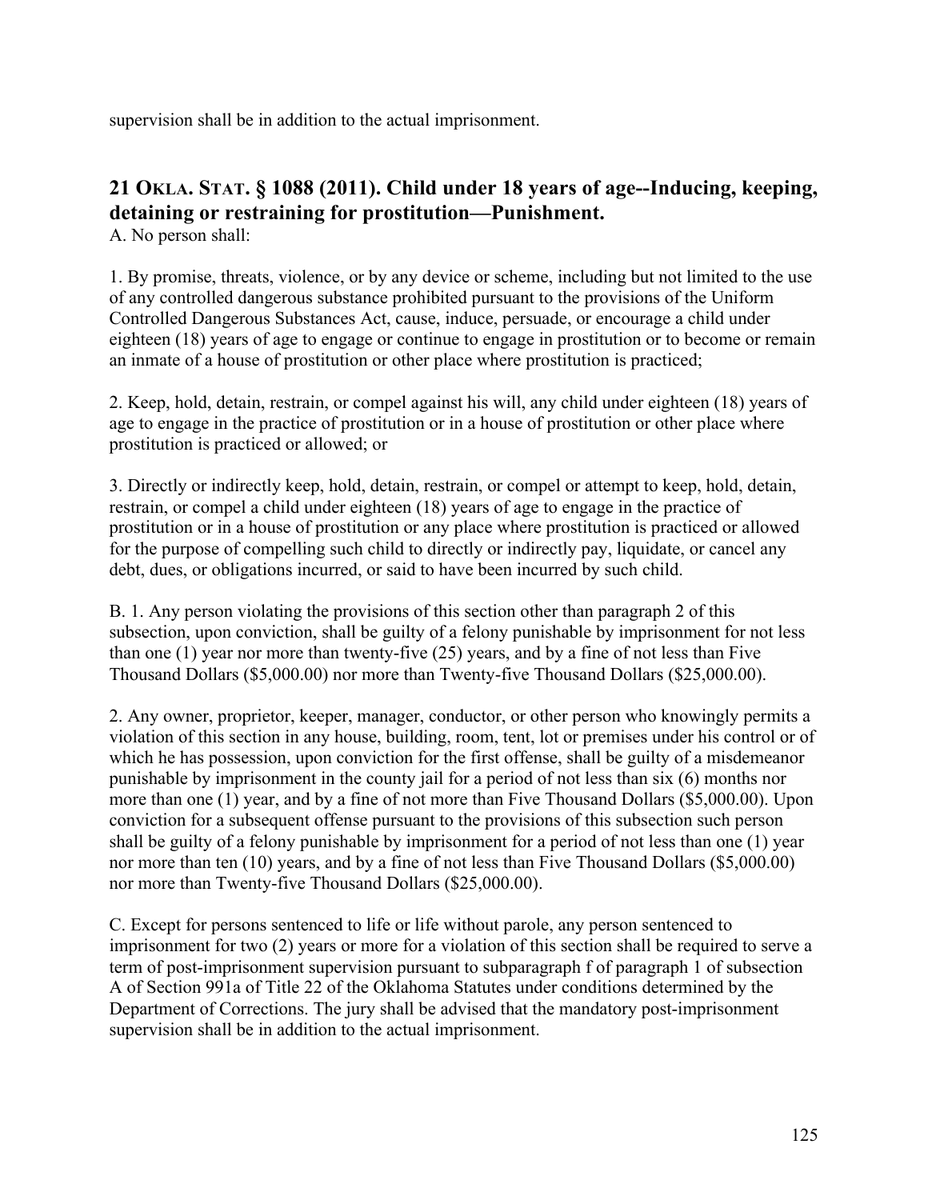supervision shall be in addition to the actual imprisonment.

## 21 OKLA. STAT. § 1088 (2011). Child under 18 years of age--Inducing, keeping, detaining or restraining for prostitution—Punishment.

A. No person shall:

1. By promise, threats, violence, or by any device or scheme, including but not limited to the use of any controlled dangerous substance prohibited pursuant to the provisions of the Uniform Controlled Dangerous Substances Act, cause, induce, persuade, or encourage a child under eighteen (18) years of age to engage or continue to engage in prostitution or to become or remain an inmate of a house of prostitution or other place where prostitution is practiced;

2. Keep, hold, detain, restrain, or compel against his will, any child under eighteen (18) years of age to engage in the practice of prostitution or in a house of prostitution or other place where prostitution is practiced or allowed; or

3. Directly or indirectly keep, hold, detain, restrain, or compel or attempt to keep, hold, detain, restrain, or compel a child under eighteen (18) years of age to engage in the practice of prostitution or in a house of prostitution or any place where prostitution is practiced or allowed for the purpose of compelling such child to directly or indirectly pay, liquidate, or cancel any debt, dues, or obligations incurred, or said to have been incurred by such child.

B. 1. Any person violating the provisions of this section other than paragraph 2 of this subsection, upon conviction, shall be guilty of a felony punishable by imprisonment for not less than one (1) year nor more than twenty-five (25) years, and by a fine of not less than Five Thousand Dollars ($5,000.00) nor more than Twenty-five Thousand Dollars ($25,000.00).

2. Any owner, proprietor, keeper, manager, conductor, or other person who knowingly permits a violation of this section in any house, building, room, tent, lot or premises under his control or of which he has possession, upon conviction for the first offense, shall be guilty of a misdemeanor punishable by imprisonment in the county jail for a period of not less than six (6) months nor more than one (1) year, and by a fine of not more than Five Thousand Dollars ($5,000.00). Upon conviction for a subsequent offense pursuant to the provisions of this subsection such person shall be guilty of a felony punishable by imprisonment for a period of not less than one (1) year nor more than ten (10) years, and by a fine of not less than Five Thousand Dollars ($5,000.00) nor more than Twenty-five Thousand Dollars ($25,000.00).

C. Except for persons sentenced to life or life without parole, any person sentenced to imprisonment for two (2) years or more for a violation of this section shall be required to serve a term of post-imprisonment supervision pursuant to subparagraph f of paragraph 1 of subsection A of Section 991a of Title 22 of the Oklahoma Statutes under conditions determined by the Department of Corrections. The jury shall be advised that the mandatory post-imprisonment supervision shall be in addition to the actual imprisonment.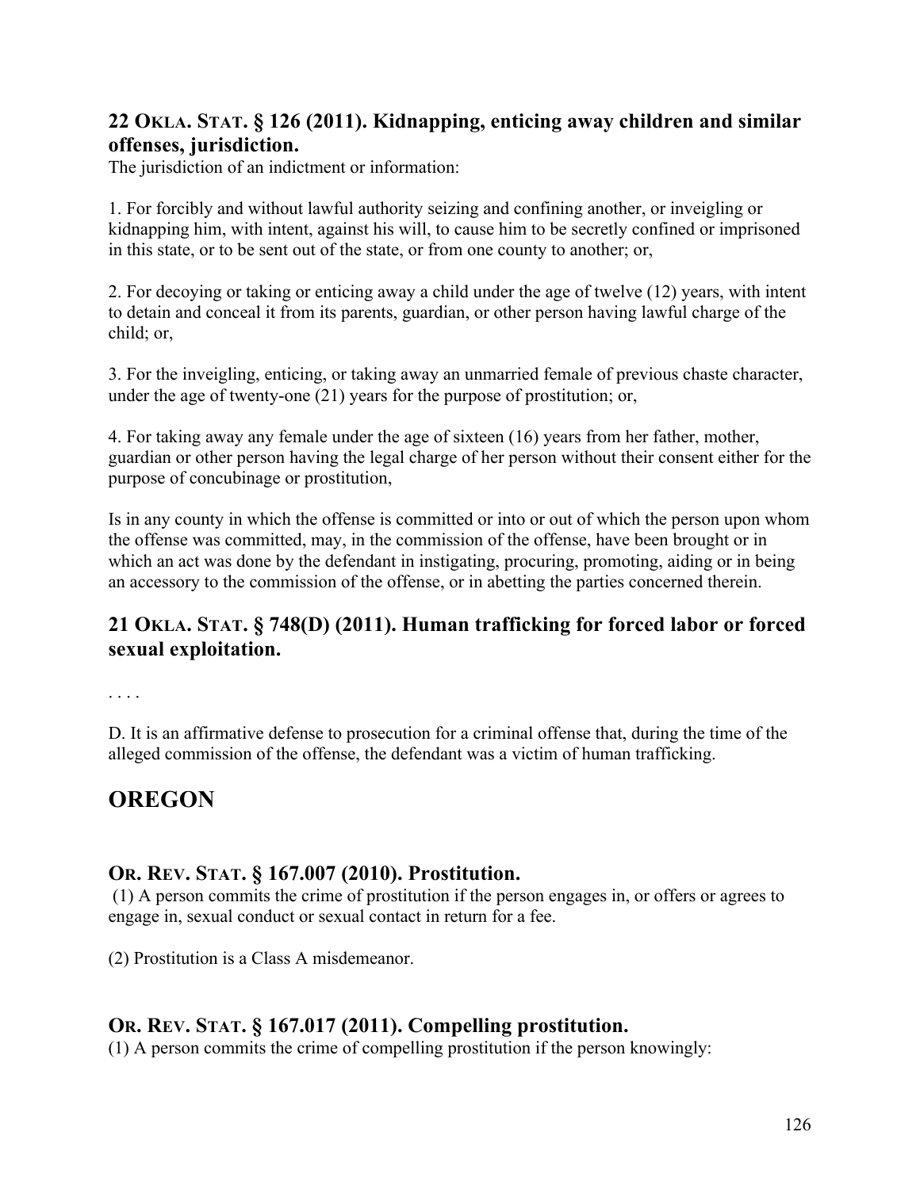### 22 Okla. Stat. § 126 (2011). Kidnapping, enticing away children and similar offenses, jurisdiction.

The jurisdiction of an indictment or information:

1. For forcibly and without lawful authority seizing and confining another, or inveigling or kidnapping him, with intent, against his will, to cause him to be secretly confined or imprisoned in this state, or to be sent out of the state, or from one county to another; or,

2. For decoying or taking or enticing away a child under the age of twelve (12) years, with intent to detain and conceal it from its parents, guardian, or other person having lawful charge of the child; or,

3. For the inveigling, enticing, or taking away an unmarried female of previous chaste character, under the age of twenty-one (21) years for the purpose of prostitution; or,

4. For taking away any female under the age of sixteen (16) years from her father, mother, guardian or other person having the legal charge of her person without their consent either for the purpose of concubinage or prostitution,

Is in any county in which the offense is committed or into or out of which the person upon whom the offense was committed, may, in the commission of the offense, have been brought or in which an act was done by the defendant in instigating, procuring, promoting, aiding or in being an accessory to the commission of the offense, or in abetting the parties concerned therein.

### 21 Okla. Stat. § 748(D) (2011). Human trafficking for forced labor or forced sexual exploitation.

. . . .

D. It is an affirmative defense to prosecution for a criminal offense that, during the time of the alleged commission of the offense, the defendant was a victim of human trafficking.

## OREGON

### Or. Rev. Stat. § 167.007 (2010). Prostitution.

(1) A person commits the crime of prostitution if the person engages in, or offers or agrees to engage in, sexual conduct or sexual contact in return for a fee.

(2) Prostitution is a Class A misdemeanor.

### Or. Rev. Stat. § 167.017 (2011). Compelling prostitution.

(1) A person commits the crime of compelling prostitution if the person knowingly: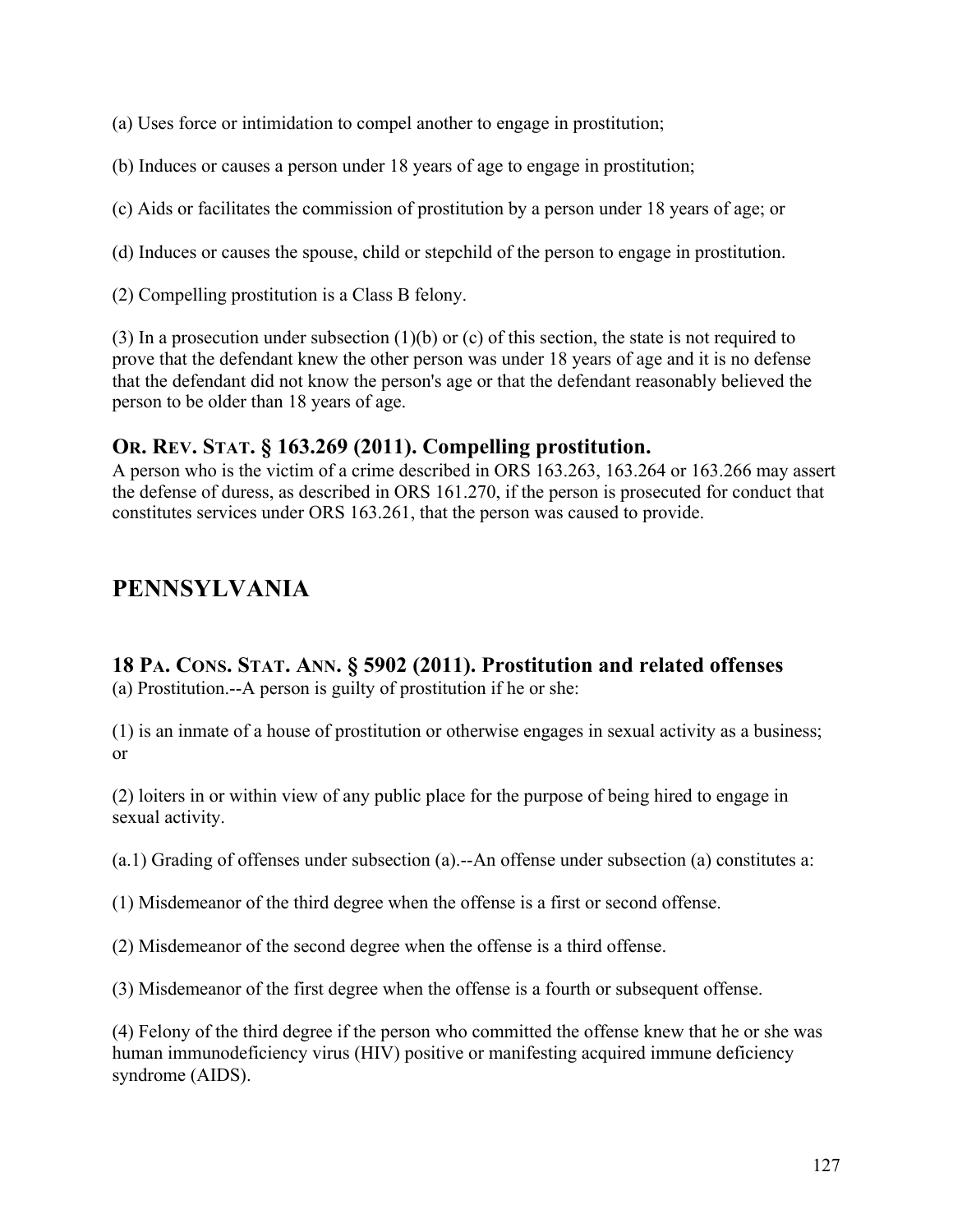(a) Uses force or intimidation to compel another to engage in prostitution;

(b) Induces or causes a person under 18 years of age to engage in prostitution;

(c) Aids or facilitates the commission of prostitution by a person under 18 years of age; or

(d) Induces or causes the spouse, child or stepchild of the person to engage in prostitution.

(2) Compelling prostitution is a Class B felony.

(3) In a prosecution under subsection (1)(b) or (c) of this section, the state is not required to prove that the defendant knew the other person was under 18 years of age and it is no defense that the defendant did not know the person's age or that the defendant reasonably believed the person to be older than 18 years of age.

### OR. REV. STAT. § 163.269 (2011). Compelling prostitution.

A person who is the victim of a crime described in ORS 163.263, 163.264 or 163.266 may assert the defense of duress, as described in ORS 161.270, if the person is prosecuted for conduct that constitutes services under ORS 163.261, that the person was caused to provide.

## PENNSYLVANIA

### 18 PA. CONS. STAT. ANN. § 5902 (2011). Prostitution and related offenses

(a) Prostitution.--A person is guilty of prostitution if he or she:

(1) is an inmate of a house of prostitution or otherwise engages in sexual activity as a business; or

(2) loiters in or within view of any public place for the purpose of being hired to engage in sexual activity.

(a.1) Grading of offenses under subsection (a).--An offense under subsection (a) constitutes a:

(1) Misdemeanor of the third degree when the offense is a first or second offense.

(2) Misdemeanor of the second degree when the offense is a third offense.

(3) Misdemeanor of the first degree when the offense is a fourth or subsequent offense.

(4) Felony of the third degree if the person who committed the offense knew that he or she was human immunodeficiency virus (HIV) positive or manifesting acquired immune deficiency syndrome (AIDS).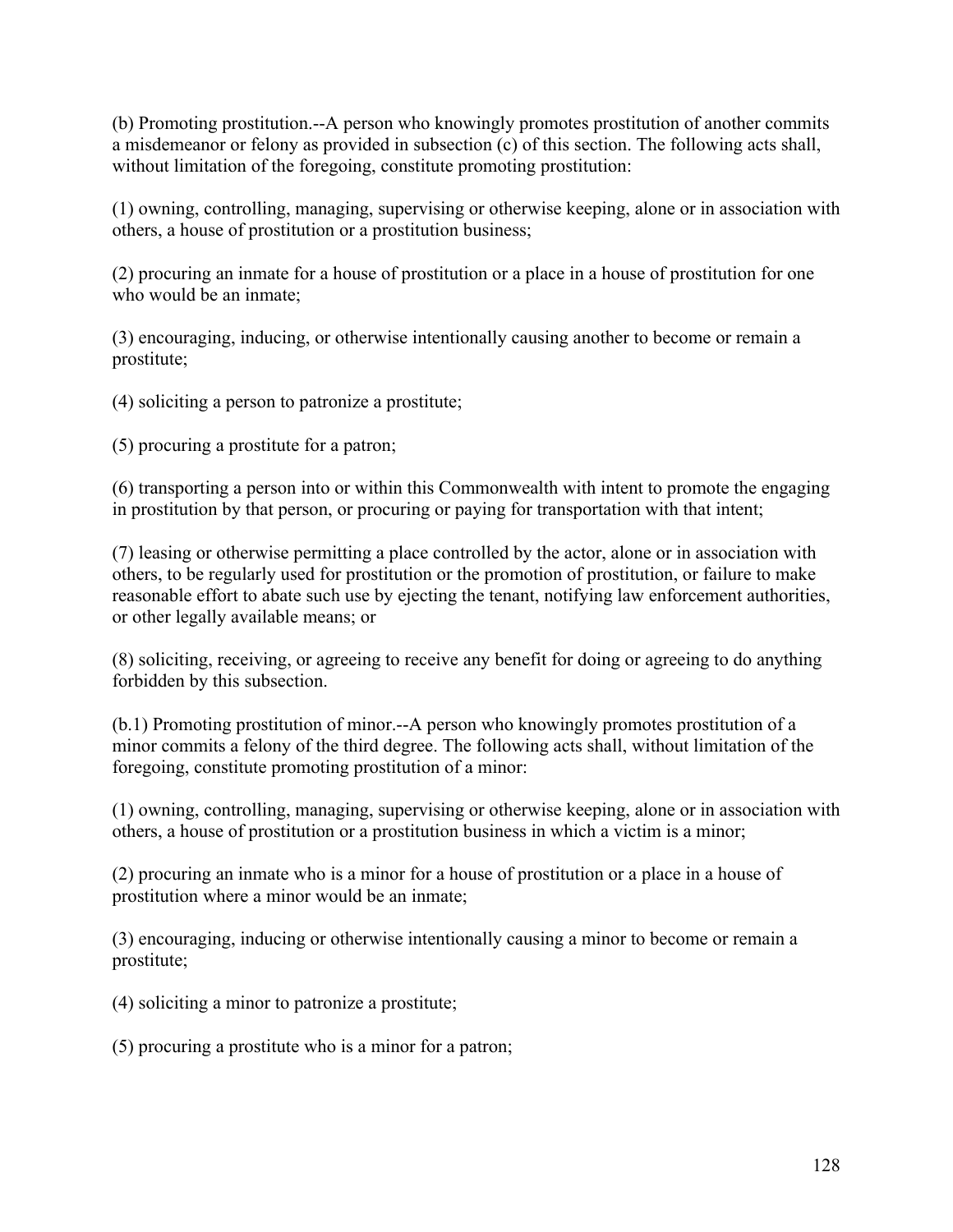(b) Promoting prostitution.--A person who knowingly promotes prostitution of another commits a misdemeanor or felony as provided in subsection (c) of this section. The following acts shall, without limitation of the foregoing, constitute promoting prostitution:

(1) owning, controlling, managing, supervising or otherwise keeping, alone or in association with others, a house of prostitution or a prostitution business;

(2) procuring an inmate for a house of prostitution or a place in a house of prostitution for one who would be an inmate;

(3) encouraging, inducing, or otherwise intentionally causing another to become or remain a prostitute;

(4) soliciting a person to patronize a prostitute;

(5) procuring a prostitute for a patron;

(6) transporting a person into or within this Commonwealth with intent to promote the engaging in prostitution by that person, or procuring or paying for transportation with that intent;

(7) leasing or otherwise permitting a place controlled by the actor, alone or in association with others, to be regularly used for prostitution or the promotion of prostitution, or failure to make reasonable effort to abate such use by ejecting the tenant, notifying law enforcement authorities, or other legally available means; or

(8) soliciting, receiving, or agreeing to receive any benefit for doing or agreeing to do anything forbidden by this subsection.

(b.1) Promoting prostitution of minor.--A person who knowingly promotes prostitution of a minor commits a felony of the third degree. The following acts shall, without limitation of the foregoing, constitute promoting prostitution of a minor:

(1) owning, controlling, managing, supervising or otherwise keeping, alone or in association with others, a house of prostitution or a prostitution business in which a victim is a minor;

(2) procuring an inmate who is a minor for a house of prostitution or a place in a house of prostitution where a minor would be an inmate;

(3) encouraging, inducing or otherwise intentionally causing a minor to become or remain a prostitute;

(4) soliciting a minor to patronize a prostitute;

(5) procuring a prostitute who is a minor for a patron;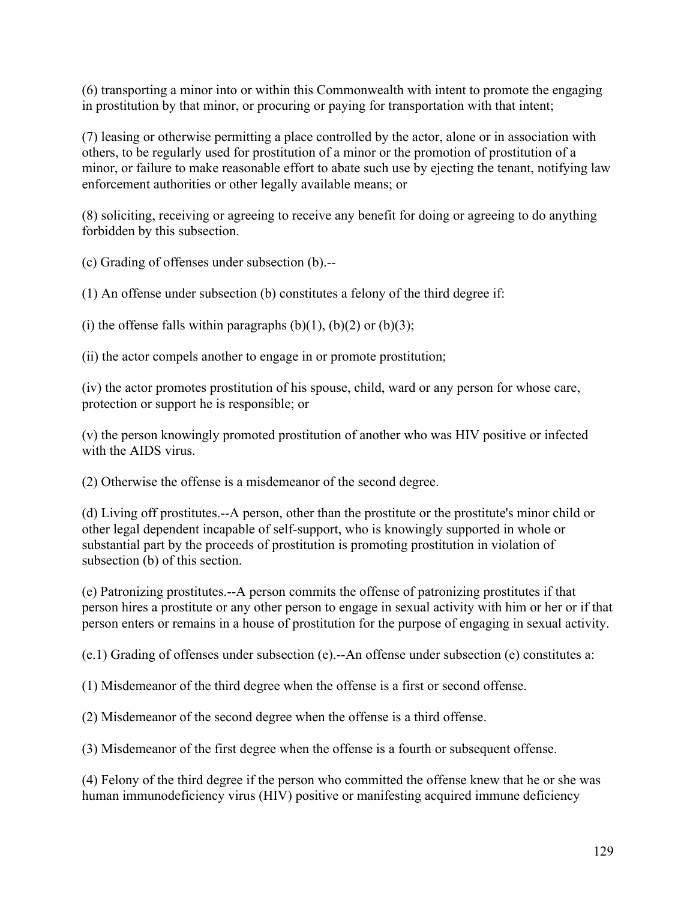(6) transporting a minor into or within this Commonwealth with intent to promote the engaging in prostitution by that minor, or procuring or paying for transportation with that intent;

(7) leasing or otherwise permitting a place controlled by the actor, alone or in association with others, to be regularly used for prostitution of a minor or the promotion of prostitution of a minor, or failure to make reasonable effort to abate such use by ejecting the tenant, notifying law enforcement authorities or other legally available means; or

(8) soliciting, receiving or agreeing to receive any benefit for doing or agreeing to do anything forbidden by this subsection.

(c) Grading of offenses under subsection (b).--

(1) An offense under subsection (b) constitutes a felony of the third degree if:

(i) the offense falls within paragraphs (b)(1), (b)(2) or (b)(3);

(ii) the actor compels another to engage in or promote prostitution;

(iv) the actor promotes prostitution of his spouse, child, ward or any person for whose care, protection or support he is responsible; or

(v) the person knowingly promoted prostitution of another who was HIV positive or infected with the AIDS virus.

(2) Otherwise the offense is a misdemeanor of the second degree.

(d) Living off prostitutes.--A person, other than the prostitute or the prostitute's minor child or other legal dependent incapable of self-support, who is knowingly supported in whole or substantial part by the proceeds of prostitution is promoting prostitution in violation of subsection (b) of this section.

(e) Patronizing prostitutes.--A person commits the offense of patronizing prostitutes if that person hires a prostitute or any other person to engage in sexual activity with him or her or if that person enters or remains in a house of prostitution for the purpose of engaging in sexual activity.

(e.1) Grading of offenses under subsection (e).--An offense under subsection (e) constitutes a:

(1) Misdemeanor of the third degree when the offense is a first or second offense.

(2) Misdemeanor of the second degree when the offense is a third offense.

(3) Misdemeanor of the first degree when the offense is a fourth or subsequent offense.

(4) Felony of the third degree if the person who committed the offense knew that he or she was human immunodeficiency virus (HIV) positive or manifesting acquired immune deficiency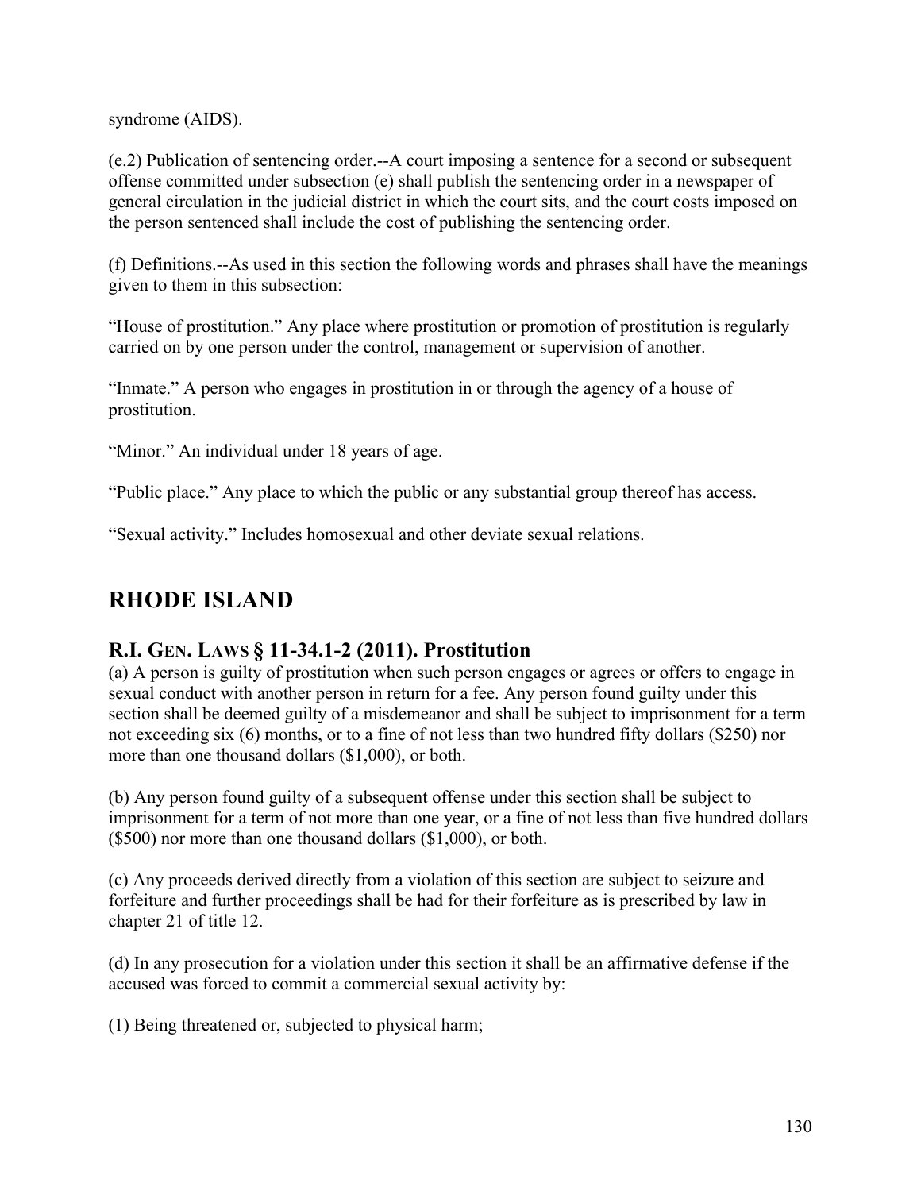syndrome (AIDS).

(e.2) Publication of sentencing order.--A court imposing a sentence for a second or subsequent offense committed under subsection (e) shall publish the sentencing order in a newspaper of general circulation in the judicial district in which the court sits, and the court costs imposed on the person sentenced shall include the cost of publishing the sentencing order.

(f) Definitions.--As used in this section the following words and phrases shall have the meanings given to them in this subsection:

"House of prostitution." Any place where prostitution or promotion of prostitution is regularly carried on by one person under the control, management or supervision of another.

"Inmate." A person who engages in prostitution in or through the agency of a house of prostitution.

"Minor." An individual under 18 years of age.

"Public place." Any place to which the public or any substantial group thereof has access.

"Sexual activity." Includes homosexual and other deviate sexual relations.

## RHODE ISLAND

### R.I. GEN. LAWS § 11-34.1-2 (2011). Prostitution

(a) A person is guilty of prostitution when such person engages or agrees or offers to engage in sexual conduct with another person in return for a fee. Any person found guilty under this section shall be deemed guilty of a misdemeanor and shall be subject to imprisonment for a term not exceeding six (6) months, or to a fine of not less than two hundred fifty dollars ($250) nor more than one thousand dollars ($1,000), or both.

(b) Any person found guilty of a subsequent offense under this section shall be subject to imprisonment for a term of not more than one year, or a fine of not less than five hundred dollars ($500) nor more than one thousand dollars ($1,000), or both.

(c) Any proceeds derived directly from a violation of this section are subject to seizure and forfeiture and further proceedings shall be had for their forfeiture as is prescribed by law in chapter 21 of title 12.

(d) In any prosecution for a violation under this section it shall be an affirmative defense if the accused was forced to commit a commercial sexual activity by:

(1) Being threatened or, subjected to physical harm;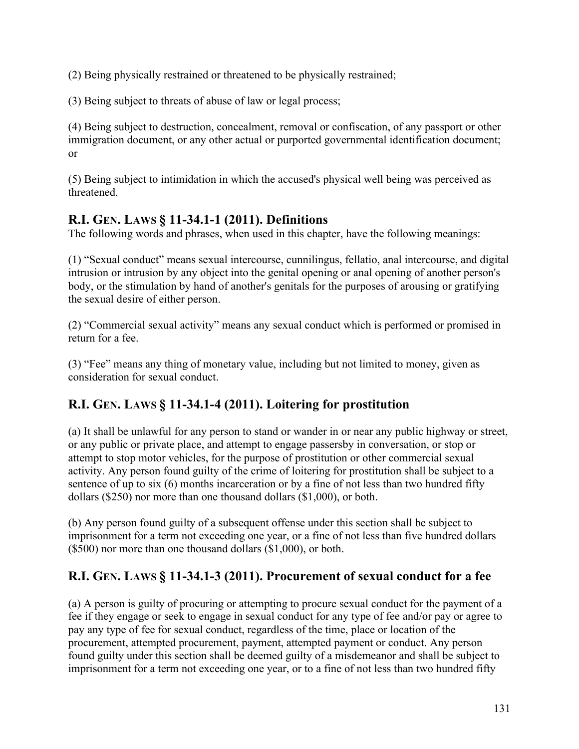(2) Being physically restrained or threatened to be physically restrained;

(3) Being subject to threats of abuse of law or legal process;

(4) Being subject to destruction, concealment, removal or confiscation, of any passport or other immigration document, or any other actual or purported governmental identification document; or

(5) Being subject to intimidation in which the accused's physical well being was perceived as threatened.

## R.I. GEN. LAWS § 11-34.1-1 (2011). Definitions

The following words and phrases, when used in this chapter, have the following meanings:

(1) "Sexual conduct" means sexual intercourse, cunnilingus, fellatio, anal intercourse, and digital intrusion or intrusion by any object into the genital opening or anal opening of another person's body, or the stimulation by hand of another's genitals for the purposes of arousing or gratifying the sexual desire of either person.

(2) "Commercial sexual activity" means any sexual conduct which is performed or promised in return for a fee.

(3) "Fee" means any thing of monetary value, including but not limited to money, given as consideration for sexual conduct.

## R.I. GEN. LAWS § 11-34.1-4 (2011). Loitering for prostitution

(a) It shall be unlawful for any person to stand or wander in or near any public highway or street, or any public or private place, and attempt to engage passersby in conversation, or stop or attempt to stop motor vehicles, for the purpose of prostitution or other commercial sexual activity. Any person found guilty of the crime of loitering for prostitution shall be subject to a sentence of up to six (6) months incarceration or by a fine of not less than two hundred fifty dollars ($250) nor more than one thousand dollars ($1,000), or both.

(b) Any person found guilty of a subsequent offense under this section shall be subject to imprisonment for a term not exceeding one year, or a fine of not less than five hundred dollars ($500) nor more than one thousand dollars ($1,000), or both.

## R.I. GEN. LAWS § 11-34.1-3 (2011). Procurement of sexual conduct for a fee

(a) A person is guilty of procuring or attempting to procure sexual conduct for the payment of a fee if they engage or seek to engage in sexual conduct for any type of fee and/or pay or agree to pay any type of fee for sexual conduct, regardless of the time, place or location of the procurement, attempted procurement, payment, attempted payment or conduct. Any person found guilty under this section shall be deemed guilty of a misdemeanor and shall be subject to imprisonment for a term not exceeding one year, or to a fine of not less than two hundred fifty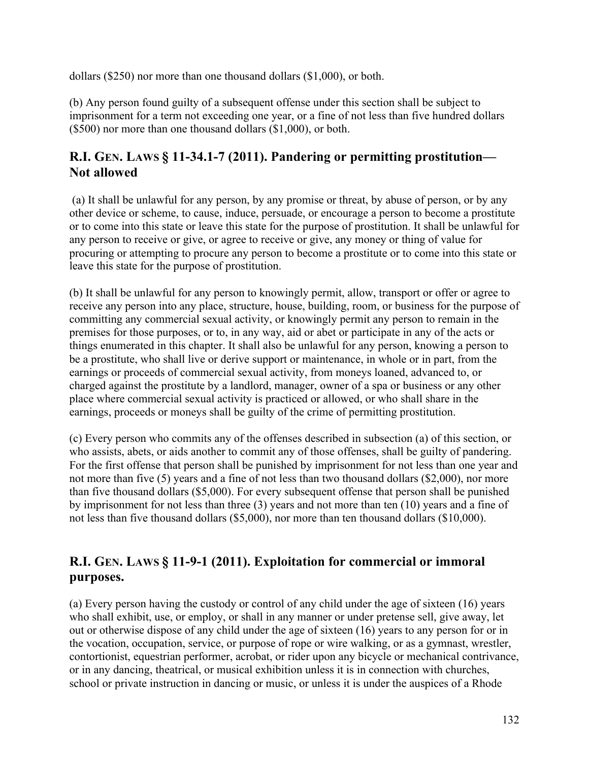dollars ($250) nor more than one thousand dollars ($1,000), or both.

(b) Any person found guilty of a subsequent offense under this section shall be subject to imprisonment for a term not exceeding one year, or a fine of not less than five hundred dollars ($500) nor more than one thousand dollars ($1,000), or both.

## R.I. GEN. LAWS § 11-34.1-7 (2011). Pandering or permitting prostitution—Not allowed

(a) It shall be unlawful for any person, by any promise or threat, by abuse of person, or by any other device or scheme, to cause, induce, persuade, or encourage a person to become a prostitute or to come into this state or leave this state for the purpose of prostitution. It shall be unlawful for any person to receive or give, or agree to receive or give, any money or thing of value for procuring or attempting to procure any person to become a prostitute or to come into this state or leave this state for the purpose of prostitution.

(b) It shall be unlawful for any person to knowingly permit, allow, transport or offer or agree to receive any person into any place, structure, house, building, room, or business for the purpose of committing any commercial sexual activity, or knowingly permit any person to remain in the premises for those purposes, or to, in any way, aid or abet or participate in any of the acts or things enumerated in this chapter. It shall also be unlawful for any person, knowing a person to be a prostitute, who shall live or derive support or maintenance, in whole or in part, from the earnings or proceeds of commercial sexual activity, from moneys loaned, advanced to, or charged against the prostitute by a landlord, manager, owner of a spa or business or any other place where commercial sexual activity is practiced or allowed, or who shall share in the earnings, proceeds or moneys shall be guilty of the crime of permitting prostitution.

(c) Every person who commits any of the offenses described in subsection (a) of this section, or who assists, abets, or aids another to commit any of those offenses, shall be guilty of pandering. For the first offense that person shall be punished by imprisonment for not less than one year and not more than five (5) years and a fine of not less than two thousand dollars ($2,000), nor more than five thousand dollars ($5,000). For every subsequent offense that person shall be punished by imprisonment for not less than three (3) years and not more than ten (10) years and a fine of not less than five thousand dollars ($5,000), nor more than ten thousand dollars ($10,000).

## R.I. GEN. LAWS § 11-9-1 (2011). Exploitation for commercial or immoral purposes.

(a) Every person having the custody or control of any child under the age of sixteen (16) years who shall exhibit, use, or employ, or shall in any manner or under pretense sell, give away, let out or otherwise dispose of any child under the age of sixteen (16) years to any person for or in the vocation, occupation, service, or purpose of rope or wire walking, or as a gymnast, wrestler, contortionist, equestrian performer, acrobat, or rider upon any bicycle or mechanical contrivance, or in any dancing, theatrical, or musical exhibition unless it is in connection with churches, school or private instruction in dancing or music, or unless it is under the auspices of a Rhode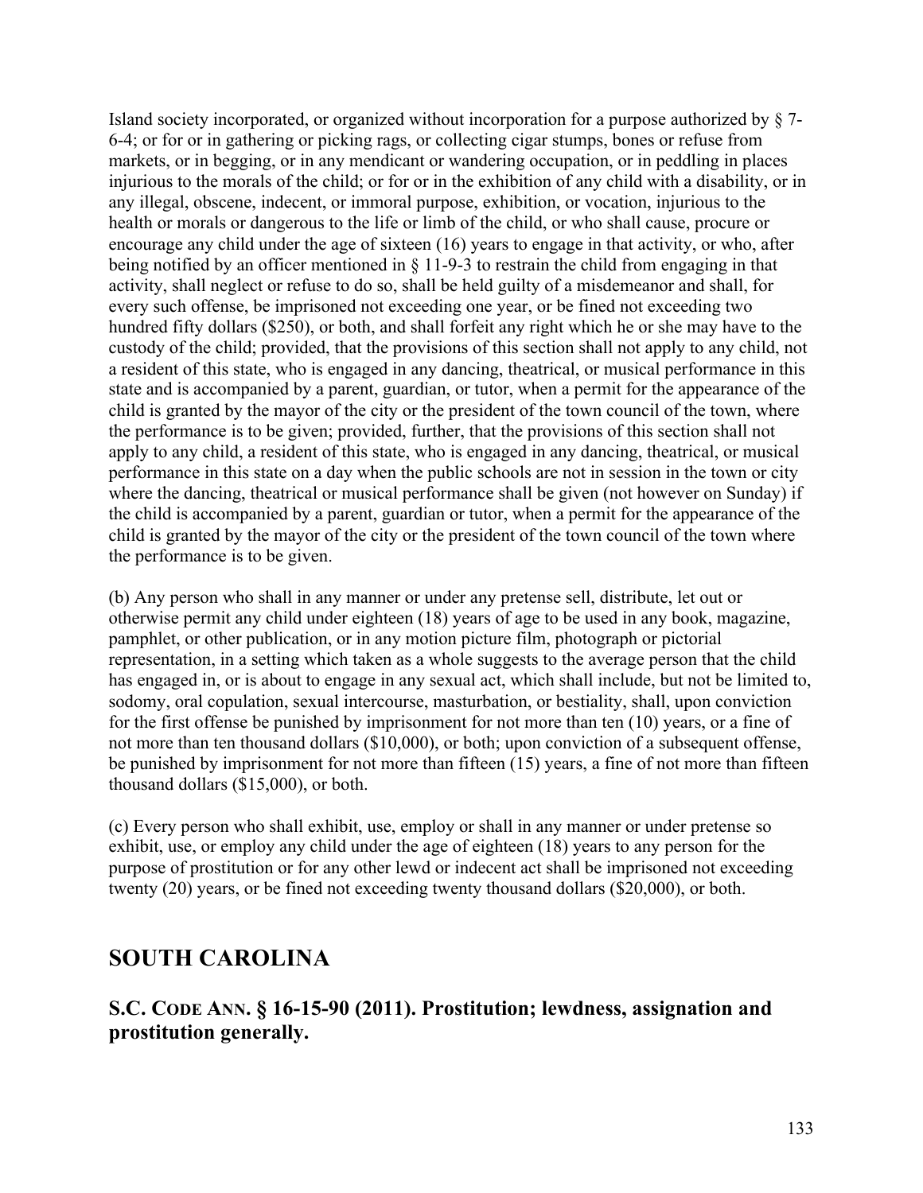Island society incorporated, or organized without incorporation for a purpose authorized by § 7-6-4; or for or in gathering or picking rags, or collecting cigar stumps, bones or refuse from markets, or in begging, or in any mendicant or wandering occupation, or in peddling in places injurious to the morals of the child; or for or in the exhibition of any child with a disability, or in any illegal, obscene, indecent, or immoral purpose, exhibition, or vocation, injurious to the health or morals or dangerous to the life or limb of the child, or who shall cause, procure or encourage any child under the age of sixteen (16) years to engage in that activity, or who, after being notified by an officer mentioned in § 11-9-3 to restrain the child from engaging in that activity, shall neglect or refuse to do so, shall be held guilty of a misdemeanor and shall, for every such offense, be imprisoned not exceeding one year, or be fined not exceeding two hundred fifty dollars ($250), or both, and shall forfeit any right which he or she may have to the custody of the child; provided, that the provisions of this section shall not apply to any child, not a resident of this state, who is engaged in any dancing, theatrical, or musical performance in this state and is accompanied by a parent, guardian, or tutor, when a permit for the appearance of the child is granted by the mayor of the city or the president of the town council of the town, where the performance is to be given; provided, further, that the provisions of this section shall not apply to any child, a resident of this state, who is engaged in any dancing, theatrical, or musical performance in this state on a day when the public schools are not in session in the town or city where the dancing, theatrical or musical performance shall be given (not however on Sunday) if the child is accompanied by a parent, guardian or tutor, when a permit for the appearance of the child is granted by the mayor of the city or the president of the town council of the town where the performance is to be given.

(b) Any person who shall in any manner or under any pretense sell, distribute, let out or otherwise permit any child under eighteen (18) years of age to be used in any book, magazine, pamphlet, or other publication, or in any motion picture film, photograph or pictorial representation, in a setting which taken as a whole suggests to the average person that the child has engaged in, or is about to engage in any sexual act, which shall include, but not be limited to, sodomy, oral copulation, sexual intercourse, masturbation, or bestiality, shall, upon conviction for the first offense be punished by imprisonment for not more than ten (10) years, or a fine of not more than ten thousand dollars ($10,000), or both; upon conviction of a subsequent offense, be punished by imprisonment for not more than fifteen (15) years, a fine of not more than fifteen thousand dollars ($15,000), or both.

(c) Every person who shall exhibit, use, employ or shall in any manner or under pretense so exhibit, use, or employ any child under the age of eighteen (18) years to any person for the purpose of prostitution or for any other lewd or indecent act shall be imprisoned not exceeding twenty (20) years, or be fined not exceeding twenty thousand dollars ($20,000), or both.

## SOUTH CAROLINA

### S.C. CODE ANN. § 16-15-90 (2011). Prostitution; lewdness, assignation and prostitution generally.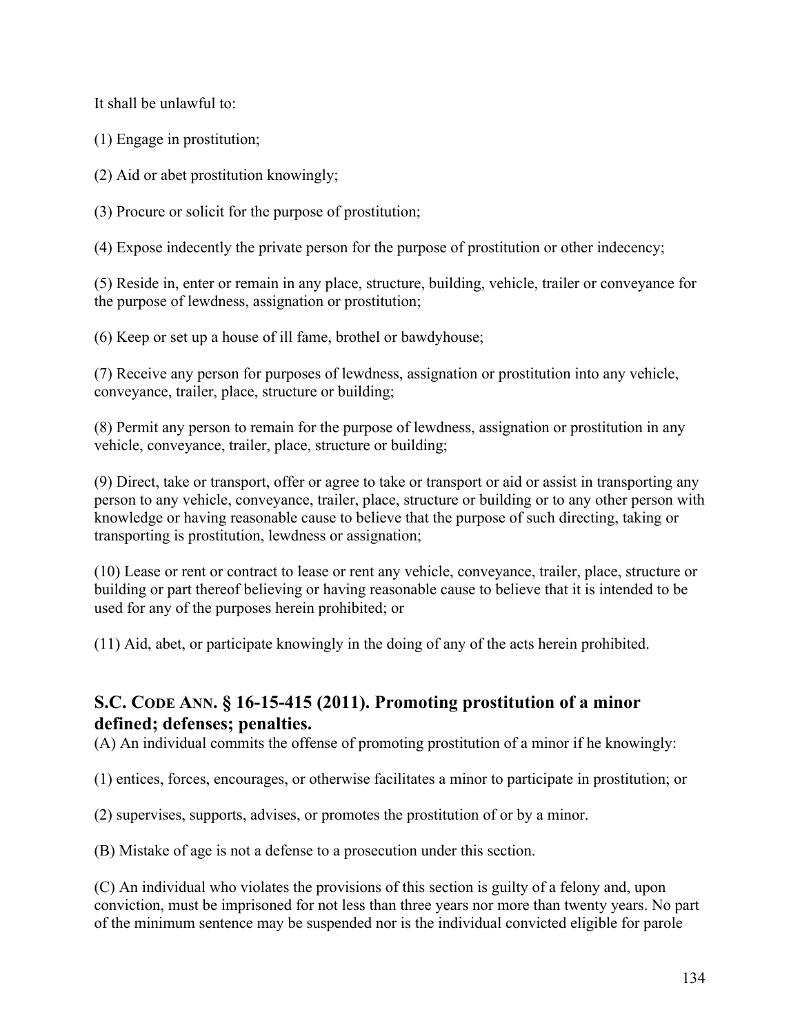It shall be unlawful to:

(1) Engage in prostitution;

(2) Aid or abet prostitution knowingly;

(3) Procure or solicit for the purpose of prostitution;

(4) Expose indecently the private person for the purpose of prostitution or other indecency;

(5) Reside in, enter or remain in any place, structure, building, vehicle, trailer or conveyance for the purpose of lewdness, assignation or prostitution;

(6) Keep or set up a house of ill fame, brothel or bawdyhouse;

(7) Receive any person for purposes of lewdness, assignation or prostitution into any vehicle, conveyance, trailer, place, structure or building;

(8) Permit any person to remain for the purpose of lewdness, assignation or prostitution in any vehicle, conveyance, trailer, place, structure or building;

(9) Direct, take or transport, offer or agree to take or transport or aid or assist in transporting any person to any vehicle, conveyance, trailer, place, structure or building or to any other person with knowledge or having reasonable cause to believe that the purpose of such directing, taking or transporting is prostitution, lewdness or assignation;

(10) Lease or rent or contract to lease or rent any vehicle, conveyance, trailer, place, structure or building or part thereof believing or having reasonable cause to believe that it is intended to be used for any of the purposes herein prohibited; or

(11) Aid, abet, or participate knowingly in the doing of any of the acts herein prohibited.

## S.C. CODE ANN. § 16-15-415 (2011). Promoting prostitution of a minor defined; defenses; penalties.

(A) An individual commits the offense of promoting prostitution of a minor if he knowingly:

(1) entices, forces, encourages, or otherwise facilitates a minor to participate in prostitution; or

(2) supervises, supports, advises, or promotes the prostitution of or by a minor.

(B) Mistake of age is not a defense to a prosecution under this section.

(C) An individual who violates the provisions of this section is guilty of a felony and, upon conviction, must be imprisoned for not less than three years nor more than twenty years. No part of the minimum sentence may be suspended nor is the individual convicted eligible for parole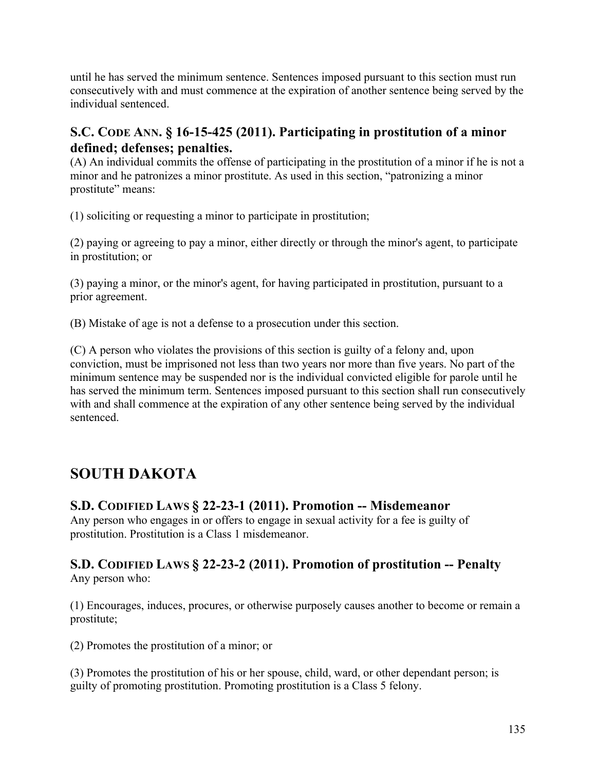until he has served the minimum sentence. Sentences imposed pursuant to this section must run consecutively with and must commence at the expiration of another sentence being served by the individual sentenced.

### S.C. CODE ANN. § 16-15-425 (2011). Participating in prostitution of a minor defined; defenses; penalties.

(A) An individual commits the offense of participating in the prostitution of a minor if he is not a minor and he patronizes a minor prostitute. As used in this section, "patronizing a minor prostitute" means:

(1) soliciting or requesting a minor to participate in prostitution;

(2) paying or agreeing to pay a minor, either directly or through the minor's agent, to participate in prostitution; or

(3) paying a minor, or the minor's agent, for having participated in prostitution, pursuant to a prior agreement.

(B) Mistake of age is not a defense to a prosecution under this section.

(C) A person who violates the provisions of this section is guilty of a felony and, upon conviction, must be imprisoned not less than two years nor more than five years. No part of the minimum sentence may be suspended nor is the individual convicted eligible for parole until he has served the minimum term. Sentences imposed pursuant to this section shall run consecutively with and shall commence at the expiration of any other sentence being served by the individual sentenced.

## SOUTH DAKOTA

### S.D. CODIFIED LAWS § 22-23-1 (2011). Promotion -- Misdemeanor

Any person who engages in or offers to engage in sexual activity for a fee is guilty of prostitution. Prostitution is a Class 1 misdemeanor.

### S.D. CODIFIED LAWS § 22-23-2 (2011). Promotion of prostitution -- Penalty

Any person who:

(1) Encourages, induces, procures, or otherwise purposely causes another to become or remain a prostitute;

(2) Promotes the prostitution of a minor; or

(3) Promotes the prostitution of his or her spouse, child, ward, or other dependant person; is guilty of promoting prostitution. Promoting prostitution is a Class 5 felony.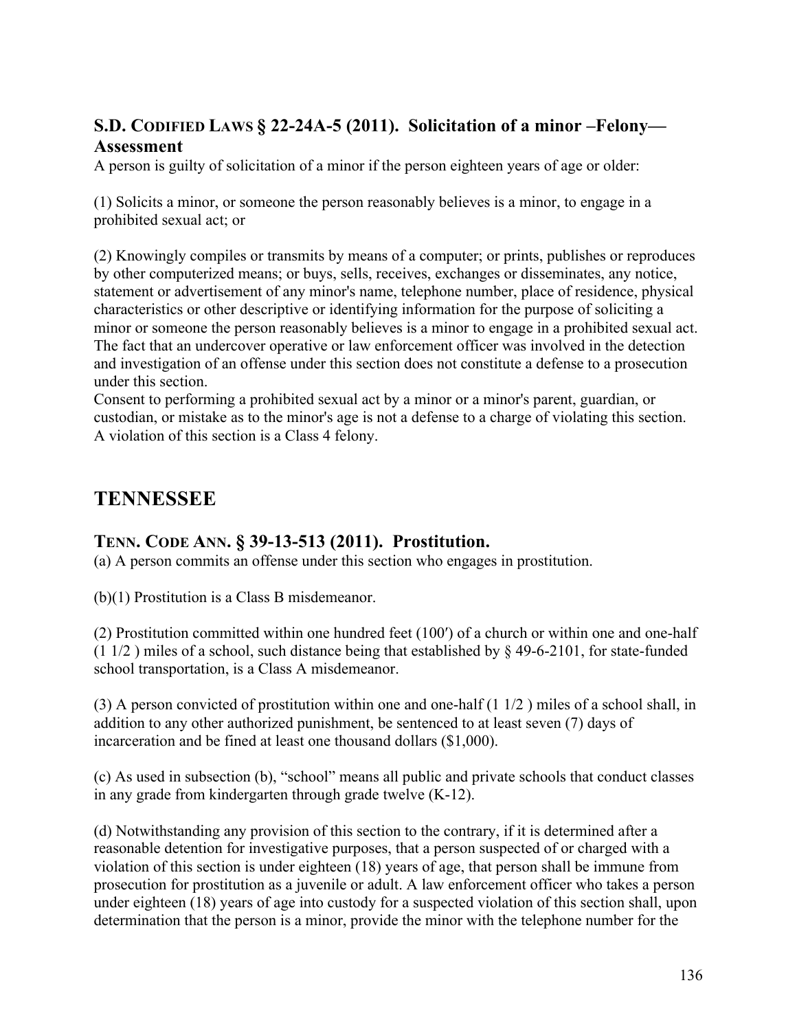### S.D. Codified Laws § 22-24A-5 (2011). Solicitation of a minor –Felony—Assessment

A person is guilty of solicitation of a minor if the person eighteen years of age or older:

(1) Solicits a minor, or someone the person reasonably believes is a minor, to engage in a prohibited sexual act; or

(2) Knowingly compiles or transmits by means of a computer; or prints, publishes or reproduces by other computerized means; or buys, sells, receives, exchanges or disseminates, any notice, statement or advertisement of any minor's name, telephone number, place of residence, physical characteristics or other descriptive or identifying information for the purpose of soliciting a minor or someone the person reasonably believes is a minor to engage in a prohibited sexual act. The fact that an undercover operative or law enforcement officer was involved in the detection and investigation of an offense under this section does not constitute a defense to a prosecution under this section.

Consent to performing a prohibited sexual act by a minor or a minor's parent, guardian, or custodian, or mistake as to the minor's age is not a defense to a charge of violating this section. A violation of this section is a Class 4 felony.

## TENNESSEE

### Tenn. Code Ann. § 39-13-513 (2011). Prostitution.

(a) A person commits an offense under this section who engages in prostitution.

(b)(1) Prostitution is a Class B misdemeanor.

(2) Prostitution committed within one hundred feet (100′) of a church or within one and one-half (1 1/2 ) miles of a school, such distance being that established by § 49-6-2101, for state-funded school transportation, is a Class A misdemeanor.

(3) A person convicted of prostitution within one and one-half (1 1/2 ) miles of a school shall, in addition to any other authorized punishment, be sentenced to at least seven (7) days of incarceration and be fined at least one thousand dollars ($1,000).

(c) As used in subsection (b), "school" means all public and private schools that conduct classes in any grade from kindergarten through grade twelve (K-12).

(d) Notwithstanding any provision of this section to the contrary, if it is determined after a reasonable detention for investigative purposes, that a person suspected of or charged with a violation of this section is under eighteen (18) years of age, that person shall be immune from prosecution for prostitution as a juvenile or adult. A law enforcement officer who takes a person under eighteen (18) years of age into custody for a suspected violation of this section shall, upon determination that the person is a minor, provide the minor with the telephone number for the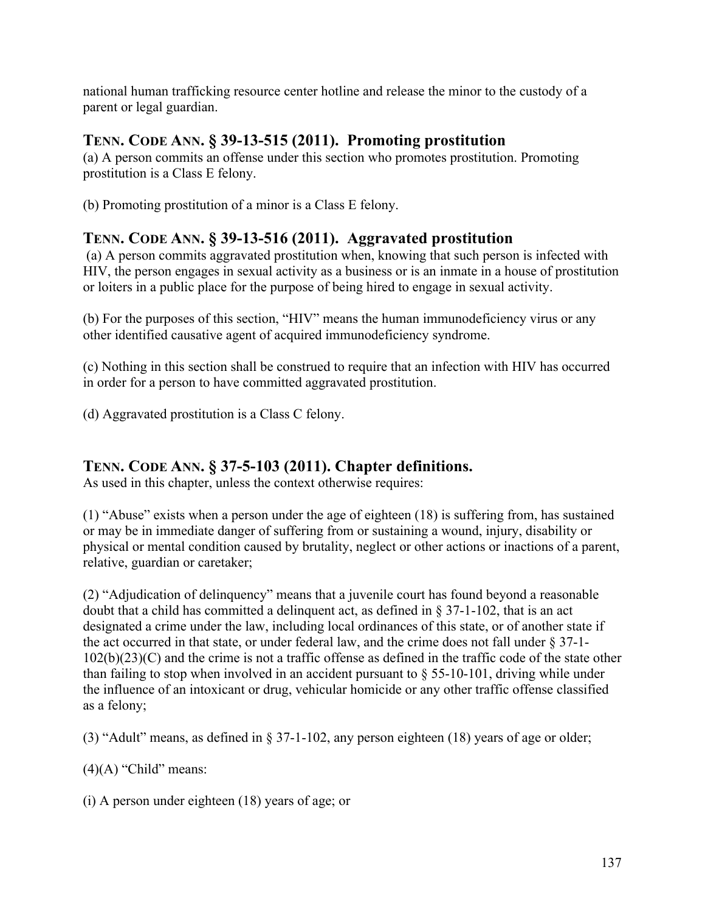national human trafficking resource center hotline and release the minor to the custody of a parent or legal guardian.

## TENN. CODE ANN. § 39-13-515 (2011). Promoting prostitution

(a) A person commits an offense under this section who promotes prostitution. Promoting prostitution is a Class E felony.

(b) Promoting prostitution of a minor is a Class E felony.

## TENN. CODE ANN. § 39-13-516 (2011). Aggravated prostitution

(a) A person commits aggravated prostitution when, knowing that such person is infected with HIV, the person engages in sexual activity as a business or is an inmate in a house of prostitution or loiters in a public place for the purpose of being hired to engage in sexual activity.

(b) For the purposes of this section, "HIV" means the human immunodeficiency virus or any other identified causative agent of acquired immunodeficiency syndrome.

(c) Nothing in this section shall be construed to require that an infection with HIV has occurred in order for a person to have committed aggravated prostitution.

(d) Aggravated prostitution is a Class C felony.

## TENN. CODE ANN. § 37-5-103 (2011). Chapter definitions.

As used in this chapter, unless the context otherwise requires:

(1) "Abuse" exists when a person under the age of eighteen (18) is suffering from, has sustained or may be in immediate danger of suffering from or sustaining a wound, injury, disability or physical or mental condition caused by brutality, neglect or other actions or inactions of a parent, relative, guardian or caretaker;

(2) "Adjudication of delinquency" means that a juvenile court has found beyond a reasonable doubt that a child has committed a delinquent act, as defined in § 37-1-102, that is an act designated a crime under the law, including local ordinances of this state, or of another state if the act occurred in that state, or under federal law, and the crime does not fall under § 37-1-102(b)(23)(C) and the crime is not a traffic offense as defined in the traffic code of the state other than failing to stop when involved in an accident pursuant to § 55-10-101, driving while under the influence of an intoxicant or drug, vehicular homicide or any other traffic offense classified as a felony;

(3) "Adult" means, as defined in § 37-1-102, any person eighteen (18) years of age or older;

(4)(A) "Child" means:

(i) A person under eighteen (18) years of age; or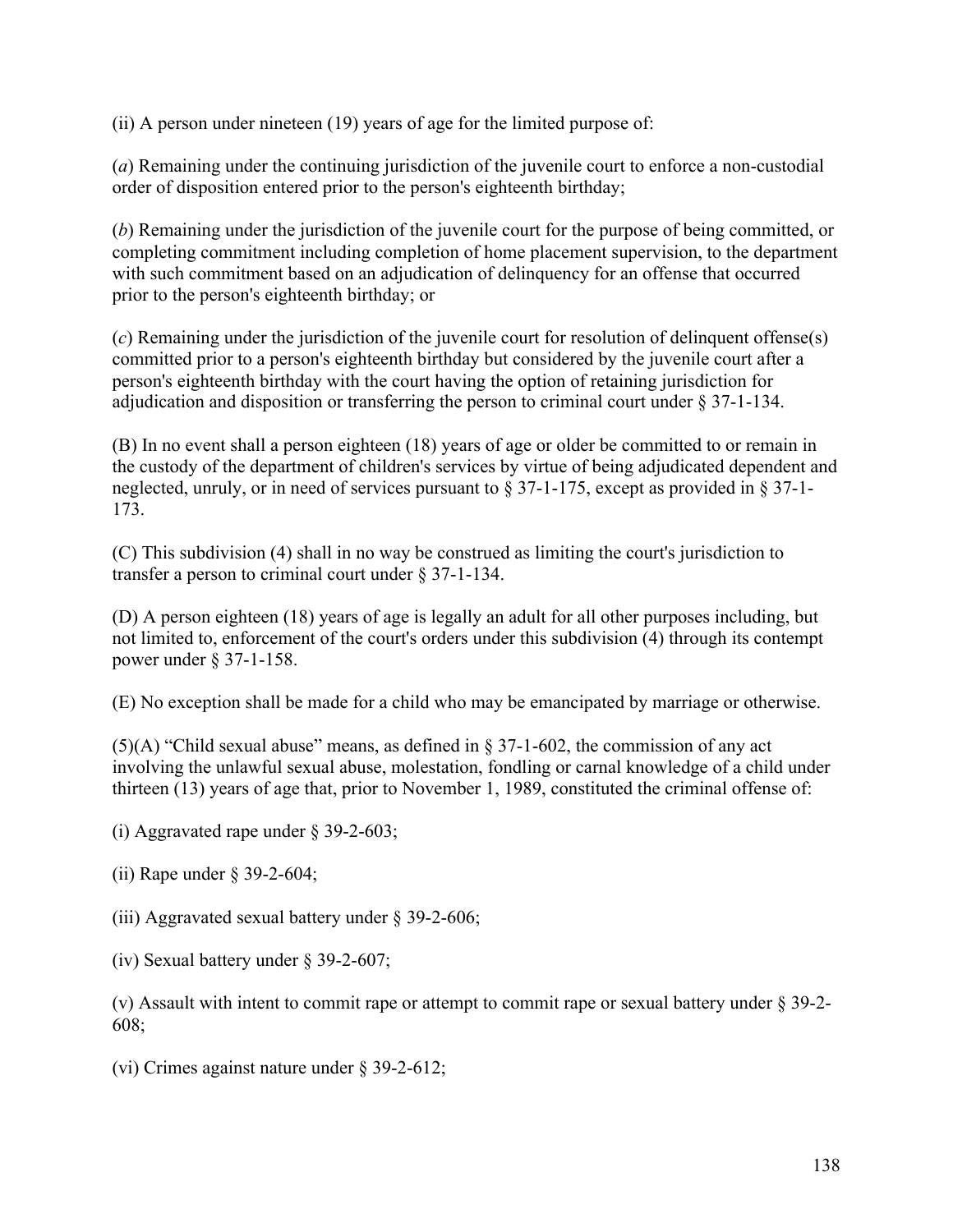(ii) A person under nineteen (19) years of age for the limited purpose of:

(*a*) Remaining under the continuing jurisdiction of the juvenile court to enforce a non-custodial order of disposition entered prior to the person's eighteenth birthday;

(*b*) Remaining under the jurisdiction of the juvenile court for the purpose of being committed, or completing commitment including completion of home placement supervision, to the department with such commitment based on an adjudication of delinquency for an offense that occurred prior to the person's eighteenth birthday; or

(*c*) Remaining under the jurisdiction of the juvenile court for resolution of delinquent offense(s) committed prior to a person's eighteenth birthday but considered by the juvenile court after a person's eighteenth birthday with the court having the option of retaining jurisdiction for adjudication and disposition or transferring the person to criminal court under § 37-1-134.

(B) In no event shall a person eighteen (18) years of age or older be committed to or remain in the custody of the department of children's services by virtue of being adjudicated dependent and neglected, unruly, or in need of services pursuant to § 37-1-175, except as provided in § 37-1-173.

(C) This subdivision (4) shall in no way be construed as limiting the court's jurisdiction to transfer a person to criminal court under § 37-1-134.

(D) A person eighteen (18) years of age is legally an adult for all other purposes including, but not limited to, enforcement of the court's orders under this subdivision (4) through its contempt power under § 37-1-158.

(E) No exception shall be made for a child who may be emancipated by marriage or otherwise.

(5)(A) "Child sexual abuse" means, as defined in § 37-1-602, the commission of any act involving the unlawful sexual abuse, molestation, fondling or carnal knowledge of a child under thirteen (13) years of age that, prior to November 1, 1989, constituted the criminal offense of:

(i) Aggravated rape under § 39-2-603;

(ii) Rape under § 39-2-604;

(iii) Aggravated sexual battery under § 39-2-606;

(iv) Sexual battery under § 39-2-607;

(v) Assault with intent to commit rape or attempt to commit rape or sexual battery under § 39-2-608;

(vi) Crimes against nature under § 39-2-612;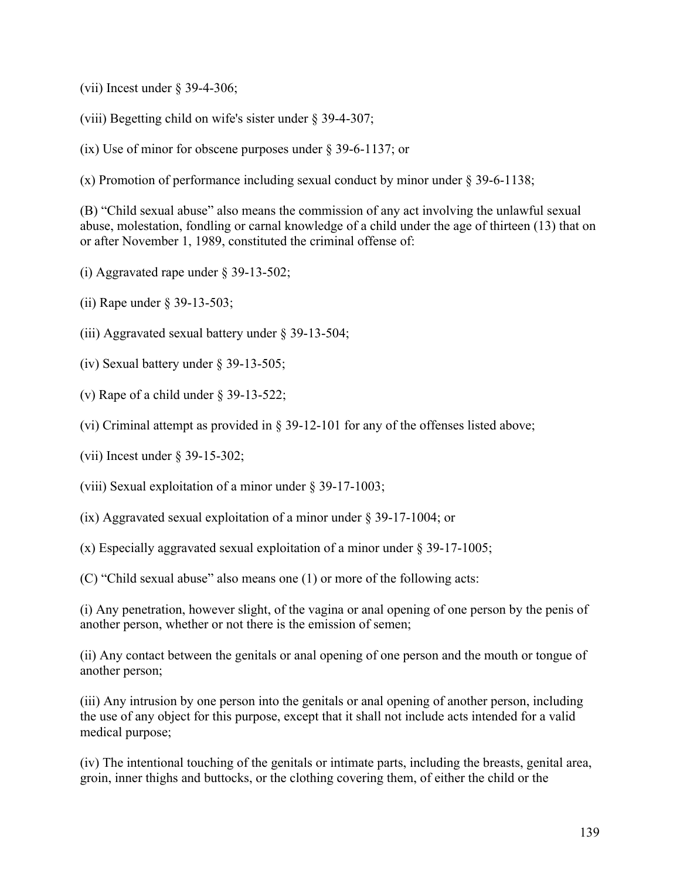(vii) Incest under § 39-4-306;

(viii) Begetting child on wife's sister under § 39-4-307;

(ix) Use of minor for obscene purposes under § 39-6-1137; or

(x) Promotion of performance including sexual conduct by minor under § 39-6-1138;

(B) "Child sexual abuse" also means the commission of any act involving the unlawful sexual abuse, molestation, fondling or carnal knowledge of a child under the age of thirteen (13) that on or after November 1, 1989, constituted the criminal offense of:

(i) Aggravated rape under § 39-13-502;

(ii) Rape under § 39-13-503;

(iii) Aggravated sexual battery under § 39-13-504;

(iv) Sexual battery under § 39-13-505;

(v) Rape of a child under § 39-13-522;

(vi) Criminal attempt as provided in § 39-12-101 for any of the offenses listed above;

(vii) Incest under § 39-15-302;

(viii) Sexual exploitation of a minor under § 39-17-1003;

(ix) Aggravated sexual exploitation of a minor under § 39-17-1004; or

(x) Especially aggravated sexual exploitation of a minor under § 39-17-1005;

(C) "Child sexual abuse" also means one (1) or more of the following acts:

(i) Any penetration, however slight, of the vagina or anal opening of one person by the penis of another person, whether or not there is the emission of semen;

(ii) Any contact between the genitals or anal opening of one person and the mouth or tongue of another person;

(iii) Any intrusion by one person into the genitals or anal opening of another person, including the use of any object for this purpose, except that it shall not include acts intended for a valid medical purpose;

(iv) The intentional touching of the genitals or intimate parts, including the breasts, genital area, groin, inner thighs and buttocks, or the clothing covering them, of either the child or the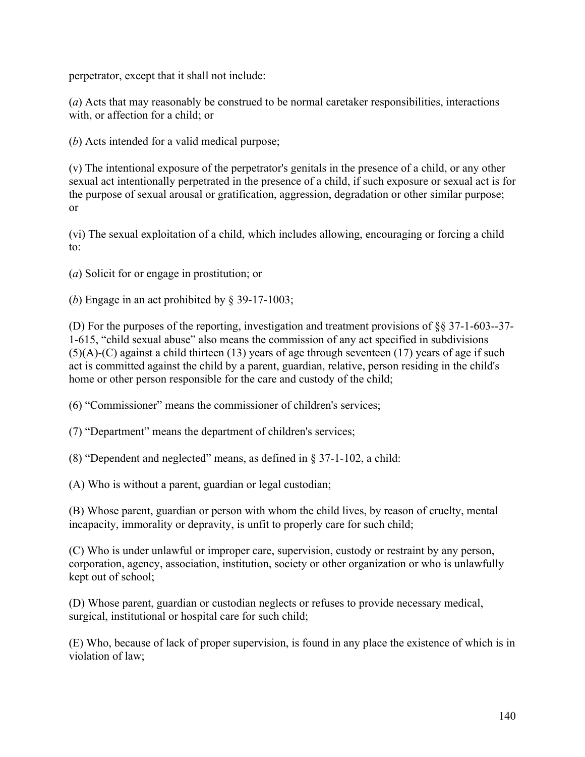perpetrator, except that it shall not include:

(*a*) Acts that may reasonably be construed to be normal caretaker responsibilities, interactions with, or affection for a child; or

(*b*) Acts intended for a valid medical purpose;

(v) The intentional exposure of the perpetrator's genitals in the presence of a child, or any other sexual act intentionally perpetrated in the presence of a child, if such exposure or sexual act is for the purpose of sexual arousal or gratification, aggression, degradation or other similar purpose; or

(vi) The sexual exploitation of a child, which includes allowing, encouraging or forcing a child to:

(*a*) Solicit for or engage in prostitution; or

(*b*) Engage in an act prohibited by § 39-17-1003;

(D) For the purposes of the reporting, investigation and treatment provisions of §§ 37-1-603--37-1-615, "child sexual abuse" also means the commission of any act specified in subdivisions (5)(A)-(C) against a child thirteen (13) years of age through seventeen (17) years of age if such act is committed against the child by a parent, guardian, relative, person residing in the child's home or other person responsible for the care and custody of the child;

(6) "Commissioner" means the commissioner of children's services;

(7) "Department" means the department of children's services;

(8) "Dependent and neglected" means, as defined in § 37-1-102, a child:

(A) Who is without a parent, guardian or legal custodian;

(B) Whose parent, guardian or person with whom the child lives, by reason of cruelty, mental incapacity, immorality or depravity, is unfit to properly care for such child;

(C) Who is under unlawful or improper care, supervision, custody or restraint by any person, corporation, agency, association, institution, society or other organization or who is unlawfully kept out of school;

(D) Whose parent, guardian or custodian neglects or refuses to provide necessary medical, surgical, institutional or hospital care for such child;

(E) Who, because of lack of proper supervision, is found in any place the existence of which is in violation of law;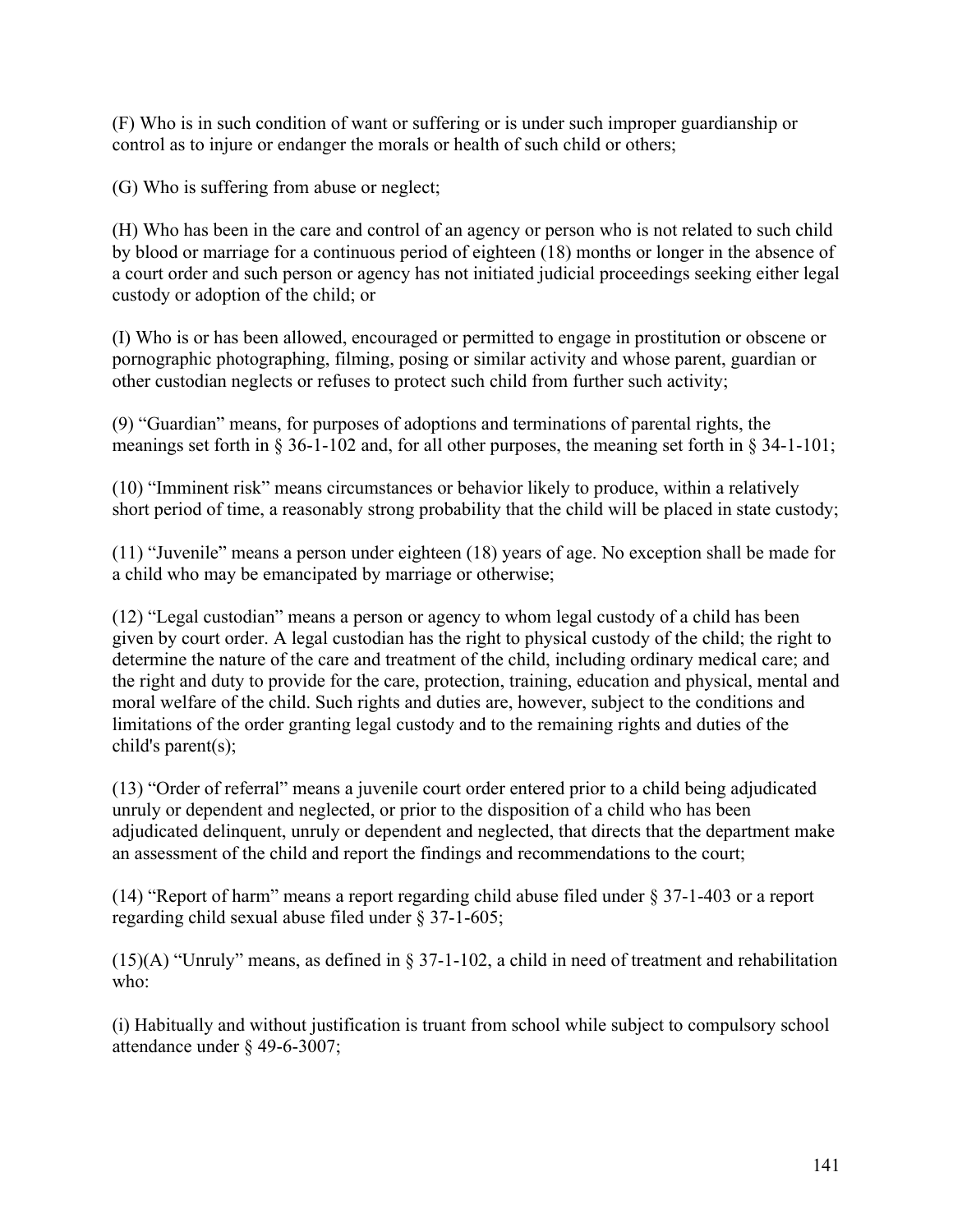(F) Who is in such condition of want or suffering or is under such improper guardianship or control as to injure or endanger the morals or health of such child or others;

(G) Who is suffering from abuse or neglect;

(H) Who has been in the care and control of an agency or person who is not related to such child by blood or marriage for a continuous period of eighteen (18) months or longer in the absence of a court order and such person or agency has not initiated judicial proceedings seeking either legal custody or adoption of the child; or

(I) Who is or has been allowed, encouraged or permitted to engage in prostitution or obscene or pornographic photographing, filming, posing or similar activity and whose parent, guardian or other custodian neglects or refuses to protect such child from further such activity;

(9) "Guardian" means, for purposes of adoptions and terminations of parental rights, the meanings set forth in § 36-1-102 and, for all other purposes, the meaning set forth in § 34-1-101;

(10) "Imminent risk" means circumstances or behavior likely to produce, within a relatively short period of time, a reasonably strong probability that the child will be placed in state custody;

(11) "Juvenile" means a person under eighteen (18) years of age. No exception shall be made for a child who may be emancipated by marriage or otherwise;

(12) "Legal custodian" means a person or agency to whom legal custody of a child has been given by court order. A legal custodian has the right to physical custody of the child; the right to determine the nature of the care and treatment of the child, including ordinary medical care; and the right and duty to provide for the care, protection, training, education and physical, mental and moral welfare of the child. Such rights and duties are, however, subject to the conditions and limitations of the order granting legal custody and to the remaining rights and duties of the child's parent(s);

(13) "Order of referral" means a juvenile court order entered prior to a child being adjudicated unruly or dependent and neglected, or prior to the disposition of a child who has been adjudicated delinquent, unruly or dependent and neglected, that directs that the department make an assessment of the child and report the findings and recommendations to the court;

(14) "Report of harm" means a report regarding child abuse filed under § 37-1-403 or a report regarding child sexual abuse filed under § 37-1-605;

(15)(A) "Unruly" means, as defined in § 37-1-102, a child in need of treatment and rehabilitation who:

(i) Habitually and without justification is truant from school while subject to compulsory school attendance under § 49-6-3007;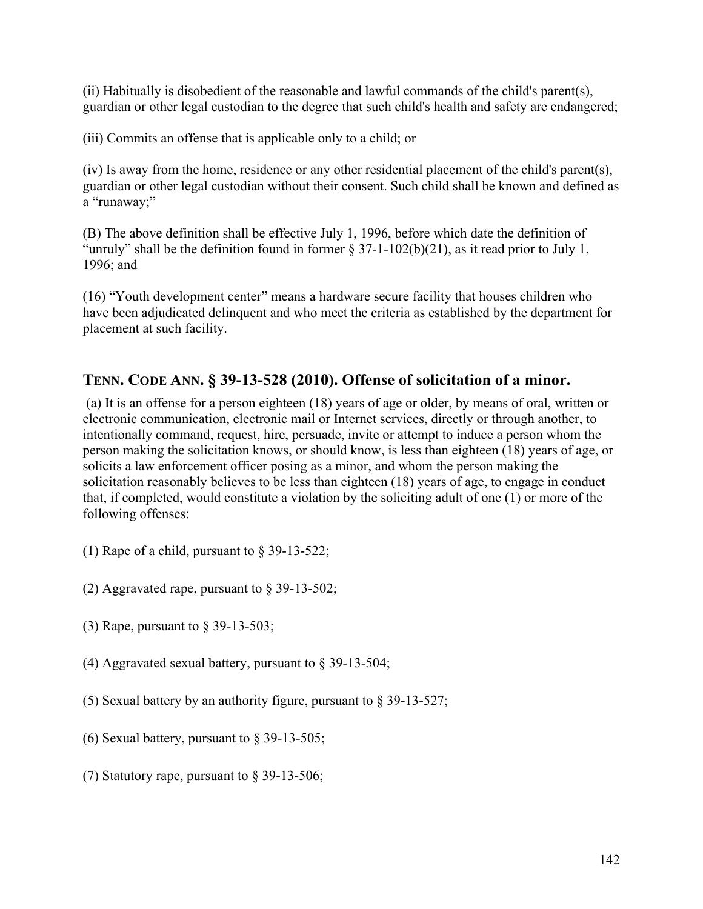(ii) Habitually is disobedient of the reasonable and lawful commands of the child's parent(s), guardian or other legal custodian to the degree that such child's health and safety are endangered;

(iii) Commits an offense that is applicable only to a child; or

(iv) Is away from the home, residence or any other residential placement of the child's parent(s), guardian or other legal custodian without their consent. Such child shall be known and defined as a "runaway;"

(B) The above definition shall be effective July 1, 1996, before which date the definition of "unruly" shall be the definition found in former § 37-1-102(b)(21), as it read prior to July 1, 1996; and

(16) "Youth development center" means a hardware secure facility that houses children who have been adjudicated delinquent and who meet the criteria as established by the department for placement at such facility.

## TENN. CODE ANN. § 39-13-528 (2010). Offense of solicitation of a minor.

(a) It is an offense for a person eighteen (18) years of age or older, by means of oral, written or electronic communication, electronic mail or Internet services, directly or through another, to intentionally command, request, hire, persuade, invite or attempt to induce a person whom the person making the solicitation knows, or should know, is less than eighteen (18) years of age, or solicits a law enforcement officer posing as a minor, and whom the person making the solicitation reasonably believes to be less than eighteen (18) years of age, to engage in conduct that, if completed, would constitute a violation by the soliciting adult of one (1) or more of the following offenses:

(1) Rape of a child, pursuant to § 39-13-522;

(2) Aggravated rape, pursuant to § 39-13-502;

(3) Rape, pursuant to § 39-13-503;

(4) Aggravated sexual battery, pursuant to § 39-13-504;

(5) Sexual battery by an authority figure, pursuant to § 39-13-527;

(6) Sexual battery, pursuant to § 39-13-505;

(7) Statutory rape, pursuant to § 39-13-506;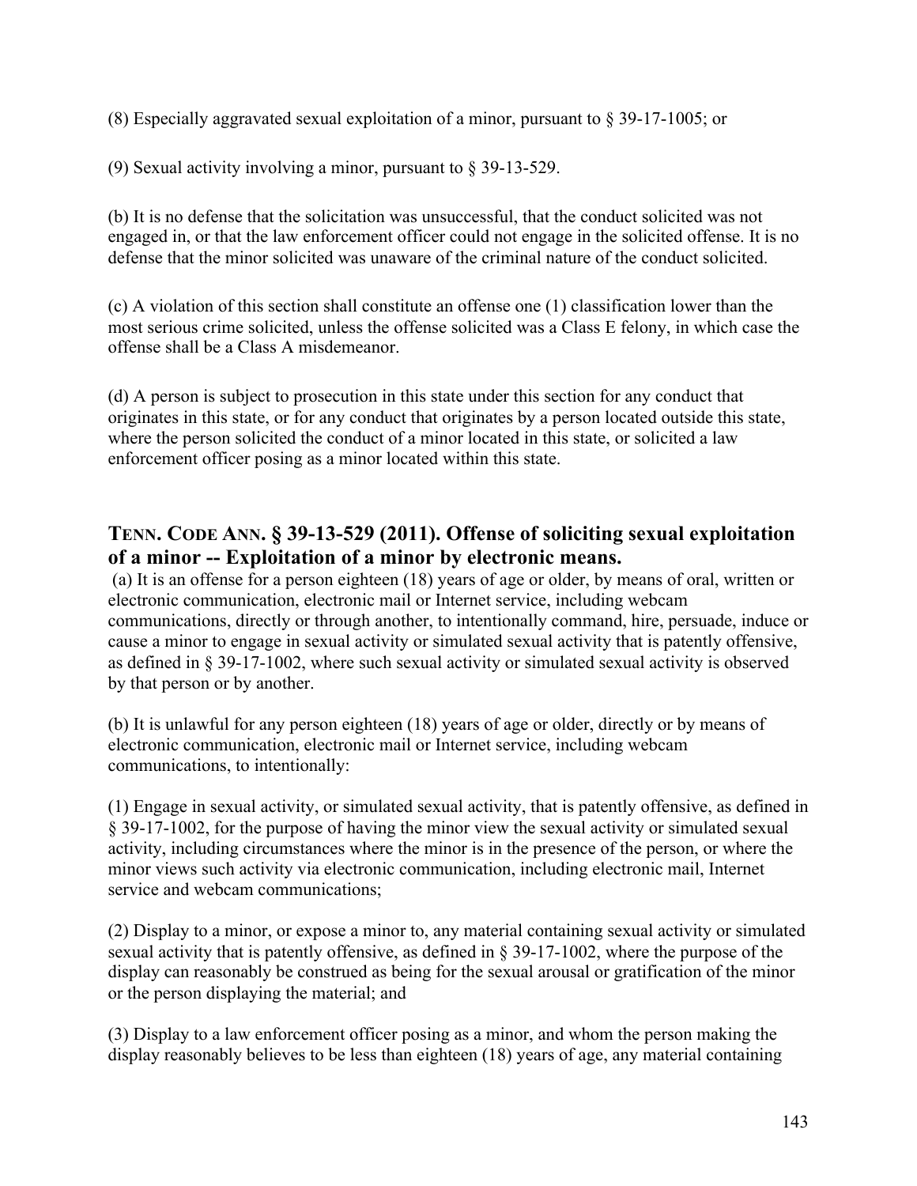(8) Especially aggravated sexual exploitation of a minor, pursuant to § 39-17-1005; or

(9) Sexual activity involving a minor, pursuant to § 39-13-529.

(b) It is no defense that the solicitation was unsuccessful, that the conduct solicited was not engaged in, or that the law enforcement officer could not engage in the solicited offense. It is no defense that the minor solicited was unaware of the criminal nature of the conduct solicited.

(c) A violation of this section shall constitute an offense one (1) classification lower than the most serious crime solicited, unless the offense solicited was a Class E felony, in which case the offense shall be a Class A misdemeanor.

(d) A person is subject to prosecution in this state under this section for any conduct that originates in this state, or for any conduct that originates by a person located outside this state, where the person solicited the conduct of a minor located in this state, or solicited a law enforcement officer posing as a minor located within this state.

## TENN. CODE ANN. § 39-13-529 (2011). Offense of soliciting sexual exploitation of a minor -- Exploitation of a minor by electronic means.

(a) It is an offense for a person eighteen (18) years of age or older, by means of oral, written or electronic communication, electronic mail or Internet service, including webcam communications, directly or through another, to intentionally command, hire, persuade, induce or cause a minor to engage in sexual activity or simulated sexual activity that is patently offensive, as defined in § 39-17-1002, where such sexual activity or simulated sexual activity is observed by that person or by another.

(b) It is unlawful for any person eighteen (18) years of age or older, directly or by means of electronic communication, electronic mail or Internet service, including webcam communications, to intentionally:

(1) Engage in sexual activity, or simulated sexual activity, that is patently offensive, as defined in § 39-17-1002, for the purpose of having the minor view the sexual activity or simulated sexual activity, including circumstances where the minor is in the presence of the person, or where the minor views such activity via electronic communication, including electronic mail, Internet service and webcam communications;

(2) Display to a minor, or expose a minor to, any material containing sexual activity or simulated sexual activity that is patently offensive, as defined in § 39-17-1002, where the purpose of the display can reasonably be construed as being for the sexual arousal or gratification of the minor or the person displaying the material; and

(3) Display to a law enforcement officer posing as a minor, and whom the person making the display reasonably believes to be less than eighteen (18) years of age, any material containing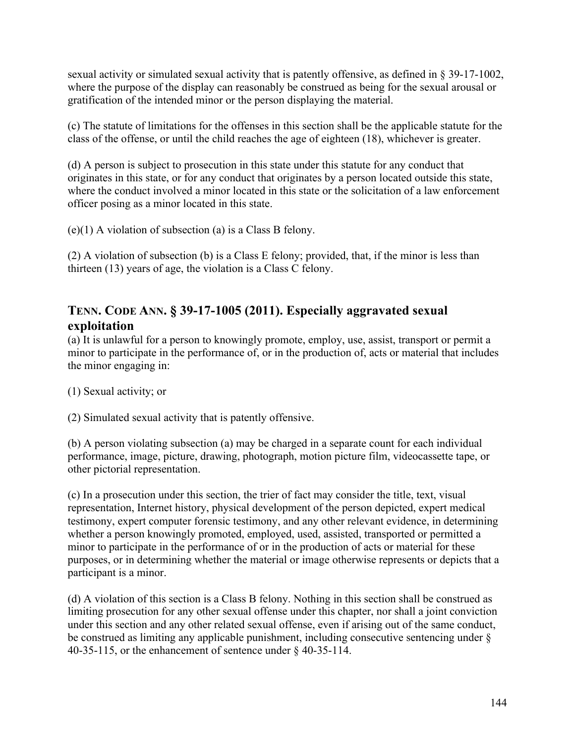sexual activity or simulated sexual activity that is patently offensive, as defined in § 39-17-1002, where the purpose of the display can reasonably be construed as being for the sexual arousal or gratification of the intended minor or the person displaying the material.

(c) The statute of limitations for the offenses in this section shall be the applicable statute for the class of the offense, or until the child reaches the age of eighteen (18), whichever is greater.

(d) A person is subject to prosecution in this state under this statute for any conduct that originates in this state, or for any conduct that originates by a person located outside this state, where the conduct involved a minor located in this state or the solicitation of a law enforcement officer posing as a minor located in this state.

(e)(1) A violation of subsection (a) is a Class B felony.

(2) A violation of subsection (b) is a Class E felony; provided, that, if the minor is less than thirteen (13) years of age, the violation is a Class C felony.

## TENN. CODE ANN. § 39-17-1005 (2011). Especially aggravated sexual exploitation

(a) It is unlawful for a person to knowingly promote, employ, use, assist, transport or permit a minor to participate in the performance of, or in the production of, acts or material that includes the minor engaging in:

(1) Sexual activity; or

(2) Simulated sexual activity that is patently offensive.

(b) A person violating subsection (a) may be charged in a separate count for each individual performance, image, picture, drawing, photograph, motion picture film, videocassette tape, or other pictorial representation.

(c) In a prosecution under this section, the trier of fact may consider the title, text, visual representation, Internet history, physical development of the person depicted, expert medical testimony, expert computer forensic testimony, and any other relevant evidence, in determining whether a person knowingly promoted, employed, used, assisted, transported or permitted a minor to participate in the performance of or in the production of acts or material for these purposes, or in determining whether the material or image otherwise represents or depicts that a participant is a minor.

(d) A violation of this section is a Class B felony. Nothing in this section shall be construed as limiting prosecution for any other sexual offense under this chapter, nor shall a joint conviction under this section and any other related sexual offense, even if arising out of the same conduct, be construed as limiting any applicable punishment, including consecutive sentencing under § 40-35-115, or the enhancement of sentence under § 40-35-114.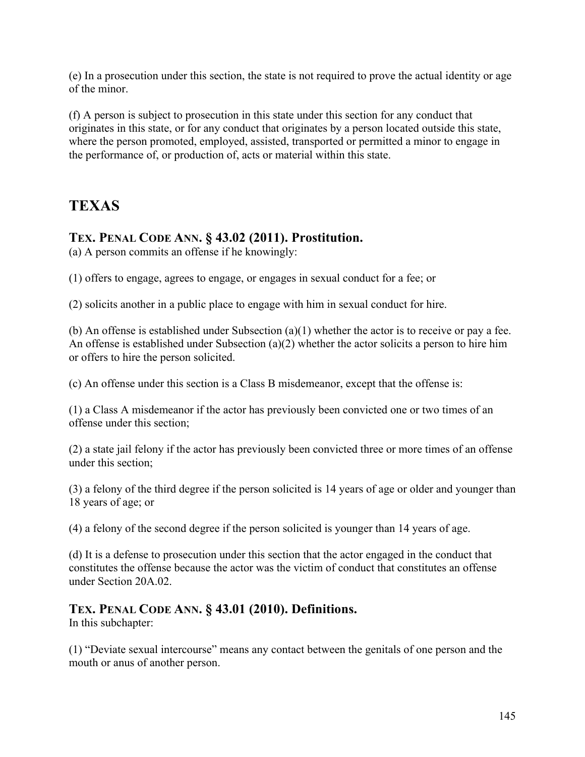(e) In a prosecution under this section, the state is not required to prove the actual identity or age of the minor.

(f) A person is subject to prosecution in this state under this section for any conduct that originates in this state, or for any conduct that originates by a person located outside this state, where the person promoted, employed, assisted, transported or permitted a minor to engage in the performance of, or production of, acts or material within this state.

## TEXAS

### TEX. PENAL CODE ANN. § 43.02 (2011). Prostitution.

(a) A person commits an offense if he knowingly:

(1) offers to engage, agrees to engage, or engages in sexual conduct for a fee; or

(2) solicits another in a public place to engage with him in sexual conduct for hire.

(b) An offense is established under Subsection (a)(1) whether the actor is to receive or pay a fee. An offense is established under Subsection (a)(2) whether the actor solicits a person to hire him or offers to hire the person solicited.

(c) An offense under this section is a Class B misdemeanor, except that the offense is:

(1) a Class A misdemeanor if the actor has previously been convicted one or two times of an offense under this section;

(2) a state jail felony if the actor has previously been convicted three or more times of an offense under this section;

(3) a felony of the third degree if the person solicited is 14 years of age or older and younger than 18 years of age; or

(4) a felony of the second degree if the person solicited is younger than 14 years of age.

(d) It is a defense to prosecution under this section that the actor engaged in the conduct that constitutes the offense because the actor was the victim of conduct that constitutes an offense under Section 20A.02.

### TEX. PENAL CODE ANN. § 43.01 (2010). Definitions.

In this subchapter:

(1) "Deviate sexual intercourse" means any contact between the genitals of one person and the mouth or anus of another person.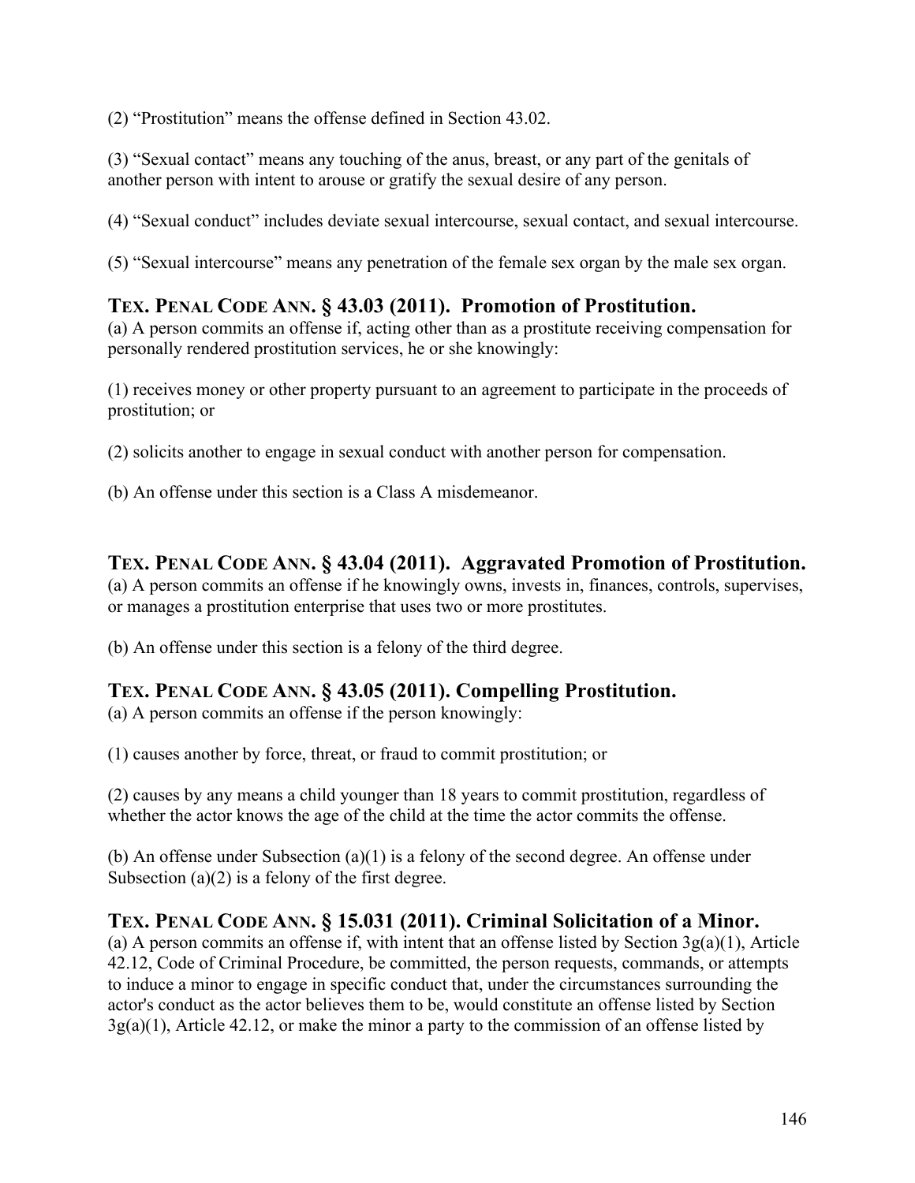(2) "Prostitution" means the offense defined in Section 43.02.

(3) "Sexual contact" means any touching of the anus, breast, or any part of the genitals of another person with intent to arouse or gratify the sexual desire of any person.

(4) "Sexual conduct" includes deviate sexual intercourse, sexual contact, and sexual intercourse.

(5) "Sexual intercourse" means any penetration of the female sex organ by the male sex organ.

### TEX. PENAL CODE ANN. § 43.03 (2011). Promotion of Prostitution.

(a) A person commits an offense if, acting other than as a prostitute receiving compensation for personally rendered prostitution services, he or she knowingly:

(1) receives money or other property pursuant to an agreement to participate in the proceeds of prostitution; or

(2) solicits another to engage in sexual conduct with another person for compensation.

(b) An offense under this section is a Class A misdemeanor.

### TEX. PENAL CODE ANN. § 43.04 (2011). Aggravated Promotion of Prostitution.

(a) A person commits an offense if he knowingly owns, invests in, finances, controls, supervises, or manages a prostitution enterprise that uses two or more prostitutes.

(b) An offense under this section is a felony of the third degree.

### TEX. PENAL CODE ANN. § 43.05 (2011). Compelling Prostitution.

(a) A person commits an offense if the person knowingly:

(1) causes another by force, threat, or fraud to commit prostitution; or

(2) causes by any means a child younger than 18 years to commit prostitution, regardless of whether the actor knows the age of the child at the time the actor commits the offense.

(b) An offense under Subsection (a)(1) is a felony of the second degree. An offense under Subsection (a)(2) is a felony of the first degree.

### TEX. PENAL CODE ANN. § 15.031 (2011). Criminal Solicitation of a Minor.

(a) A person commits an offense if, with intent that an offense listed by Section 3g(a)(1), Article 42.12, Code of Criminal Procedure, be committed, the person requests, commands, or attempts to induce a minor to engage in specific conduct that, under the circumstances surrounding the actor's conduct as the actor believes them to be, would constitute an offense listed by Section 3g(a)(1), Article 42.12, or make the minor a party to the commission of an offense listed by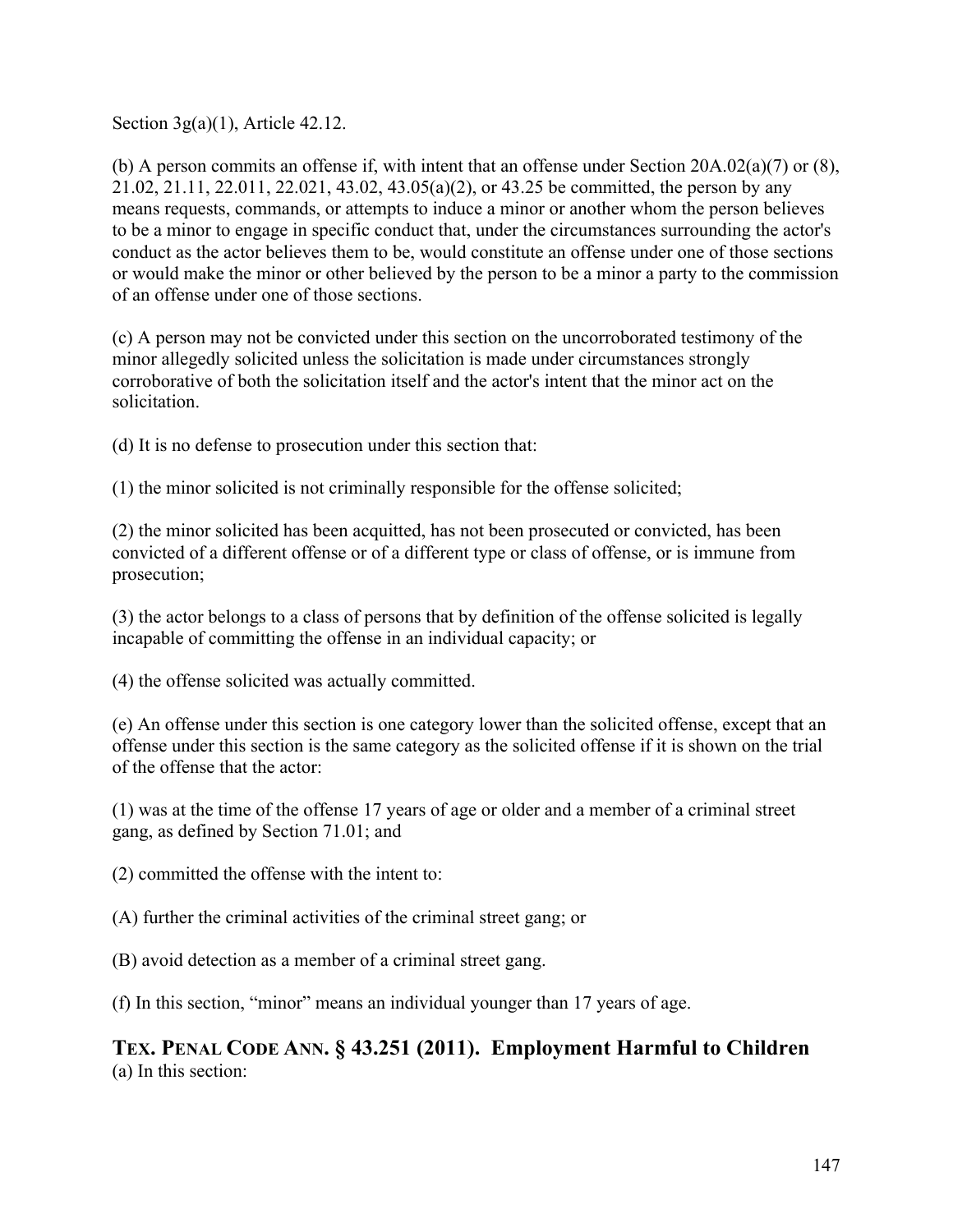Section 3g(a)(1), Article 42.12.

(b) A person commits an offense if, with intent that an offense under Section 20A.02(a)(7) or (8), 21.02, 21.11, 22.011, 22.021, 43.02, 43.05(a)(2), or 43.25 be committed, the person by any means requests, commands, or attempts to induce a minor or another whom the person believes to be a minor to engage in specific conduct that, under the circumstances surrounding the actor's conduct as the actor believes them to be, would constitute an offense under one of those sections or would make the minor or other believed by the person to be a minor a party to the commission of an offense under one of those sections.

(c) A person may not be convicted under this section on the uncorroborated testimony of the minor allegedly solicited unless the solicitation is made under circumstances strongly corroborative of both the solicitation itself and the actor's intent that the minor act on the solicitation.

(d) It is no defense to prosecution under this section that:

(1) the minor solicited is not criminally responsible for the offense solicited;

(2) the minor solicited has been acquitted, has not been prosecuted or convicted, has been convicted of a different offense or of a different type or class of offense, or is immune from prosecution;

(3) the actor belongs to a class of persons that by definition of the offense solicited is legally incapable of committing the offense in an individual capacity; or

(4) the offense solicited was actually committed.

(e) An offense under this section is one category lower than the solicited offense, except that an offense under this section is the same category as the solicited offense if it is shown on the trial of the offense that the actor:

(1) was at the time of the offense 17 years of age or older and a member of a criminal street gang, as defined by Section 71.01; and

(2) committed the offense with the intent to:

(A) further the criminal activities of the criminal street gang; or

(B) avoid detection as a member of a criminal street gang.

(f) In this section, "minor" means an individual younger than 17 years of age.

## TEX. PENAL CODE ANN. § 43.251 (2011). Employment Harmful to Children

(a) In this section: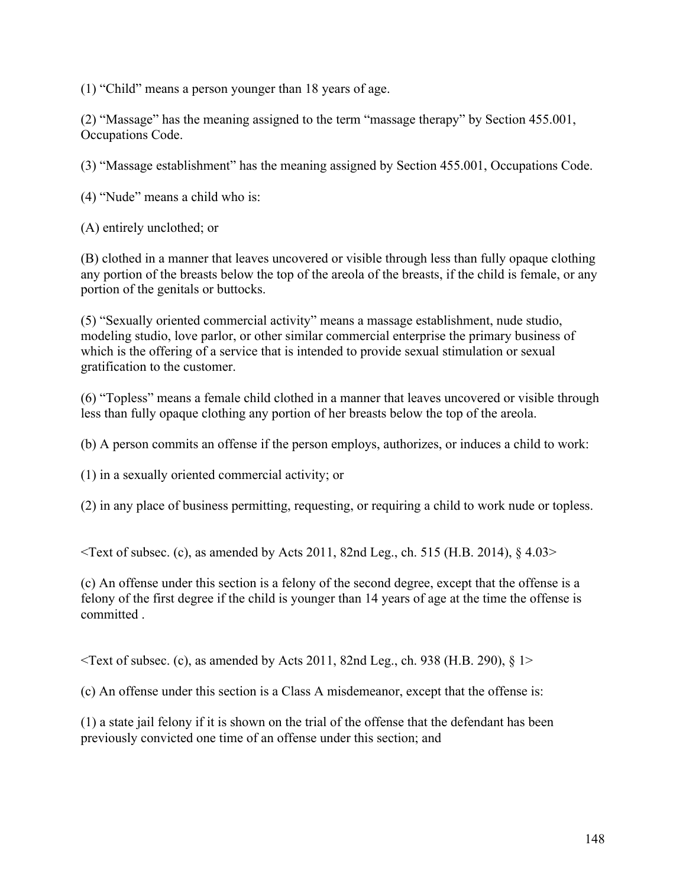(1) “Child” means a person younger than 18 years of age.

(2) “Massage” has the meaning assigned to the term “massage therapy” by Section 455.001, Occupations Code.

(3) “Massage establishment” has the meaning assigned by Section 455.001, Occupations Code.

(4) “Nude” means a child who is:

(A) entirely unclothed; or

(B) clothed in a manner that leaves uncovered or visible through less than fully opaque clothing any portion of the breasts below the top of the areola of the breasts, if the child is female, or any portion of the genitals or buttocks.

(5) “Sexually oriented commercial activity” means a massage establishment, nude studio, modeling studio, love parlor, or other similar commercial enterprise the primary business of which is the offering of a service that is intended to provide sexual stimulation or sexual gratification to the customer.

(6) “Topless” means a female child clothed in a manner that leaves uncovered or visible through less than fully opaque clothing any portion of her breasts below the top of the areola.

(b) A person commits an offense if the person employs, authorizes, or induces a child to work:

(1) in a sexually oriented commercial activity; or

(2) in any place of business permitting, requesting, or requiring a child to work nude or topless.

<Text of subsec. (c), as amended by Acts 2011, 82nd Leg., ch. 515 (H.B. 2014), § 4.03>

(c) An offense under this section is a felony of the second degree, except that the offense is a felony of the first degree if the child is younger than 14 years of age at the time the offense is committed .

<Text of subsec. (c), as amended by Acts 2011, 82nd Leg., ch. 938 (H.B. 290), § 1>

(c) An offense under this section is a Class A misdemeanor, except that the offense is:

(1) a state jail felony if it is shown on the trial of the offense that the defendant has been previously convicted one time of an offense under this section; and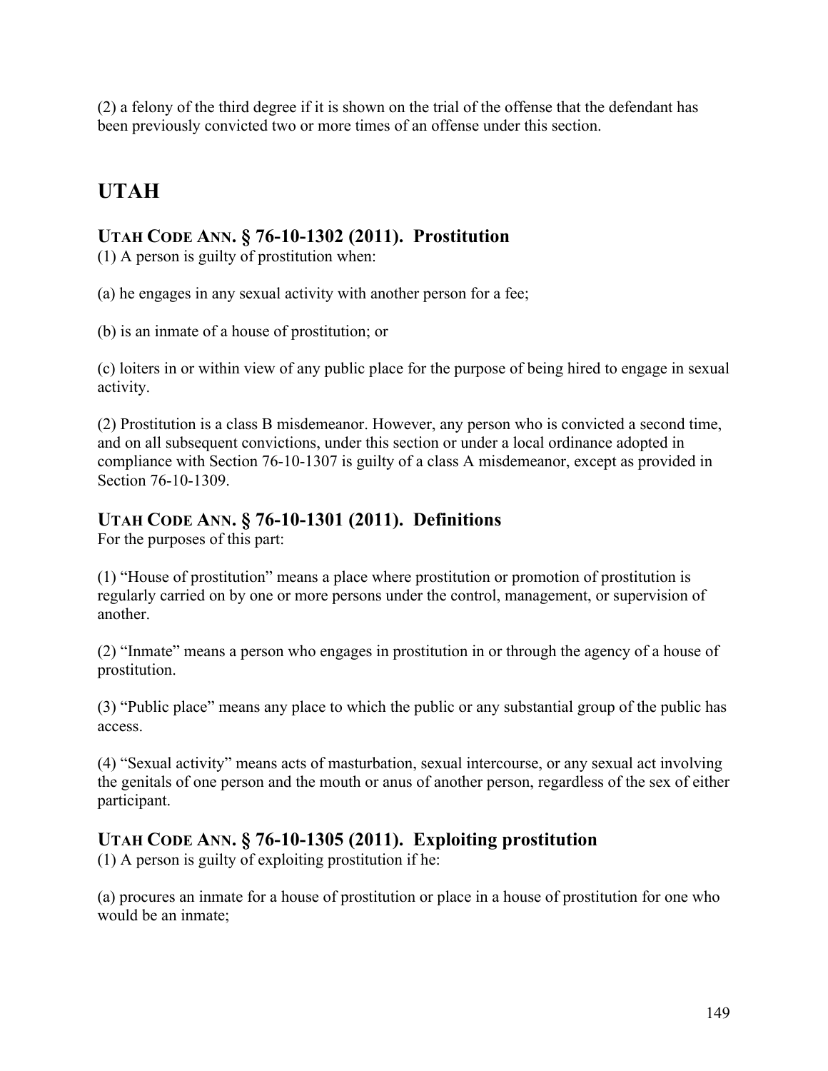(2) a felony of the third degree if it is shown on the trial of the offense that the defendant has been previously convicted two or more times of an offense under this section.

## UTAH

### UTAH CODE ANN. § 76-10-1302 (2011). Prostitution

(1) A person is guilty of prostitution when:

(a) he engages in any sexual activity with another person for a fee;

(b) is an inmate of a house of prostitution; or

(c) loiters in or within view of any public place for the purpose of being hired to engage in sexual activity.

(2) Prostitution is a class B misdemeanor. However, any person who is convicted a second time, and on all subsequent convictions, under this section or under a local ordinance adopted in compliance with Section 76-10-1307 is guilty of a class A misdemeanor, except as provided in Section 76-10-1309.

### UTAH CODE ANN. § 76-10-1301 (2011). Definitions

For the purposes of this part:

(1) "House of prostitution" means a place where prostitution or promotion of prostitution is regularly carried on by one or more persons under the control, management, or supervision of another.

(2) "Inmate" means a person who engages in prostitution in or through the agency of a house of prostitution.

(3) "Public place" means any place to which the public or any substantial group of the public has access.

(4) "Sexual activity" means acts of masturbation, sexual intercourse, or any sexual act involving the genitals of one person and the mouth or anus of another person, regardless of the sex of either participant.

### UTAH CODE ANN. § 76-10-1305 (2011). Exploiting prostitution

(1) A person is guilty of exploiting prostitution if he:

(a) procures an inmate for a house of prostitution or place in a house of prostitution for one who would be an inmate;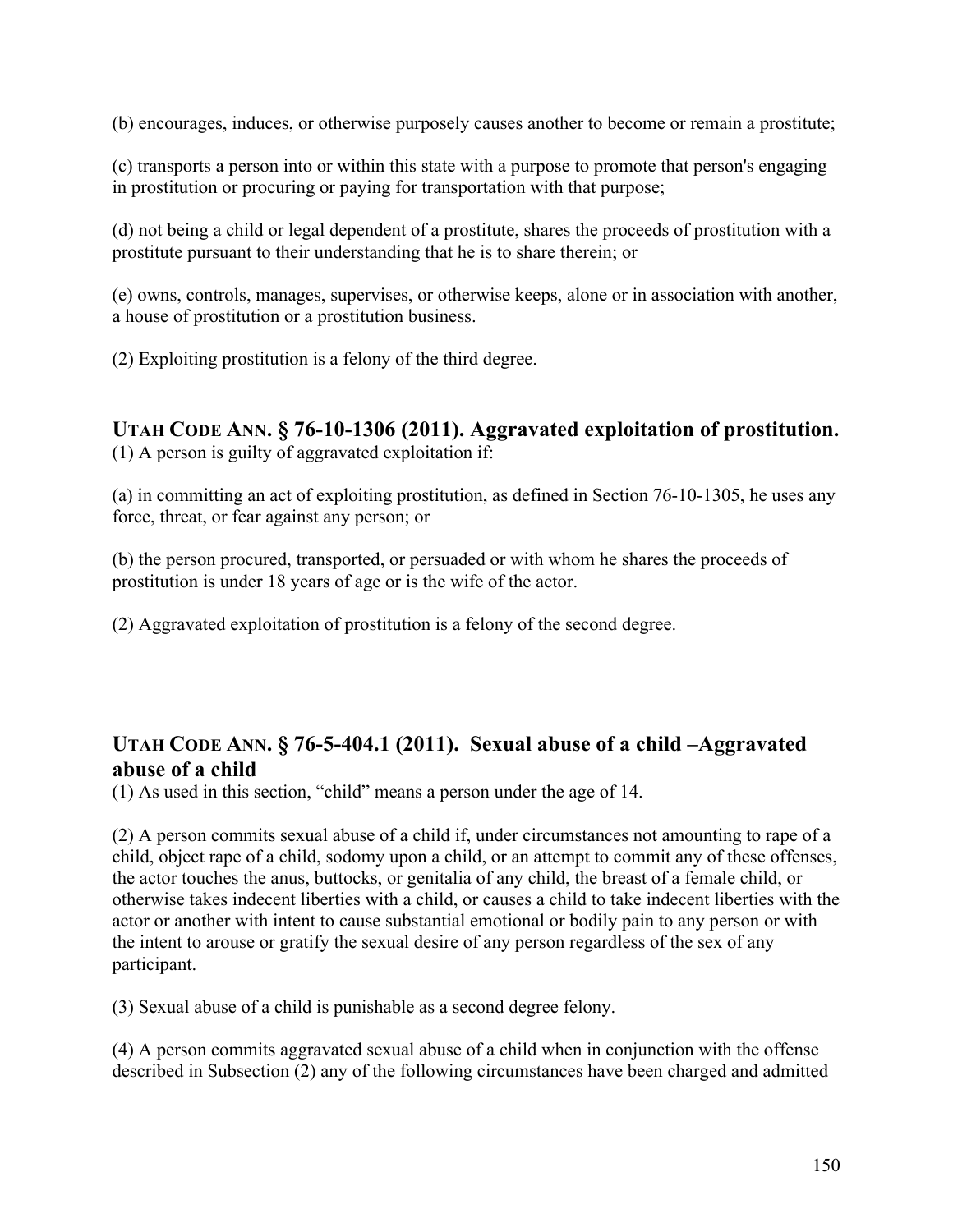(b) encourages, induces, or otherwise purposely causes another to become or remain a prostitute;

(c) transports a person into or within this state with a purpose to promote that person's engaging in prostitution or procuring or paying for transportation with that purpose;

(d) not being a child or legal dependent of a prostitute, shares the proceeds of prostitution with a prostitute pursuant to their understanding that he is to share therein; or

(e) owns, controls, manages, supervises, or otherwise keeps, alone or in association with another, a house of prostitution or a prostitution business.

(2) Exploiting prostitution is a felony of the third degree.

## UTAH CODE ANN. § 76-10-1306 (2011). Aggravated exploitation of prostitution.

(1) A person is guilty of aggravated exploitation if:

(a) in committing an act of exploiting prostitution, as defined in Section 76-10-1305, he uses any force, threat, or fear against any person; or

(b) the person procured, transported, or persuaded or with whom he shares the proceeds of prostitution is under 18 years of age or is the wife of the actor.

(2) Aggravated exploitation of prostitution is a felony of the second degree.

## UTAH CODE ANN. § 76-5-404.1 (2011). Sexual abuse of a child –Aggravated abuse of a child

(1) As used in this section, "child" means a person under the age of 14.

(2) A person commits sexual abuse of a child if, under circumstances not amounting to rape of a child, object rape of a child, sodomy upon a child, or an attempt to commit any of these offenses, the actor touches the anus, buttocks, or genitalia of any child, the breast of a female child, or otherwise takes indecent liberties with a child, or causes a child to take indecent liberties with the actor or another with intent to cause substantial emotional or bodily pain to any person or with the intent to arouse or gratify the sexual desire of any person regardless of the sex of any participant.

(3) Sexual abuse of a child is punishable as a second degree felony.

(4) A person commits aggravated sexual abuse of a child when in conjunction with the offense described in Subsection (2) any of the following circumstances have been charged and admitted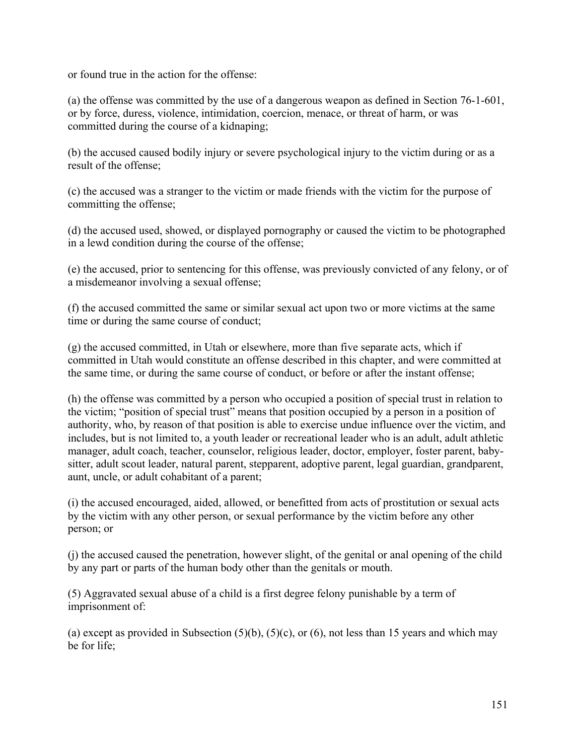or found true in the action for the offense:

(a) the offense was committed by the use of a dangerous weapon as defined in Section 76-1-601, or by force, duress, violence, intimidation, coercion, menace, or threat of harm, or was committed during the course of a kidnaping;

(b) the accused caused bodily injury or severe psychological injury to the victim during or as a result of the offense;

(c) the accused was a stranger to the victim or made friends with the victim for the purpose of committing the offense;

(d) the accused used, showed, or displayed pornography or caused the victim to be photographed in a lewd condition during the course of the offense;

(e) the accused, prior to sentencing for this offense, was previously convicted of any felony, or of a misdemeanor involving a sexual offense;

(f) the accused committed the same or similar sexual act upon two or more victims at the same time or during the same course of conduct;

(g) the accused committed, in Utah or elsewhere, more than five separate acts, which if committed in Utah would constitute an offense described in this chapter, and were committed at the same time, or during the same course of conduct, or before or after the instant offense;

(h) the offense was committed by a person who occupied a position of special trust in relation to the victim; "position of special trust" means that position occupied by a person in a position of authority, who, by reason of that position is able to exercise undue influence over the victim, and includes, but is not limited to, a youth leader or recreational leader who is an adult, adult athletic manager, adult coach, teacher, counselor, religious leader, doctor, employer, foster parent, baby-sitter, adult scout leader, natural parent, stepparent, adoptive parent, legal guardian, grandparent, aunt, uncle, or adult cohabitant of a parent;

(i) the accused encouraged, aided, allowed, or benefitted from acts of prostitution or sexual acts by the victim with any other person, or sexual performance by the victim before any other person; or

(j) the accused caused the penetration, however slight, of the genital or anal opening of the child by any part or parts of the human body other than the genitals or mouth.

(5) Aggravated sexual abuse of a child is a first degree felony punishable by a term of imprisonment of:

(a) except as provided in Subsection (5)(b), (5)(c), or (6), not less than 15 years and which may be for life;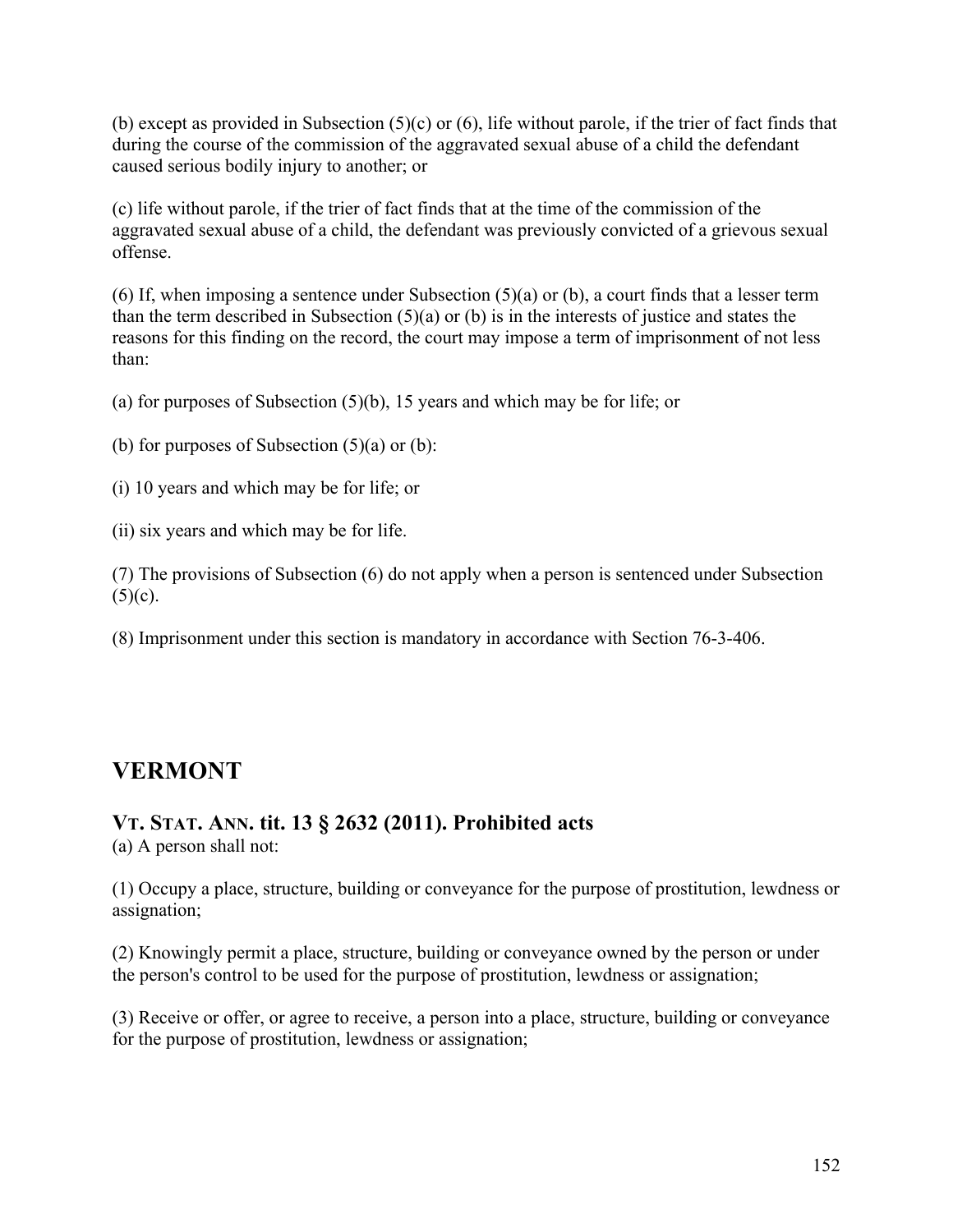(b) except as provided in Subsection (5)(c) or (6), life without parole, if the trier of fact finds that during the course of the commission of the aggravated sexual abuse of a child the defendant caused serious bodily injury to another; or

(c) life without parole, if the trier of fact finds that at the time of the commission of the aggravated sexual abuse of a child, the defendant was previously convicted of a grievous sexual offense.

(6) If, when imposing a sentence under Subsection (5)(a) or (b), a court finds that a lesser term than the term described in Subsection (5)(a) or (b) is in the interests of justice and states the reasons for this finding on the record, the court may impose a term of imprisonment of not less than:

(a) for purposes of Subsection (5)(b), 15 years and which may be for life; or

(b) for purposes of Subsection (5)(a) or (b):

(i) 10 years and which may be for life; or

(ii) six years and which may be for life.

(7) The provisions of Subsection (6) do not apply when a person is sentenced under Subsection (5)(c).

(8) Imprisonment under this section is mandatory in accordance with Section 76-3-406.

## VERMONT

### VT. STAT. ANN. tit. 13 § 2632 (2011). Prohibited acts

(a) A person shall not:

(1) Occupy a place, structure, building or conveyance for the purpose of prostitution, lewdness or assignation;

(2) Knowingly permit a place, structure, building or conveyance owned by the person or under the person's control to be used for the purpose of prostitution, lewdness or assignation;

(3) Receive or offer, or agree to receive, a person into a place, structure, building or conveyance for the purpose of prostitution, lewdness or assignation;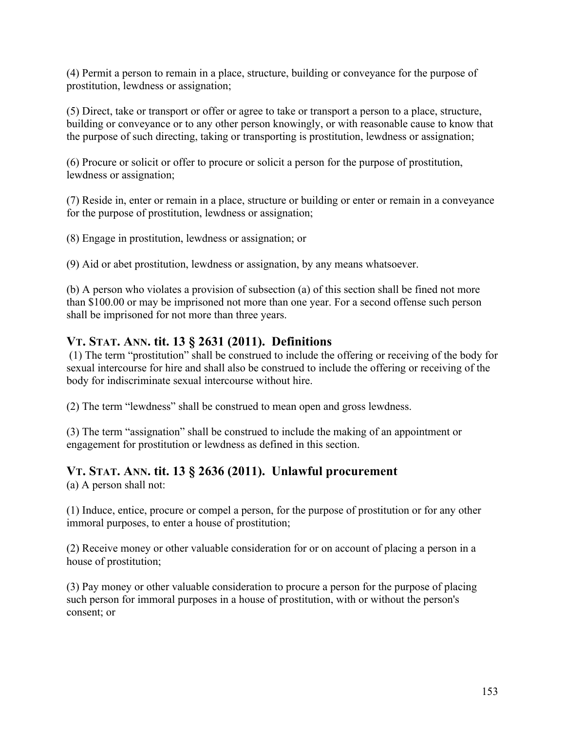(4) Permit a person to remain in a place, structure, building or conveyance for the purpose of prostitution, lewdness or assignation;

(5) Direct, take or transport or offer or agree to take or transport a person to a place, structure, building or conveyance or to any other person knowingly, or with reasonable cause to know that the purpose of such directing, taking or transporting is prostitution, lewdness or assignation;

(6) Procure or solicit or offer to procure or solicit a person for the purpose of prostitution, lewdness or assignation;

(7) Reside in, enter or remain in a place, structure or building or enter or remain in a conveyance for the purpose of prostitution, lewdness or assignation;

(8) Engage in prostitution, lewdness or assignation; or

(9) Aid or abet prostitution, lewdness or assignation, by any means whatsoever.

(b) A person who violates a provision of subsection (a) of this section shall be fined not more than $100.00 or may be imprisoned not more than one year. For a second offense such person shall be imprisoned for not more than three years.

## VT. STAT. ANN. tit. 13 § 2631 (2011). Definitions

(1) The term "prostitution" shall be construed to include the offering or receiving of the body for sexual intercourse for hire and shall also be construed to include the offering or receiving of the body for indiscriminate sexual intercourse without hire.

(2) The term "lewdness" shall be construed to mean open and gross lewdness.

(3) The term "assignation" shall be construed to include the making of an appointment or engagement for prostitution or lewdness as defined in this section.

## VT. STAT. ANN. tit. 13 § 2636 (2011). Unlawful procurement

(a) A person shall not:

(1) Induce, entice, procure or compel a person, for the purpose of prostitution or for any other immoral purposes, to enter a house of prostitution;

(2) Receive money or other valuable consideration for or on account of placing a person in a house of prostitution;

(3) Pay money or other valuable consideration to procure a person for the purpose of placing such person for immoral purposes in a house of prostitution, with or without the person's consent; or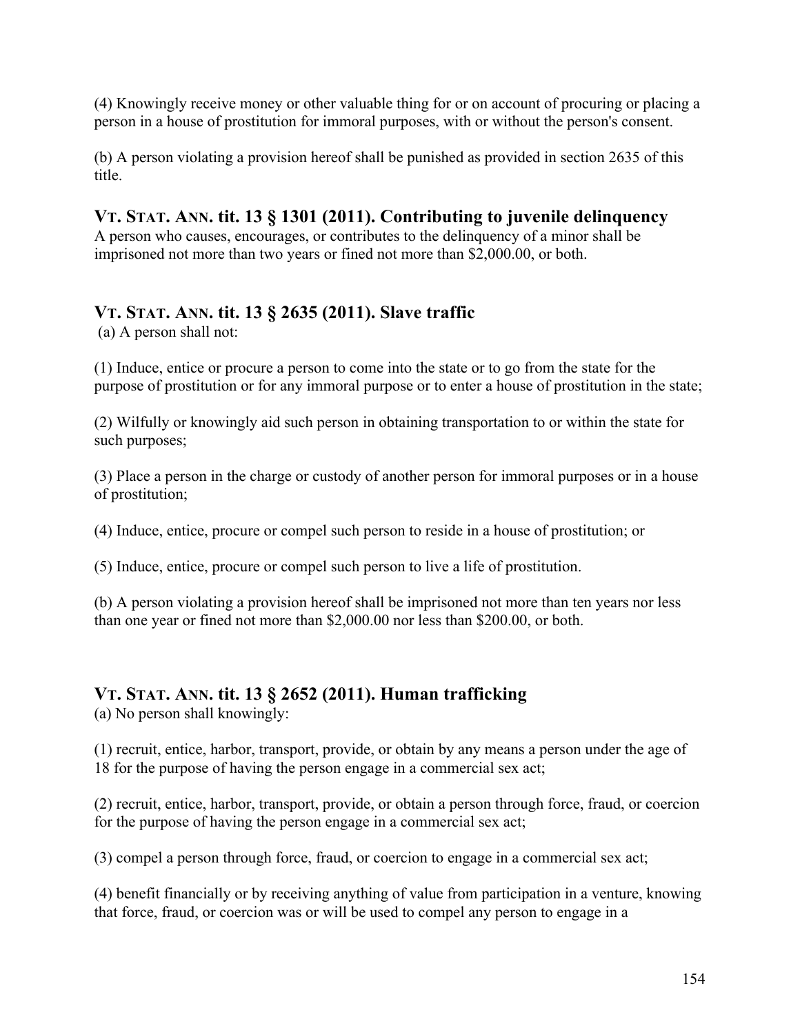(4) Knowingly receive money or other valuable thing for or on account of procuring or placing a person in a house of prostitution for immoral purposes, with or without the person's consent.

(b) A person violating a provision hereof shall be punished as provided in section 2635 of this title.

### VT. STAT. ANN. tit. 13 § 1301 (2011). Contributing to juvenile delinquency

A person who causes, encourages, or contributes to the delinquency of a minor shall be imprisoned not more than two years or fined not more than $2,000.00, or both.

### VT. STAT. ANN. tit. 13 § 2635 (2011). Slave traffic

(a) A person shall not:

(1) Induce, entice or procure a person to come into the state or to go from the state for the purpose of prostitution or for any immoral purpose or to enter a house of prostitution in the state;

(2) Wilfully or knowingly aid such person in obtaining transportation to or within the state for such purposes;

(3) Place a person in the charge or custody of another person for immoral purposes or in a house of prostitution;

(4) Induce, entice, procure or compel such person to reside in a house of prostitution; or

(5) Induce, entice, procure or compel such person to live a life of prostitution.

(b) A person violating a provision hereof shall be imprisoned not more than ten years nor less than one year or fined not more than $2,000.00 nor less than $200.00, or both.

### VT. STAT. ANN. tit. 13 § 2652 (2011). Human trafficking

(a) No person shall knowingly:

(1) recruit, entice, harbor, transport, provide, or obtain by any means a person under the age of 18 for the purpose of having the person engage in a commercial sex act;

(2) recruit, entice, harbor, transport, provide, or obtain a person through force, fraud, or coercion for the purpose of having the person engage in a commercial sex act;

(3) compel a person through force, fraud, or coercion to engage in a commercial sex act;

(4) benefit financially or by receiving anything of value from participation in a venture, knowing that force, fraud, or coercion was or will be used to compel any person to engage in a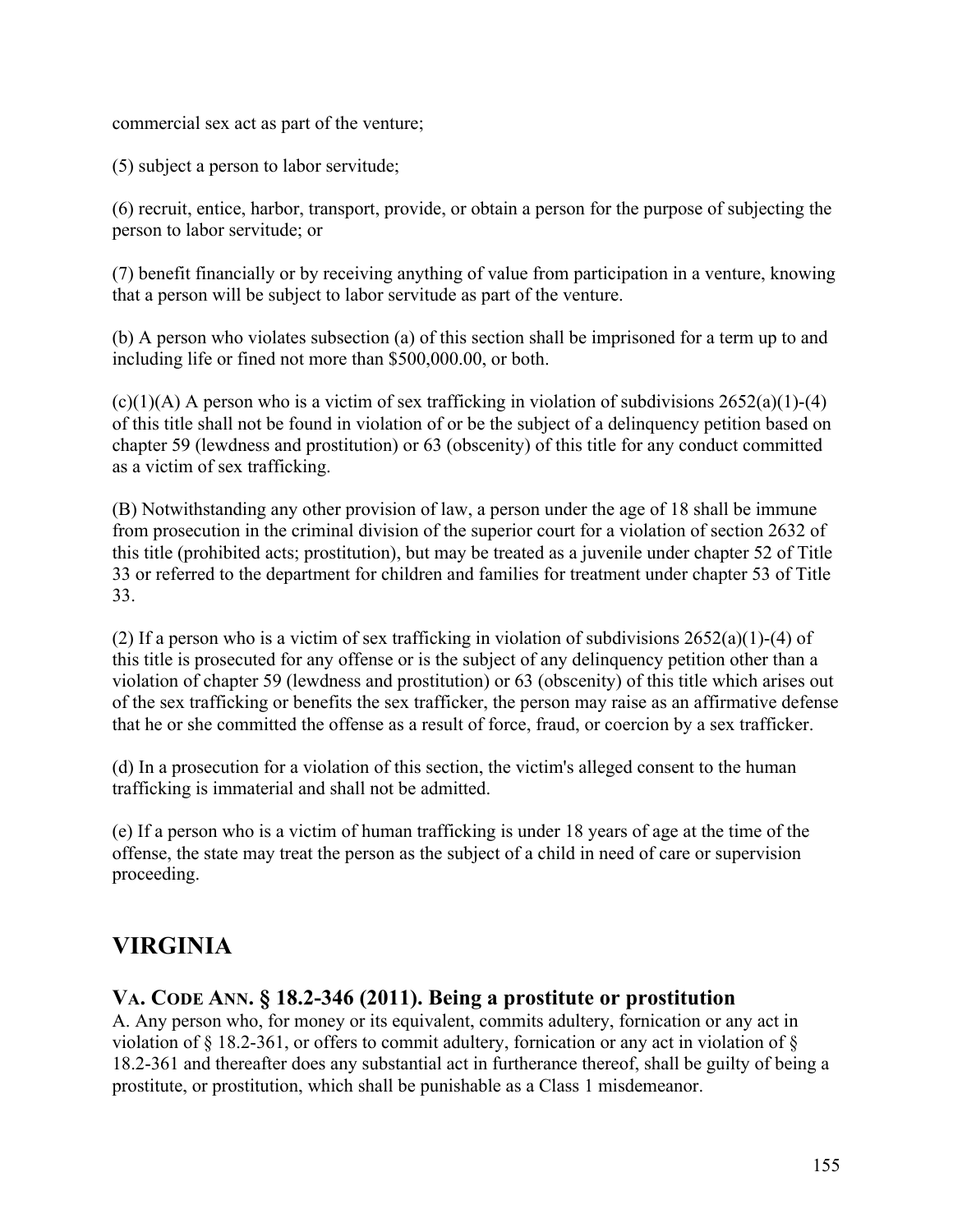commercial sex act as part of the venture;

(5) subject a person to labor servitude;

(6) recruit, entice, harbor, transport, provide, or obtain a person for the purpose of subjecting the person to labor servitude; or

(7) benefit financially or by receiving anything of value from participation in a venture, knowing that a person will be subject to labor servitude as part of the venture.

(b) A person who violates subsection (a) of this section shall be imprisoned for a term up to and including life or fined not more than $500,000.00, or both.

(c)(1)(A) A person who is a victim of sex trafficking in violation of subdivisions 2652(a)(1)-(4) of this title shall not be found in violation of or be the subject of a delinquency petition based on chapter 59 (lewdness and prostitution) or 63 (obscenity) of this title for any conduct committed as a victim of sex trafficking.

(B) Notwithstanding any other provision of law, a person under the age of 18 shall be immune from prosecution in the criminal division of the superior court for a violation of section 2632 of this title (prohibited acts; prostitution), but may be treated as a juvenile under chapter 52 of Title 33 or referred to the department for children and families for treatment under chapter 53 of Title 33.

(2) If a person who is a victim of sex trafficking in violation of subdivisions 2652(a)(1)-(4) of this title is prosecuted for any offense or is the subject of any delinquency petition other than a violation of chapter 59 (lewdness and prostitution) or 63 (obscenity) of this title which arises out of the sex trafficking or benefits the sex trafficker, the person may raise as an affirmative defense that he or she committed the offense as a result of force, fraud, or coercion by a sex trafficker.

(d) In a prosecution for a violation of this section, the victim's alleged consent to the human trafficking is immaterial and shall not be admitted.

(e) If a person who is a victim of human trafficking is under 18 years of age at the time of the offense, the state may treat the person as the subject of a child in need of care or supervision proceeding.

# VIRGINIA

## VA. CODE ANN. § 18.2-346 (2011). Being a prostitute or prostitution

A. Any person who, for money or its equivalent, commits adultery, fornication or any act in violation of § 18.2-361, or offers to commit adultery, fornication or any act in violation of § 18.2-361 and thereafter does any substantial act in furtherance thereof, shall be guilty of being a prostitute, or prostitution, which shall be punishable as a Class 1 misdemeanor.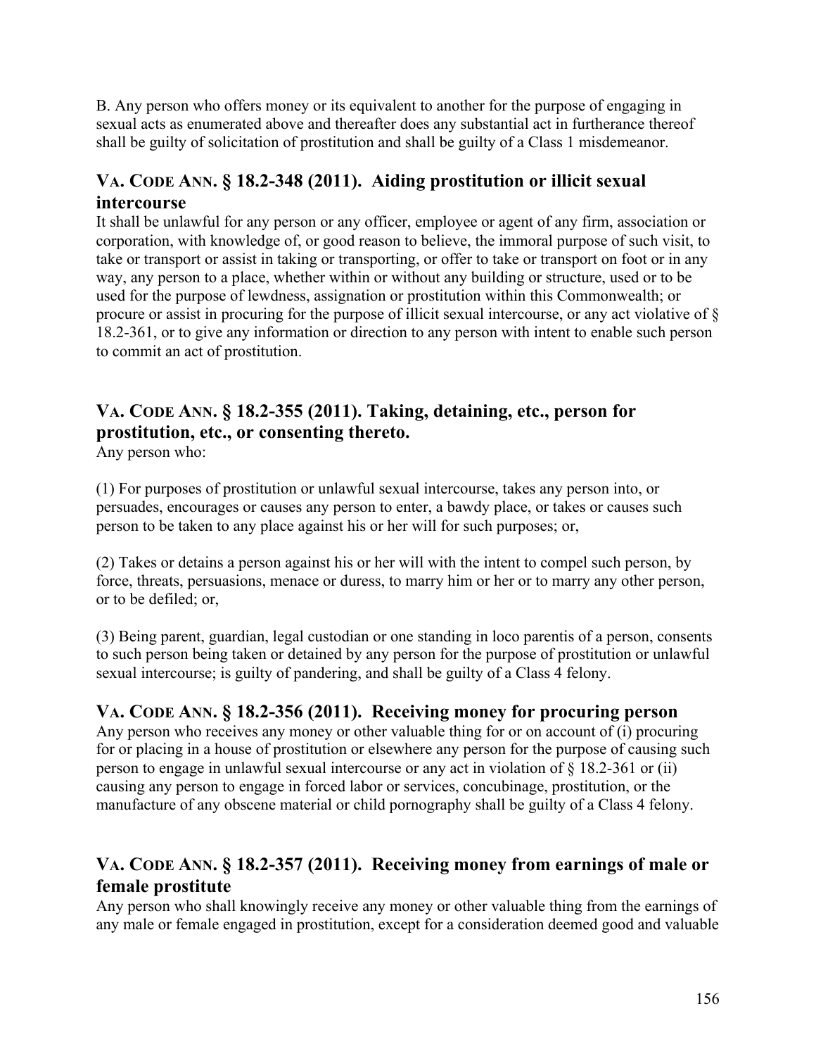B. Any person who offers money or its equivalent to another for the purpose of engaging in sexual acts as enumerated above and thereafter does any substantial act in furtherance thereof shall be guilty of solicitation of prostitution and shall be guilty of a Class 1 misdemeanor.

## VA. CODE ANN. § 18.2-348 (2011). Aiding prostitution or illicit sexual intercourse

It shall be unlawful for any person or any officer, employee or agent of any firm, association or corporation, with knowledge of, or good reason to believe, the immoral purpose of such visit, to take or transport or assist in taking or transporting, or offer to take or transport on foot or in any way, any person to a place, whether within or without any building or structure, used or to be used for the purpose of lewdness, assignation or prostitution within this Commonwealth; or procure or assist in procuring for the purpose of illicit sexual intercourse, or any act violative of § 18.2-361, or to give any information or direction to any person with intent to enable such person to commit an act of prostitution.

## VA. CODE ANN. § 18.2-355 (2011). Taking, detaining, etc., person for prostitution, etc., or consenting thereto.

Any person who:

(1) For purposes of prostitution or unlawful sexual intercourse, takes any person into, or persuades, encourages or causes any person to enter, a bawdy place, or takes or causes such person to be taken to any place against his or her will for such purposes; or,

(2) Takes or detains a person against his or her will with the intent to compel such person, by force, threats, persuasions, menace or duress, to marry him or her or to marry any other person, or to be defiled; or,

(3) Being parent, guardian, legal custodian or one standing in loco parentis of a person, consents to such person being taken or detained by any person for the purpose of prostitution or unlawful sexual intercourse; is guilty of pandering, and shall be guilty of a Class 4 felony.

## VA. CODE ANN. § 18.2-356 (2011). Receiving money for procuring person

Any person who receives any money or other valuable thing for or on account of (i) procuring for or placing in a house of prostitution or elsewhere any person for the purpose of causing such person to engage in unlawful sexual intercourse or any act in violation of § 18.2-361 or (ii) causing any person to engage in forced labor or services, concubinage, prostitution, or the manufacture of any obscene material or child pornography shall be guilty of a Class 4 felony.

## VA. CODE ANN. § 18.2-357 (2011). Receiving money from earnings of male or female prostitute

Any person who shall knowingly receive any money or other valuable thing from the earnings of any male or female engaged in prostitution, except for a consideration deemed good and valuable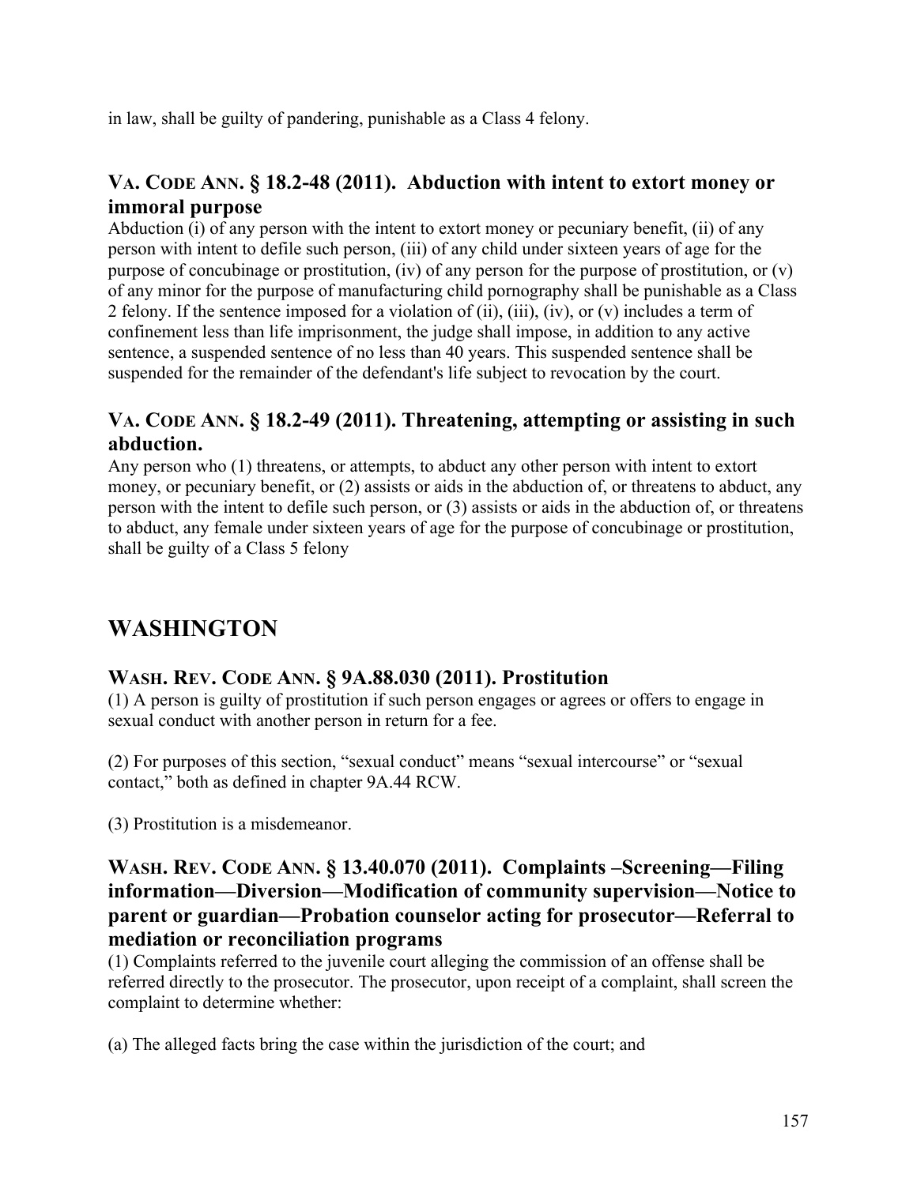in law, shall be guilty of pandering, punishable as a Class 4 felony.

### VA. CODE ANN. § 18.2-48 (2011). Abduction with intent to extort money or immoral purpose

Abduction (i) of any person with the intent to extort money or pecuniary benefit, (ii) of any person with intent to defile such person, (iii) of any child under sixteen years of age for the purpose of concubinage or prostitution, (iv) of any person for the purpose of prostitution, or (v) of any minor for the purpose of manufacturing child pornography shall be punishable as a Class 2 felony. If the sentence imposed for a violation of (ii), (iii), (iv), or (v) includes a term of confinement less than life imprisonment, the judge shall impose, in addition to any active sentence, a suspended sentence of no less than 40 years. This suspended sentence shall be suspended for the remainder of the defendant's life subject to revocation by the court.

### VA. CODE ANN. § 18.2-49 (2011). Threatening, attempting or assisting in such abduction.

Any person who (1) threatens, or attempts, to abduct any other person with intent to extort money, or pecuniary benefit, or (2) assists or aids in the abduction of, or threatens to abduct, any person with the intent to defile such person, or (3) assists or aids in the abduction of, or threatens to abduct, any female under sixteen years of age for the purpose of concubinage or prostitution, shall be guilty of a Class 5 felony

## WASHINGTON

### WASH. REV. CODE ANN. § 9A.88.030 (2011). Prostitution

(1) A person is guilty of prostitution if such person engages or agrees or offers to engage in sexual conduct with another person in return for a fee.

(2) For purposes of this section, "sexual conduct" means "sexual intercourse" or "sexual contact," both as defined in chapter 9A.44 RCW.

(3) Prostitution is a misdemeanor.

### WASH. REV. CODE ANN. § 13.40.070 (2011). Complaints –Screening—Filing information—Diversion—Modification of community supervision—Notice to parent or guardian—Probation counselor acting for prosecutor—Referral to mediation or reconciliation programs

(1) Complaints referred to the juvenile court alleging the commission of an offense shall be referred directly to the prosecutor. The prosecutor, upon receipt of a complaint, shall screen the complaint to determine whether:

(a) The alleged facts bring the case within the jurisdiction of the court; and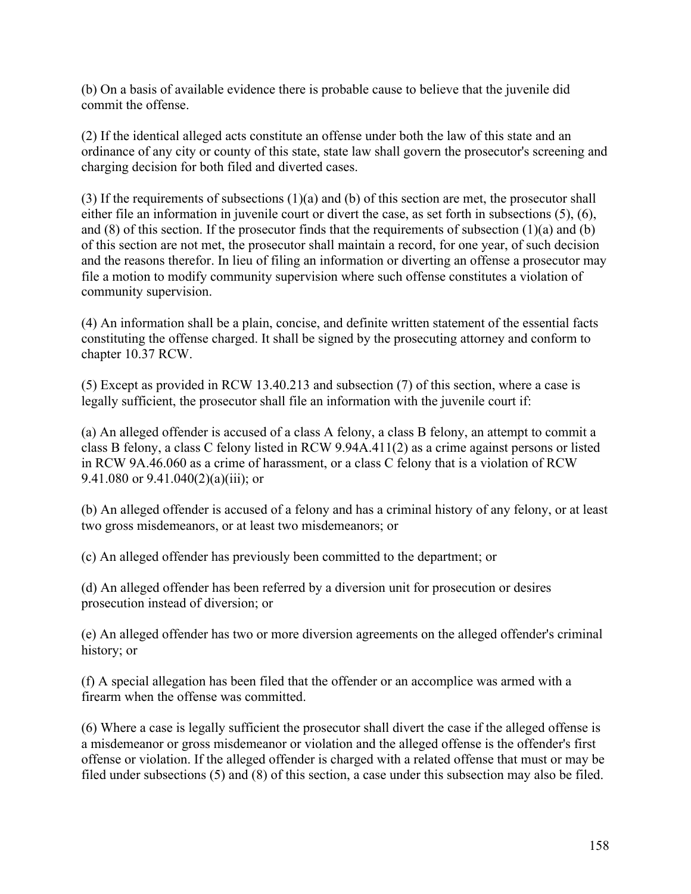(b) On a basis of available evidence there is probable cause to believe that the juvenile did commit the offense.

(2) If the identical alleged acts constitute an offense under both the law of this state and an ordinance of any city or county of this state, state law shall govern the prosecutor's screening and charging decision for both filed and diverted cases.

(3) If the requirements of subsections (1)(a) and (b) of this section are met, the prosecutor shall either file an information in juvenile court or divert the case, as set forth in subsections (5), (6), and (8) of this section. If the prosecutor finds that the requirements of subsection (1)(a) and (b) of this section are not met, the prosecutor shall maintain a record, for one year, of such decision and the reasons therefor. In lieu of filing an information or diverting an offense a prosecutor may file a motion to modify community supervision where such offense constitutes a violation of community supervision.

(4) An information shall be a plain, concise, and definite written statement of the essential facts constituting the offense charged. It shall be signed by the prosecuting attorney and conform to chapter 10.37 RCW.

(5) Except as provided in RCW 13.40.213 and subsection (7) of this section, where a case is legally sufficient, the prosecutor shall file an information with the juvenile court if:

(a) An alleged offender is accused of a class A felony, a class B felony, an attempt to commit a class B felony, a class C felony listed in RCW 9.94A.411(2) as a crime against persons or listed in RCW 9A.46.060 as a crime of harassment, or a class C felony that is a violation of RCW 9.41.080 or 9.41.040(2)(a)(iii); or

(b) An alleged offender is accused of a felony and has a criminal history of any felony, or at least two gross misdemeanors, or at least two misdemeanors; or

(c) An alleged offender has previously been committed to the department; or

(d) An alleged offender has been referred by a diversion unit for prosecution or desires prosecution instead of diversion; or

(e) An alleged offender has two or more diversion agreements on the alleged offender's criminal history; or

(f) A special allegation has been filed that the offender or an accomplice was armed with a firearm when the offense was committed.

(6) Where a case is legally sufficient the prosecutor shall divert the case if the alleged offense is a misdemeanor or gross misdemeanor or violation and the alleged offense is the offender's first offense or violation. If the alleged offender is charged with a related offense that must or may be filed under subsections (5) and (8) of this section, a case under this subsection may also be filed.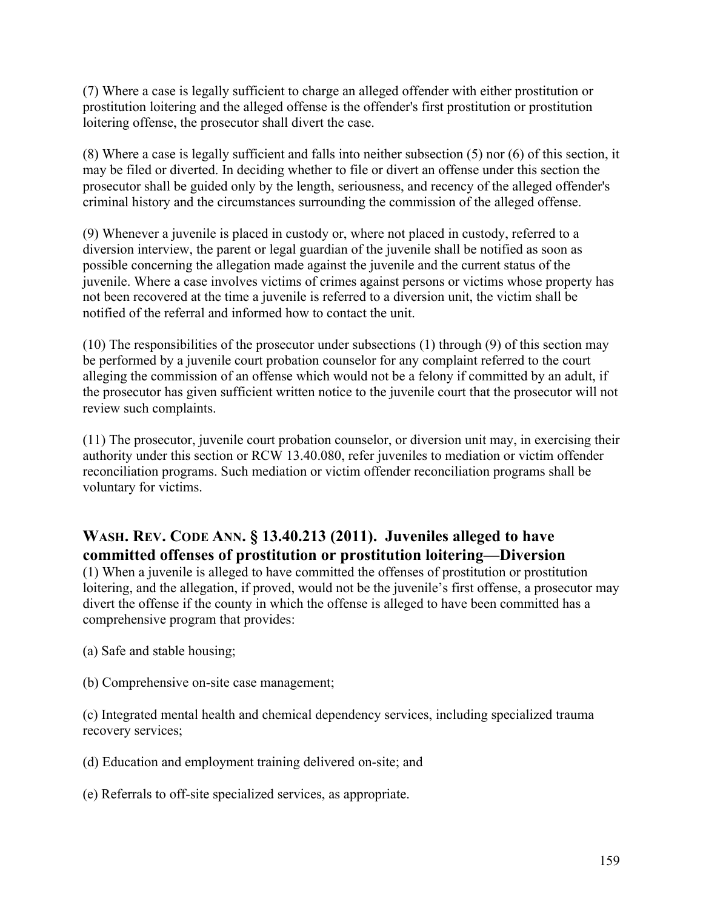(7) Where a case is legally sufficient to charge an alleged offender with either prostitution or prostitution loitering and the alleged offense is the offender's first prostitution or prostitution loitering offense, the prosecutor shall divert the case.

(8) Where a case is legally sufficient and falls into neither subsection (5) nor (6) of this section, it may be filed or diverted. In deciding whether to file or divert an offense under this section the prosecutor shall be guided only by the length, seriousness, and recency of the alleged offender's criminal history and the circumstances surrounding the commission of the alleged offense.

(9) Whenever a juvenile is placed in custody or, where not placed in custody, referred to a diversion interview, the parent or legal guardian of the juvenile shall be notified as soon as possible concerning the allegation made against the juvenile and the current status of the juvenile. Where a case involves victims of crimes against persons or victims whose property has not been recovered at the time a juvenile is referred to a diversion unit, the victim shall be notified of the referral and informed how to contact the unit.

(10) The responsibilities of the prosecutor under subsections (1) through (9) of this section may be performed by a juvenile court probation counselor for any complaint referred to the court alleging the commission of an offense which would not be a felony if committed by an adult, if the prosecutor has given sufficient written notice to the juvenile court that the prosecutor will not review such complaints.

(11) The prosecutor, juvenile court probation counselor, or diversion unit may, in exercising their authority under this section or RCW 13.40.080, refer juveniles to mediation or victim offender reconciliation programs. Such mediation or victim offender reconciliation programs shall be voluntary for victims.

## WASH. REV. CODE ANN. § 13.40.213 (2011). Juveniles alleged to have committed offenses of prostitution or prostitution loitering—Diversion

(1) When a juvenile is alleged to have committed the offenses of prostitution or prostitution loitering, and the allegation, if proved, would not be the juvenile's first offense, a prosecutor may divert the offense if the county in which the offense is alleged to have been committed has a comprehensive program that provides:

(a) Safe and stable housing;

(b) Comprehensive on-site case management;

(c) Integrated mental health and chemical dependency services, including specialized trauma recovery services;

(d) Education and employment training delivered on-site; and

(e) Referrals to off-site specialized services, as appropriate.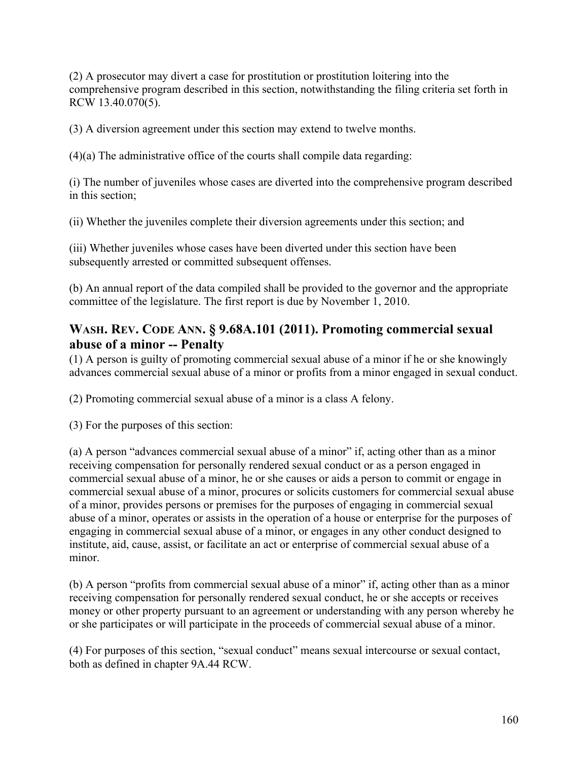(2) A prosecutor may divert a case for prostitution or prostitution loitering into the comprehensive program described in this section, notwithstanding the filing criteria set forth in RCW 13.40.070(5).

(3) A diversion agreement under this section may extend to twelve months.

(4)(a) The administrative office of the courts shall compile data regarding:

(i) The number of juveniles whose cases are diverted into the comprehensive program described in this section;

(ii) Whether the juveniles complete their diversion agreements under this section; and

(iii) Whether juveniles whose cases have been diverted under this section have been subsequently arrested or committed subsequent offenses.

(b) An annual report of the data compiled shall be provided to the governor and the appropriate committee of the legislature. The first report is due by November 1, 2010.

## WASH. REV. CODE ANN. § 9.68A.101 (2011). Promoting commercial sexual abuse of a minor -- Penalty

(1) A person is guilty of promoting commercial sexual abuse of a minor if he or she knowingly advances commercial sexual abuse of a minor or profits from a minor engaged in sexual conduct.

(2) Promoting commercial sexual abuse of a minor is a class A felony.

(3) For the purposes of this section:

(a) A person "advances commercial sexual abuse of a minor" if, acting other than as a minor receiving compensation for personally rendered sexual conduct or as a person engaged in commercial sexual abuse of a minor, he or she causes or aids a person to commit or engage in commercial sexual abuse of a minor, procures or solicits customers for commercial sexual abuse of a minor, provides persons or premises for the purposes of engaging in commercial sexual abuse of a minor, operates or assists in the operation of a house or enterprise for the purposes of engaging in commercial sexual abuse of a minor, or engages in any other conduct designed to institute, aid, cause, assist, or facilitate an act or enterprise of commercial sexual abuse of a minor.

(b) A person "profits from commercial sexual abuse of a minor" if, acting other than as a minor receiving compensation for personally rendered sexual conduct, he or she accepts or receives money or other property pursuant to an agreement or understanding with any person whereby he or she participates or will participate in the proceeds of commercial sexual abuse of a minor.

(4) For purposes of this section, "sexual conduct" means sexual intercourse or sexual contact, both as defined in chapter 9A.44 RCW.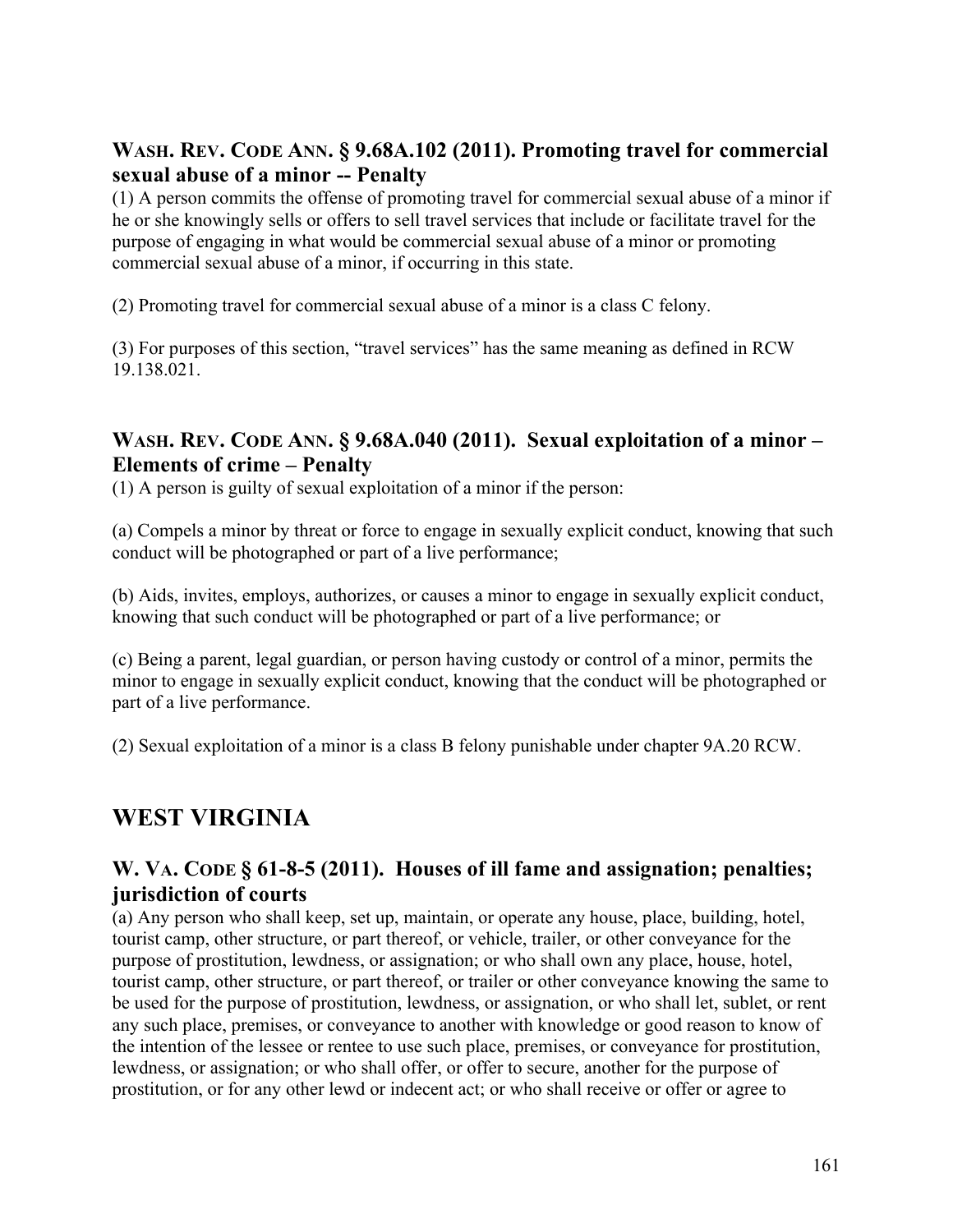### WASH. REV. CODE ANN. § 9.68A.102 (2011). Promoting travel for commercial sexual abuse of a minor -- Penalty

(1) A person commits the offense of promoting travel for commercial sexual abuse of a minor if he or she knowingly sells or offers to sell travel services that include or facilitate travel for the purpose of engaging in what would be commercial sexual abuse of a minor or promoting commercial sexual abuse of a minor, if occurring in this state.

(2) Promoting travel for commercial sexual abuse of a minor is a class C felony.

(3) For purposes of this section, "travel services" has the same meaning as defined in RCW 19.138.021.

### WASH. REV. CODE ANN. § 9.68A.040 (2011). Sexual exploitation of a minor – Elements of crime – Penalty

(1) A person is guilty of sexual exploitation of a minor if the person:

(a) Compels a minor by threat or force to engage in sexually explicit conduct, knowing that such conduct will be photographed or part of a live performance;

(b) Aids, invites, employs, authorizes, or causes a minor to engage in sexually explicit conduct, knowing that such conduct will be photographed or part of a live performance; or

(c) Being a parent, legal guardian, or person having custody or control of a minor, permits the minor to engage in sexually explicit conduct, knowing that the conduct will be photographed or part of a live performance.

(2) Sexual exploitation of a minor is a class B felony punishable under chapter 9A.20 RCW.

## WEST VIRGINIA

### W. VA. CODE § 61-8-5 (2011). Houses of ill fame and assignation; penalties; jurisdiction of courts

(a) Any person who shall keep, set up, maintain, or operate any house, place, building, hotel, tourist camp, other structure, or part thereof, or vehicle, trailer, or other conveyance for the purpose of prostitution, lewdness, or assignation; or who shall own any place, house, hotel, tourist camp, other structure, or part thereof, or trailer or other conveyance knowing the same to be used for the purpose of prostitution, lewdness, or assignation, or who shall let, sublet, or rent any such place, premises, or conveyance to another with knowledge or good reason to know of the intention of the lessee or rentee to use such place, premises, or conveyance for prostitution, lewdness, or assignation; or who shall offer, or offer to secure, another for the purpose of prostitution, or for any other lewd or indecent act; or who shall receive or offer or agree to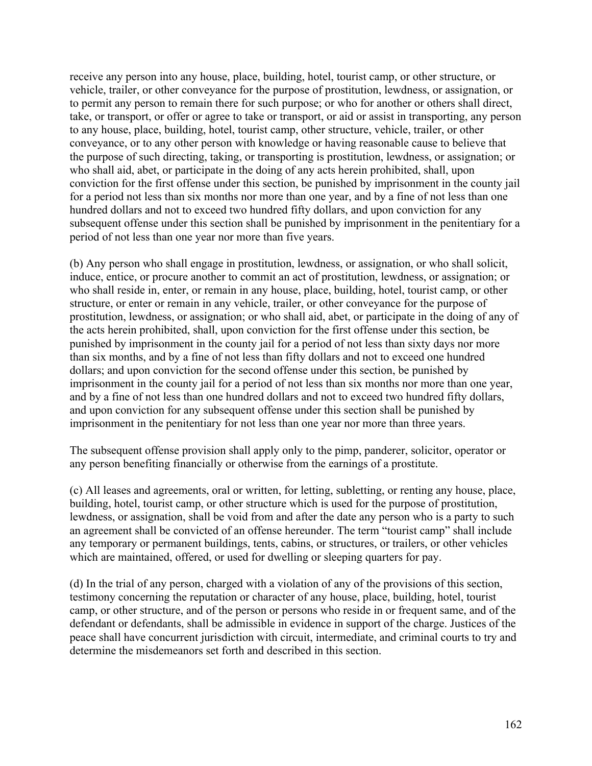receive any person into any house, place, building, hotel, tourist camp, or other structure, or vehicle, trailer, or other conveyance for the purpose of prostitution, lewdness, or assignation, or to permit any person to remain there for such purpose; or who for another or others shall direct, take, or transport, or offer or agree to take or transport, or aid or assist in transporting, any person to any house, place, building, hotel, tourist camp, other structure, vehicle, trailer, or other conveyance, or to any other person with knowledge or having reasonable cause to believe that the purpose of such directing, taking, or transporting is prostitution, lewdness, or assignation; or who shall aid, abet, or participate in the doing of any acts herein prohibited, shall, upon conviction for the first offense under this section, be punished by imprisonment in the county jail for a period not less than six months nor more than one year, and by a fine of not less than one hundred dollars and not to exceed two hundred fifty dollars, and upon conviction for any subsequent offense under this section shall be punished by imprisonment in the penitentiary for a period of not less than one year nor more than five years.

(b) Any person who shall engage in prostitution, lewdness, or assignation, or who shall solicit, induce, entice, or procure another to commit an act of prostitution, lewdness, or assignation; or who shall reside in, enter, or remain in any house, place, building, hotel, tourist camp, or other structure, or enter or remain in any vehicle, trailer, or other conveyance for the purpose of prostitution, lewdness, or assignation; or who shall aid, abet, or participate in the doing of any of the acts herein prohibited, shall, upon conviction for the first offense under this section, be punished by imprisonment in the county jail for a period of not less than sixty days nor more than six months, and by a fine of not less than fifty dollars and not to exceed one hundred dollars; and upon conviction for the second offense under this section, be punished by imprisonment in the county jail for a period of not less than six months nor more than one year, and by a fine of not less than one hundred dollars and not to exceed two hundred fifty dollars, and upon conviction for any subsequent offense under this section shall be punished by imprisonment in the penitentiary for not less than one year nor more than three years.

The subsequent offense provision shall apply only to the pimp, panderer, solicitor, operator or any person benefiting financially or otherwise from the earnings of a prostitute.

(c) All leases and agreements, oral or written, for letting, subletting, or renting any house, place, building, hotel, tourist camp, or other structure which is used for the purpose of prostitution, lewdness, or assignation, shall be void from and after the date any person who is a party to such an agreement shall be convicted of an offense hereunder. The term "tourist camp" shall include any temporary or permanent buildings, tents, cabins, or structures, or trailers, or other vehicles which are maintained, offered, or used for dwelling or sleeping quarters for pay.

(d) In the trial of any person, charged with a violation of any of the provisions of this section, testimony concerning the reputation or character of any house, place, building, hotel, tourist camp, or other structure, and of the person or persons who reside in or frequent same, and of the defendant or defendants, shall be admissible in evidence in support of the charge. Justices of the peace shall have concurrent jurisdiction with circuit, intermediate, and criminal courts to try and determine the misdemeanors set forth and described in this section.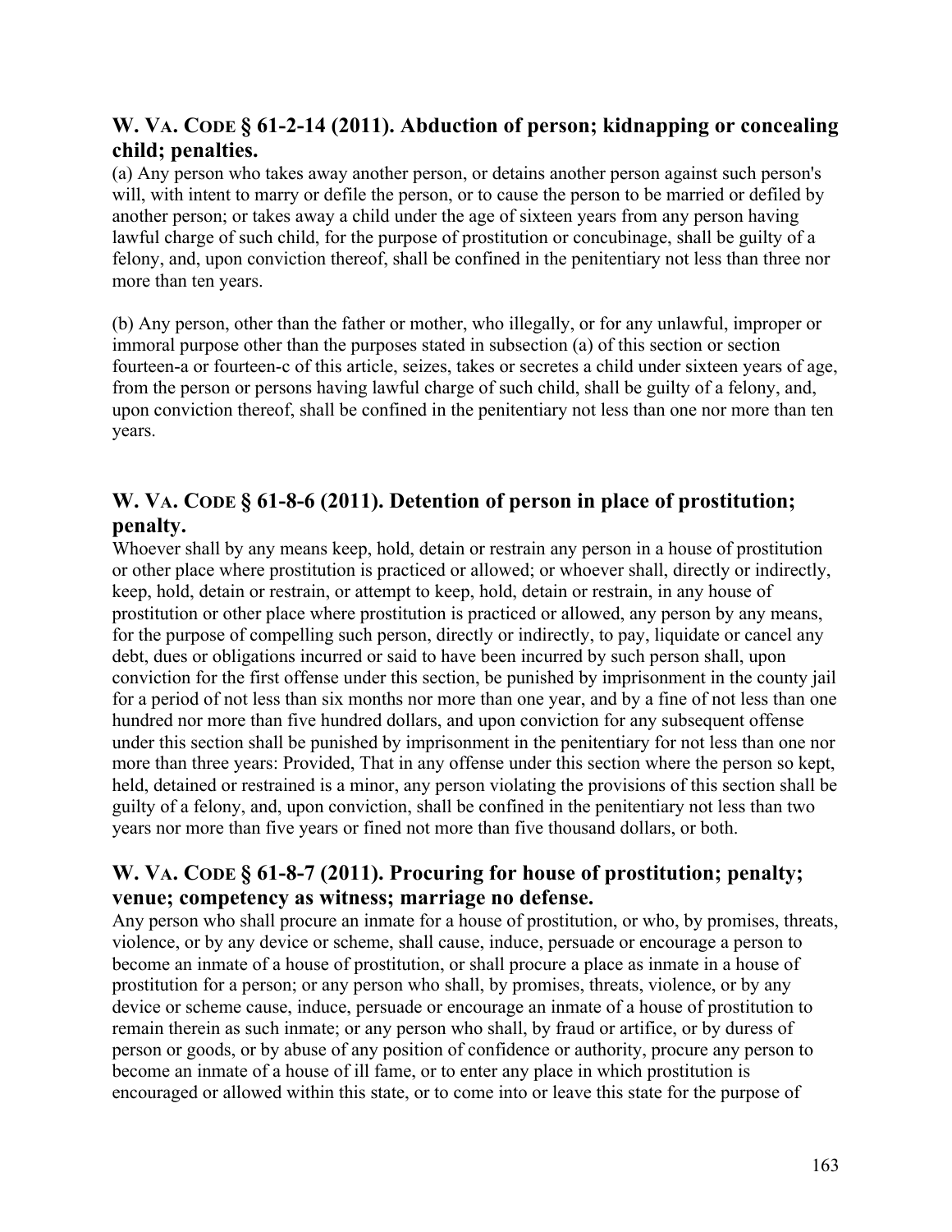## W. Va. Code § 61-2-14 (2011). Abduction of person; kidnapping or concealing child; penalties.

(a) Any person who takes away another person, or detains another person against such person's will, with intent to marry or defile the person, or to cause the person to be married or defiled by another person; or takes away a child under the age of sixteen years from any person having lawful charge of such child, for the purpose of prostitution or concubinage, shall be guilty of a felony, and, upon conviction thereof, shall be confined in the penitentiary not less than three nor more than ten years.

(b) Any person, other than the father or mother, who illegally, or for any unlawful, improper or immoral purpose other than the purposes stated in subsection (a) of this section or section fourteen-a or fourteen-c of this article, seizes, takes or secretes a child under sixteen years of age, from the person or persons having lawful charge of such child, shall be guilty of a felony, and, upon conviction thereof, shall be confined in the penitentiary not less than one nor more than ten years.

## W. Va. Code § 61-8-6 (2011). Detention of person in place of prostitution; penalty.

Whoever shall by any means keep, hold, detain or restrain any person in a house of prostitution or other place where prostitution is practiced or allowed; or whoever shall, directly or indirectly, keep, hold, detain or restrain, or attempt to keep, hold, detain or restrain, in any house of prostitution or other place where prostitution is practiced or allowed, any person by any means, for the purpose of compelling such person, directly or indirectly, to pay, liquidate or cancel any debt, dues or obligations incurred or said to have been incurred by such person shall, upon conviction for the first offense under this section, be punished by imprisonment in the county jail for a period of not less than six months nor more than one year, and by a fine of not less than one hundred nor more than five hundred dollars, and upon conviction for any subsequent offense under this section shall be punished by imprisonment in the penitentiary for not less than one nor more than three years: Provided, That in any offense under this section where the person so kept, held, detained or restrained is a minor, any person violating the provisions of this section shall be guilty of a felony, and, upon conviction, shall be confined in the penitentiary not less than two years nor more than five years or fined not more than five thousand dollars, or both.

## W. Va. Code § 61-8-7 (2011). Procuring for house of prostitution; penalty; venue; competency as witness; marriage no defense.

Any person who shall procure an inmate for a house of prostitution, or who, by promises, threats, violence, or by any device or scheme, shall cause, induce, persuade or encourage a person to become an inmate of a house of prostitution, or shall procure a place as inmate in a house of prostitution for a person; or any person who shall, by promises, threats, violence, or by any device or scheme cause, induce, persuade or encourage an inmate of a house of prostitution to remain therein as such inmate; or any person who shall, by fraud or artifice, or by duress of person or goods, or by abuse of any position of confidence or authority, procure any person to become an inmate of a house of ill fame, or to enter any place in which prostitution is encouraged or allowed within this state, or to come into or leave this state for the purpose of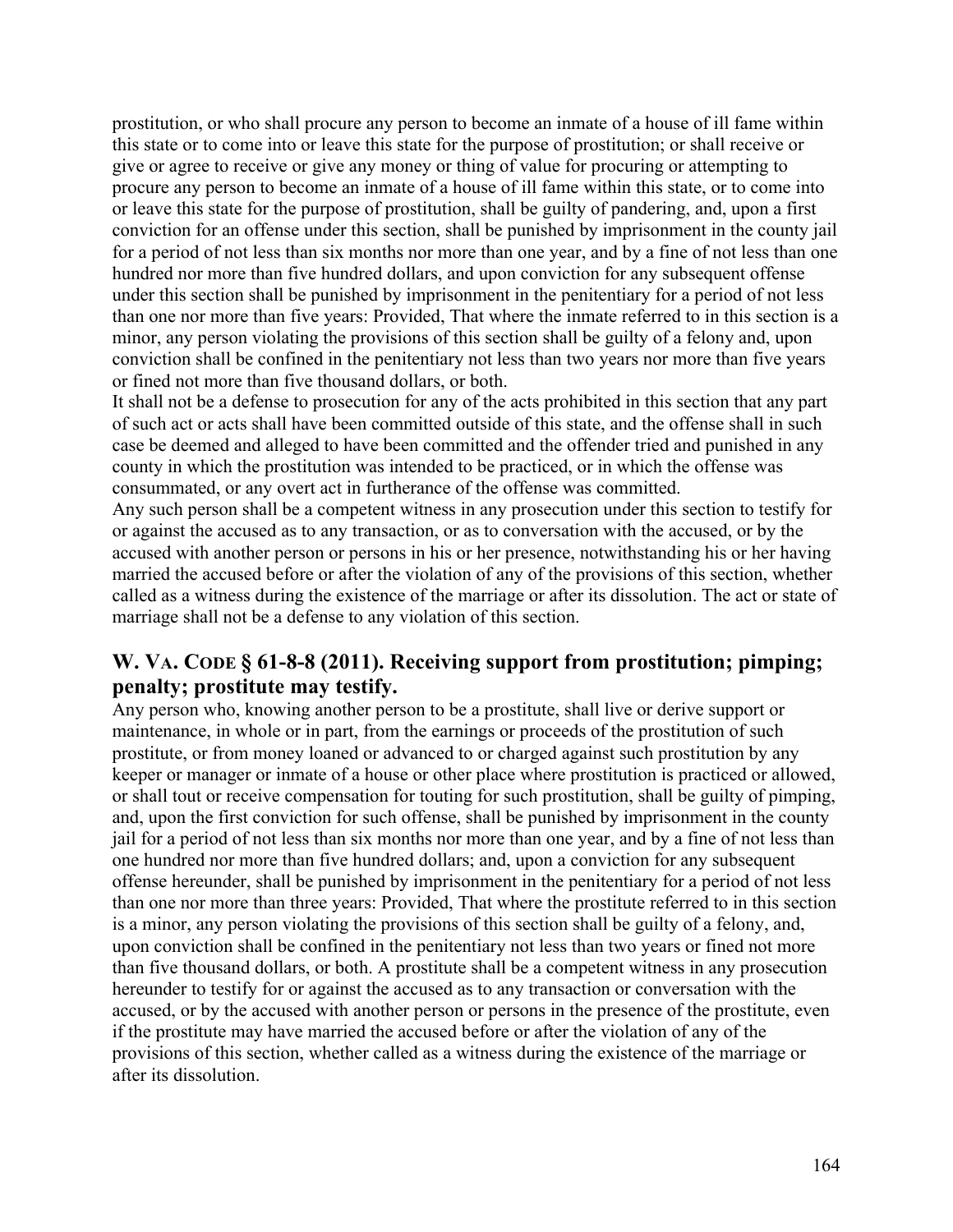prostitution, or who shall procure any person to become an inmate of a house of ill fame within this state or to come into or leave this state for the purpose of prostitution; or shall receive or give or agree to receive or give any money or thing of value for procuring or attempting to procure any person to become an inmate of a house of ill fame within this state, or to come into or leave this state for the purpose of prostitution, shall be guilty of pandering, and, upon a first conviction for an offense under this section, shall be punished by imprisonment in the county jail for a period of not less than six months nor more than one year, and by a fine of not less than one hundred nor more than five hundred dollars, and upon conviction for any subsequent offense under this section shall be punished by imprisonment in the penitentiary for a period of not less than one nor more than five years: Provided, That where the inmate referred to in this section is a minor, any person violating the provisions of this section shall be guilty of a felony and, upon conviction shall be confined in the penitentiary not less than two years nor more than five years or fined not more than five thousand dollars, or both.

It shall not be a defense to prosecution for any of the acts prohibited in this section that any part of such act or acts shall have been committed outside of this state, and the offense shall in such case be deemed and alleged to have been committed and the offender tried and punished in any county in which the prostitution was intended to be practiced, or in which the offense was consummated, or any overt act in furtherance of the offense was committed.

Any such person shall be a competent witness in any prosecution under this section to testify for or against the accused as to any transaction, or as to conversation with the accused, or by the accused with another person or persons in his or her presence, notwithstanding his or her having married the accused before or after the violation of any of the provisions of this section, whether called as a witness during the existence of the marriage or after its dissolution. The act or state of marriage shall not be a defense to any violation of this section.

## W. VA. CODE § 61-8-8 (2011). Receiving support from prostitution; pimping; penalty; prostitute may testify.

Any person who, knowing another person to be a prostitute, shall live or derive support or maintenance, in whole or in part, from the earnings or proceeds of the prostitution of such prostitute, or from money loaned or advanced to or charged against such prostitution by any keeper or manager or inmate of a house or other place where prostitution is practiced or allowed, or shall tout or receive compensation for touting for such prostitution, shall be guilty of pimping, and, upon the first conviction for such offense, shall be punished by imprisonment in the county jail for a period of not less than six months nor more than one year, and by a fine of not less than one hundred nor more than five hundred dollars; and, upon a conviction for any subsequent offense hereunder, shall be punished by imprisonment in the penitentiary for a period of not less than one nor more than three years: Provided, That where the prostitute referred to in this section is a minor, any person violating the provisions of this section shall be guilty of a felony, and, upon conviction shall be confined in the penitentiary not less than two years or fined not more than five thousand dollars, or both. A prostitute shall be a competent witness in any prosecution hereunder to testify for or against the accused as to any transaction or conversation with the accused, or by the accused with another person or persons in the presence of the prostitute, even if the prostitute may have married the accused before or after the violation of any of the provisions of this section, whether called as a witness during the existence of the marriage or after its dissolution.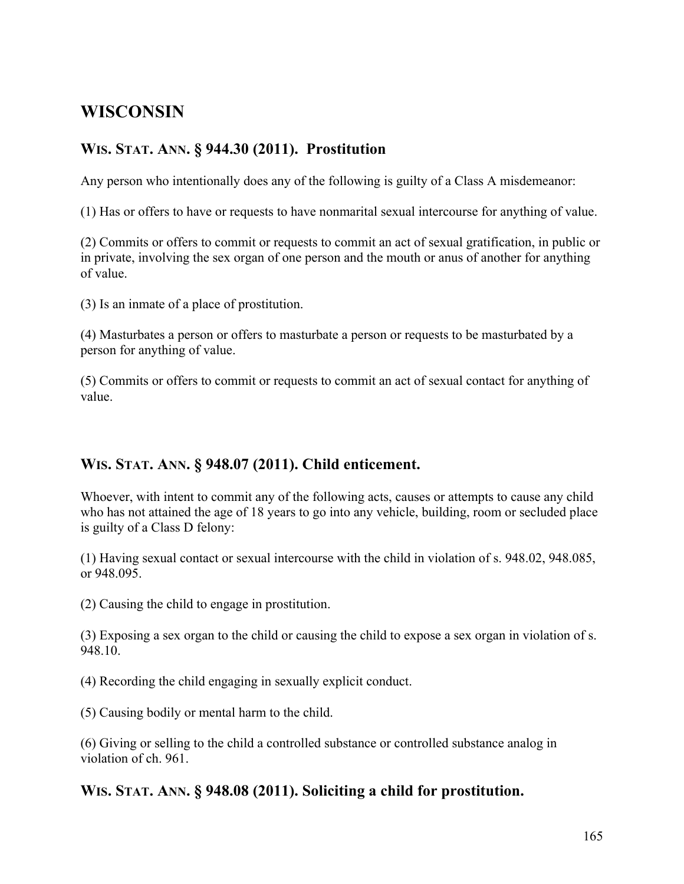# WISCONSIN

## WIS. STAT. ANN. § 944.30 (2011). Prostitution

Any person who intentionally does any of the following is guilty of a Class A misdemeanor:

(1) Has or offers to have or requests to have nonmarital sexual intercourse for anything of value.

(2) Commits or offers to commit or requests to commit an act of sexual gratification, in public or in private, involving the sex organ of one person and the mouth or anus of another for anything of value.

(3) Is an inmate of a place of prostitution.

(4) Masturbates a person or offers to masturbate a person or requests to be masturbated by a person for anything of value.

(5) Commits or offers to commit or requests to commit an act of sexual contact for anything of value.

## WIS. STAT. ANN. § 948.07 (2011). Child enticement.

Whoever, with intent to commit any of the following acts, causes or attempts to cause any child who has not attained the age of 18 years to go into any vehicle, building, room or secluded place is guilty of a Class D felony:

(1) Having sexual contact or sexual intercourse with the child in violation of s. 948.02, 948.085, or 948.095.

(2) Causing the child to engage in prostitution.

(3) Exposing a sex organ to the child or causing the child to expose a sex organ in violation of s. 948.10.

(4) Recording the child engaging in sexually explicit conduct.

(5) Causing bodily or mental harm to the child.

(6) Giving or selling to the child a controlled substance or controlled substance analog in violation of ch. 961.

## WIS. STAT. ANN. § 948.08 (2011). Soliciting a child for prostitution.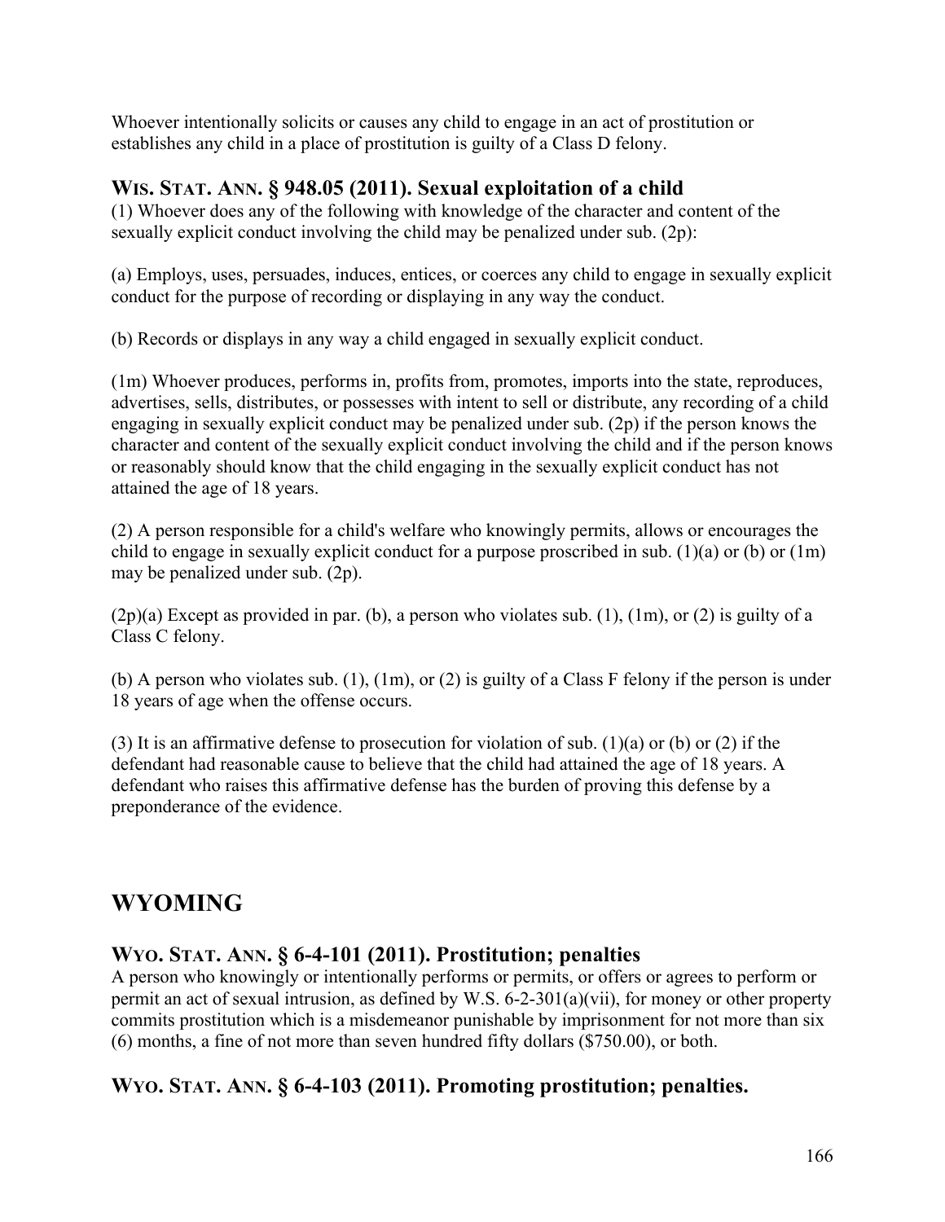Whoever intentionally solicits or causes any child to engage in an act of prostitution or establishes any child in a place of prostitution is guilty of a Class D felony.

### WIS. STAT. ANN. § 948.05 (2011). Sexual exploitation of a child

(1) Whoever does any of the following with knowledge of the character and content of the sexually explicit conduct involving the child may be penalized under sub. (2p):

(a) Employs, uses, persuades, induces, entices, or coerces any child to engage in sexually explicit conduct for the purpose of recording or displaying in any way the conduct.

(b) Records or displays in any way a child engaged in sexually explicit conduct.

(1m) Whoever produces, performs in, profits from, promotes, imports into the state, reproduces, advertises, sells, distributes, or possesses with intent to sell or distribute, any recording of a child engaging in sexually explicit conduct may be penalized under sub. (2p) if the person knows the character and content of the sexually explicit conduct involving the child and if the person knows or reasonably should know that the child engaging in the sexually explicit conduct has not attained the age of 18 years.

(2) A person responsible for a child's welfare who knowingly permits, allows or encourages the child to engage in sexually explicit conduct for a purpose proscribed in sub. (1)(a) or (b) or (1m) may be penalized under sub. (2p).

(2p)(a) Except as provided in par. (b), a person who violates sub. (1), (1m), or (2) is guilty of a Class C felony.

(b) A person who violates sub. (1), (1m), or (2) is guilty of a Class F felony if the person is under 18 years of age when the offense occurs.

(3) It is an affirmative defense to prosecution for violation of sub. (1)(a) or (b) or (2) if the defendant had reasonable cause to believe that the child had attained the age of 18 years. A defendant who raises this affirmative defense has the burden of proving this defense by a preponderance of the evidence.

## WYOMING

### WYO. STAT. ANN. § 6-4-101 (2011). Prostitution; penalties

A person who knowingly or intentionally performs or permits, or offers or agrees to perform or permit an act of sexual intrusion, as defined by W.S. 6-2-301(a)(vii), for money or other property commits prostitution which is a misdemeanor punishable by imprisonment for not more than six (6) months, a fine of not more than seven hundred fifty dollars ($750.00), or both.

### WYO. STAT. ANN. § 6-4-103 (2011). Promoting prostitution; penalties.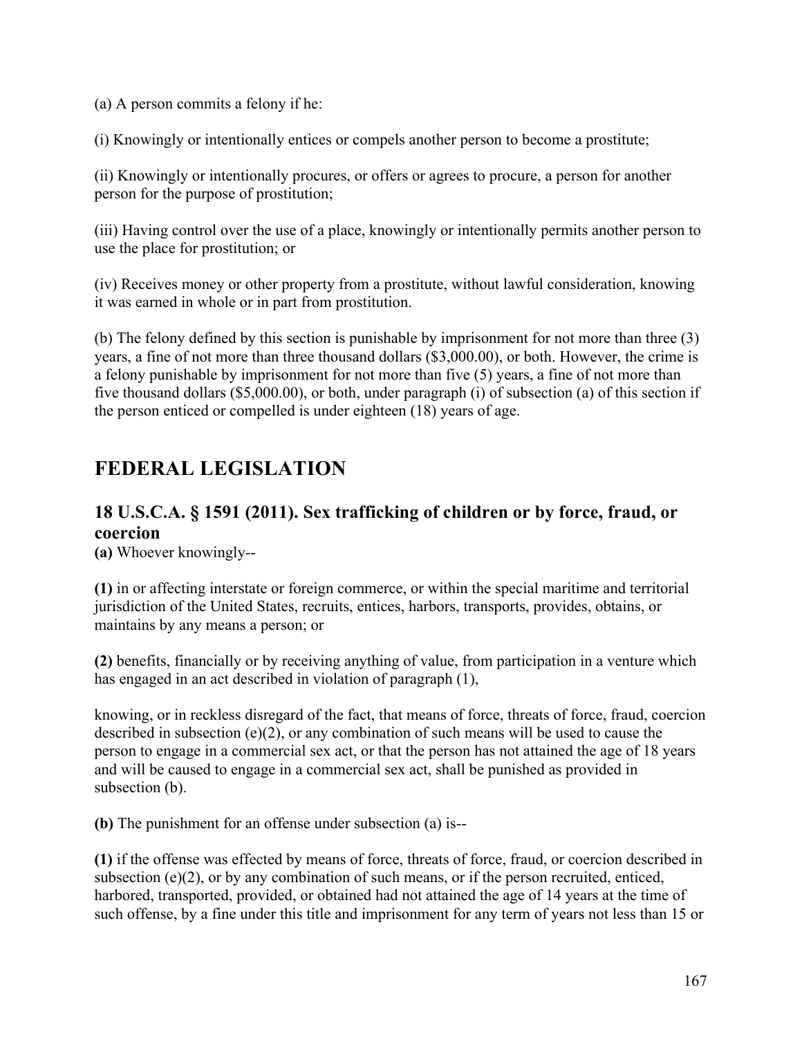(a) A person commits a felony if he:

(i) Knowingly or intentionally entices or compels another person to become a prostitute;

(ii) Knowingly or intentionally procures, or offers or agrees to procure, a person for another person for the purpose of prostitution;

(iii) Having control over the use of a place, knowingly or intentionally permits another person to use the place for prostitution; or

(iv) Receives money or other property from a prostitute, without lawful consideration, knowing it was earned in whole or in part from prostitution.

(b) The felony defined by this section is punishable by imprisonment for not more than three (3) years, a fine of not more than three thousand dollars ($3,000.00), or both. However, the crime is a felony punishable by imprisonment for not more than five (5) years, a fine of not more than five thousand dollars ($5,000.00), or both, under paragraph (i) of subsection (a) of this section if the person enticed or compelled is under eighteen (18) years of age.

## FEDERAL LEGISLATION

### 18 U.S.C.A. § 1591 (2011). Sex trafficking of children or by force, fraud, or coercion

**(a)** Whoever knowingly--

**(1)** in or affecting interstate or foreign commerce, or within the special maritime and territorial jurisdiction of the United States, recruits, entices, harbors, transports, provides, obtains, or maintains by any means a person; or

**(2)** benefits, financially or by receiving anything of value, from participation in a venture which has engaged in an act described in violation of paragraph (1),

knowing, or in reckless disregard of the fact, that means of force, threats of force, fraud, coercion described in subsection (e)(2), or any combination of such means will be used to cause the person to engage in a commercial sex act, or that the person has not attained the age of 18 years and will be caused to engage in a commercial sex act, shall be punished as provided in subsection (b).

**(b)** The punishment for an offense under subsection (a) is--

**(1)** if the offense was effected by means of force, threats of force, fraud, or coercion described in subsection (e)(2), or by any combination of such means, or if the person recruited, enticed, harbored, transported, provided, or obtained had not attained the age of 14 years at the time of such offense, by a fine under this title and imprisonment for any term of years not less than 15 or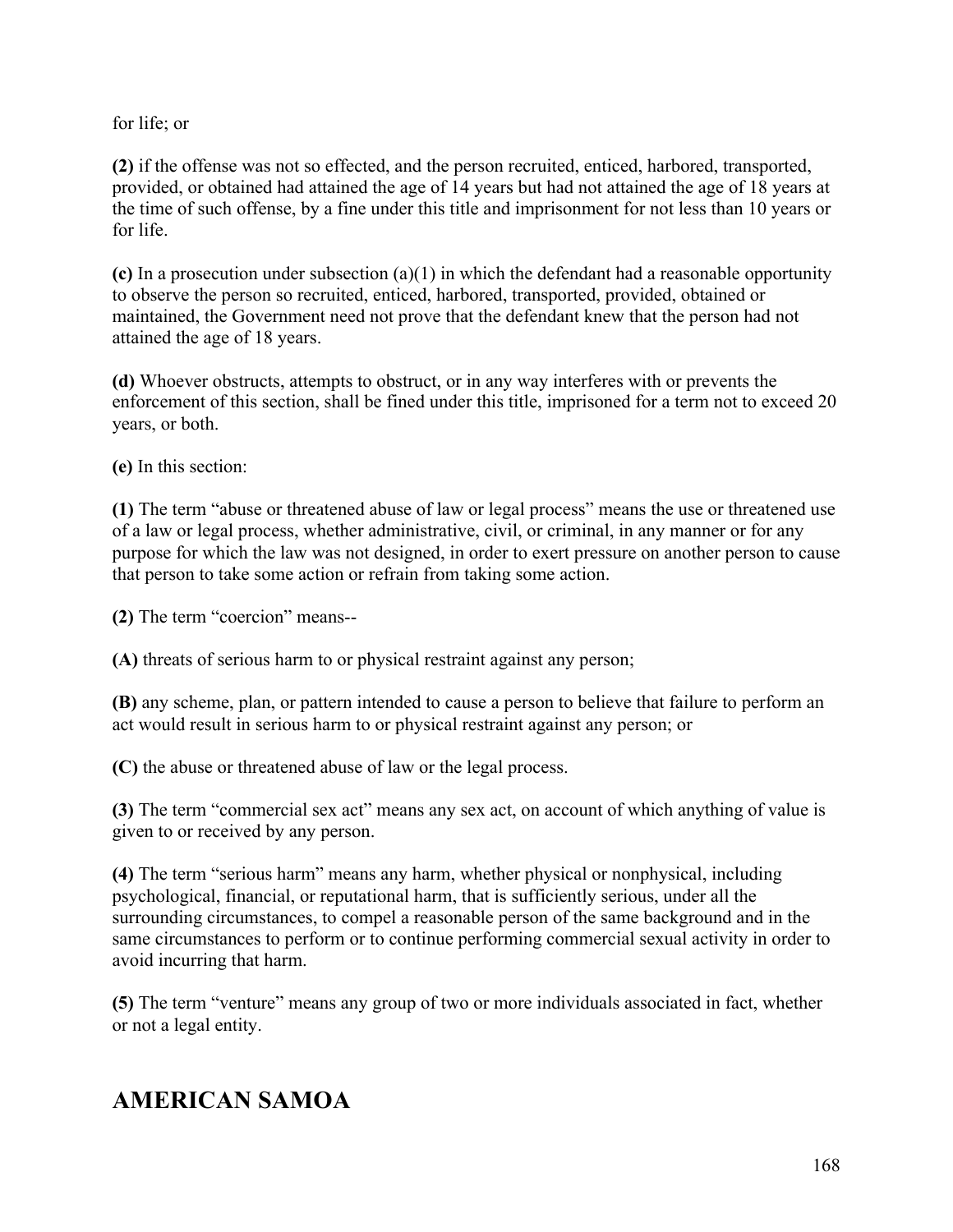for life; or

**(2)** if the offense was not so effected, and the person recruited, enticed, harbored, transported, provided, or obtained had attained the age of 14 years but had not attained the age of 18 years at the time of such offense, by a fine under this title and imprisonment for not less than 10 years or for life.

**(c)** In a prosecution under subsection (a)(1) in which the defendant had a reasonable opportunity to observe the person so recruited, enticed, harbored, transported, provided, obtained or maintained, the Government need not prove that the defendant knew that the person had not attained the age of 18 years.

**(d)** Whoever obstructs, attempts to obstruct, or in any way interferes with or prevents the enforcement of this section, shall be fined under this title, imprisoned for a term not to exceed 20 years, or both.

**(e)** In this section:

**(1)** The term "abuse or threatened abuse of law or legal process" means the use or threatened use of a law or legal process, whether administrative, civil, or criminal, in any manner or for any purpose for which the law was not designed, in order to exert pressure on another person to cause that person to take some action or refrain from taking some action.

**(2)** The term "coercion" means--

**(A)** threats of serious harm to or physical restraint against any person;

**(B)** any scheme, plan, or pattern intended to cause a person to believe that failure to perform an act would result in serious harm to or physical restraint against any person; or

**(C)** the abuse or threatened abuse of law or the legal process.

**(3)** The term "commercial sex act" means any sex act, on account of which anything of value is given to or received by any person.

**(4)** The term "serious harm" means any harm, whether physical or nonphysical, including psychological, financial, or reputational harm, that is sufficiently serious, under all the surrounding circumstances, to compel a reasonable person of the same background and in the same circumstances to perform or to continue performing commercial sexual activity in order to avoid incurring that harm.

**(5)** The term "venture" means any group of two or more individuals associated in fact, whether or not a legal entity.

## AMERICAN SAMOA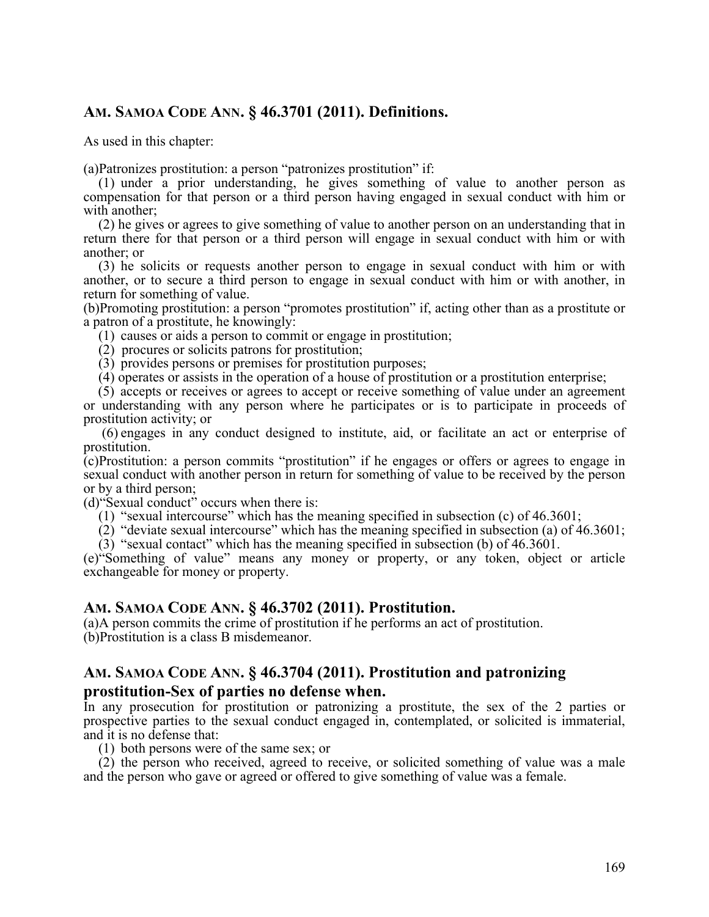### AM. SAMOA CODE ANN. § 46.3701 (2011). Definitions.

As used in this chapter:

(a)Patronizes prostitution: a person "patronizes prostitution" if:

(1) under a prior understanding, he gives something of value to another person as compensation for that person or a third person having engaged in sexual conduct with him or with another;

(2) he gives or agrees to give something of value to another person on an understanding that in return there for that person or a third person will engage in sexual conduct with him or with another; or

(3) he solicits or requests another person to engage in sexual conduct with him or with another, or to secure a third person to engage in sexual conduct with him or with another, in return for something of value.

(b)Promoting prostitution: a person "promotes prostitution" if, acting other than as a prostitute or a patron of a prostitute, he knowingly:

(1) causes or aids a person to commit or engage in prostitution;

(2) procures or solicits patrons for prostitution;

(3) provides persons or premises for prostitution purposes;

(4) operates or assists in the operation of a house of prostitution or a prostitution enterprise;

(5) accepts or receives or agrees to accept or receive something of value under an agreement or understanding with any person where he participates or is to participate in proceeds of prostitution activity; or

(6) engages in any conduct designed to institute, aid, or facilitate an act or enterprise of prostitution.

(c)Prostitution: a person commits "prostitution" if he engages or offers or agrees to engage in sexual conduct with another person in return for something of value to be received by the person or by a third person;

(d)"Sexual conduct" occurs when there is:

(1) "sexual intercourse" which has the meaning specified in subsection (c) of 46.3601;

(2) "deviate sexual intercourse" which has the meaning specified in subsection (a) of 46.3601;

(3) "sexual contact" which has the meaning specified in subsection (b) of 46.3601.

(e)"Something of value" means any money or property, or any token, object or article exchangeable for money or property.

### AM. SAMOA CODE ANN. § 46.3702 (2011). Prostitution.

(a)A person commits the crime of prostitution if he performs an act of prostitution.

(b)Prostitution is a class B misdemeanor.

### AM. SAMOA CODE ANN. § 46.3704 (2011). Prostitution and patronizing prostitution-Sex of parties no defense when.

In any prosecution for prostitution or patronizing a prostitute, the sex of the 2 parties or prospective parties to the sexual conduct engaged in, contemplated, or solicited is immaterial, and it is no defense that:

(1) both persons were of the same sex; or

(2) the person who received, agreed to receive, or solicited something of value was a male and the person who gave or agreed or offered to give something of value was a female.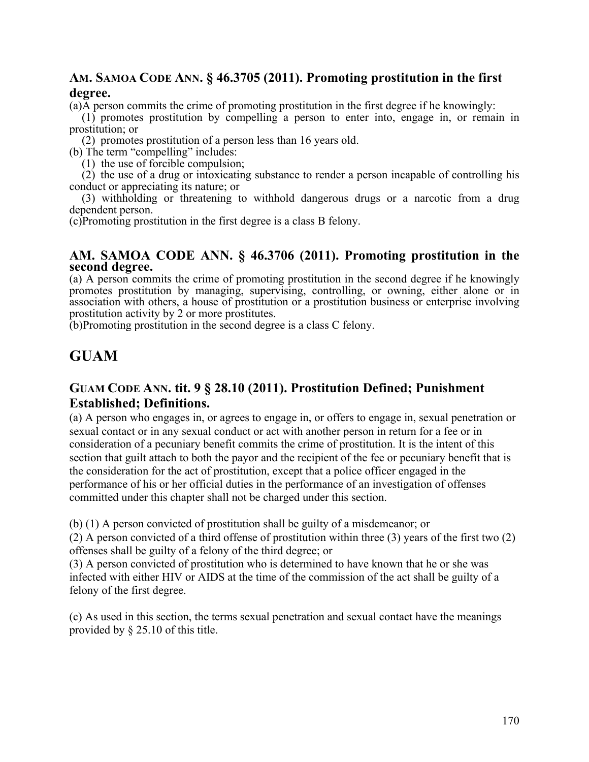### AM. SAMOA CODE ANN. § 46.3705 (2011). Promoting prostitution in the first degree.

(a)A person commits the crime of promoting prostitution in the first degree if he knowingly:

(1) promotes prostitution by compelling a person to enter into, engage in, or remain in prostitution; or

(2) promotes prostitution of a person less than 16 years old.

(b) The term "compelling" includes:

(1) the use of forcible compulsion;

(2) the use of a drug or intoxicating substance to render a person incapable of controlling his conduct or appreciating its nature; or

(3) withholding or threatening to withhold dangerous drugs or a narcotic from a drug dependent person.

(c)Promoting prostitution in the first degree is a class B felony.

### AM. SAMOA CODE ANN. § 46.3706 (2011). Promoting prostitution in the second degree.

(a) A person commits the crime of promoting prostitution in the second degree if he knowingly promotes prostitution by managing, supervising, controlling, or owning, either alone or in association with others, a house of prostitution or a prostitution business or enterprise involving prostitution activity by 2 or more prostitutes.

(b)Promoting prostitution in the second degree is a class C felony.

## GUAM

### GUAM CODE ANN. tit. 9 § 28.10 (2011). Prostitution Defined; Punishment Established; Definitions.

(a) A person who engages in, or agrees to engage in, or offers to engage in, sexual penetration or sexual contact or in any sexual conduct or act with another person in return for a fee or in consideration of a pecuniary benefit commits the crime of prostitution. It is the intent of this section that guilt attach to both the payor and the recipient of the fee or pecuniary benefit that is the consideration for the act of prostitution, except that a police officer engaged in the performance of his or her official duties in the performance of an investigation of offenses committed under this chapter shall not be charged under this section.

(b) (1) A person convicted of prostitution shall be guilty of a misdemeanor; or

(2) A person convicted of a third offense of prostitution within three (3) years of the first two (2) offenses shall be guilty of a felony of the third degree; or

(3) A person convicted of prostitution who is determined to have known that he or she was infected with either HIV or AIDS at the time of the commission of the act shall be guilty of a felony of the first degree.

(c) As used in this section, the terms sexual penetration and sexual contact have the meanings provided by § 25.10 of this title.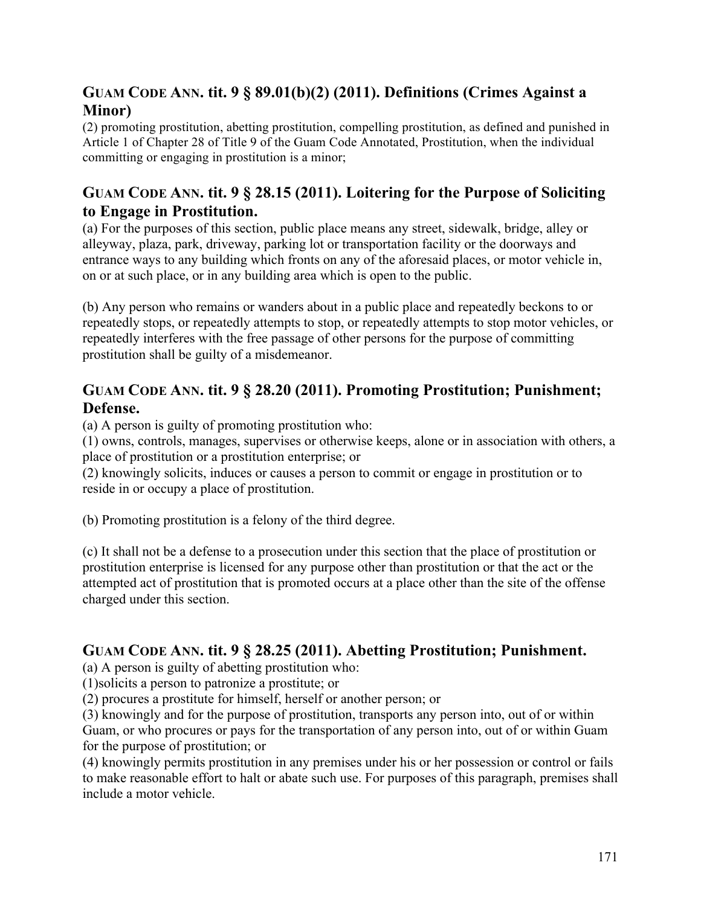### GUAM CODE ANN. tit. 9 § 89.01(b)(2) (2011). Definitions (Crimes Against a Minor)

(2) promoting prostitution, abetting prostitution, compelling prostitution, as defined and punished in Article 1 of Chapter 28 of Title 9 of the Guam Code Annotated, Prostitution, when the individual committing or engaging in prostitution is a minor;

### GUAM CODE ANN. tit. 9 § 28.15 (2011). Loitering for the Purpose of Soliciting to Engage in Prostitution.

(a) For the purposes of this section, public place means any street, sidewalk, bridge, alley or alleyway, plaza, park, driveway, parking lot or transportation facility or the doorways and entrance ways to any building which fronts on any of the aforesaid places, or motor vehicle in, on or at such place, or in any building area which is open to the public.

(b) Any person who remains or wanders about in a public place and repeatedly beckons to or repeatedly stops, or repeatedly attempts to stop, or repeatedly attempts to stop motor vehicles, or repeatedly interferes with the free passage of other persons for the purpose of committing prostitution shall be guilty of a misdemeanor.

### GUAM CODE ANN. tit. 9 § 28.20 (2011). Promoting Prostitution; Punishment; Defense.

(a) A person is guilty of promoting prostitution who:

(1) owns, controls, manages, supervises or otherwise keeps, alone or in association with others, a place of prostitution or a prostitution enterprise; or

(2) knowingly solicits, induces or causes a person to commit or engage in prostitution or to reside in or occupy a place of prostitution.

(b) Promoting prostitution is a felony of the third degree.

(c) It shall not be a defense to a prosecution under this section that the place of prostitution or prostitution enterprise is licensed for any purpose other than prostitution or that the act or the attempted act of prostitution that is promoted occurs at a place other than the site of the offense charged under this section.

### GUAM CODE ANN. tit. 9 § 28.25 (2011). Abetting Prostitution; Punishment.

(a) A person is guilty of abetting prostitution who:

(1)solicits a person to patronize a prostitute; or

(2) procures a prostitute for himself, herself or another person; or

(3) knowingly and for the purpose of prostitution, transports any person into, out of or within Guam, or who procures or pays for the transportation of any person into, out of or within Guam for the purpose of prostitution; or

(4) knowingly permits prostitution in any premises under his or her possession or control or fails to make reasonable effort to halt or abate such use. For purposes of this paragraph, premises shall include a motor vehicle.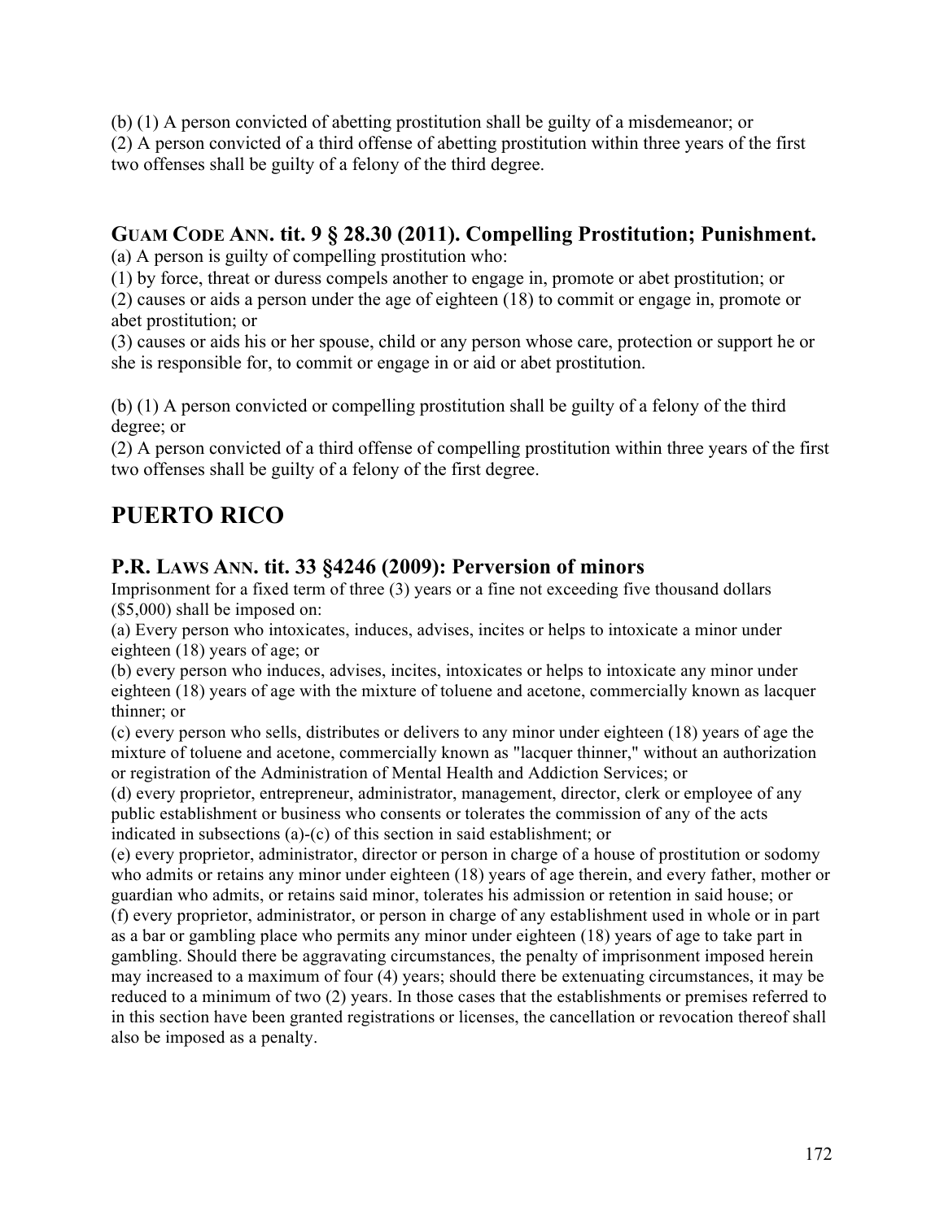(b) (1) A person convicted of abetting prostitution shall be guilty of a misdemeanor; or
(2) A person convicted of a third offense of abetting prostitution within three years of the first two offenses shall be guilty of a felony of the third degree.

### GUAM CODE ANN. tit. 9 § 28.30 (2011). Compelling Prostitution; Punishment.

(a) A person is guilty of compelling prostitution who:
(1) by force, threat or duress compels another to engage in, promote or abet prostitution; or
(2) causes or aids a person under the age of eighteen (18) to commit or engage in, promote or abet prostitution; or
(3) causes or aids his or her spouse, child or any person whose care, protection or support he or she is responsible for, to commit or engage in or aid or abet prostitution.

(b) (1) A person convicted or compelling prostitution shall be guilty of a felony of the third degree; or
(2) A person convicted of a third offense of compelling prostitution within three years of the first two offenses shall be guilty of a felony of the first degree.

## PUERTO RICO

### P.R. LAWS ANN. tit. 33 §4246 (2009): Perversion of minors

Imprisonment for a fixed term of three (3) years or a fine not exceeding five thousand dollars ($5,000) shall be imposed on:
(a) Every person who intoxicates, induces, advises, incites or helps to intoxicate a minor under eighteen (18) years of age; or
(b) every person who induces, advises, incites, intoxicates or helps to intoxicate any minor under eighteen (18) years of age with the mixture of toluene and acetone, commercially known as lacquer thinner; or
(c) every person who sells, distributes or delivers to any minor under eighteen (18) years of age the mixture of toluene and acetone, commercially known as "lacquer thinner," without an authorization or registration of the Administration of Mental Health and Addiction Services; or
(d) every proprietor, entrepreneur, administrator, management, director, clerk or employee of any public establishment or business who consents or tolerates the commission of any of the acts indicated in subsections (a)-(c) of this section in said establishment; or
(e) every proprietor, administrator, director or person in charge of a house of prostitution or sodomy who admits or retains any minor under eighteen (18) years of age therein, and every father, mother or guardian who admits, or retains said minor, tolerates his admission or retention in said house; or
(f) every proprietor, administrator, or person in charge of any establishment used in whole or in part as a bar or gambling place who permits any minor under eighteen (18) years of age to take part in gambling. Should there be aggravating circumstances, the penalty of imprisonment imposed herein may increased to a maximum of four (4) years; should there be extenuating circumstances, it may be reduced to a minimum of two (2) years. In those cases that the establishments or premises referred to in this section have been granted registrations or licenses, the cancellation or revocation thereof shall also be imposed as a penalty.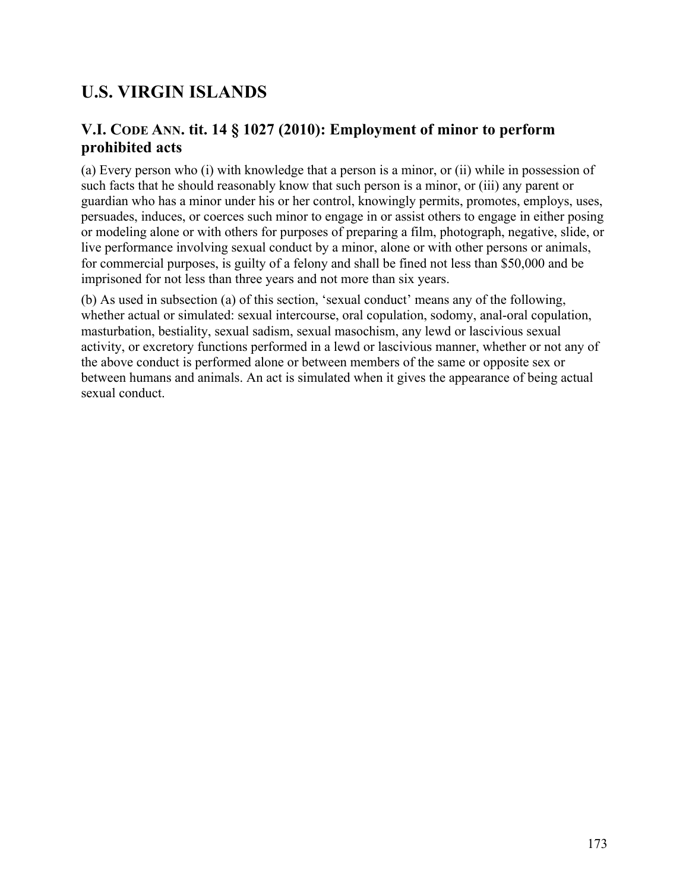## U.S. VIRGIN ISLANDS

### V.I. CODE ANN. tit. 14 § 1027 (2010): Employment of minor to perform prohibited acts

(a) Every person who (i) with knowledge that a person is a minor, or (ii) while in possession of such facts that he should reasonably know that such person is a minor, or (iii) any parent or guardian who has a minor under his or her control, knowingly permits, promotes, employs, uses, persuades, induces, or coerces such minor to engage in or assist others to engage in either posing or modeling alone or with others for purposes of preparing a film, photograph, negative, slide, or live performance involving sexual conduct by a minor, alone or with other persons or animals, for commercial purposes, is guilty of a felony and shall be fined not less than $50,000 and be imprisoned for not less than three years and not more than six years.

(b) As used in subsection (a) of this section, 'sexual conduct' means any of the following, whether actual or simulated: sexual intercourse, oral copulation, sodomy, anal-oral copulation, masturbation, bestiality, sexual sadism, sexual masochism, any lewd or lascivious sexual activity, or excretory functions performed in a lewd or lascivious manner, whether or not any of the above conduct is performed alone or between members of the same or opposite sex or between humans and animals. An act is simulated when it gives the appearance of being actual sexual conduct.